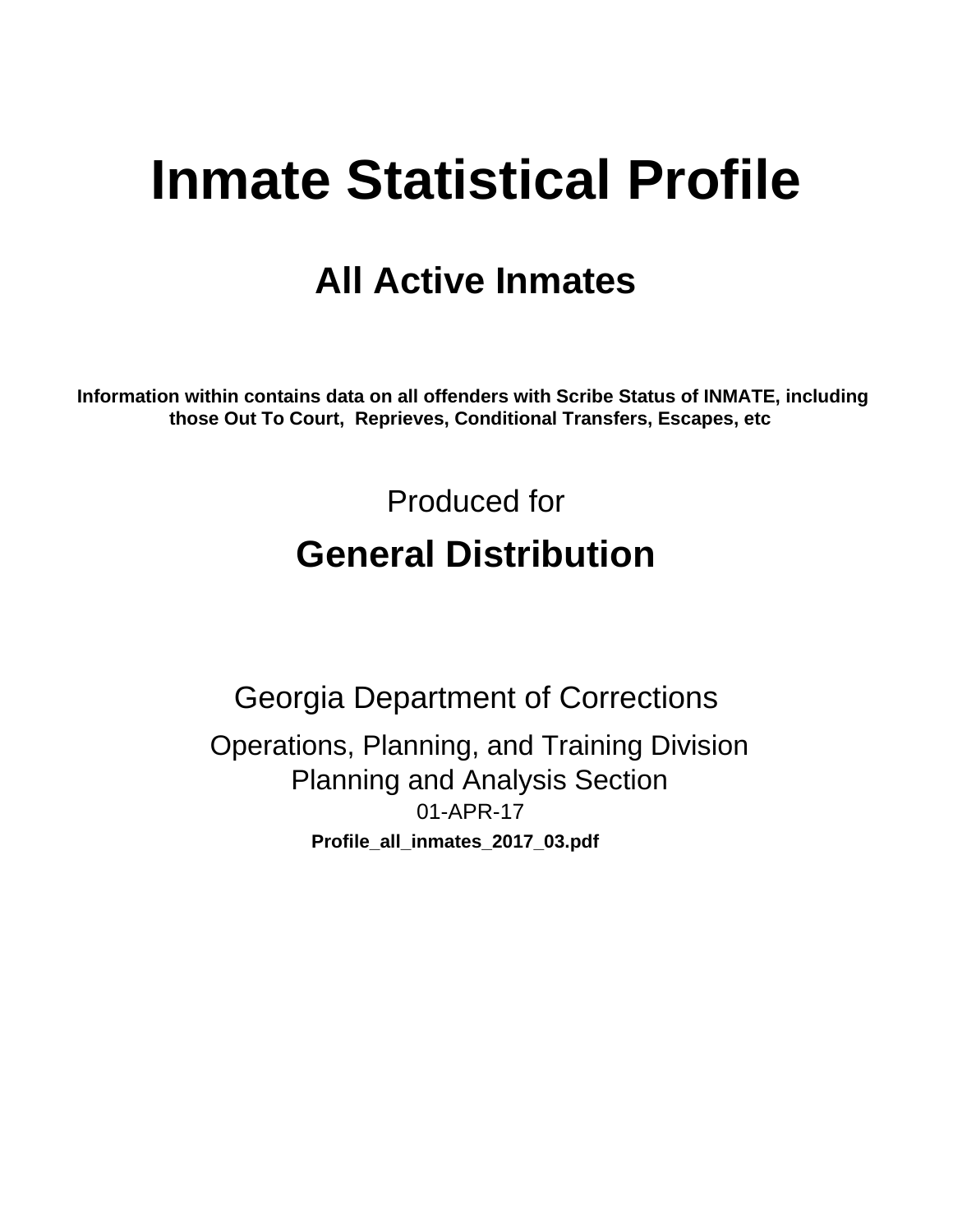# Inmate Statistical Profile

## All Active Inmates

**Information within contains data on all offenders with Scribe Status of INMATE, including those Out To Court, Reprieves, Conditional Transfers, Escapes, etc**

Produced for

## General Distribution

Georgia Department of Corrections

Operations, Planning, and Training Division
Planning and Analysis Section
01-APR-17

**Profile_all_inmates_2017_03.pdf**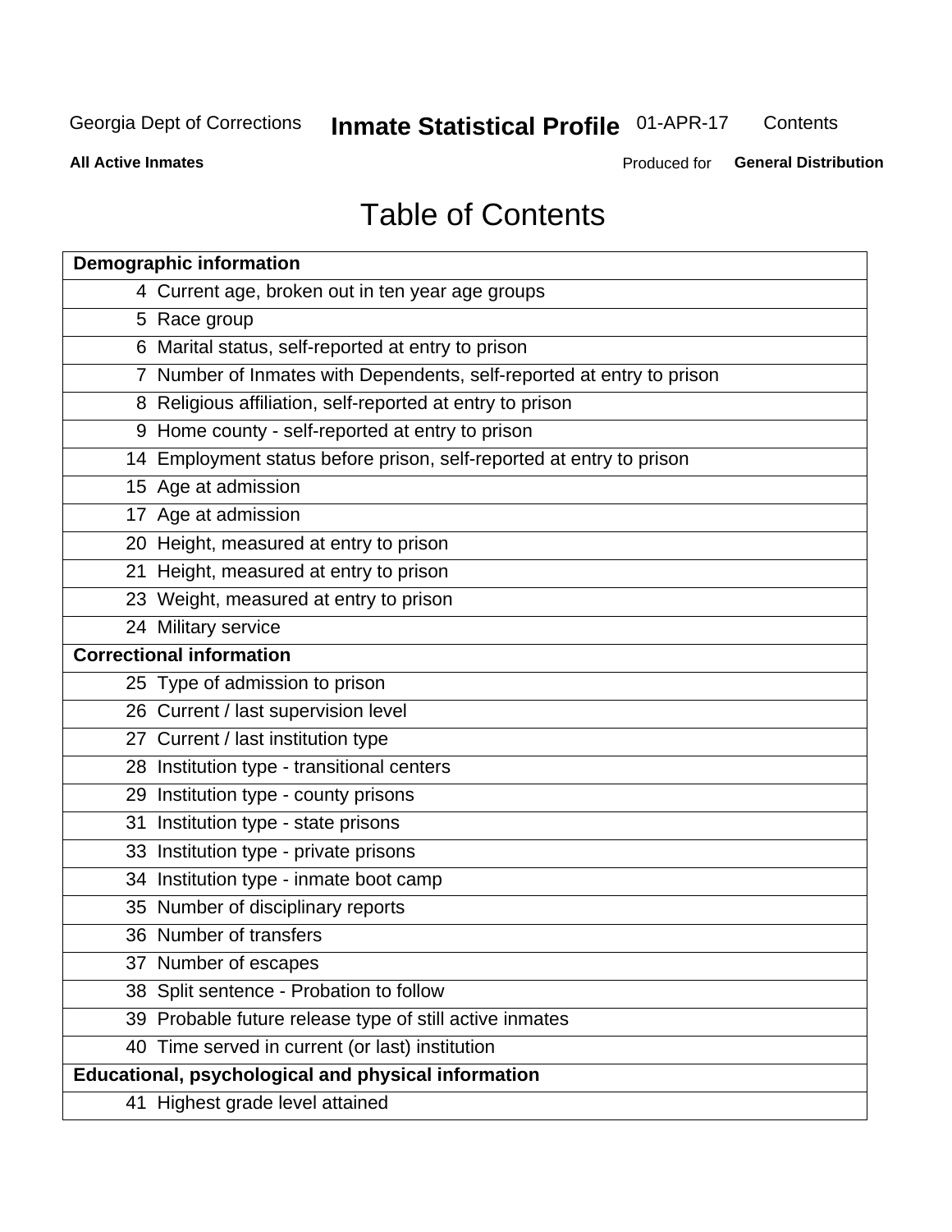# Table of Contents

| Demographic information | |
|---|---|
| 4 | Current age, broken out in ten year age groups |
| 5 | Race group |
| 6 | Marital status, self-reported at entry to prison |
| 7 | Number of Inmates with Dependents, self-reported at entry to prison |
| 8 | Religious affiliation, self-reported at entry to prison |
| 9 | Home county - self-reported at entry to prison |
| 14 | Employment status before prison, self-reported at entry to prison |
| 15 | Age at admission |
| 17 | Age at admission |
| 20 | Height, measured at entry to prison |
| 21 | Height, measured at entry to prison |
| 23 | Weight, measured at entry to prison |
| 24 | Military service |
| **Correctional information** | |
| 25 | Type of admission to prison |
| 26 | Current / last supervision level |
| 27 | Current / last institution type |
| 28 | Institution type - transitional centers |
| 29 | Institution type - county prisons |
| 31 | Institution type - state prisons |
| 33 | Institution type - private prisons |
| 34 | Institution type - inmate boot camp |
| 35 | Number of disciplinary reports |
| 36 | Number of transfers |
| 37 | Number of escapes |
| 38 | Split sentence - Probation to follow |
| 39 | Probable future release type of still active inmates |
| 40 | Time served in current (or last) institution |
| **Educational, psychological and physical information** | |
| 41 | Highest grade level attained |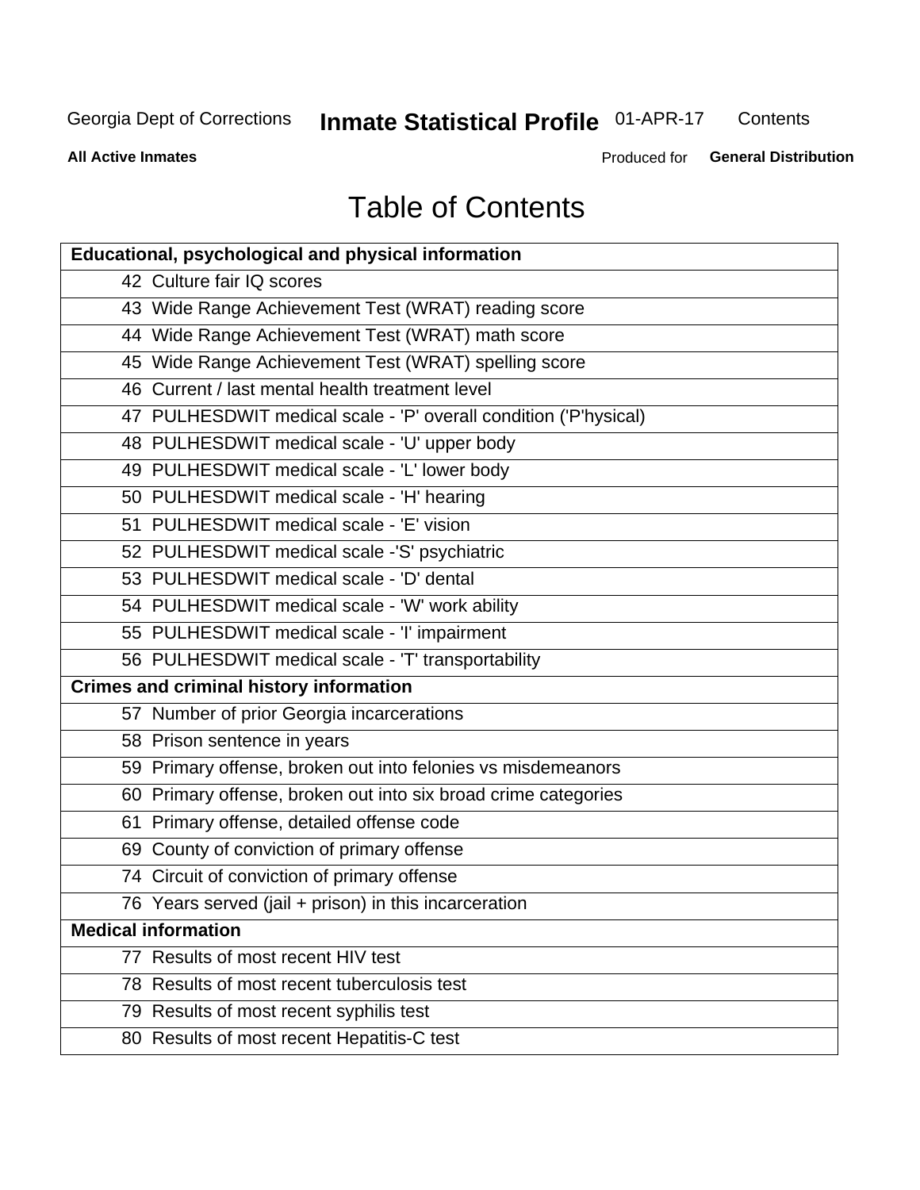# Table of Contents

| Educational, psychological and physical information | |
|---|---|
| 42 | Culture fair IQ scores |
| 43 | Wide Range Achievement Test (WRAT) reading score |
| 44 | Wide Range Achievement Test (WRAT) math score |
| 45 | Wide Range Achievement Test (WRAT) spelling score |
| 46 | Current / last mental health treatment level |
| 47 | PULHESDWIT medical scale - 'P' overall condition ('P'hysical) |
| 48 | PULHESDWIT medical scale - 'U' upper body |
| 49 | PULHESDWIT medical scale - 'L' lower body |
| 50 | PULHESDWIT medical scale - 'H' hearing |
| 51 | PULHESDWIT medical scale - 'E' vision |
| 52 | PULHESDWIT medical scale -'S' psychiatric |
| 53 | PULHESDWIT medical scale - 'D' dental |
| 54 | PULHESDWIT medical scale - 'W' work ability |
| 55 | PULHESDWIT medical scale - 'I' impairment |
| 56 | PULHESDWIT medical scale - 'T' transportability |
| **Crimes and criminal history information** | |
| 57 | Number of prior Georgia incarcerations |
| 58 | Prison sentence in years |
| 59 | Primary offense, broken out into felonies vs misdemeanors |
| 60 | Primary offense, broken out into six broad crime categories |
| 61 | Primary offense, detailed offense code |
| 69 | County of conviction of primary offense |
| 74 | Circuit of conviction of primary offense |
| 76 | Years served (jail + prison) in this incarceration |
| **Medical information** | |
| 77 | Results of most recent HIV test |
| 78 | Results of most recent tuberculosis test |
| 79 | Results of most recent syphilis test |
| 80 | Results of most recent Hepatitis-C test |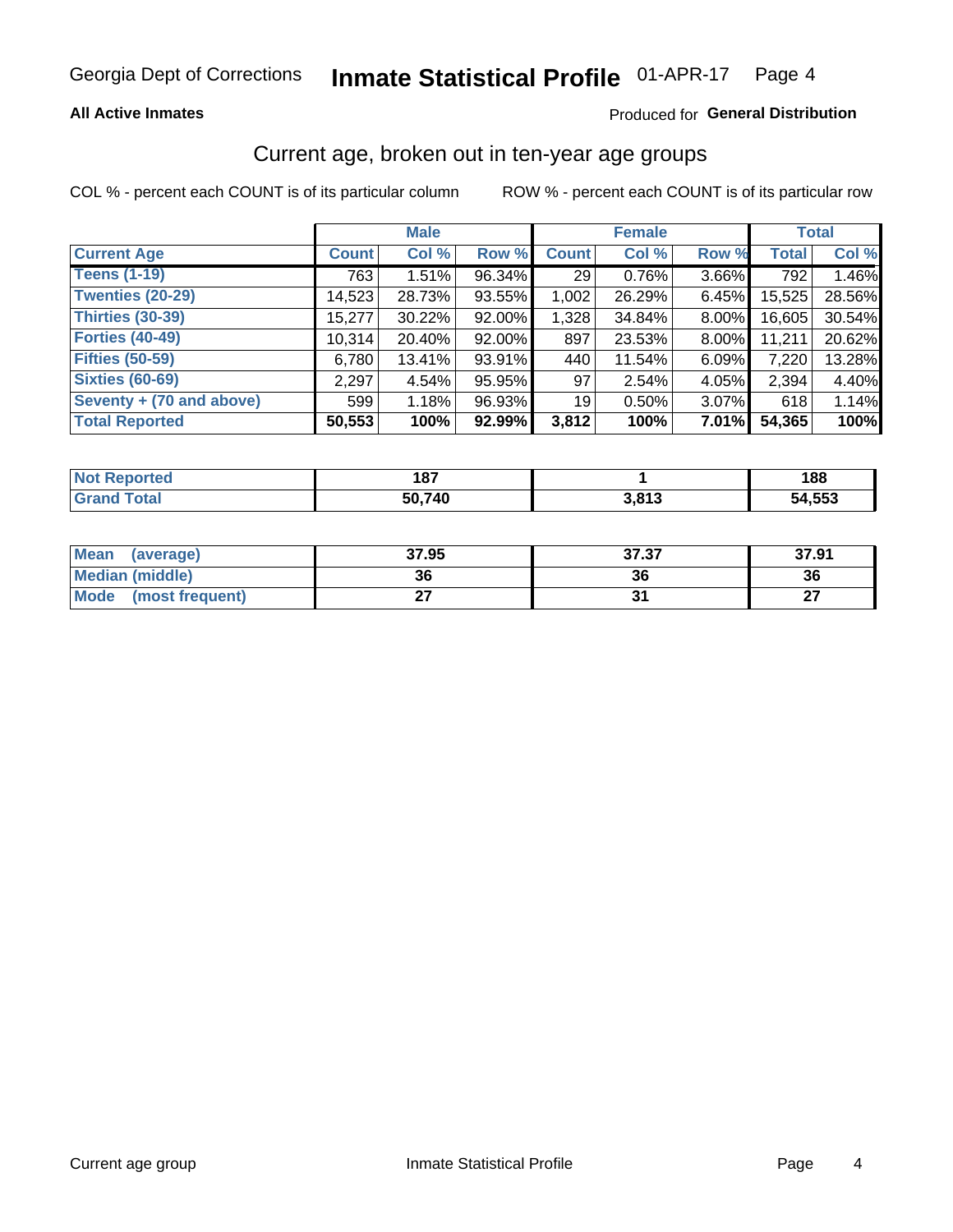Georgia Dept of Corrections **Inmate Statistical Profile** 01-APR-17

**All Active Inmates**

Produced for **General Distribution**

## Current age, broken out in ten-year age groups

COL % - percent each COUNT is of its particular column

ROW % - percent each COUNT is of its particular row

| | Male | | | Female | | | Total | |
|---|---|---|---|---|---|---|---|---|
| **Current Age** | **Count** | **Col %** | **Row %** | **Count** | **Col %** | **Row %** | **Total** | **Col %** |
| **Teens (1-19)** | 763 | 1.51% | 96.34% | 29 | 0.76% | 3.66% | 792 | 1.46% |
| **Twenties (20-29)** | 14,523 | 28.73% | 93.55% | 1,002 | 26.29% | 6.45% | 15,525 | 28.56% |
| **Thirties (30-39)** | 15,277 | 30.22% | 92.00% | 1,328 | 34.84% | 8.00% | 16,605 | 30.54% |
| **Forties (40-49)** | 10,314 | 20.40% | 92.00% | 897 | 23.53% | 8.00% | 11,211 | 20.62% |
| **Fifties (50-59)** | 6,780 | 13.41% | 93.91% | 440 | 11.54% | 6.09% | 7,220 | 13.28% |
| **Sixties (60-69)** | 2,297 | 4.54% | 95.95% | 97 | 2.54% | 4.05% | 2,394 | 4.40% |
| **Seventy + (70 and above)** | 599 | 1.18% | 96.93% | 19 | 0.50% | 3.07% | 618 | 1.14% |
| **Total Reported** | **50,553** | **100%** | **92.99%** | **3,812** | **100%** | **7.01%** | **54,365** | **100%** |

| | Male | Female | Total |
|---|---|---|---|
| **Not Reported** | **187** | **1** | **188** |
| **Grand Total** | **50,740** | **3,813** | **54,553** |

| | Male | Female | Total |
|---|---|---|---|
| **Mean (average)** | **37.95** | **37.37** | **37.91** |
| **Median (middle)** | **36** | **36** | **36** |
| **Mode (most frequent)** | **27** | **31** | **27** |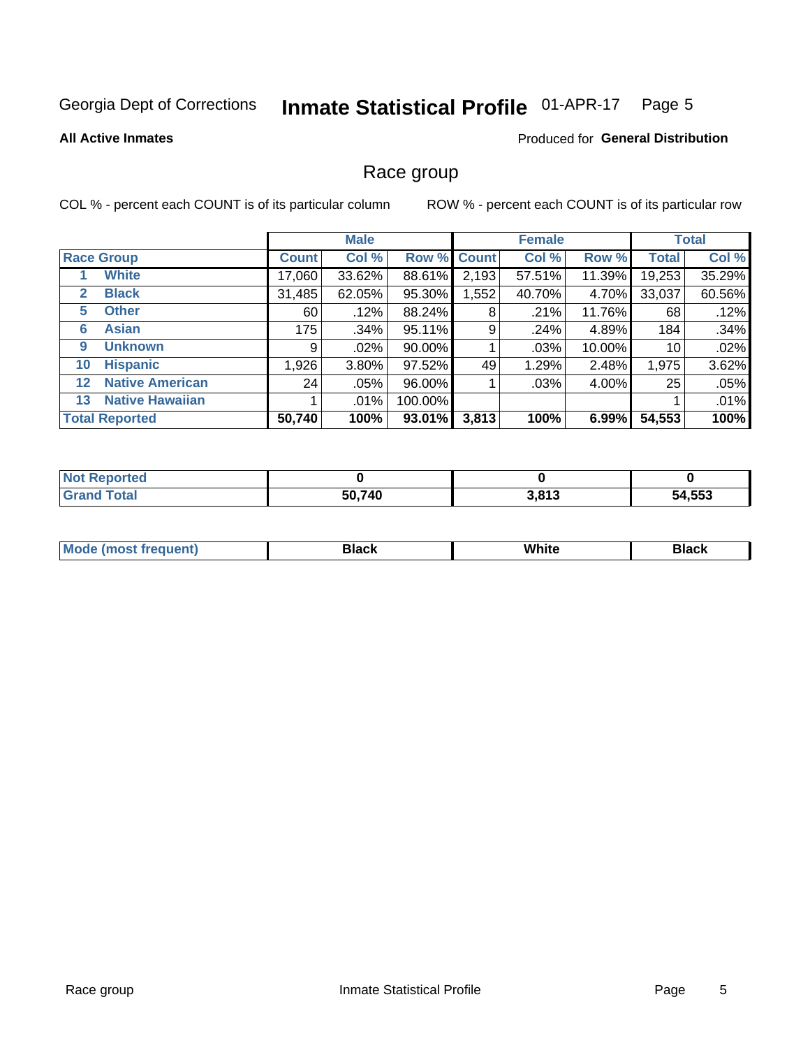Georgia Dept of Corrections **Inmate Statistical Profile** 01-APR-17

**All Active Inmates**

Produced for **General Distribution**

## Race group

COL % - percent each COUNT is of its particular column

ROW % - percent each COUNT is of its particular row

| | | Male | | | Female | | | Total | |
|---|---|---|---|---|---|---|---|---|---|
| **Race Group** | | **Count** | **Col %** | **Row %** | **Count** | **Col %** | **Row %** | **Total** | **Col %** |
| 1 | White | 17,060 | 33.62% | 88.61% | 2,193 | 57.51% | 11.39% | 19,253 | 35.29% |
| 2 | Black | 31,485 | 62.05% | 95.30% | 1,552 | 40.70% | 4.70% | 33,037 | 60.56% |
| 5 | Other | 60 | .12% | 88.24% | 8 | .21% | 11.76% | 68 | .12% |
| 6 | Asian | 175 | .34% | 95.11% | 9 | .24% | 4.89% | 184 | .34% |
| 9 | Unknown | 9 | .02% | 90.00% | 1 | .03% | 10.00% | 10 | .02% |
| 10 | Hispanic | 1,926 | 3.80% | 97.52% | 49 | 1.29% | 2.48% | 1,975 | 3.62% |
| 12 | Native American | 24 | .05% | 96.00% | 1 | .03% | 4.00% | 25 | .05% |
| 13 | Native Hawaiian | 1 | .01% | 100.00% | | | | 1 | .01% |
| **Total Reported** | | **50,740** | **100%** | **93.01%** | **3,813** | **100%** | **6.99%** | **54,553** | **100%** |

| | Male | Female | Total |
|---|---|---|---|
| Not Reported | **0** | **0** | **0** |
| Grand Total | **50,740** | **3,813** | **54,553** |

| | Male | Female | Total |
|---|---|---|---|
| Mode (most frequent) | **Black** | **White** | **Black** |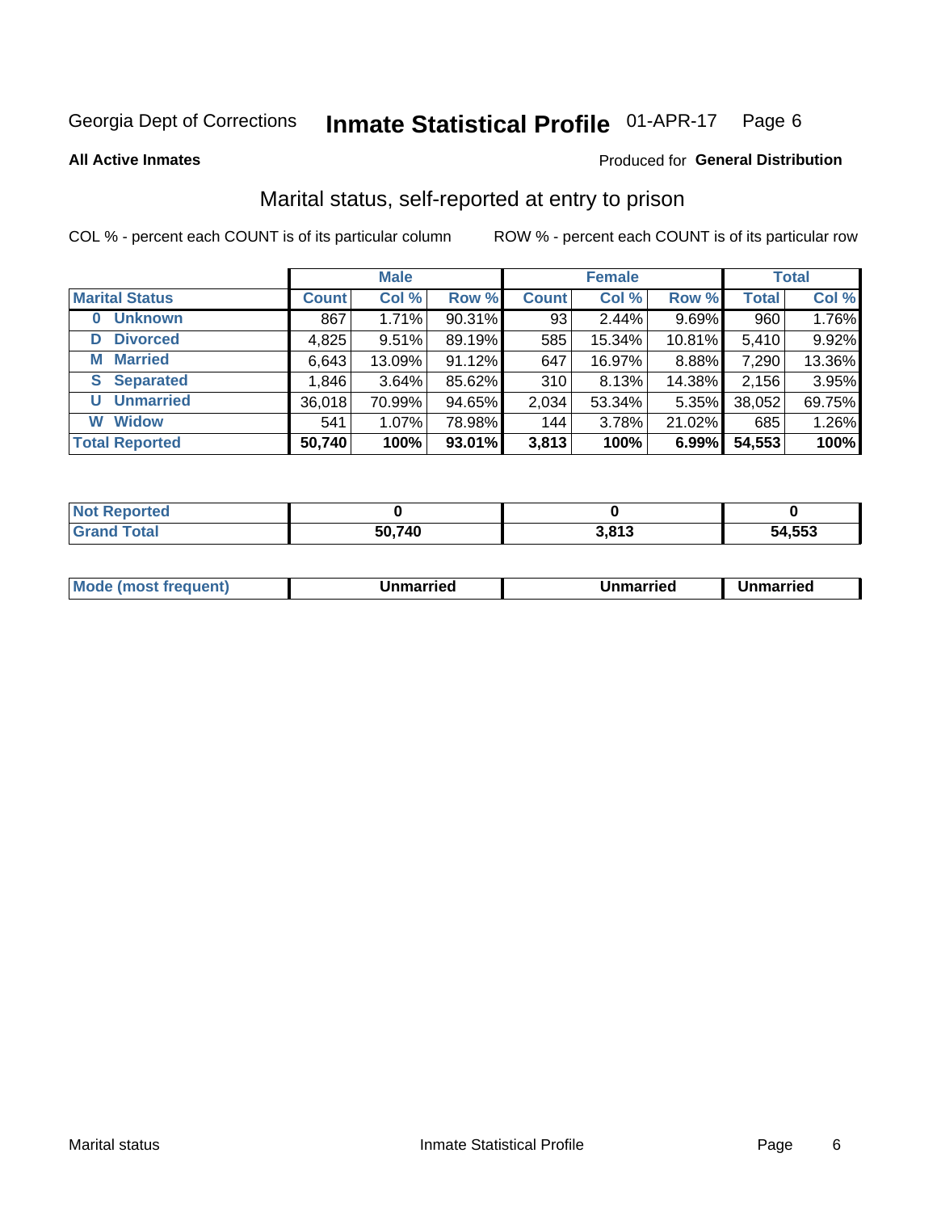Georgia Dept of Corrections **Inmate Statistical Profile** 01-APR-17 Page 6

**All Active Inmates**

Produced for **General Distribution**

## Marital status, self-reported at entry to prison

COL % - percent each COUNT is of its particular column

ROW % - percent each COUNT is of its particular row

| | Male | | | Female | | | Total | |
|---|---|---|---|---|---|---|---|---|
| **Marital Status** | **Count** | **Col %** | **Row %** | **Count** | **Col %** | **Row %** | **Total** | **Col %** |
| **0 Unknown** | 867 | 1.71% | 90.31% | 93 | 2.44% | 9.69% | 960 | 1.76% |
| **D Divorced** | 4,825 | 9.51% | 89.19% | 585 | 15.34% | 10.81% | 5,410 | 9.92% |
| **M Married** | 6,643 | 13.09% | 91.12% | 647 | 16.97% | 8.88% | 7,290 | 13.36% |
| **S Separated** | 1,846 | 3.64% | 85.62% | 310 | 8.13% | 14.38% | 2,156 | 3.95% |
| **U Unmarried** | 36,018 | 70.99% | 94.65% | 2,034 | 53.34% | 5.35% | 38,052 | 69.75% |
| **W Widow** | 541 | 1.07% | 78.98% | 144 | 3.78% | 21.02% | 685 | 1.26% |
| **Total Reported** | **50,740** | **100%** | **93.01%** | **3,813** | **100%** | **6.99%** | **54,553** | **100%** |

| | Male | Female | Total |
|---|---|---|---|
| **Not Reported** | **0** | **0** | **0** |
| **Grand Total** | **50,740** | **3,813** | **54,553** |

| | Male | Female | Total |
|---|---|---|---|
| **Mode (most frequent)** | **Unmarried** | **Unmarried** | **Unmarried** |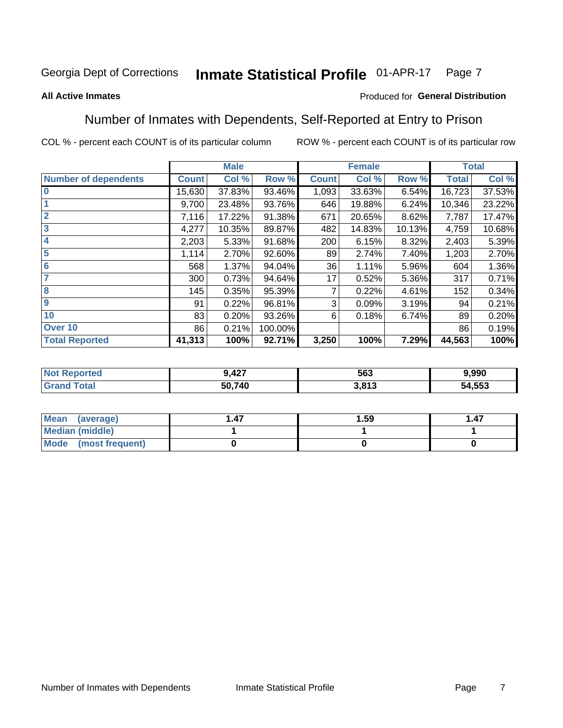Georgia Dept of Corrections **Inmate Statistical Profile** 01-APR-17

**All Active Inmates** Produced for **General Distribution**

## Number of Inmates with Dependents, Self-Reported at Entry to Prison

COL % - percent each COUNT is of its particular column ROW % - percent each COUNT is of its particular row

| Number of dependents | Male | | | Female | | | Total | |
|---|---|---|---|---|---|---|---|---|
| | Count | Col % | Row % | Count | Col % | Row % | Total | Col % |
| 0 | 15,630 | 37.83% | 93.46% | 1,093 | 33.63% | 6.54% | 16,723 | 37.53% |
| 1 | 9,700 | 23.48% | 93.76% | 646 | 19.88% | 6.24% | 10,346 | 23.22% |
| 2 | 7,116 | 17.22% | 91.38% | 671 | 20.65% | 8.62% | 7,787 | 17.47% |
| 3 | 4,277 | 10.35% | 89.87% | 482 | 14.83% | 10.13% | 4,759 | 10.68% |
| 4 | 2,203 | 5.33% | 91.68% | 200 | 6.15% | 8.32% | 2,403 | 5.39% |
| 5 | 1,114 | 2.70% | 92.60% | 89 | 2.74% | 7.40% | 1,203 | 2.70% |
| 6 | 568 | 1.37% | 94.04% | 36 | 1.11% | 5.96% | 604 | 1.36% |
| 7 | 300 | 0.73% | 94.64% | 17 | 0.52% | 5.36% | 317 | 0.71% |
| 8 | 145 | 0.35% | 95.39% | 7 | 0.22% | 4.61% | 152 | 0.34% |
| 9 | 91 | 0.22% | 96.81% | 3 | 0.09% | 3.19% | 94 | 0.21% |
| 10 | 83 | 0.20% | 93.26% | 6 | 0.18% | 6.74% | 89 | 0.20% |
| Over 10 | 86 | 0.21% | 100.00% | | | | 86 | 0.19% |
| **Total Reported** | **41,313** | **100%** | **92.71%** | **3,250** | **100%** | **7.29%** | **44,563** | **100%** |

| | Male | Female | Total |
|---|---|---|---|
| Not Reported | 9,427 | 563 | 9,990 |
| Grand Total | 50,740 | 3,813 | 54,553 |

| | Male | Female | Total |
|---|---|---|---|
| Mean (average) | 1.47 | 1.59 | 1.47 |
| Median (middle) | 1 | 1 | 1 |
| Mode (most frequent) | 0 | 0 | 0 |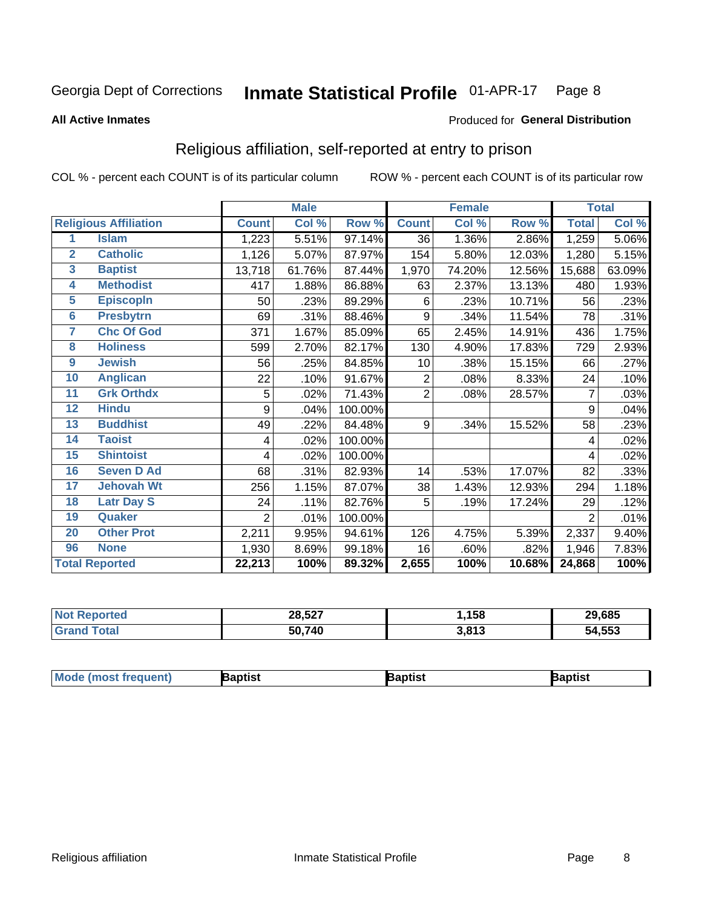Georgia Dept of Corrections **Inmate Statistical Profile** 01-APR-17

**All Active Inmates**

Produced for **General Distribution**

## Religious affiliation, self-reported at entry to prison

COL % - percent each COUNT is of its particular column ROW % - percent each COUNT is of its particular row

| Religious Affiliation | | Male | | | Female | | | Total | |
|---|---|---|---|---|---|---|---|---|---|
| | | Count | Col % | Row % | Count | Col % | Row % | Total | Col % |
| 1 | Islam | 1,223 | 5.51% | 97.14% | 36 | 1.36% | 2.86% | 1,259 | 5.06% |
| 2 | Catholic | 1,126 | 5.07% | 87.97% | 154 | 5.80% | 12.03% | 1,280 | 5.15% |
| 3 | Baptist | 13,718 | 61.76% | 87.44% | 1,970 | 74.20% | 12.56% | 15,688 | 63.09% |
| 4 | Methodist | 417 | 1.88% | 86.88% | 63 | 2.37% | 13.13% | 480 | 1.93% |
| 5 | Episcopln | 50 | .23% | 89.29% | 6 | .23% | 10.71% | 56 | .23% |
| 6 | Presbytrn | 69 | .31% | 88.46% | 9 | .34% | 11.54% | 78 | .31% |
| 7 | Chc Of God | 371 | 1.67% | 85.09% | 65 | 2.45% | 14.91% | 436 | 1.75% |
| 8 | Holiness | 599 | 2.70% | 82.17% | 130 | 4.90% | 17.83% | 729 | 2.93% |
| 9 | Jewish | 56 | .25% | 84.85% | 10 | .38% | 15.15% | 66 | .27% |
| 10 | Anglican | 22 | .10% | 91.67% | 2 | .08% | 8.33% | 24 | .10% |
| 11 | Grk Orthdx | 5 | .02% | 71.43% | 2 | .08% | 28.57% | 7 | .03% |
| 12 | Hindu | 9 | .04% | 100.00% | | | | 9 | .04% |
| 13 | Buddhist | 49 | .22% | 84.48% | 9 | .34% | 15.52% | 58 | .23% |
| 14 | Taoist | 4 | .02% | 100.00% | | | | 4 | .02% |
| 15 | Shintoist | 4 | .02% | 100.00% | | | | 4 | .02% |
| 16 | Seven D Ad | 68 | .31% | 82.93% | 14 | .53% | 17.07% | 82 | .33% |
| 17 | Jehovah Wt | 256 | 1.15% | 87.07% | 38 | 1.43% | 12.93% | 294 | 1.18% |
| 18 | Latr Day S | 24 | .11% | 82.76% | 5 | .19% | 17.24% | 29 | .12% |
| 19 | Quaker | 2 | .01% | 100.00% | | | | 2 | .01% |
| 20 | Other Prot | 2,211 | 9.95% | 94.61% | 126 | 4.75% | 5.39% | 2,337 | 9.40% |
| 96 | None | 1,930 | 8.69% | 99.18% | 16 | .60% | .82% | 1,946 | 7.83% |
| Total Reported | | **22,213** | **100%** | **89.32%** | **2,655** | **100%** | **10.68%** | **24,868** | **100%** |

| | Male | Female | Total |
|---|---|---|---|
| Not Reported | **28,527** | **1,158** | **29,685** |
| Grand Total | **50,740** | **3,813** | **54,553** |

| | Male | Female | Total |
|---|---|---|---|
| Mode (most frequent) | **Baptist** | **Baptist** | **Baptist** |

Religious affiliation Inmate Statistical Profile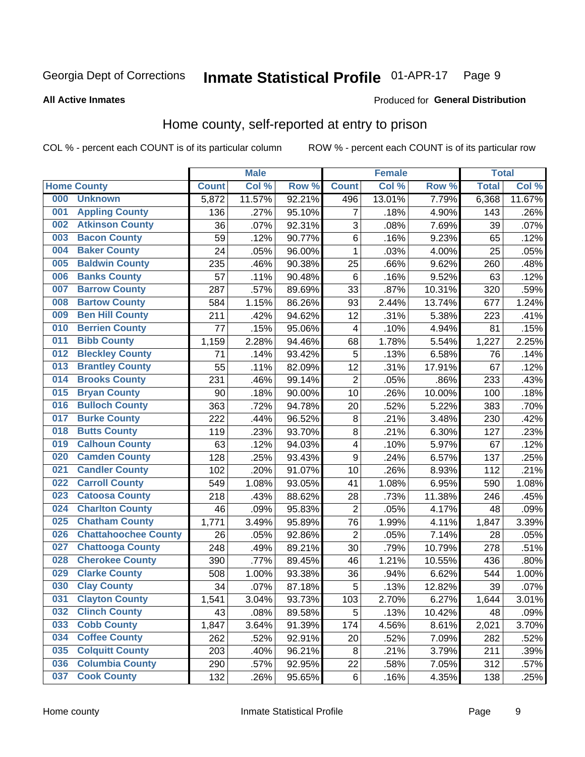Georgia Dept of Corrections **Inmate Statistical Profile** 01-APR-17

**All Active Inmates**

Produced for **General Distribution**

## Home county, self-reported at entry to prison

COL % - percent each COUNT is of its particular column ROW % - percent each COUNT is of its particular row

| Home County | | Male | | | Female | | | Total | |
|---|---|---|---|---|---|---|---|---|---|
| | | Count | Col % | Row % | Count | Col % | Row % | Total | Col % |
| 000 | Unknown | 5,872 | 11.57% | 92.21% | 496 | 13.01% | 7.79% | 6,368 | 11.67% |
| 001 | Appling County | 136 | .27% | 95.10% | 7 | .18% | 4.90% | 143 | .26% |
| 002 | Atkinson County | 36 | .07% | 92.31% | 3 | .08% | 7.69% | 39 | .07% |
| 003 | Bacon County | 59 | .12% | 90.77% | 6 | .16% | 9.23% | 65 | .12% |
| 004 | Baker County | 24 | .05% | 96.00% | 1 | .03% | 4.00% | 25 | .05% |
| 005 | Baldwin County | 235 | .46% | 90.38% | 25 | .66% | 9.62% | 260 | .48% |
| 006 | Banks County | 57 | .11% | 90.48% | 6 | .16% | 9.52% | 63 | .12% |
| 007 | Barrow County | 287 | .57% | 89.69% | 33 | .87% | 10.31% | 320 | .59% |
| 008 | Bartow County | 584 | 1.15% | 86.26% | 93 | 2.44% | 13.74% | 677 | 1.24% |
| 009 | Ben Hill County | 211 | .42% | 94.62% | 12 | .31% | 5.38% | 223 | .41% |
| 010 | Berrien County | 77 | .15% | 95.06% | 4 | .10% | 4.94% | 81 | .15% |
| 011 | Bibb County | 1,159 | 2.28% | 94.46% | 68 | 1.78% | 5.54% | 1,227 | 2.25% |
| 012 | Bleckley County | 71 | .14% | 93.42% | 5 | .13% | 6.58% | 76 | .14% |
| 013 | Brantley County | 55 | .11% | 82.09% | 12 | .31% | 17.91% | 67 | .12% |
| 014 | Brooks County | 231 | .46% | 99.14% | 2 | .05% | .86% | 233 | .43% |
| 015 | Bryan County | 90 | .18% | 90.00% | 10 | .26% | 10.00% | 100 | .18% |
| 016 | Bulloch County | 363 | .72% | 94.78% | 20 | .52% | 5.22% | 383 | .70% |
| 017 | Burke County | 222 | .44% | 96.52% | 8 | .21% | 3.48% | 230 | .42% |
| 018 | Butts County | 119 | .23% | 93.70% | 8 | .21% | 6.30% | 127 | .23% |
| 019 | Calhoun County | 63 | .12% | 94.03% | 4 | .10% | 5.97% | 67 | .12% |
| 020 | Camden County | 128 | .25% | 93.43% | 9 | .24% | 6.57% | 137 | .25% |
| 021 | Candler County | 102 | .20% | 91.07% | 10 | .26% | 8.93% | 112 | .21% |
| 022 | Carroll County | 549 | 1.08% | 93.05% | 41 | 1.08% | 6.95% | 590 | 1.08% |
| 023 | Catoosa County | 218 | .43% | 88.62% | 28 | .73% | 11.38% | 246 | .45% |
| 024 | Charlton County | 46 | .09% | 95.83% | 2 | .05% | 4.17% | 48 | .09% |
| 025 | Chatham County | 1,771 | 3.49% | 95.89% | 76 | 1.99% | 4.11% | 1,847 | 3.39% |
| 026 | Chattahoochee County | 26 | .05% | 92.86% | 2 | .05% | 7.14% | 28 | .05% |
| 027 | Chattooga County | 248 | .49% | 89.21% | 30 | .79% | 10.79% | 278 | .51% |
| 028 | Cherokee County | 390 | .77% | 89.45% | 46 | 1.21% | 10.55% | 436 | .80% |
| 029 | Clarke County | 508 | 1.00% | 93.38% | 36 | .94% | 6.62% | 544 | 1.00% |
| 030 | Clay County | 34 | .07% | 87.18% | 5 | .13% | 12.82% | 39 | .07% |
| 031 | Clayton County | 1,541 | 3.04% | 93.73% | 103 | 2.70% | 6.27% | 1,644 | 3.01% |
| 032 | Clinch County | 43 | .08% | 89.58% | 5 | .13% | 10.42% | 48 | .09% |
| 033 | Cobb County | 1,847 | 3.64% | 91.39% | 174 | 4.56% | 8.61% | 2,021 | 3.70% |
| 034 | Coffee County | 262 | .52% | 92.91% | 20 | .52% | 7.09% | 282 | .52% |
| 035 | Colquitt County | 203 | .40% | 96.21% | 8 | .21% | 3.79% | 211 | .39% |
| 036 | Columbia County | 290 | .57% | 92.95% | 22 | .58% | 7.05% | 312 | .57% |
| 037 | Cook County | 132 | .26% | 95.65% | 6 | .16% | 4.35% | 138 | .25% |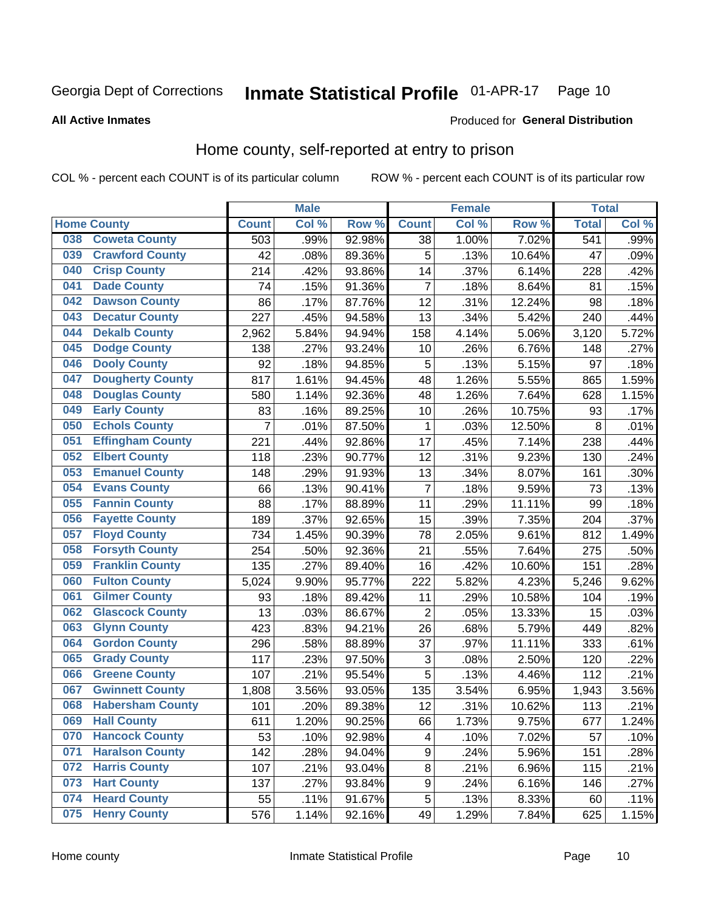Georgia Dept of Corrections **Inmate Statistical Profile** 01-APR-17

**All Active Inmates**

Produced for **General Distribution**

## Home county, self-reported at entry to prison

COL % - percent each COUNT is of its particular column    ROW % - percent each COUNT is of its particular row

| Home County | | Male | | | Female | | | Total | |
|---|---|---|---|---|---|---|---|---|---|
| | | Count | Col % | Row % | Count | Col % | Row % | Total | Col % |
| 038 | Coweta County | 503 | .99% | 92.98% | 38 | 1.00% | 7.02% | 541 | .99% |
| 039 | Crawford County | 42 | .08% | 89.36% | 5 | .13% | 10.64% | 47 | .09% |
| 040 | Crisp County | 214 | .42% | 93.86% | 14 | .37% | 6.14% | 228 | .42% |
| 041 | Dade County | 74 | .15% | 91.36% | 7 | .18% | 8.64% | 81 | .15% |
| 042 | Dawson County | 86 | .17% | 87.76% | 12 | .31% | 12.24% | 98 | .18% |
| 043 | Decatur County | 227 | .45% | 94.58% | 13 | .34% | 5.42% | 240 | .44% |
| 044 | Dekalb County | 2,962 | 5.84% | 94.94% | 158 | 4.14% | 5.06% | 3,120 | 5.72% |
| 045 | Dodge County | 138 | .27% | 93.24% | 10 | .26% | 6.76% | 148 | .27% |
| 046 | Dooly County | 92 | .18% | 94.85% | 5 | .13% | 5.15% | 97 | .18% |
| 047 | Dougherty County | 817 | 1.61% | 94.45% | 48 | 1.26% | 5.55% | 865 | 1.59% |
| 048 | Douglas County | 580 | 1.14% | 92.36% | 48 | 1.26% | 7.64% | 628 | 1.15% |
| 049 | Early County | 83 | .16% | 89.25% | 10 | .26% | 10.75% | 93 | .17% |
| 050 | Echols County | 7 | .01% | 87.50% | 1 | .03% | 12.50% | 8 | .01% |
| 051 | Effingham County | 221 | .44% | 92.86% | 17 | .45% | 7.14% | 238 | .44% |
| 052 | Elbert County | 118 | .23% | 90.77% | 12 | .31% | 9.23% | 130 | .24% |
| 053 | Emanuel County | 148 | .29% | 91.93% | 13 | .34% | 8.07% | 161 | .30% |
| 054 | Evans County | 66 | .13% | 90.41% | 7 | .18% | 9.59% | 73 | .13% |
| 055 | Fannin County | 88 | .17% | 88.89% | 11 | .29% | 11.11% | 99 | .18% |
| 056 | Fayette County | 189 | .37% | 92.65% | 15 | .39% | 7.35% | 204 | .37% |
| 057 | Floyd County | 734 | 1.45% | 90.39% | 78 | 2.05% | 9.61% | 812 | 1.49% |
| 058 | Forsyth County | 254 | .50% | 92.36% | 21 | .55% | 7.64% | 275 | .50% |
| 059 | Franklin County | 135 | .27% | 89.40% | 16 | .42% | 10.60% | 151 | .28% |
| 060 | Fulton County | 5,024 | 9.90% | 95.77% | 222 | 5.82% | 4.23% | 5,246 | 9.62% |
| 061 | Gilmer County | 93 | .18% | 89.42% | 11 | .29% | 10.58% | 104 | .19% |
| 062 | Glascock County | 13 | .03% | 86.67% | 2 | .05% | 13.33% | 15 | .03% |
| 063 | Glynn County | 423 | .83% | 94.21% | 26 | .68% | 5.79% | 449 | .82% |
| 064 | Gordon County | 296 | .58% | 88.89% | 37 | .97% | 11.11% | 333 | .61% |
| 065 | Grady County | 117 | .23% | 97.50% | 3 | .08% | 2.50% | 120 | .22% |
| 066 | Greene County | 107 | .21% | 95.54% | 5 | .13% | 4.46% | 112 | .21% |
| 067 | Gwinnett County | 1,808 | 3.56% | 93.05% | 135 | 3.54% | 6.95% | 1,943 | 3.56% |
| 068 | Habersham County | 101 | .20% | 89.38% | 12 | .31% | 10.62% | 113 | .21% |
| 069 | Hall County | 611 | 1.20% | 90.25% | 66 | 1.73% | 9.75% | 677 | 1.24% |
| 070 | Hancock County | 53 | .10% | 92.98% | 4 | .10% | 7.02% | 57 | .10% |
| 071 | Haralson County | 142 | .28% | 94.04% | 9 | .24% | 5.96% | 151 | .28% |
| 072 | Harris County | 107 | .21% | 93.04% | 8 | .21% | 6.96% | 115 | .21% |
| 073 | Hart County | 137 | .27% | 93.84% | 9 | .24% | 6.16% | 146 | .27% |
| 074 | Heard County | 55 | .11% | 91.67% | 5 | .13% | 8.33% | 60 | .11% |
| 075 | Henry County | 576 | 1.14% | 92.16% | 49 | 1.29% | 7.84% | 625 | 1.15% |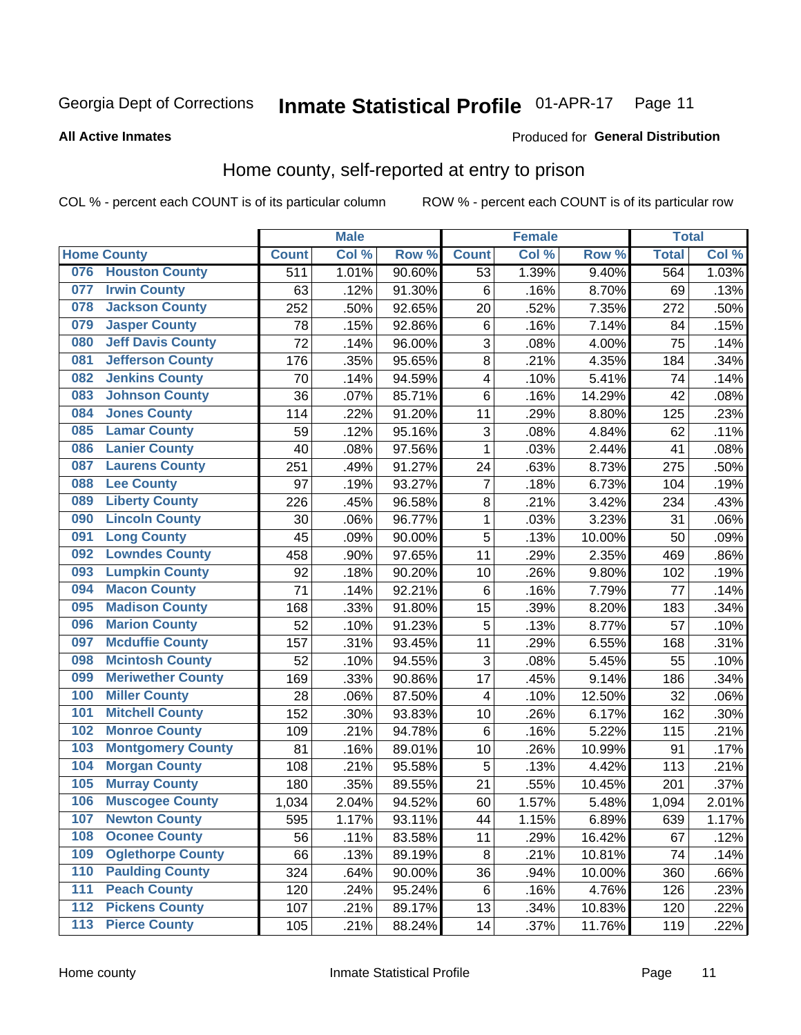Georgia Dept of Corrections **Inmate Statistical Profile** 01-APR-17

**All Active Inmates**

Produced for **General Distribution**

## Home county, self-reported at entry to prison

COL % - percent each COUNT is of its particular column ROW % - percent each COUNT is of its particular row

| Home County | | Male | | | Female | | | Total | |
|---|---|---|---|---|---|---|---|---|---|
| | | Count | Col % | Row % | Count | Col % | Row % | Total | Col % |
| 076 | Houston County | 511 | 1.01% | 90.60% | 53 | 1.39% | 9.40% | 564 | 1.03% |
| 077 | Irwin County | 63 | .12% | 91.30% | 6 | .16% | 8.70% | 69 | .13% |
| 078 | Jackson County | 252 | .50% | 92.65% | 20 | .52% | 7.35% | 272 | .50% |
| 079 | Jasper County | 78 | .15% | 92.86% | 6 | .16% | 7.14% | 84 | .15% |
| 080 | Jeff Davis County | 72 | .14% | 96.00% | 3 | .08% | 4.00% | 75 | .14% |
| 081 | Jefferson County | 176 | .35% | 95.65% | 8 | .21% | 4.35% | 184 | .34% |
| 082 | Jenkins County | 70 | .14% | 94.59% | 4 | .10% | 5.41% | 74 | .14% |
| 083 | Johnson County | 36 | .07% | 85.71% | 6 | .16% | 14.29% | 42 | .08% |
| 084 | Jones County | 114 | .22% | 91.20% | 11 | .29% | 8.80% | 125 | .23% |
| 085 | Lamar County | 59 | .12% | 95.16% | 3 | .08% | 4.84% | 62 | .11% |
| 086 | Lanier County | 40 | .08% | 97.56% | 1 | .03% | 2.44% | 41 | .08% |
| 087 | Laurens County | 251 | .49% | 91.27% | 24 | .63% | 8.73% | 275 | .50% |
| 088 | Lee County | 97 | .19% | 93.27% | 7 | .18% | 6.73% | 104 | .19% |
| 089 | Liberty County | 226 | .45% | 96.58% | 8 | .21% | 3.42% | 234 | .43% |
| 090 | Lincoln County | 30 | .06% | 96.77% | 1 | .03% | 3.23% | 31 | .06% |
| 091 | Long County | 45 | .09% | 90.00% | 5 | .13% | 10.00% | 50 | .09% |
| 092 | Lowndes County | 458 | .90% | 97.65% | 11 | .29% | 2.35% | 469 | .86% |
| 093 | Lumpkin County | 92 | .18% | 90.20% | 10 | .26% | 9.80% | 102 | .19% |
| 094 | Macon County | 71 | .14% | 92.21% | 6 | .16% | 7.79% | 77 | .14% |
| 095 | Madison County | 168 | .33% | 91.80% | 15 | .39% | 8.20% | 183 | .34% |
| 096 | Marion County | 52 | .10% | 91.23% | 5 | .13% | 8.77% | 57 | .10% |
| 097 | Mcduffie County | 157 | .31% | 93.45% | 11 | .29% | 6.55% | 168 | .31% |
| 098 | Mcintosh County | 52 | .10% | 94.55% | 3 | .08% | 5.45% | 55 | .10% |
| 099 | Meriwether County | 169 | .33% | 90.86% | 17 | .45% | 9.14% | 186 | .34% |
| 100 | Miller County | 28 | .06% | 87.50% | 4 | .10% | 12.50% | 32 | .06% |
| 101 | Mitchell County | 152 | .30% | 93.83% | 10 | .26% | 6.17% | 162 | .30% |
| 102 | Monroe County | 109 | .21% | 94.78% | 6 | .16% | 5.22% | 115 | .21% |
| 103 | Montgomery County | 81 | .16% | 89.01% | 10 | .26% | 10.99% | 91 | .17% |
| 104 | Morgan County | 108 | .21% | 95.58% | 5 | .13% | 4.42% | 113 | .21% |
| 105 | Murray County | 180 | .35% | 89.55% | 21 | .55% | 10.45% | 201 | .37% |
| 106 | Muscogee County | 1,034 | 2.04% | 94.52% | 60 | 1.57% | 5.48% | 1,094 | 2.01% |
| 107 | Newton County | 595 | 1.17% | 93.11% | 44 | 1.15% | 6.89% | 639 | 1.17% |
| 108 | Oconee County | 56 | .11% | 83.58% | 11 | .29% | 16.42% | 67 | .12% |
| 109 | Oglethorpe County | 66 | .13% | 89.19% | 8 | .21% | 10.81% | 74 | .14% |
| 110 | Paulding County | 324 | .64% | 90.00% | 36 | .94% | 10.00% | 360 | .66% |
| 111 | Peach County | 120 | .24% | 95.24% | 6 | .16% | 4.76% | 126 | .23% |
| 112 | Pickens County | 107 | .21% | 89.17% | 13 | .34% | 10.83% | 120 | .22% |
| 113 | Pierce County | 105 | .21% | 88.24% | 14 | .37% | 11.76% | 119 | .22% |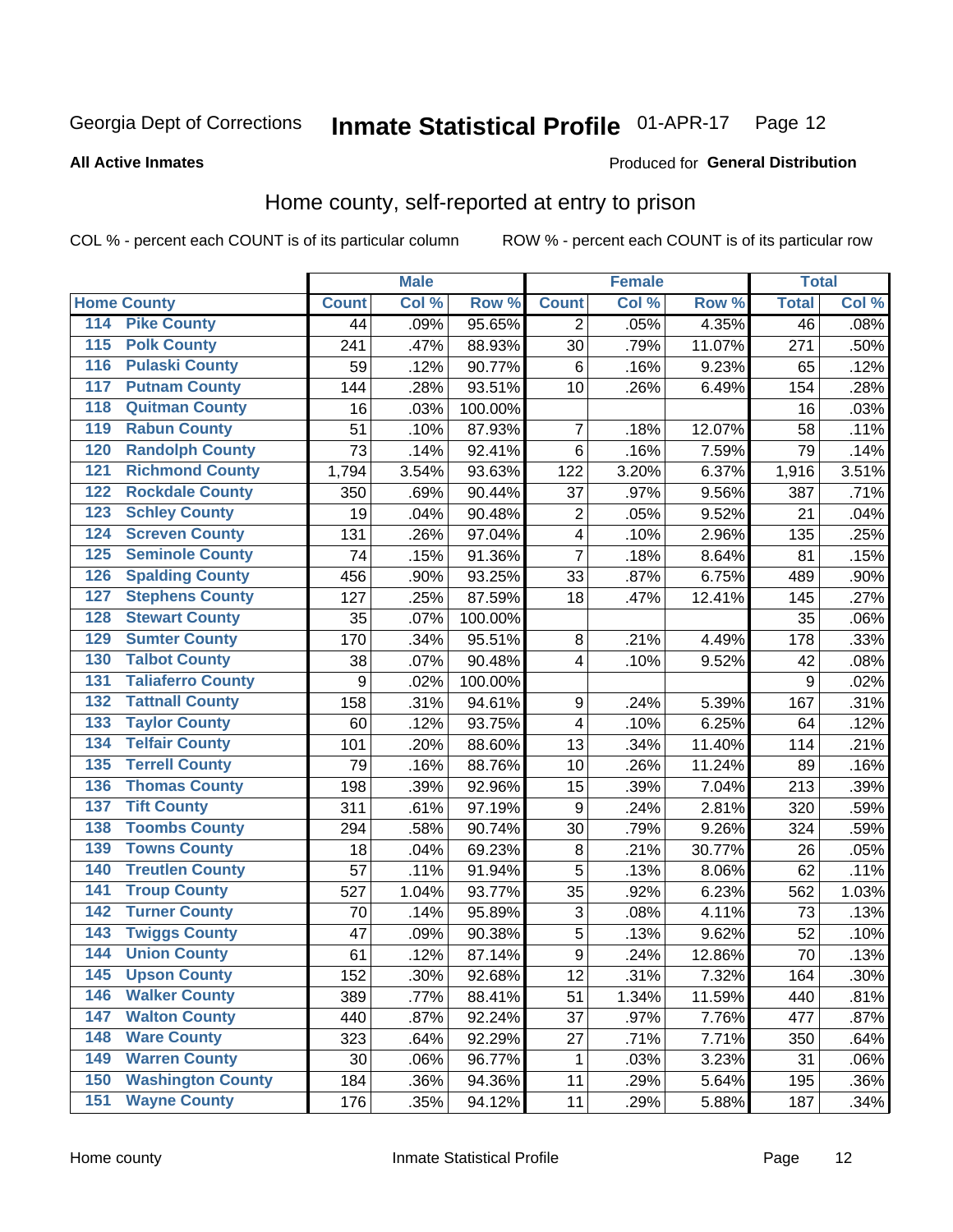Georgia Dept of Corrections **Inmate Statistical Profile** 01-APR-17

**All Active Inmates**

Produced for **General Distribution**

## Home county, self-reported at entry to prison

COL % - percent each COUNT is of its particular column ROW % - percent each COUNT is of its particular row

| Home County | | Male | | | Female | | | Total | |
|---|---|---|---|---|---|---|---|---|---|
| | | Count | Col % | Row % | Count | Col % | Row % | Total | Col % |
| 114 | Pike County | 44 | .09% | 95.65% | 2 | .05% | 4.35% | 46 | .08% |
| 115 | Polk County | 241 | .47% | 88.93% | 30 | .79% | 11.07% | 271 | .50% |
| 116 | Pulaski County | 59 | .12% | 90.77% | 6 | .16% | 9.23% | 65 | .12% |
| 117 | Putnam County | 144 | .28% | 93.51% | 10 | .26% | 6.49% | 154 | .28% |
| 118 | Quitman County | 16 | .03% | 100.00% | | | | 16 | .03% |
| 119 | Rabun County | 51 | .10% | 87.93% | 7 | .18% | 12.07% | 58 | .11% |
| 120 | Randolph County | 73 | .14% | 92.41% | 6 | .16% | 7.59% | 79 | .14% |
| 121 | Richmond County | 1,794 | 3.54% | 93.63% | 122 | 3.20% | 6.37% | 1,916 | 3.51% |
| 122 | Rockdale County | 350 | .69% | 90.44% | 37 | .97% | 9.56% | 387 | .71% |
| 123 | Schley County | 19 | .04% | 90.48% | 2 | .05% | 9.52% | 21 | .04% |
| 124 | Screven County | 131 | .26% | 97.04% | 4 | .10% | 2.96% | 135 | .25% |
| 125 | Seminole County | 74 | .15% | 91.36% | 7 | .18% | 8.64% | 81 | .15% |
| 126 | Spalding County | 456 | .90% | 93.25% | 33 | .87% | 6.75% | 489 | .90% |
| 127 | Stephens County | 127 | .25% | 87.59% | 18 | .47% | 12.41% | 145 | .27% |
| 128 | Stewart County | 35 | .07% | 100.00% | | | | 35 | .06% |
| 129 | Sumter County | 170 | .34% | 95.51% | 8 | .21% | 4.49% | 178 | .33% |
| 130 | Talbot County | 38 | .07% | 90.48% | 4 | .10% | 9.52% | 42 | .08% |
| 131 | Taliaferro County | 9 | .02% | 100.00% | | | | 9 | .02% |
| 132 | Tattnall County | 158 | .31% | 94.61% | 9 | .24% | 5.39% | 167 | .31% |
| 133 | Taylor County | 60 | .12% | 93.75% | 4 | .10% | 6.25% | 64 | .12% |
| 134 | Telfair County | 101 | .20% | 88.60% | 13 | .34% | 11.40% | 114 | .21% |
| 135 | Terrell County | 79 | .16% | 88.76% | 10 | .26% | 11.24% | 89 | .16% |
| 136 | Thomas County | 198 | .39% | 92.96% | 15 | .39% | 7.04% | 213 | .39% |
| 137 | Tift County | 311 | .61% | 97.19% | 9 | .24% | 2.81% | 320 | .59% |
| 138 | Toombs County | 294 | .58% | 90.74% | 30 | .79% | 9.26% | 324 | .59% |
| 139 | Towns County | 18 | .04% | 69.23% | 8 | .21% | 30.77% | 26 | .05% |
| 140 | Treutlen County | 57 | .11% | 91.94% | 5 | .13% | 8.06% | 62 | .11% |
| 141 | Troup County | 527 | 1.04% | 93.77% | 35 | .92% | 6.23% | 562 | 1.03% |
| 142 | Turner County | 70 | .14% | 95.89% | 3 | .08% | 4.11% | 73 | .13% |
| 143 | Twiggs County | 47 | .09% | 90.38% | 5 | .13% | 9.62% | 52 | .10% |
| 144 | Union County | 61 | .12% | 87.14% | 9 | .24% | 12.86% | 70 | .13% |
| 145 | Upson County | 152 | .30% | 92.68% | 12 | .31% | 7.32% | 164 | .30% |
| 146 | Walker County | 389 | .77% | 88.41% | 51 | 1.34% | 11.59% | 440 | .81% |
| 147 | Walton County | 440 | .87% | 92.24% | 37 | .97% | 7.76% | 477 | .87% |
| 148 | Ware County | 323 | .64% | 92.29% | 27 | .71% | 7.71% | 350 | .64% |
| 149 | Warren County | 30 | .06% | 96.77% | 1 | .03% | 3.23% | 31 | .06% |
| 150 | Washington County | 184 | .36% | 94.36% | 11 | .29% | 5.64% | 195 | .36% |
| 151 | Wayne County | 176 | .35% | 94.12% | 11 | .29% | 5.88% | 187 | .34% |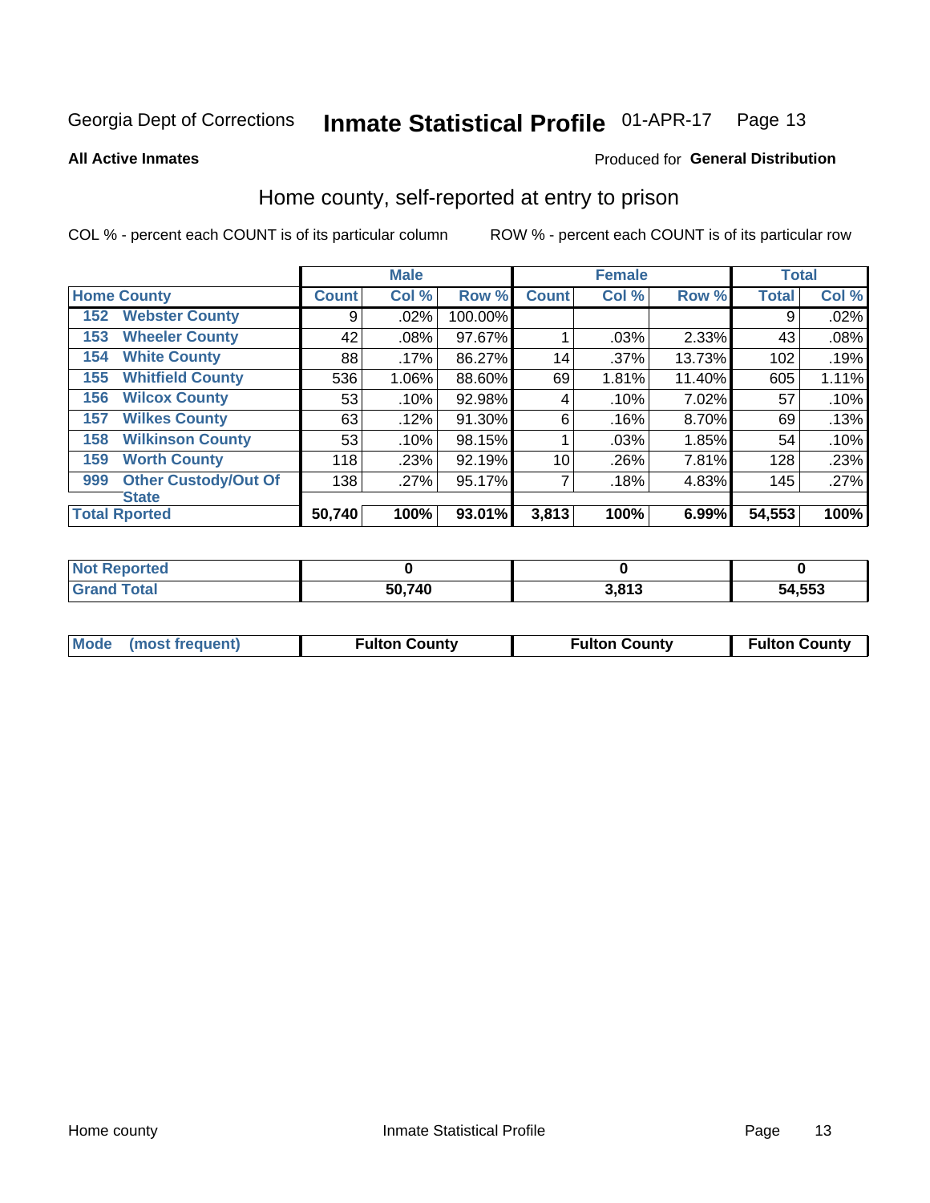Georgia Dept of Corrections **Inmate Statistical Profile** 01-APR-17 Page 13

**All Active Inmates** Produced for **General Distribution**

## Home county, self-reported at entry to prison

COL % - percent each COUNT is of its particular column ROW % - percent each COUNT is of its particular row

| Home County | | Male | | | Female | | | Total | |
|---|---|---|---|---|---|---|---|---|---|
| | | Count | Col % | Row % | Count | Col % | Row % | Total | Col % |
| 152 | Webster County | 9 | .02% | 100.00% | | | | 9 | .02% |
| 153 | Wheeler County | 42 | .08% | 97.67% | 1 | .03% | 2.33% | 43 | .08% |
| 154 | White County | 88 | .17% | 86.27% | 14 | .37% | 13.73% | 102 | .19% |
| 155 | Whitfield County | 536 | 1.06% | 88.60% | 69 | 1.81% | 11.40% | 605 | 1.11% |
| 156 | Wilcox County | 53 | .10% | 92.98% | 4 | .10% | 7.02% | 57 | .10% |
| 157 | Wilkes County | 63 | .12% | 91.30% | 6 | .16% | 8.70% | 69 | .13% |
| 158 | Wilkinson County | 53 | .10% | 98.15% | 1 | .03% | 1.85% | 54 | .10% |
| 159 | Worth County | 118 | .23% | 92.19% | 10 | .26% | 7.81% | 128 | .23% |
| 999 | Other Custody/Out Of State | 138 | .27% | 95.17% | 7 | .18% | 4.83% | 145 | .27% |
| Total Rported | | 50,740 | 100% | 93.01% | 3,813 | 100% | 6.99% | 54,553 | 100% |

| | Male | Female | Total |
|---|---|---|---|
| Not Reported | 0 | 0 | 0 |
| Grand Total | 50,740 | 3,813 | 54,553 |

| Mode (most frequent) | Fulton County | Fulton County | Fulton County |
|---|---|---|---|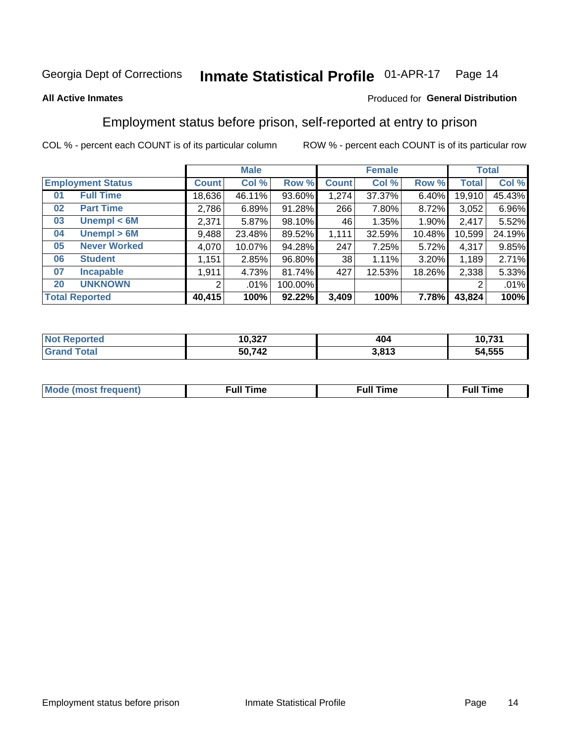Georgia Dept of Corrections **Inmate Statistical Profile** 01-APR-17

**All Active Inmates**

Produced for **General Distribution**

## Employment status before prison, self-reported at entry to prison

COL % - percent each COUNT is of its particular column ROW % - percent each COUNT is of its particular row

| Employment Status | | Male | | | Female | | | Total | |
|---|---|---|---|---|---|---|---|---|---|
| | | Count | Col % | Row % | Count | Col % | Row % | Total | Col % |
| 01 | Full Time | 18,636 | 46.11% | 93.60% | 1,274 | 37.37% | 6.40% | 19,910 | 45.43% |
| 02 | Part Time | 2,786 | 6.89% | 91.28% | 266 | 7.80% | 8.72% | 3,052 | 6.96% |
| 03 | Unempl < 6M | 2,371 | 5.87% | 98.10% | 46 | 1.35% | 1.90% | 2,417 | 5.52% |
| 04 | Unempl > 6M | 9,488 | 23.48% | 89.52% | 1,111 | 32.59% | 10.48% | 10,599 | 24.19% |
| 05 | Never Worked | 4,070 | 10.07% | 94.28% | 247 | 7.25% | 5.72% | 4,317 | 9.85% |
| 06 | Student | 1,151 | 2.85% | 96.80% | 38 | 1.11% | 3.20% | 1,189 | 2.71% |
| 07 | Incapable | 1,911 | 4.73% | 81.74% | 427 | 12.53% | 18.26% | 2,338 | 5.33% |
| 20 | UNKNOWN | 2 | .01% | 100.00% | | | | 2 | .01% |
| **Total Reported** | | **40,415** | **100%** | **92.22%** | **3,409** | **100%** | **7.78%** | **43,824** | **100%** |

| | Male | Female | Total |
|---|---|---|---|
| Not Reported | 10,327 | 404 | 10,731 |
| Grand Total | 50,742 | 3,813 | 54,555 |

| | Male | Female | Total |
|---|---|---|---|
| Mode (most frequent) | Full Time | Full Time | Full Time |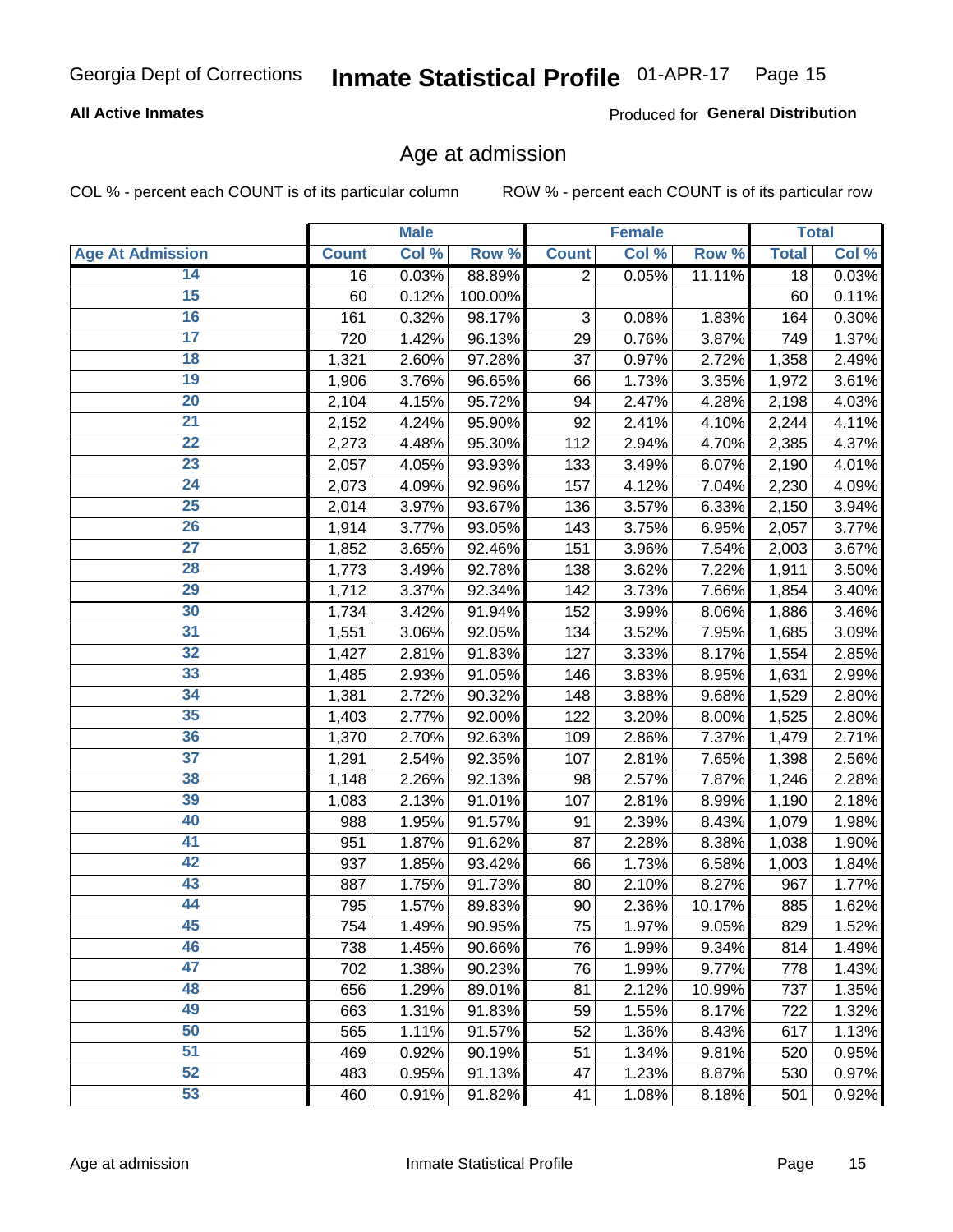Georgia Dept of Corrections **Inmate Statistical Profile** 01-APR-17

**All Active Inmates** Produced for **General Distribution**

## Age at admission

COL % - percent each COUNT is of its particular column ROW % - percent each COUNT is of its particular row

| Age At Admission | Male | | | Female | | | Total | |
|---|---|---|---|---|---|---|---|---|
| | Count | Col % | Row % | Count | Col % | Row % | Total | Col % |
| 14 | 16 | 0.03% | 88.89% | 2 | 0.05% | 11.11% | 18 | 0.03% |
| 15 | 60 | 0.12% | 100.00% | | | | 60 | 0.11% |
| 16 | 161 | 0.32% | 98.17% | 3 | 0.08% | 1.83% | 164 | 0.30% |
| 17 | 720 | 1.42% | 96.13% | 29 | 0.76% | 3.87% | 749 | 1.37% |
| 18 | 1,321 | 2.60% | 97.28% | 37 | 0.97% | 2.72% | 1,358 | 2.49% |
| 19 | 1,906 | 3.76% | 96.65% | 66 | 1.73% | 3.35% | 1,972 | 3.61% |
| 20 | 2,104 | 4.15% | 95.72% | 94 | 2.47% | 4.28% | 2,198 | 4.03% |
| 21 | 2,152 | 4.24% | 95.90% | 92 | 2.41% | 4.10% | 2,244 | 4.11% |
| 22 | 2,273 | 4.48% | 95.30% | 112 | 2.94% | 4.70% | 2,385 | 4.37% |
| 23 | 2,057 | 4.05% | 93.93% | 133 | 3.49% | 6.07% | 2,190 | 4.01% |
| 24 | 2,073 | 4.09% | 92.96% | 157 | 4.12% | 7.04% | 2,230 | 4.09% |
| 25 | 2,014 | 3.97% | 93.67% | 136 | 3.57% | 6.33% | 2,150 | 3.94% |
| 26 | 1,914 | 3.77% | 93.05% | 143 | 3.75% | 6.95% | 2,057 | 3.77% |
| 27 | 1,852 | 3.65% | 92.46% | 151 | 3.96% | 7.54% | 2,003 | 3.67% |
| 28 | 1,773 | 3.49% | 92.78% | 138 | 3.62% | 7.22% | 1,911 | 3.50% |
| 29 | 1,712 | 3.37% | 92.34% | 142 | 3.73% | 7.66% | 1,854 | 3.40% |
| 30 | 1,734 | 3.42% | 91.94% | 152 | 3.99% | 8.06% | 1,886 | 3.46% |
| 31 | 1,551 | 3.06% | 92.05% | 134 | 3.52% | 7.95% | 1,685 | 3.09% |
| 32 | 1,427 | 2.81% | 91.83% | 127 | 3.33% | 8.17% | 1,554 | 2.85% |
| 33 | 1,485 | 2.93% | 91.05% | 146 | 3.83% | 8.95% | 1,631 | 2.99% |
| 34 | 1,381 | 2.72% | 90.32% | 148 | 3.88% | 9.68% | 1,529 | 2.80% |
| 35 | 1,403 | 2.77% | 92.00% | 122 | 3.20% | 8.00% | 1,525 | 2.80% |
| 36 | 1,370 | 2.70% | 92.63% | 109 | 2.86% | 7.37% | 1,479 | 2.71% |
| 37 | 1,291 | 2.54% | 92.35% | 107 | 2.81% | 7.65% | 1,398 | 2.56% |
| 38 | 1,148 | 2.26% | 92.13% | 98 | 2.57% | 7.87% | 1,246 | 2.28% |
| 39 | 1,083 | 2.13% | 91.01% | 107 | 2.81% | 8.99% | 1,190 | 2.18% |
| 40 | 988 | 1.95% | 91.57% | 91 | 2.39% | 8.43% | 1,079 | 1.98% |
| 41 | 951 | 1.87% | 91.62% | 87 | 2.28% | 8.38% | 1,038 | 1.90% |
| 42 | 937 | 1.85% | 93.42% | 66 | 1.73% | 6.58% | 1,003 | 1.84% |
| 43 | 887 | 1.75% | 91.73% | 80 | 2.10% | 8.27% | 967 | 1.77% |
| 44 | 795 | 1.57% | 89.83% | 90 | 2.36% | 10.17% | 885 | 1.62% |
| 45 | 754 | 1.49% | 90.95% | 75 | 1.97% | 9.05% | 829 | 1.52% |
| 46 | 738 | 1.45% | 90.66% | 76 | 1.99% | 9.34% | 814 | 1.49% |
| 47 | 702 | 1.38% | 90.23% | 76 | 1.99% | 9.77% | 778 | 1.43% |
| 48 | 656 | 1.29% | 89.01% | 81 | 2.12% | 10.99% | 737 | 1.35% |
| 49 | 663 | 1.31% | 91.83% | 59 | 1.55% | 8.17% | 722 | 1.32% |
| 50 | 565 | 1.11% | 91.57% | 52 | 1.36% | 8.43% | 617 | 1.13% |
| 51 | 469 | 0.92% | 90.19% | 51 | 1.34% | 9.81% | 520 | 0.95% |
| 52 | 483 | 0.95% | 91.13% | 47 | 1.23% | 8.87% | 530 | 0.97% |
| 53 | 460 | 0.91% | 91.82% | 41 | 1.08% | 8.18% | 501 | 0.92% |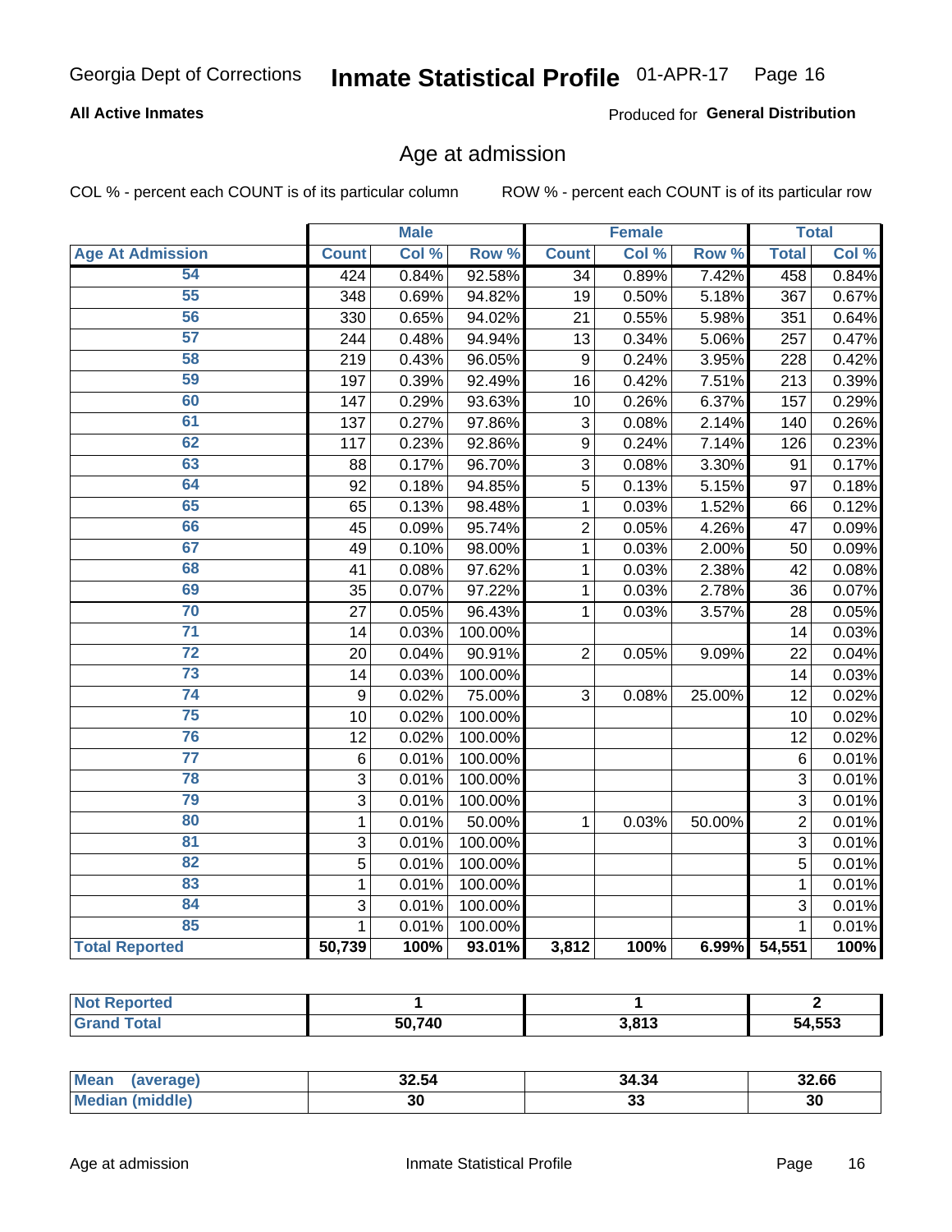## Age at admission

**All Active Inmates** — Produced for **General Distribution**

COL % - percent each COUNT is of its particular column ROW % - percent each COUNT is of its particular row

| Age At Admission | Male | | | Female | | | Total | |
|---|---|---|---|---|---|---|---|---|
| | Count | Col % | Row % | Count | Col % | Row % | Total | Col % |
| 54 | 424 | 0.84% | 92.58% | 34 | 0.89% | 7.42% | 458 | 0.84% |
| 55 | 348 | 0.69% | 94.82% | 19 | 0.50% | 5.18% | 367 | 0.67% |
| 56 | 330 | 0.65% | 94.02% | 21 | 0.55% | 5.98% | 351 | 0.64% |
| 57 | 244 | 0.48% | 94.94% | 13 | 0.34% | 5.06% | 257 | 0.47% |
| 58 | 219 | 0.43% | 96.05% | 9 | 0.24% | 3.95% | 228 | 0.42% |
| 59 | 197 | 0.39% | 92.49% | 16 | 0.42% | 7.51% | 213 | 0.39% |
| 60 | 147 | 0.29% | 93.63% | 10 | 0.26% | 6.37% | 157 | 0.29% |
| 61 | 137 | 0.27% | 97.86% | 3 | 0.08% | 2.14% | 140 | 0.26% |
| 62 | 117 | 0.23% | 92.86% | 9 | 0.24% | 7.14% | 126 | 0.23% |
| 63 | 88 | 0.17% | 96.70% | 3 | 0.08% | 3.30% | 91 | 0.17% |
| 64 | 92 | 0.18% | 94.85% | 5 | 0.13% | 5.15% | 97 | 0.18% |
| 65 | 65 | 0.13% | 98.48% | 1 | 0.03% | 1.52% | 66 | 0.12% |
| 66 | 45 | 0.09% | 95.74% | 2 | 0.05% | 4.26% | 47 | 0.09% |
| 67 | 49 | 0.10% | 98.00% | 1 | 0.03% | 2.00% | 50 | 0.09% |
| 68 | 41 | 0.08% | 97.62% | 1 | 0.03% | 2.38% | 42 | 0.08% |
| 69 | 35 | 0.07% | 97.22% | 1 | 0.03% | 2.78% | 36 | 0.07% |
| 70 | 27 | 0.05% | 96.43% | 1 | 0.03% | 3.57% | 28 | 0.05% |
| 71 | 14 | 0.03% | 100.00% | | | | 14 | 0.03% |
| 72 | 20 | 0.04% | 90.91% | 2 | 0.05% | 9.09% | 22 | 0.04% |
| 73 | 14 | 0.03% | 100.00% | | | | 14 | 0.03% |
| 74 | 9 | 0.02% | 75.00% | 3 | 0.08% | 25.00% | 12 | 0.02% |
| 75 | 10 | 0.02% | 100.00% | | | | 10 | 0.02% |
| 76 | 12 | 0.02% | 100.00% | | | | 12 | 0.02% |
| 77 | 6 | 0.01% | 100.00% | | | | 6 | 0.01% |
| 78 | 3 | 0.01% | 100.00% | | | | 3 | 0.01% |
| 79 | 3 | 0.01% | 100.00% | | | | 3 | 0.01% |
| 80 | 1 | 0.01% | 50.00% | 1 | 0.03% | 50.00% | 2 | 0.01% |
| 81 | 3 | 0.01% | 100.00% | | | | 3 | 0.01% |
| 82 | 5 | 0.01% | 100.00% | | | | 5 | 0.01% |
| 83 | 1 | 0.01% | 100.00% | | | | 1 | 0.01% |
| 84 | 3 | 0.01% | 100.00% | | | | 3 | 0.01% |
| 85 | 1 | 0.01% | 100.00% | | | | 1 | 0.01% |
| **Total Reported** | **50,739** | **100%** | **93.01%** | **3,812** | **100%** | **6.99%** | **54,551** | **100%** |

| | Male | Female | Total |
|---|---|---|---|
| Not Reported | 1 | 1 | 2 |
| Grand Total | 50,740 | 3,813 | 54,553 |

| | Male | Female | Total |
|---|---|---|---|
| Mean (average) | 32.54 | 34.34 | 32.66 |
| Median (middle) | 30 | 33 | 30 |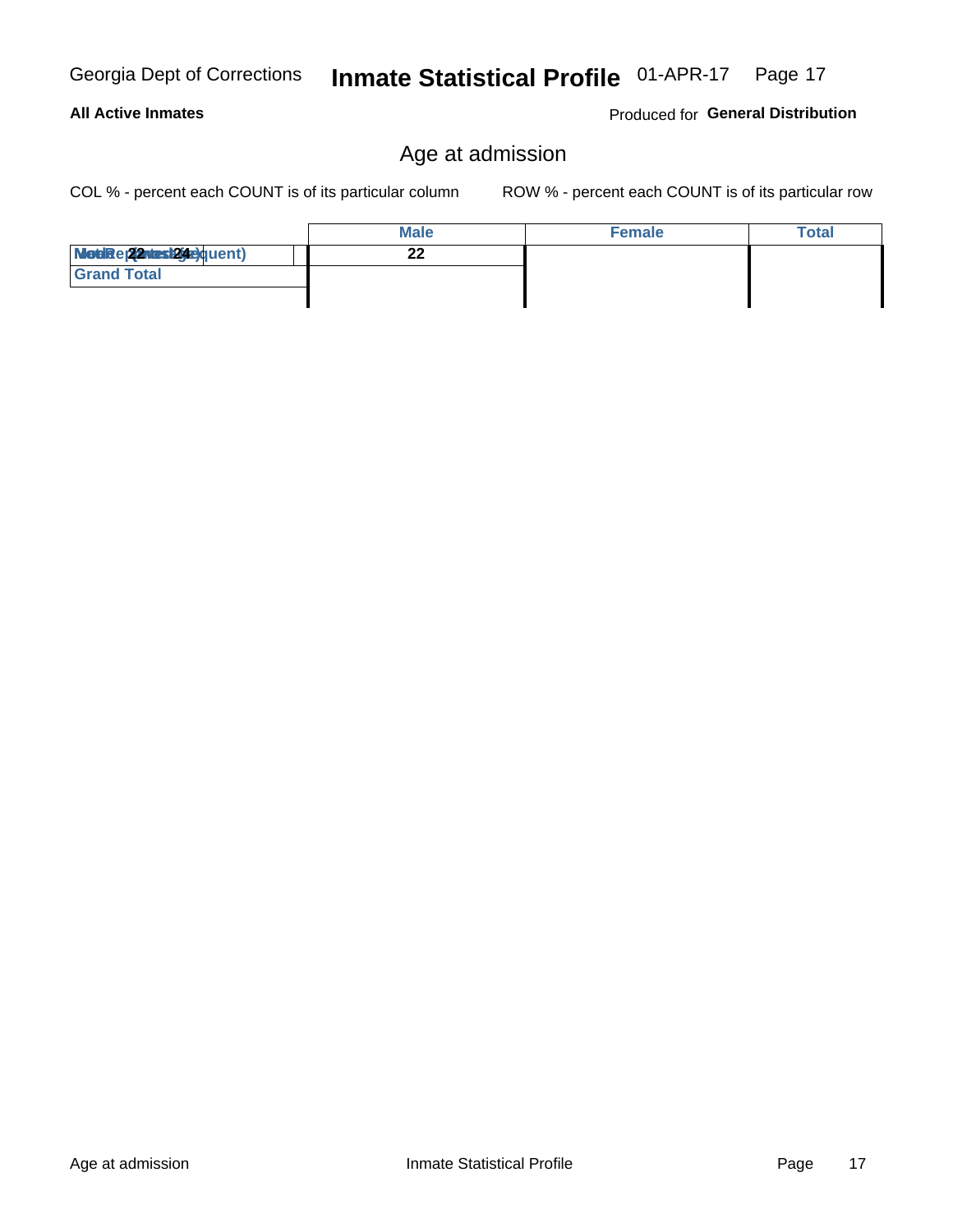# Age at admission

**All Active Inmates** — Produced for **General Distribution**

COL % - percent each COUNT is of its particular column ROW % - percent each COUNT is of its particular row

| | Male | Female | Total |
|---|---|---|---|
| Mode (most frequent) / Median (Average) 22 / 24 | 22 | | |
| Grand Total | | | |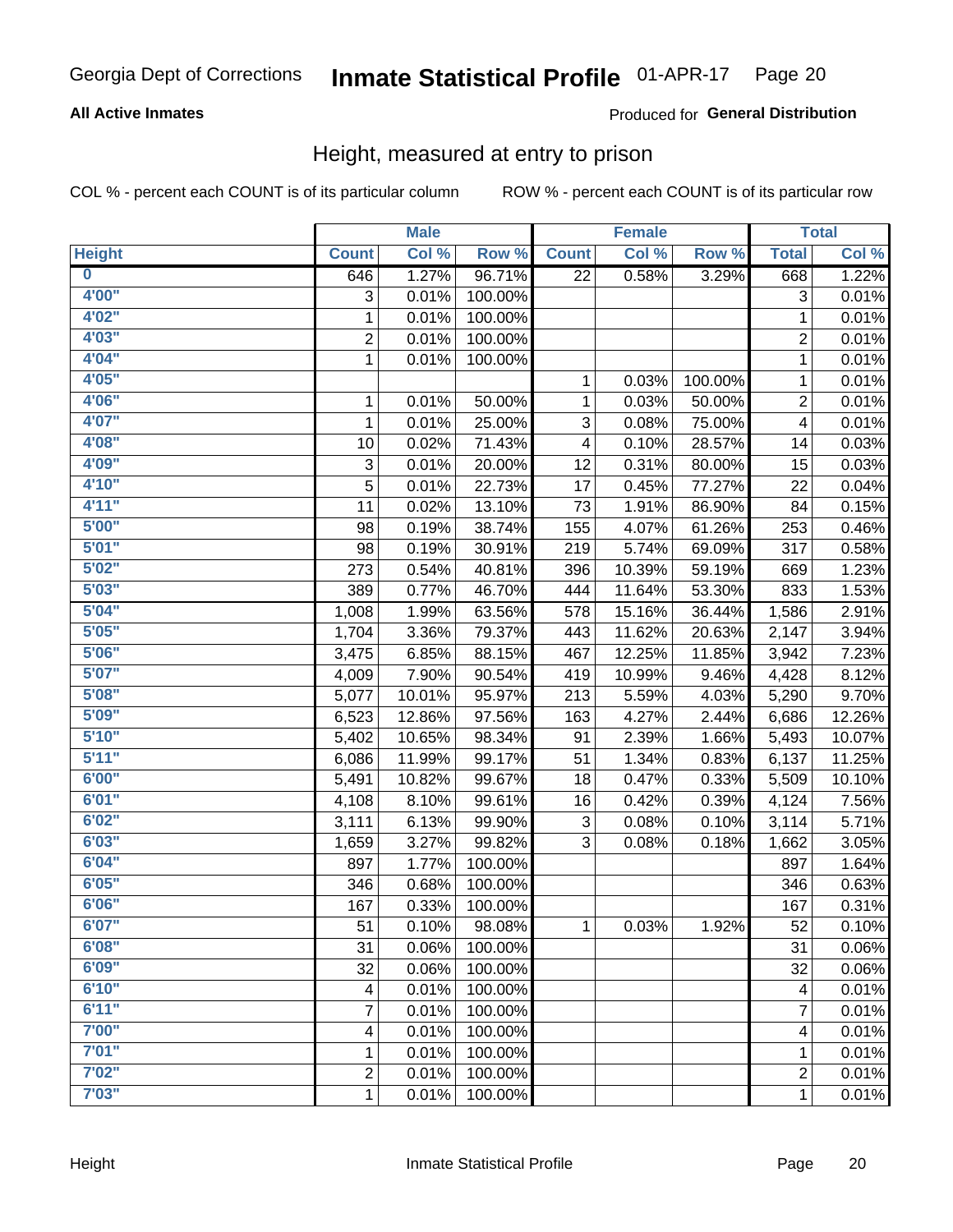Georgia Dept of Corrections **Inmate Statistical Profile** 01-APR-17 Page 20

**All Active Inmates**

Produced for **General Distribution**

## Height, measured at entry to prison

COL % - percent each COUNT is of its particular column ROW % - percent each COUNT is of its particular row

| | Male | | | Female | | | Total | |
|---|---|---|---|---|---|---|---|---|
| **Height** | **Count** | **Col %** | **Row %** | **Count** | **Col %** | **Row %** | **Total** | **Col %** |
| 0 | 646 | 1.27% | 96.71% | 22 | 0.58% | 3.29% | 668 | 1.22% |
| 4'00" | 3 | 0.01% | 100.00% | | | | 3 | 0.01% |
| 4'02" | 1 | 0.01% | 100.00% | | | | 1 | 0.01% |
| 4'03" | 2 | 0.01% | 100.00% | | | | 2 | 0.01% |
| 4'04" | 1 | 0.01% | 100.00% | | | | 1 | 0.01% |
| 4'05" | | | | 1 | 0.03% | 100.00% | 1 | 0.01% |
| 4'06" | 1 | 0.01% | 50.00% | 1 | 0.03% | 50.00% | 2 | 0.01% |
| 4'07" | 1 | 0.01% | 25.00% | 3 | 0.08% | 75.00% | 4 | 0.01% |
| 4'08" | 10 | 0.02% | 71.43% | 4 | 0.10% | 28.57% | 14 | 0.03% |
| 4'09" | 3 | 0.01% | 20.00% | 12 | 0.31% | 80.00% | 15 | 0.03% |
| 4'10" | 5 | 0.01% | 22.73% | 17 | 0.45% | 77.27% | 22 | 0.04% |
| 4'11" | 11 | 0.02% | 13.10% | 73 | 1.91% | 86.90% | 84 | 0.15% |
| 5'00" | 98 | 0.19% | 38.74% | 155 | 4.07% | 61.26% | 253 | 0.46% |
| 5'01" | 98 | 0.19% | 30.91% | 219 | 5.74% | 69.09% | 317 | 0.58% |
| 5'02" | 273 | 0.54% | 40.81% | 396 | 10.39% | 59.19% | 669 | 1.23% |
| 5'03" | 389 | 0.77% | 46.70% | 444 | 11.64% | 53.30% | 833 | 1.53% |
| 5'04" | 1,008 | 1.99% | 63.56% | 578 | 15.16% | 36.44% | 1,586 | 2.91% |
| 5'05" | 1,704 | 3.36% | 79.37% | 443 | 11.62% | 20.63% | 2,147 | 3.94% |
| 5'06" | 3,475 | 6.85% | 88.15% | 467 | 12.25% | 11.85% | 3,942 | 7.23% |
| 5'07" | 4,009 | 7.90% | 90.54% | 419 | 10.99% | 9.46% | 4,428 | 8.12% |
| 5'08" | 5,077 | 10.01% | 95.97% | 213 | 5.59% | 4.03% | 5,290 | 9.70% |
| 5'09" | 6,523 | 12.86% | 97.56% | 163 | 4.27% | 2.44% | 6,686 | 12.26% |
| 5'10" | 5,402 | 10.65% | 98.34% | 91 | 2.39% | 1.66% | 5,493 | 10.07% |
| 5'11" | 6,086 | 11.99% | 99.17% | 51 | 1.34% | 0.83% | 6,137 | 11.25% |
| 6'00" | 5,491 | 10.82% | 99.67% | 18 | 0.47% | 0.33% | 5,509 | 10.10% |
| 6'01" | 4,108 | 8.10% | 99.61% | 16 | 0.42% | 0.39% | 4,124 | 7.56% |
| 6'02" | 3,111 | 6.13% | 99.90% | 3 | 0.08% | 0.10% | 3,114 | 5.71% |
| 6'03" | 1,659 | 3.27% | 99.82% | 3 | 0.08% | 0.18% | 1,662 | 3.05% |
| 6'04" | 897 | 1.77% | 100.00% | | | | 897 | 1.64% |
| 6'05" | 346 | 0.68% | 100.00% | | | | 346 | 0.63% |
| 6'06" | 167 | 0.33% | 100.00% | | | | 167 | 0.31% |
| 6'07" | 51 | 0.10% | 98.08% | 1 | 0.03% | 1.92% | 52 | 0.10% |
| 6'08" | 31 | 0.06% | 100.00% | | | | 31 | 0.06% |
| 6'09" | 32 | 0.06% | 100.00% | | | | 32 | 0.06% |
| 6'10" | 4 | 0.01% | 100.00% | | | | 4 | 0.01% |
| 6'11" | 7 | 0.01% | 100.00% | | | | 7 | 0.01% |
| 7'00" | 4 | 0.01% | 100.00% | | | | 4 | 0.01% |
| 7'01" | 1 | 0.01% | 100.00% | | | | 1 | 0.01% |
| 7'02" | 2 | 0.01% | 100.00% | | | | 2 | 0.01% |
| 7'03" | 1 | 0.01% | 100.00% | | | | 1 | 0.01% |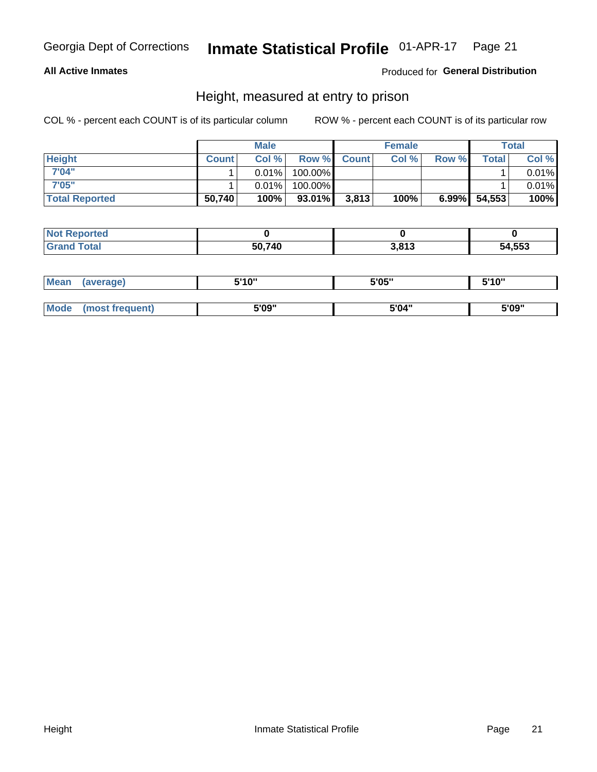Georgia Dept of Corrections **Inshate Statistical Profile** 01-APR-17

**All Active Inmates** Produced for **General Distribution**

## Height, measured at entry to prison

COL % - percent each COUNT is of its particular column ROW % - percent each COUNT is of its particular row

| | Male | | | Female | | | Total | |
|---|---|---|---|---|---|---|---|---|
| **Height** | **Count** | **Col %** | **Row %** | **Count** | **Col %** | **Row %** | **Total** | **Col %** |
| 7'04" | 1 | 0.01% | 100.00% | | | | 1 | 0.01% |
| 7'05" | 1 | 0.01% | 100.00% | | | | 1 | 0.01% |
| **Total Reported** | **50,740** | **100%** | **93.01%** | **3,813** | **100%** | **6.99%** | **54,553** | **100%** |

| | Male | Female | Total |
|---|---|---|---|
| **Not Reported** | **0** | **0** | **0** |
| **Grand Total** | **50,740** | **3,813** | **54,553** |

| | Male | Female | Total |
|---|---|---|---|
| **Mean (average)** | **5'10"** | **5'05"** | **5'10"** |
| **Mode (most frequent)** | **5'09"** | **5'04"** | **5'09"** |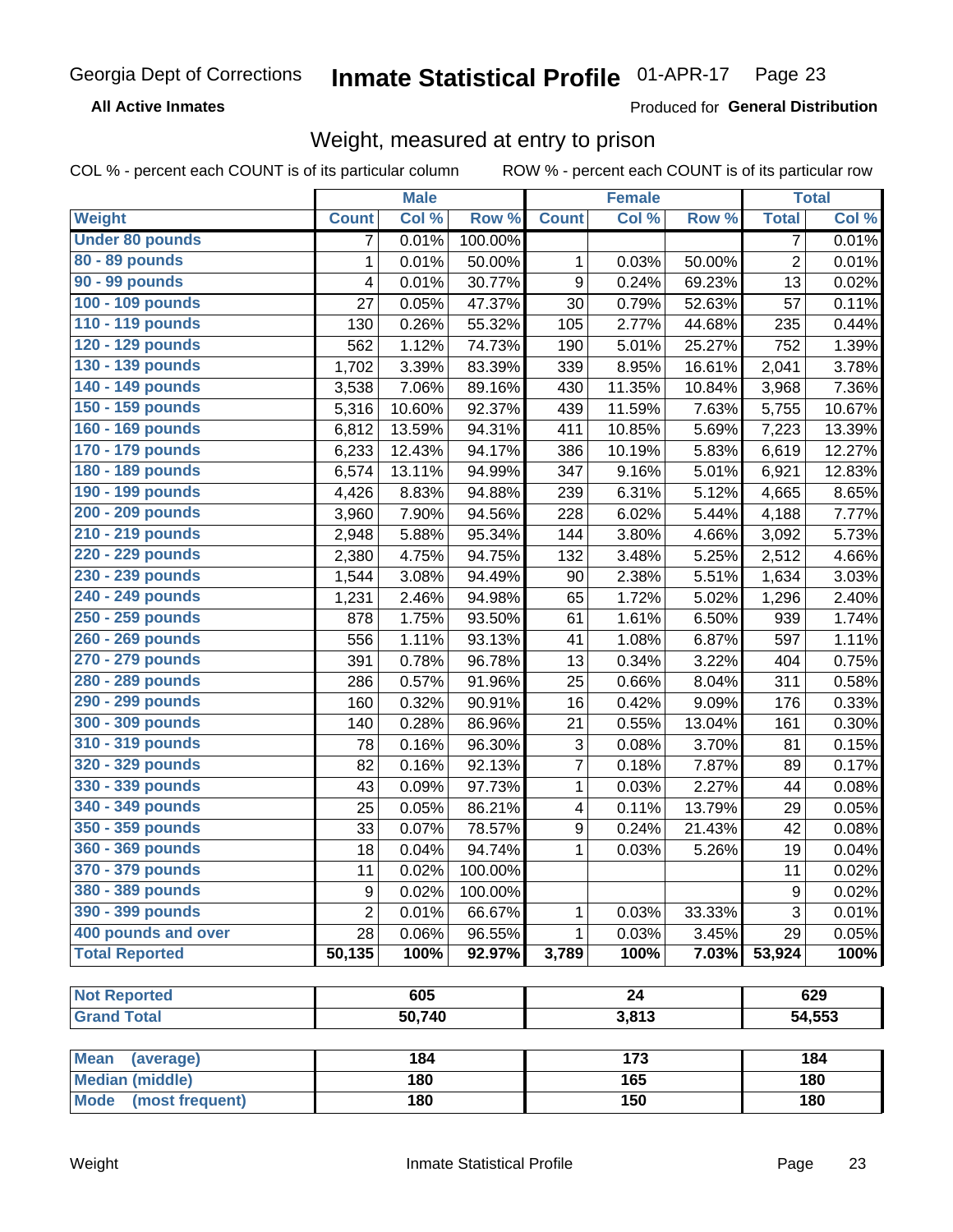Georgia Dept of Corrections **Inmate Statistical Profile** 01-APR-17

**All Active Inmates** Produced for **General Distribution**

## Weight, measured at entry to prison

COL % - percent each COUNT is of its particular column ROW % - percent each COUNT is of its particular row

| | Male | | | Female | | | Total | |
|---|---|---|---|---|---|---|---|---|
| **Weight** | **Count** | **Col %** | **Row %** | **Count** | **Col %** | **Row %** | **Total** | **Col %** |
| Under 80 pounds | 7 | 0.01% | 100.00% | | | | 7 | 0.01% |
| 80 - 89 pounds | 1 | 0.01% | 50.00% | 1 | 0.03% | 50.00% | 2 | 0.01% |
| 90 - 99 pounds | 4 | 0.01% | 30.77% | 9 | 0.24% | 69.23% | 13 | 0.02% |
| 100 - 109 pounds | 27 | 0.05% | 47.37% | 30 | 0.79% | 52.63% | 57 | 0.11% |
| 110 - 119 pounds | 130 | 0.26% | 55.32% | 105 | 2.77% | 44.68% | 235 | 0.44% |
| 120 - 129 pounds | 562 | 1.12% | 74.73% | 190 | 5.01% | 25.27% | 752 | 1.39% |
| 130 - 139 pounds | 1,702 | 3.39% | 83.39% | 339 | 8.95% | 16.61% | 2,041 | 3.78% |
| 140 - 149 pounds | 3,538 | 7.06% | 89.16% | 430 | 11.35% | 10.84% | 3,968 | 7.36% |
| 150 - 159 pounds | 5,316 | 10.60% | 92.37% | 439 | 11.59% | 7.63% | 5,755 | 10.67% |
| 160 - 169 pounds | 6,812 | 13.59% | 94.31% | 411 | 10.85% | 5.69% | 7,223 | 13.39% |
| 170 - 179 pounds | 6,233 | 12.43% | 94.17% | 386 | 10.19% | 5.83% | 6,619 | 12.27% |
| 180 - 189 pounds | 6,574 | 13.11% | 94.99% | 347 | 9.16% | 5.01% | 6,921 | 12.83% |
| 190 - 199 pounds | 4,426 | 8.83% | 94.88% | 239 | 6.31% | 5.12% | 4,665 | 8.65% |
| 200 - 209 pounds | 3,960 | 7.90% | 94.56% | 228 | 6.02% | 5.44% | 4,188 | 7.77% |
| 210 - 219 pounds | 2,948 | 5.88% | 95.34% | 144 | 3.80% | 4.66% | 3,092 | 5.73% |
| 220 - 229 pounds | 2,380 | 4.75% | 94.75% | 132 | 3.48% | 5.25% | 2,512 | 4.66% |
| 230 - 239 pounds | 1,544 | 3.08% | 94.49% | 90 | 2.38% | 5.51% | 1,634 | 3.03% |
| 240 - 249 pounds | 1,231 | 2.46% | 94.98% | 65 | 1.72% | 5.02% | 1,296 | 2.40% |
| 250 - 259 pounds | 878 | 1.75% | 93.50% | 61 | 1.61% | 6.50% | 939 | 1.74% |
| 260 - 269 pounds | 556 | 1.11% | 93.13% | 41 | 1.08% | 6.87% | 597 | 1.11% |
| 270 - 279 pounds | 391 | 0.78% | 96.78% | 13 | 0.34% | 3.22% | 404 | 0.75% |
| 280 - 289 pounds | 286 | 0.57% | 91.96% | 25 | 0.66% | 8.04% | 311 | 0.58% |
| 290 - 299 pounds | 160 | 0.32% | 90.91% | 16 | 0.42% | 9.09% | 176 | 0.33% |
| 300 - 309 pounds | 140 | 0.28% | 86.96% | 21 | 0.55% | 13.04% | 161 | 0.30% |
| 310 - 319 pounds | 78 | 0.16% | 96.30% | 3 | 0.08% | 3.70% | 81 | 0.15% |
| 320 - 329 pounds | 82 | 0.16% | 92.13% | 7 | 0.18% | 7.87% | 89 | 0.17% |
| 330 - 339 pounds | 43 | 0.09% | 97.73% | 1 | 0.03% | 2.27% | 44 | 0.08% |
| 340 - 349 pounds | 25 | 0.05% | 86.21% | 4 | 0.11% | 13.79% | 29 | 0.05% |
| 350 - 359 pounds | 33 | 0.07% | 78.57% | 9 | 0.24% | 21.43% | 42 | 0.08% |
| 360 - 369 pounds | 18 | 0.04% | 94.74% | 1 | 0.03% | 5.26% | 19 | 0.04% |
| 370 - 379 pounds | 11 | 0.02% | 100.00% | | | | 11 | 0.02% |
| 380 - 389 pounds | 9 | 0.02% | 100.00% | | | | 9 | 0.02% |
| 390 - 399 pounds | 2 | 0.01% | 66.67% | 1 | 0.03% | 33.33% | 3 | 0.01% |
| 400 pounds and over | 28 | 0.06% | 96.55% | 1 | 0.03% | 3.45% | 29 | 0.05% |
| **Total Reported** | **50,135** | **100%** | **92.97%** | **3,789** | **100%** | **7.03%** | **53,924** | **100%** |

| | Male | Female | Total |
|---|---|---|---|
| **Not Reported** | **605** | **24** | **629** |
| **Grand Total** | **50,740** | **3,813** | **54,553** |

| | Male | Female | Total |
|---|---|---|---|
| **Mean (average)** | **184** | **173** | **184** |
| **Median (middle)** | **180** | **165** | **180** |
| **Mode (most frequent)** | **180** | **150** | **180** |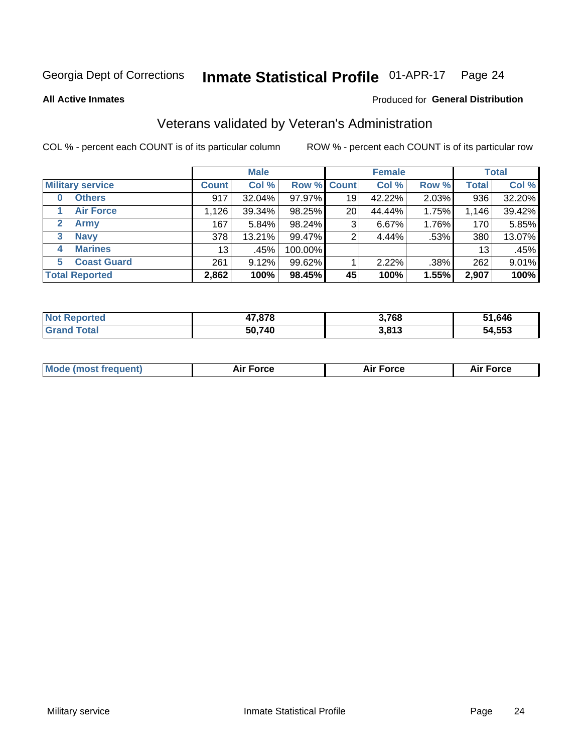Georgia Dept of Corrections **Inmate Statistical Profile** 01-APR-17

**All Active Inmates**

Produced for **General Distribution**

## Veterans validated by Veteran's Administration

COL % - percent each COUNT is of its particular column ROW % - percent each COUNT is of its particular row

| Military service | Male | | | Female | | | Total | |
|---|---|---|---|---|---|---|---|---|
| | Count | Col % | Row % | Count | Col % | Row % | Total | Col % |
| 0 Others | 917 | 32.04% | 97.97% | 19 | 42.22% | 2.03% | 936 | 32.20% |
| 1 Air Force | 1,126 | 39.34% | 98.25% | 20 | 44.44% | 1.75% | 1,146 | 39.42% |
| 2 Army | 167 | 5.84% | 98.24% | 3 | 6.67% | 1.76% | 170 | 5.85% |
| 3 Navy | 378 | 13.21% | 99.47% | 2 | 4.44% | .53% | 380 | 13.07% |
| 4 Marines | 13 | .45% | 100.00% | | | | 13 | .45% |
| 5 Coast Guard | 261 | 9.12% | 99.62% | 1 | 2.22% | .38% | 262 | 9.01% |
| **Total Reported** | **2,862** | **100%** | **98.45%** | **45** | **100%** | **1.55%** | **2,907** | **100%** |

| | Male | Female | Total |
|---|---|---|---|
| Not Reported | 47,878 | 3,768 | 51,646 |
| Grand Total | 50,740 | 3,813 | 54,553 |

| | Male | Female | Total |
|---|---|---|---|
| Mode (most frequent) | Air Force | Air Force | Air Force |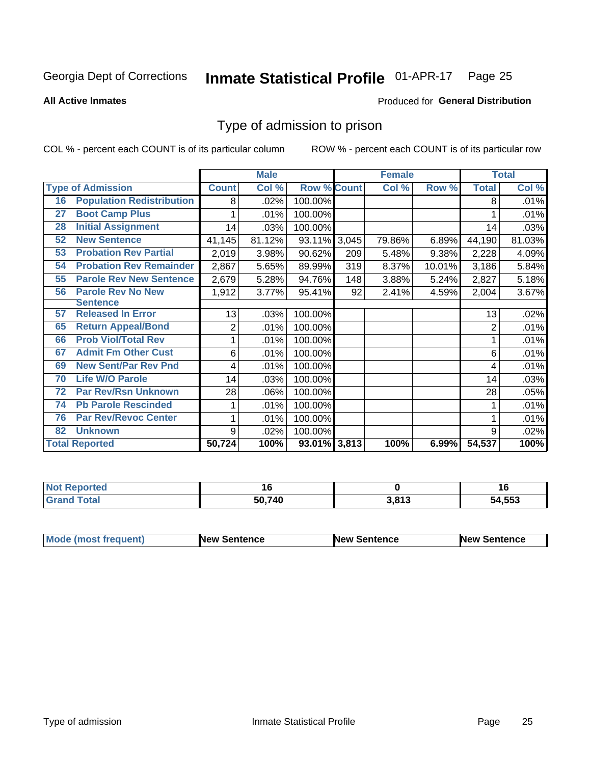Georgia Dept of Corrections **Inmate Statistical Profile** 01-APR-17

**All Active Inmates**

Produced for **General Distribution**

## Type of admission to prison

COL % - percent each COUNT is of its particular column ROW % - percent each COUNT is of its particular row

| Type of Admission | | Male | | | Female | | | Total | |
|---|---|---|---|---|---|---|---|---|---|
| | | Count | Col % | Row % | Count | Col % | Row % | Total | Col % |
| 16 | Population Redistribution | 8 | .02% | 100.00% | | | | 8 | .01% |
| 27 | Boot Camp Plus | 1 | .01% | 100.00% | | | | 1 | .01% |
| 28 | Initial Assignment | 14 | .03% | 100.00% | | | | 14 | .03% |
| 52 | New Sentence | 41,145 | 81.12% | 93.11% | 3,045 | 79.86% | 6.89% | 44,190 | 81.03% |
| 53 | Probation Rev Partial | 2,019 | 3.98% | 90.62% | 209 | 5.48% | 9.38% | 2,228 | 4.09% |
| 54 | Probation Rev Remainder | 2,867 | 5.65% | 89.99% | 319 | 8.37% | 10.01% | 3,186 | 5.84% |
| 55 | Parole Rev New Sentence | 2,679 | 5.28% | 94.76% | 148 | 3.88% | 5.24% | 2,827 | 5.18% |
| 56 | Parole Rev No New Sentence | 1,912 | 3.77% | 95.41% | 92 | 2.41% | 4.59% | 2,004 | 3.67% |
| 57 | Released In Error | 13 | .03% | 100.00% | | | | 13 | .02% |
| 65 | Return Appeal/Bond | 2 | .01% | 100.00% | | | | 2 | .01% |
| 66 | Prob Viol/Total Rev | 1 | .01% | 100.00% | | | | 1 | .01% |
| 67 | Admit Fm Other Cust | 6 | .01% | 100.00% | | | | 6 | .01% |
| 69 | New Sent/Par Rev Pnd | 4 | .01% | 100.00% | | | | 4 | .01% |
| 70 | Life W/O Parole | 14 | .03% | 100.00% | | | | 14 | .03% |
| 72 | Par Rev/Rsn Unknown | 28 | .06% | 100.00% | | | | 28 | .05% |
| 74 | Pb Parole Rescinded | 1 | .01% | 100.00% | | | | 1 | .01% |
| 76 | Par Rev/Revoc Center | 1 | .01% | 100.00% | | | | 1 | .01% |
| 82 | Unknown | 9 | .02% | 100.00% | | | | 9 | .02% |
| **Total Reported** | | **50,724** | **100%** | **93.01%** | **3,813** | **100%** | **6.99%** | **54,537** | **100%** |

| | Male | Female | Total |
|---|---|---|---|
| Not Reported | 16 | 0 | 16 |
| Grand Total | 50,740 | 3,813 | 54,553 |

| | Male | Female | Total |
|---|---|---|---|
| Mode (most frequent) | New Sentence | New Sentence | New Sentence |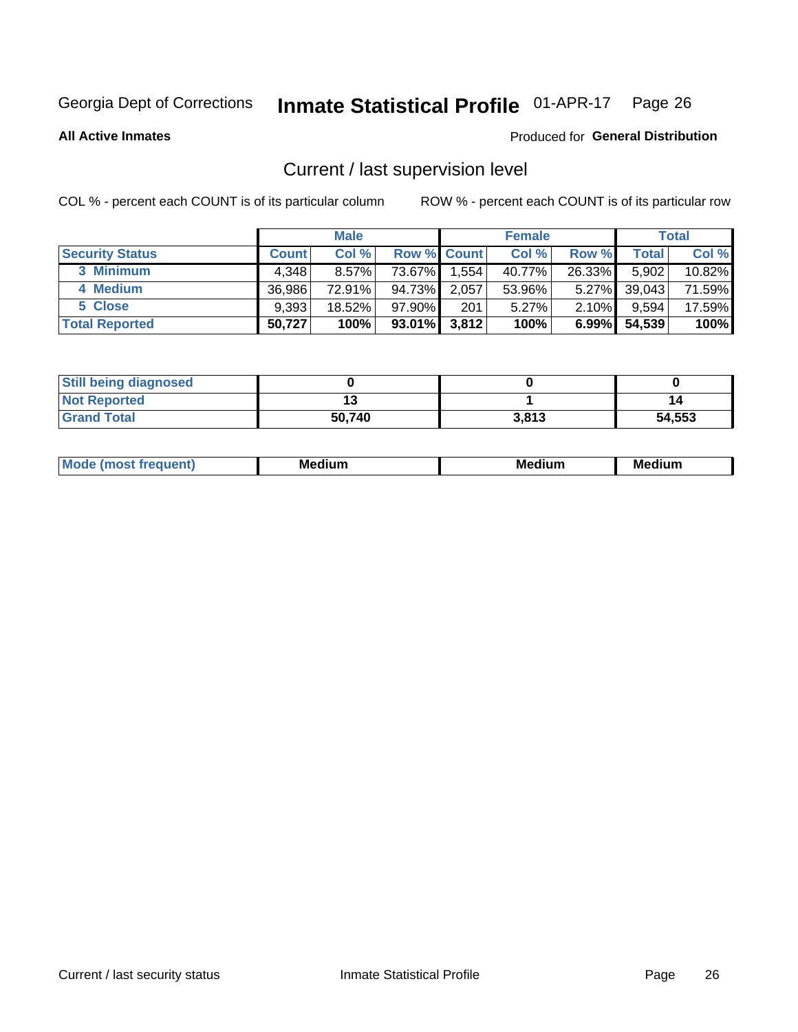Georgia Dept of Corrections **Inmate Statistical Profile** 01-APR-17

**All Active Inmates**

Produced for **General Distribution**

## Current / last supervision level

COL % - percent each COUNT is of its particular column

ROW % - percent each COUNT is of its particular row

| | Male | | | Female | | | Total | |
|---|---|---|---|---|---|---|---|---|
| **Security Status** | **Count** | **Col %** | **Row %** | **Count** | **Col %** | **Row %** | **Total** | **Col %** |
| 3 Minimum | 4,348 | 8.57% | 73.67% | 1,554 | 40.77% | 26.33% | 5,902 | 10.82% |
| 4 Medium | 36,986 | 72.91% | 94.73% | 2,057 | 53.96% | 5.27% | 39,043 | 71.59% |
| 5 Close | 9,393 | 18.52% | 97.90% | 201 | 5.27% | 2.10% | 9,594 | 17.59% |
| **Total Reported** | **50,727** | **100%** | **93.01%** | **3,812** | **100%** | **6.99%** | **54,539** | **100%** |

| | Male | Female | Total |
|---|---|---|---|
| **Still being diagnosed** | **0** | **0** | **0** |
| **Not Reported** | **13** | **1** | **14** |
| **Grand Total** | **50,740** | **3,813** | **54,553** |

| | Male | Female | Total |
|---|---|---|---|
| **Mode (most frequent)** | **Medium** | **Medium** | **Medium** |

Current / last security status

Inmate Statistical Profile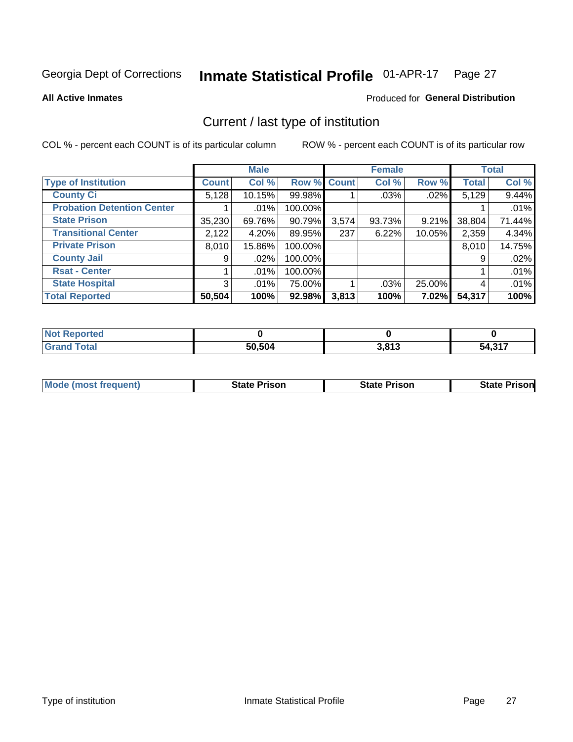Georgia Dept of Corrections **Inmate Statistical Profile** 01-APR-17

**All Active Inmates** Produced for **General Distribution**

## Current / last type of institution

COL % - percent each COUNT is of its particular column ROW % - percent each COUNT is of its particular row

| | Male | | | Female | | | Total | |
|---|---|---|---|---|---|---|---|---|
| **Type of Institution** | **Count** | **Col %** | **Row %** | **Count** | **Col %** | **Row %** | **Total** | **Col %** |
| **County Ci** | 5,128 | 10.15% | 99.98% | 1 | .03% | .02% | 5,129 | 9.44% |
| **Probation Detention Center** | 1 | .01% | 100.00% | | | | 1 | .01% |
| **State Prison** | 35,230 | 69.76% | 90.79% | 3,574 | 93.73% | 9.21% | 38,804 | 71.44% |
| **Transitional Center** | 2,122 | 4.20% | 89.95% | 237 | 6.22% | 10.05% | 2,359 | 4.34% |
| **Private Prison** | 8,010 | 15.86% | 100.00% | | | | 8,010 | 14.75% |
| **County Jail** | 9 | .02% | 100.00% | | | | 9 | .02% |
| **Rsat - Center** | 1 | .01% | 100.00% | | | | 1 | .01% |
| **State Hospital** | 3 | .01% | 75.00% | 1 | .03% | 25.00% | 4 | .01% |
| **Total Reported** | **50,504** | **100%** | **92.98%** | **3,813** | **100%** | **7.02%** | **54,317** | **100%** |

| | Male | Female | Total |
|---|---|---|---|
| **Not Reported** | **0** | **0** | **0** |
| **Grand Total** | **50,504** | **3,813** | **54,317** |

| | Male | Female | Total |
|---|---|---|---|
| **Mode (most frequent)** | **State Prison** | **State Prison** | **State Prison** |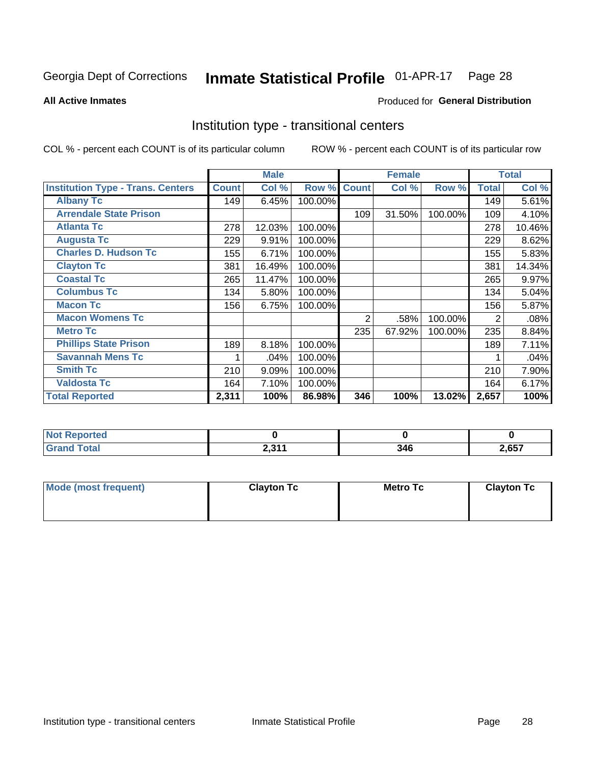Georgia Dept of Corrections **Inmate Statistical Profile** 01-APR-17 Page 28

**All Active Inmates**

Produced for **General Distribution**

## Institution type - transitional centers

COL % - percent each COUNT is of its particular column

ROW % - percent each COUNT is of its particular row

| | Male | | | Female | | | Total | |
|---|---|---|---|---|---|---|---|---|
| **Institution Type - Trans. Centers** | **Count** | **Col %** | **Row %** | **Count** | **Col %** | **Row %** | **Total** | **Col %** |
| **Albany Tc** | 149 | 6.45% | 100.00% | | | | 149 | 5.61% |
| **Arrendale State Prison** | | | | 109 | 31.50% | 100.00% | 109 | 4.10% |
| **Atlanta Tc** | 278 | 12.03% | 100.00% | | | | 278 | 10.46% |
| **Augusta Tc** | 229 | 9.91% | 100.00% | | | | 229 | 8.62% |
| **Charles D. Hudson Tc** | 155 | 6.71% | 100.00% | | | | 155 | 5.83% |
| **Clayton Tc** | 381 | 16.49% | 100.00% | | | | 381 | 14.34% |
| **Coastal Tc** | 265 | 11.47% | 100.00% | | | | 265 | 9.97% |
| **Columbus Tc** | 134 | 5.80% | 100.00% | | | | 134 | 5.04% |
| **Macon Tc** | 156 | 6.75% | 100.00% | | | | 156 | 5.87% |
| **Macon Womens Tc** | | | | 2 | .58% | 100.00% | 2 | .08% |
| **Metro Tc** | | | | 235 | 67.92% | 100.00% | 235 | 8.84% |
| **Phillips State Prison** | 189 | 8.18% | 100.00% | | | | 189 | 7.11% |
| **Savannah Mens Tc** | 1 | .04% | 100.00% | | | | 1 | .04% |
| **Smith Tc** | 210 | 9.09% | 100.00% | | | | 210 | 7.90% |
| **Valdosta Tc** | 164 | 7.10% | 100.00% | | | | 164 | 6.17% |
| **Total Reported** | **2,311** | **100%** | **86.98%** | **346** | **100%** | **13.02%** | **2,657** | **100%** |

| | Male | Female | Total |
|---|---|---|---|
| **Not Reported** | **0** | **0** | **0** |
| **Grand Total** | **2,311** | **346** | **2,657** |

| | Male | Female | Total |
|---|---|---|---|
| **Mode (most frequent)** | **Clayton Tc** | **Metro Tc** | **Clayton Tc** |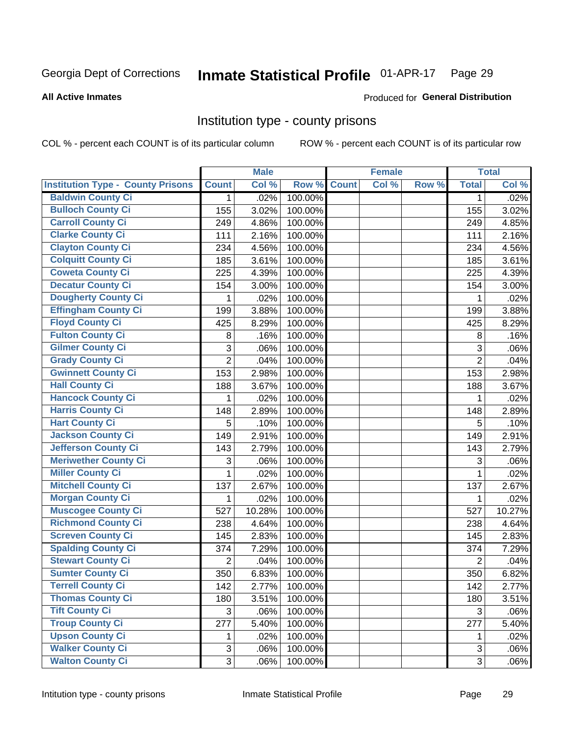Georgia Dept of Corrections **Inmate Statistical Profile** 01-APR-17

**All Active Inmates**

Produced for **General Distribution**

## Institution type - county prisons

COL % - percent each COUNT is of its particular column

ROW % - percent each COUNT is of its particular row

| Institution Type - County Prisons | Male | | | Female | | | Total | |
|---|---|---|---|---|---|---|---|---|
| | Count | Col % | Row % | Count | Col % | Row % | Total | Col % |
| Baldwin County Ci | 1 | .02% | 100.00% | | | | 1 | .02% |
| Bulloch County Ci | 155 | 3.02% | 100.00% | | | | 155 | 3.02% |
| Carroll County Ci | 249 | 4.86% | 100.00% | | | | 249 | 4.85% |
| Clarke County Ci | 111 | 2.16% | 100.00% | | | | 111 | 2.16% |
| Clayton County Ci | 234 | 4.56% | 100.00% | | | | 234 | 4.56% |
| Colquitt County Ci | 185 | 3.61% | 100.00% | | | | 185 | 3.61% |
| Coweta County Ci | 225 | 4.39% | 100.00% | | | | 225 | 4.39% |
| Decatur County Ci | 154 | 3.00% | 100.00% | | | | 154 | 3.00% |
| Dougherty County Ci | 1 | .02% | 100.00% | | | | 1 | .02% |
| Effingham County Ci | 199 | 3.88% | 100.00% | | | | 199 | 3.88% |
| Floyd County Ci | 425 | 8.29% | 100.00% | | | | 425 | 8.29% |
| Fulton County Ci | 8 | .16% | 100.00% | | | | 8 | .16% |
| Gilmer County Ci | 3 | .06% | 100.00% | | | | 3 | .06% |
| Grady County Ci | 2 | .04% | 100.00% | | | | 2 | .04% |
| Gwinnett County Ci | 153 | 2.98% | 100.00% | | | | 153 | 2.98% |
| Hall County Ci | 188 | 3.67% | 100.00% | | | | 188 | 3.67% |
| Hancock County Ci | 1 | .02% | 100.00% | | | | 1 | .02% |
| Harris County Ci | 148 | 2.89% | 100.00% | | | | 148 | 2.89% |
| Hart County Ci | 5 | .10% | 100.00% | | | | 5 | .10% |
| Jackson County Ci | 149 | 2.91% | 100.00% | | | | 149 | 2.91% |
| Jefferson County Ci | 143 | 2.79% | 100.00% | | | | 143 | 2.79% |
| Meriwether County Ci | 3 | .06% | 100.00% | | | | 3 | .06% |
| Miller County Ci | 1 | .02% | 100.00% | | | | 1 | .02% |
| Mitchell County Ci | 137 | 2.67% | 100.00% | | | | 137 | 2.67% |
| Morgan County Ci | 1 | .02% | 100.00% | | | | 1 | .02% |
| Muscogee County Ci | 527 | 10.28% | 100.00% | | | | 527 | 10.27% |
| Richmond County Ci | 238 | 4.64% | 100.00% | | | | 238 | 4.64% |
| Screven County Ci | 145 | 2.83% | 100.00% | | | | 145 | 2.83% |
| Spalding County Ci | 374 | 7.29% | 100.00% | | | | 374 | 7.29% |
| Stewart County Ci | 2 | .04% | 100.00% | | | | 2 | .04% |
| Sumter County Ci | 350 | 6.83% | 100.00% | | | | 350 | 6.82% |
| Terrell County Ci | 142 | 2.77% | 100.00% | | | | 142 | 2.77% |
| Thomas County Ci | 180 | 3.51% | 100.00% | | | | 180 | 3.51% |
| Tift County Ci | 3 | .06% | 100.00% | | | | 3 | .06% |
| Troup County Ci | 277 | 5.40% | 100.00% | | | | 277 | 5.40% |
| Upson County Ci | 1 | .02% | 100.00% | | | | 1 | .02% |
| Walker County Ci | 3 | .06% | 100.00% | | | | 3 | .06% |
| Walton County Ci | 3 | .06% | 100.00% | | | | 3 | .06% |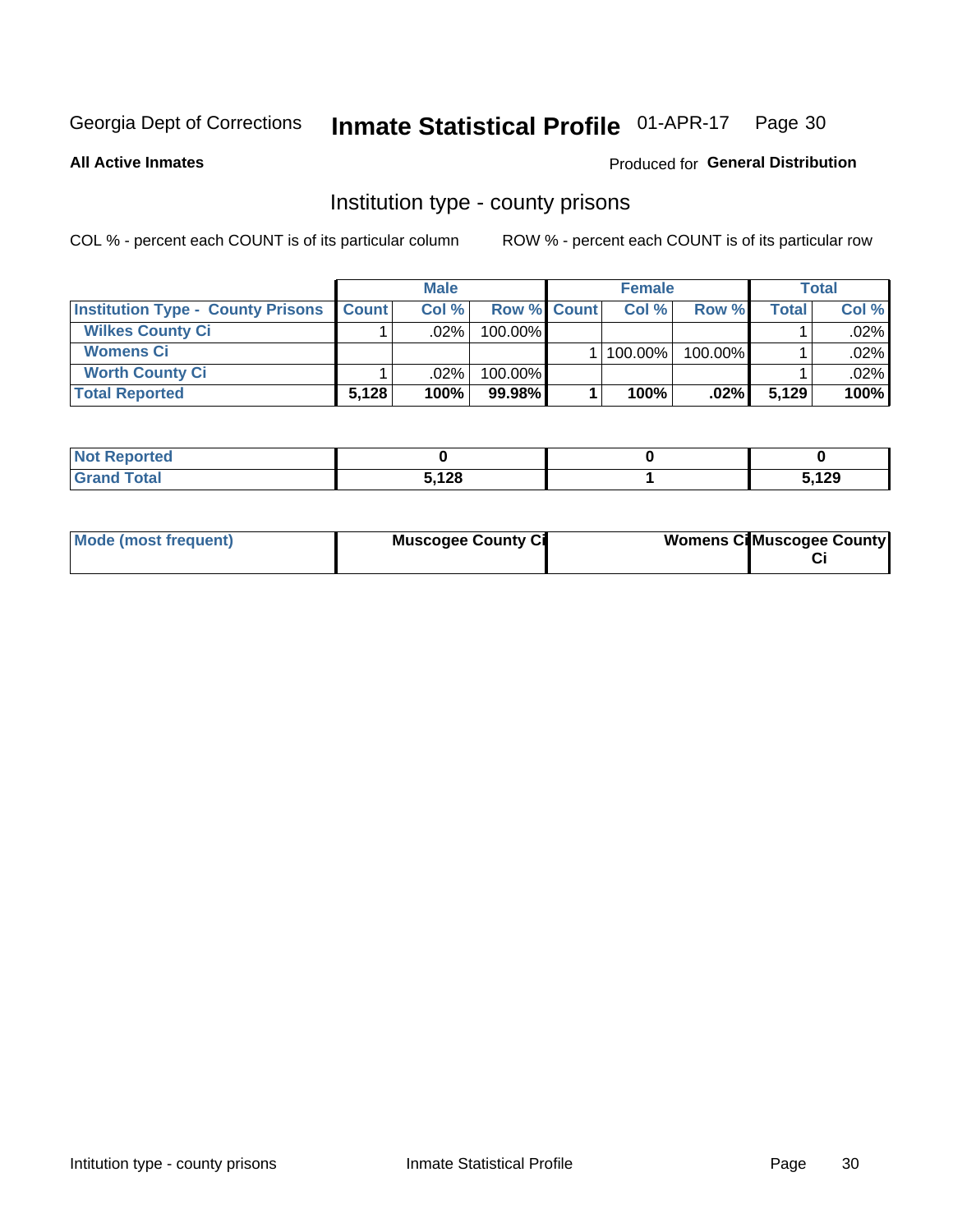Georgia Dept of Corrections **Inmate Statistical Profile** 01-APR-17 Page 30

**All Active Inmates**

Produced for **General Distribution**

## Institution type - county prisons

COL % - percent each COUNT is of its particular column

ROW % - percent each COUNT is of its particular row

| | Male | | | Female | | | Total | |
|---|---|---|---|---|---|---|---|---|
| **Institution Type - County Prisons** | **Count** | **Col %** | **Row %** | **Count** | **Col %** | **Row %** | **Total** | **Col %** |
| **Wilkes County Ci** | 1 | .02% | 100.00% | | | | 1 | .02% |
| **Womens Ci** | | | | 1 | 100.00% | 100.00% | 1 | .02% |
| **Worth County Ci** | 1 | .02% | 100.00% | | | | 1 | .02% |
| **Total Reported** | **5,128** | **100%** | **99.98%** | **1** | **100%** | **.02%** | **5,129** | **100%** |

| | Male | Female | Total |
|---|---|---|---|
| **Not Reported** | **0** | **0** | **0** |
| **Grand Total** | **5,128** | **1** | **5,129** |

| | Male | Female | Total |
|---|---|---|---|
| **Mode (most frequent)** | **Muscogee County Ci** | **Womens Ci** | **Muscogee County Ci** |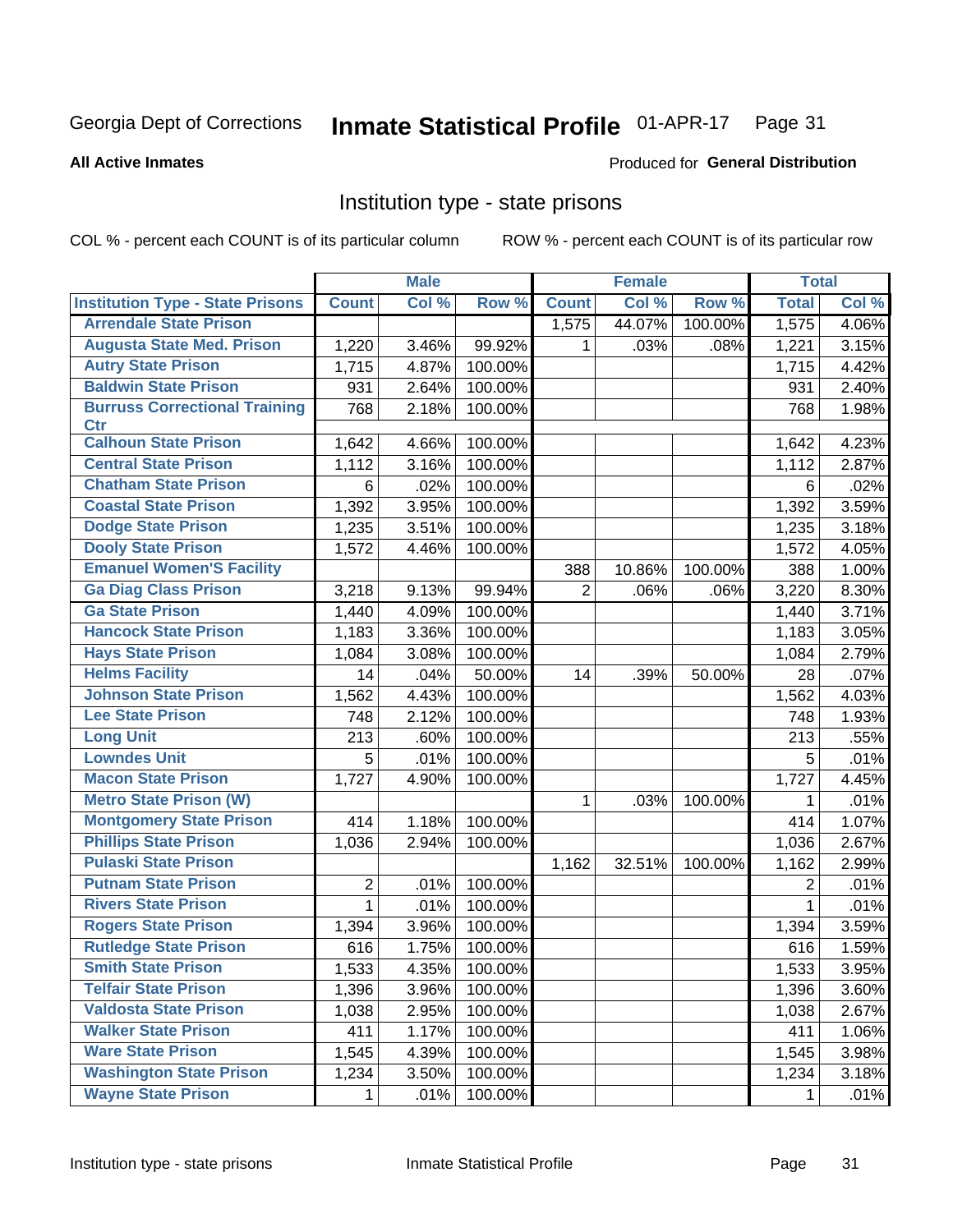Georgia Dept of Corrections **Inmate Statistical Profile** 01-APR-17

**All Active Inmates**

Produced for **General Distribution**

## Institution type - state prisons

COL % - percent each COUNT is of its particular column ROW % - percent each COUNT is of its particular row

| | Male | | | Female | | | Total | |
|---|---|---|---|---|---|---|---|---|
| Institution Type - State Prisons | Count | Col % | Row % | Count | Col % | Row % | Total | Col % |
| Arrendale State Prison | | | | 1,575 | 44.07% | 100.00% | 1,575 | 4.06% |
| Augusta State Med. Prison | 1,220 | 3.46% | 99.92% | 1 | .03% | .08% | 1,221 | 3.15% |
| Autry State Prison | 1,715 | 4.87% | 100.00% | | | | 1,715 | 4.42% |
| Baldwin State Prison | 931 | 2.64% | 100.00% | | | | 931 | 2.40% |
| Burruss Correctional Training Ctr | 768 | 2.18% | 100.00% | | | | 768 | 1.98% |
| Calhoun State Prison | 1,642 | 4.66% | 100.00% | | | | 1,642 | 4.23% |
| Central State Prison | 1,112 | 3.16% | 100.00% | | | | 1,112 | 2.87% |
| Chatham State Prison | 6 | .02% | 100.00% | | | | 6 | .02% |
| Coastal State Prison | 1,392 | 3.95% | 100.00% | | | | 1,392 | 3.59% |
| Dodge State Prison | 1,235 | 3.51% | 100.00% | | | | 1,235 | 3.18% |
| Dooly State Prison | 1,572 | 4.46% | 100.00% | | | | 1,572 | 4.05% |
| Emanuel Women'S Facility | | | | 388 | 10.86% | 100.00% | 388 | 1.00% |
| Ga Diag Class Prison | 3,218 | 9.13% | 99.94% | 2 | .06% | .06% | 3,220 | 8.30% |
| Ga State Prison | 1,440 | 4.09% | 100.00% | | | | 1,440 | 3.71% |
| Hancock State Prison | 1,183 | 3.36% | 100.00% | | | | 1,183 | 3.05% |
| Hays State Prison | 1,084 | 3.08% | 100.00% | | | | 1,084 | 2.79% |
| Helms Facility | 14 | .04% | 50.00% | 14 | .39% | 50.00% | 28 | .07% |
| Johnson State Prison | 1,562 | 4.43% | 100.00% | | | | 1,562 | 4.03% |
| Lee State Prison | 748 | 2.12% | 100.00% | | | | 748 | 1.93% |
| Long Unit | 213 | .60% | 100.00% | | | | 213 | .55% |
| Lowndes Unit | 5 | .01% | 100.00% | | | | 5 | .01% |
| Macon State Prison | 1,727 | 4.90% | 100.00% | | | | 1,727 | 4.45% |
| Metro State Prison (W) | | | | 1 | .03% | 100.00% | 1 | .01% |
| Montgomery State Prison | 414 | 1.18% | 100.00% | | | | 414 | 1.07% |
| Phillips State Prison | 1,036 | 2.94% | 100.00% | | | | 1,036 | 2.67% |
| Pulaski State Prison | | | | 1,162 | 32.51% | 100.00% | 1,162 | 2.99% |
| Putnam State Prison | 2 | .01% | 100.00% | | | | 2 | .01% |
| Rivers State Prison | 1 | .01% | 100.00% | | | | 1 | .01% |
| Rogers State Prison | 1,394 | 3.96% | 100.00% | | | | 1,394 | 3.59% |
| Rutledge State Prison | 616 | 1.75% | 100.00% | | | | 616 | 1.59% |
| Smith State Prison | 1,533 | 4.35% | 100.00% | | | | 1,533 | 3.95% |
| Telfair State Prison | 1,396 | 3.96% | 100.00% | | | | 1,396 | 3.60% |
| Valdosta State Prison | 1,038 | 2.95% | 100.00% | | | | 1,038 | 2.67% |
| Walker State Prison | 411 | 1.17% | 100.00% | | | | 411 | 1.06% |
| Ware State Prison | 1,545 | 4.39% | 100.00% | | | | 1,545 | 3.98% |
| Washington State Prison | 1,234 | 3.50% | 100.00% | | | | 1,234 | 3.18% |
| Wayne State Prison | 1 | .01% | 100.00% | | | | 1 | .01% |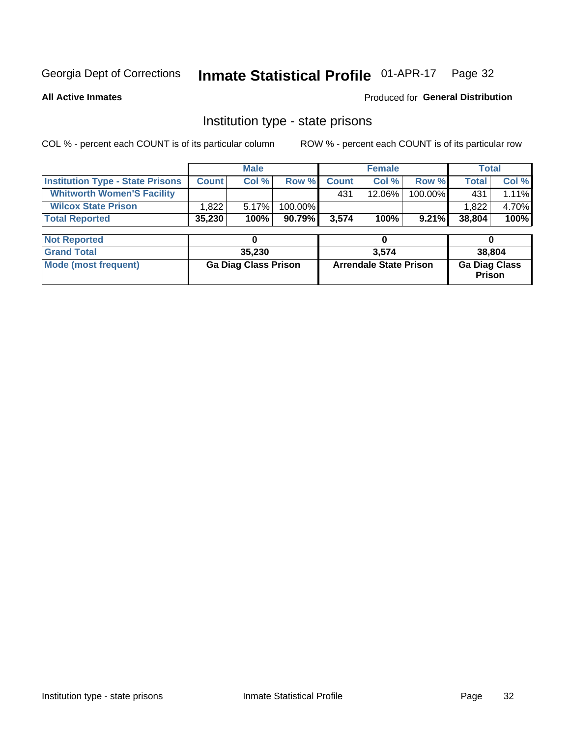Georgia Dept of Corrections **Inmate Statistical Profile** 01-APR-17

**All Active Inmates**

Produced for **General Distribution**

## Institution type - state prisons

COL % - percent each COUNT is of its particular column     ROW % - percent each COUNT is of its particular row

| | Male | | | Female | | | Total | |
|---|---|---|---|---|---|---|---|---|
| **Institution Type - State Prisons** | **Count** | **Col %** | **Row %** | **Count** | **Col %** | **Row %** | **Total** | **Col %** |
| **Whitworth Women'S Facility** | | | | 431 | 12.06% | 100.00% | 431 | 1.11% |
| **Wilcox State Prison** | 1,822 | 5.17% | 100.00% | | | | 1,822 | 4.70% |
| **Total Reported** | **35,230** | **100%** | **90.79%** | **3,574** | **100%** | **9.21%** | **38,804** | **100%** |
| **Not Reported** | **0** | | | **0** | | | **0** | |
| **Grand Total** | **35,230** | | | **3,574** | | | **38,804** | |
| **Mode (most frequent)** | **Ga Diag Class Prison** | | | **Arrendale State Prison** | | | **Ga Diag Class Prison** | |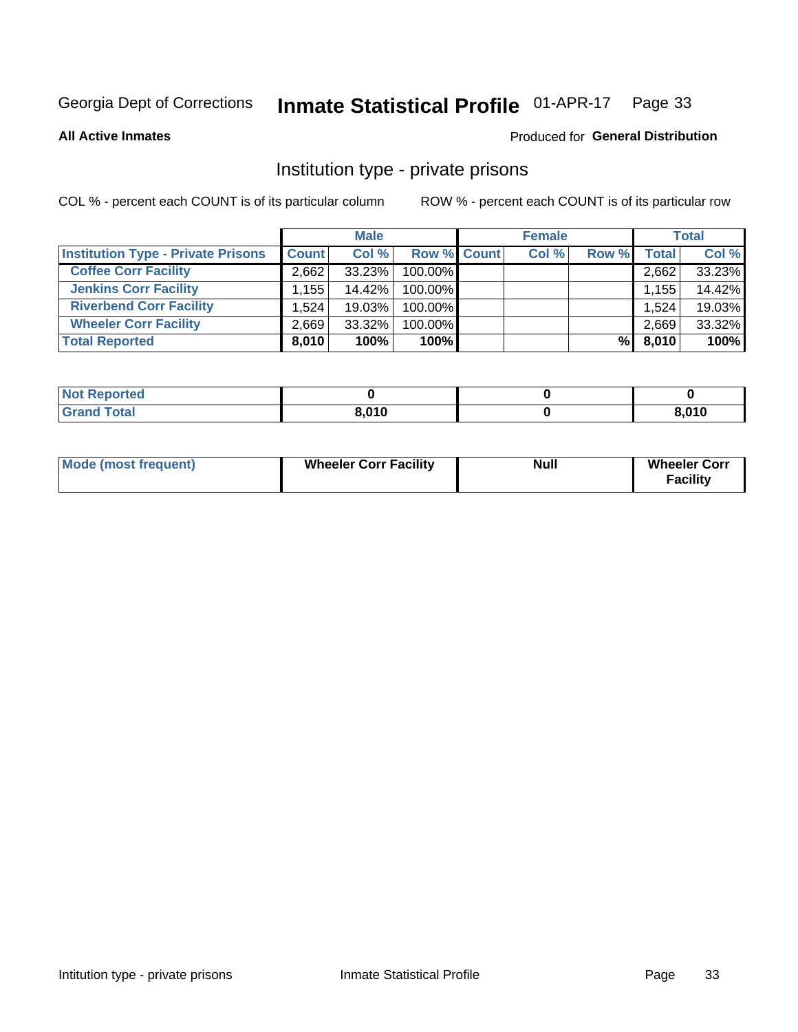Georgia Dept of Corrections **Inmate Statistical Profile** 01-APR-17

**All Active Inmates**

Produced for **General Distribution**

## Institution type - private prisons

COL % - percent each COUNT is of its particular column

ROW % - percent each COUNT is of its particular row

| | Male | | | Female | | | Total | |
|---|---|---|---|---|---|---|---|---|
| **Institution Type - Private Prisons** | **Count** | **Col %** | **Row %** | **Count** | **Col %** | **Row %** | **Total** | **Col %** |
| **Coffee Corr Facility** | 2,662 | 33.23% | 100.00% | | | | 2,662 | 33.23% |
| **Jenkins Corr Facility** | 1,155 | 14.42% | 100.00% | | | | 1,155 | 14.42% |
| **Riverbend Corr Facility** | 1,524 | 19.03% | 100.00% | | | | 1,524 | 19.03% |
| **Wheeler Corr Facility** | 2,669 | 33.32% | 100.00% | | | | 2,669 | 33.32% |
| **Total Reported** | **8,010** | **100%** | **100%** | | | **%** | **8,010** | **100%** |

| | Male | Female | Total |
|---|---|---|---|
| **Not Reported** | **0** | **0** | **0** |
| **Grand Total** | **8,010** | **0** | **8,010** |

| | Male | Female | Total |
|---|---|---|---|
| **Mode (most frequent)** | **Wheeler Corr Facility** | **Null** | **Wheeler Corr Facility** |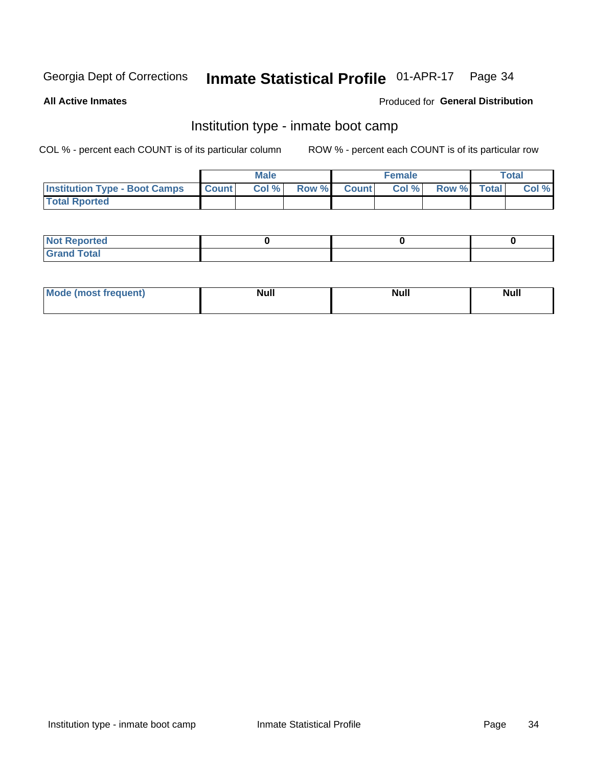# Georgia Dept of Corrections — Inmate Statistical Profile 01-APR-17

**All Active Inmates**

Produced for **General Distribution**

## Institution type - inmate boot camp

COL % - percent each COUNT is of its particular column

ROW % - percent each COUNT is of its particular row

| | Male | | | Female | | | Total | |
|---|---|---|---|---|---|---|---|---|
| **Institution Type - Boot Camps** | **Count** | **Col %** | **Row %** | **Count** | **Col %** | **Row %** | **Total** | **Col %** |
| **Total Rported** | | | | | | | | |

| | Male | Female | Total |
|---|---|---|---|
| **Not Reported** | 0 | 0 | 0 |
| **Grand Total** | | | |

| | Male | Female | Total |
|---|---|---|---|
| **Mode (most frequent)** | Null | Null | Null |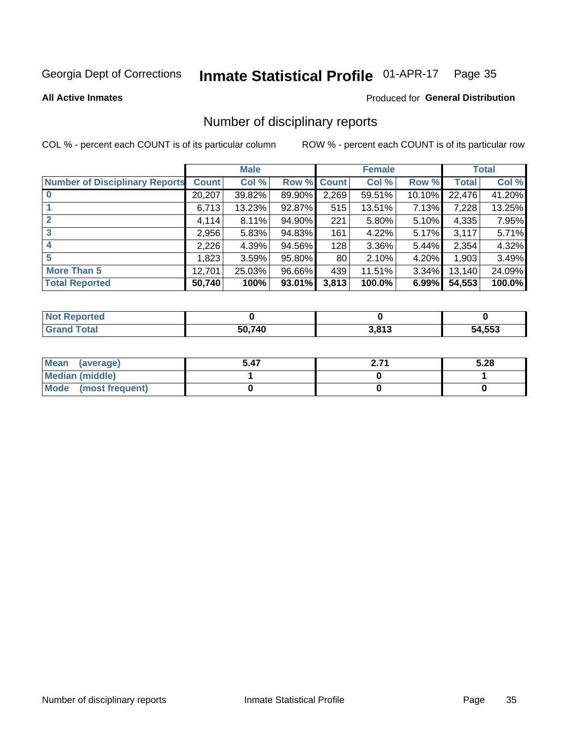Georgia Dept of Corrections **Inmate Statistical Profile** 01-APR-17

**All Active Inmates**

Produced for **General Distribution**

## Number of disciplinary reports

COL % - percent each COUNT is of its particular column

ROW % - percent each COUNT is of its particular row

| | Male | | | Female | | | Total | |
|---|---|---|---|---|---|---|---|---|
| **Number of Disciplinary Reports** | **Count** | **Col %** | **Row %** | **Count** | **Col %** | **Row %** | **Total** | **Col %** |
| **0** | 20,207 | 39.82% | 89.90% | 2,269 | 59.51% | 10.10% | 22,476 | 41.20% |
| **1** | 6,713 | 13.23% | 92.87% | 515 | 13.51% | 7.13% | 7,228 | 13.25% |
| **2** | 4,114 | 8.11% | 94.90% | 221 | 5.80% | 5.10% | 4,335 | 7.95% |
| **3** | 2,956 | 5.83% | 94.83% | 161 | 4.22% | 5.17% | 3,117 | 5.71% |
| **4** | 2,226 | 4.39% | 94.56% | 128 | 3.36% | 5.44% | 2,354 | 4.32% |
| **5** | 1,823 | 3.59% | 95.80% | 80 | 2.10% | 4.20% | 1,903 | 3.49% |
| **More Than 5** | 12,701 | 25.03% | 96.66% | 439 | 11.51% | 3.34% | 13,140 | 24.09% |
| **Total Reported** | **50,740** | **100%** | **93.01%** | **3,813** | **100.0%** | **6.99%** | **54,553** | **100.0%** |

| | Male | Female | Total |
|---|---|---|---|
| **Not Reported** | **0** | **0** | **0** |
| **Grand Total** | **50,740** | **3,813** | **54,553** |

| | Male | Female | Total |
|---|---|---|---|
| **Mean (average)** | **5.47** | **2.71** | **5.28** |
| **Median (middle)** | **1** | **0** | **1** |
| **Mode (most frequent)** | **0** | **0** | **0** |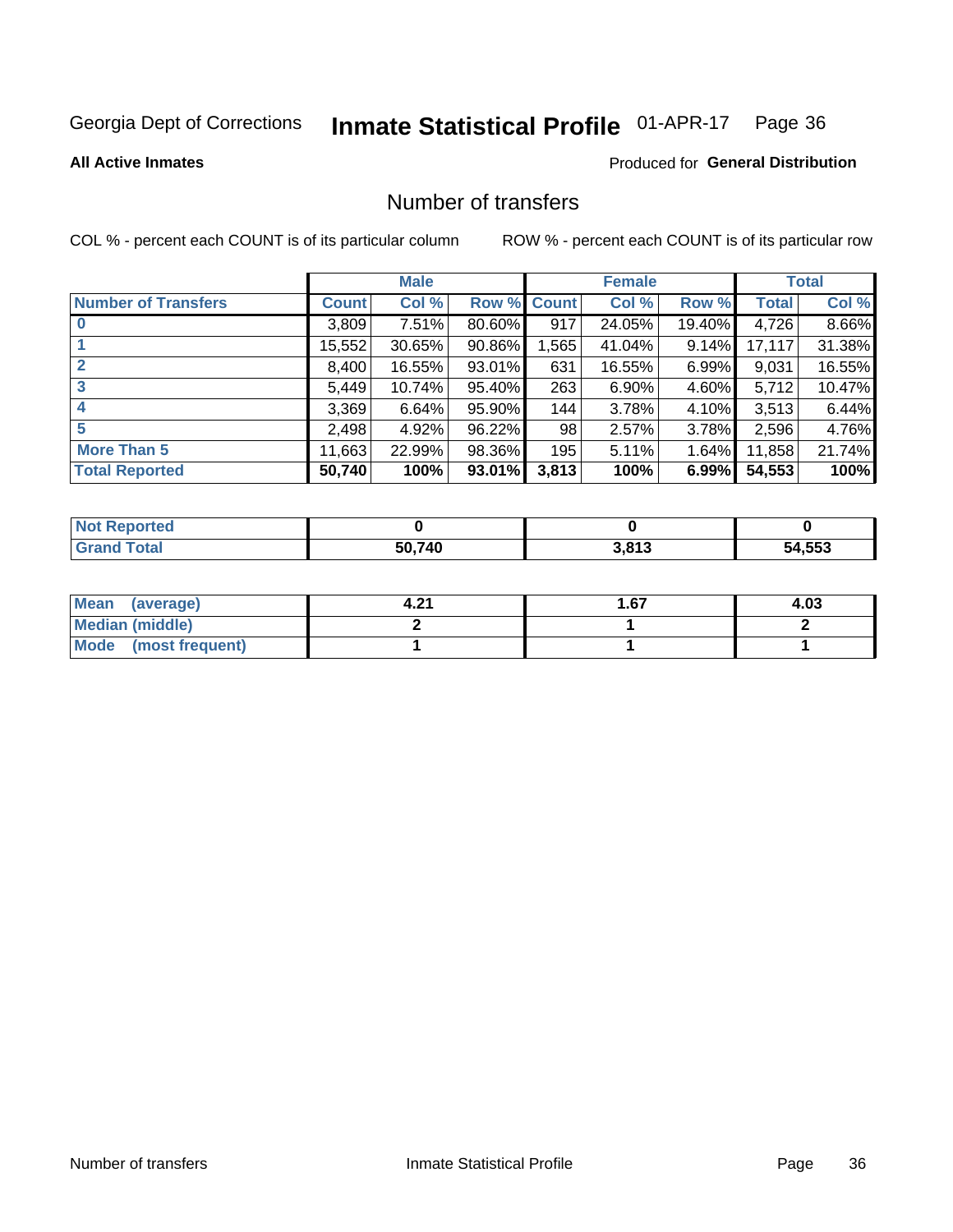Georgia Dept of Corrections **Inmate Statistical Profile** 01-APR-17

**All Active Inmates**

Produced for **General Distribution**

## Number of transfers

COL % - percent each COUNT is of its particular column

ROW % - percent each COUNT is of its particular row

| | Male | | | Female | | | Total | |
|---|---|---|---|---|---|---|---|---|
| **Number of Transfers** | **Count** | **Col %** | **Row %** | **Count** | **Col %** | **Row %** | **Total** | **Col %** |
| **0** | 3,809 | 7.51% | 80.60% | 917 | 24.05% | 19.40% | 4,726 | 8.66% |
| **1** | 15,552 | 30.65% | 90.86% | 1,565 | 41.04% | 9.14% | 17,117 | 31.38% |
| **2** | 8,400 | 16.55% | 93.01% | 631 | 16.55% | 6.99% | 9,031 | 16.55% |
| **3** | 5,449 | 10.74% | 95.40% | 263 | 6.90% | 4.60% | 5,712 | 10.47% |
| **4** | 3,369 | 6.64% | 95.90% | 144 | 3.78% | 4.10% | 3,513 | 6.44% |
| **5** | 2,498 | 4.92% | 96.22% | 98 | 2.57% | 3.78% | 2,596 | 4.76% |
| **More Than 5** | 11,663 | 22.99% | 98.36% | 195 | 5.11% | 1.64% | 11,858 | 21.74% |
| **Total Reported** | **50,740** | **100%** | **93.01%** | **3,813** | **100%** | **6.99%** | **54,553** | **100%** |

| | Male | Female | Total |
|---|---|---|---|
| **Not Reported** | **0** | **0** | **0** |
| **Grand Total** | **50,740** | **3,813** | **54,553** |

| | Male | Female | Total |
|---|---|---|---|
| **Mean (average)** | **4.21** | **1.67** | **4.03** |
| **Median (middle)** | **2** | **1** | **2** |
| **Mode (most frequent)** | **1** | **1** | **1** |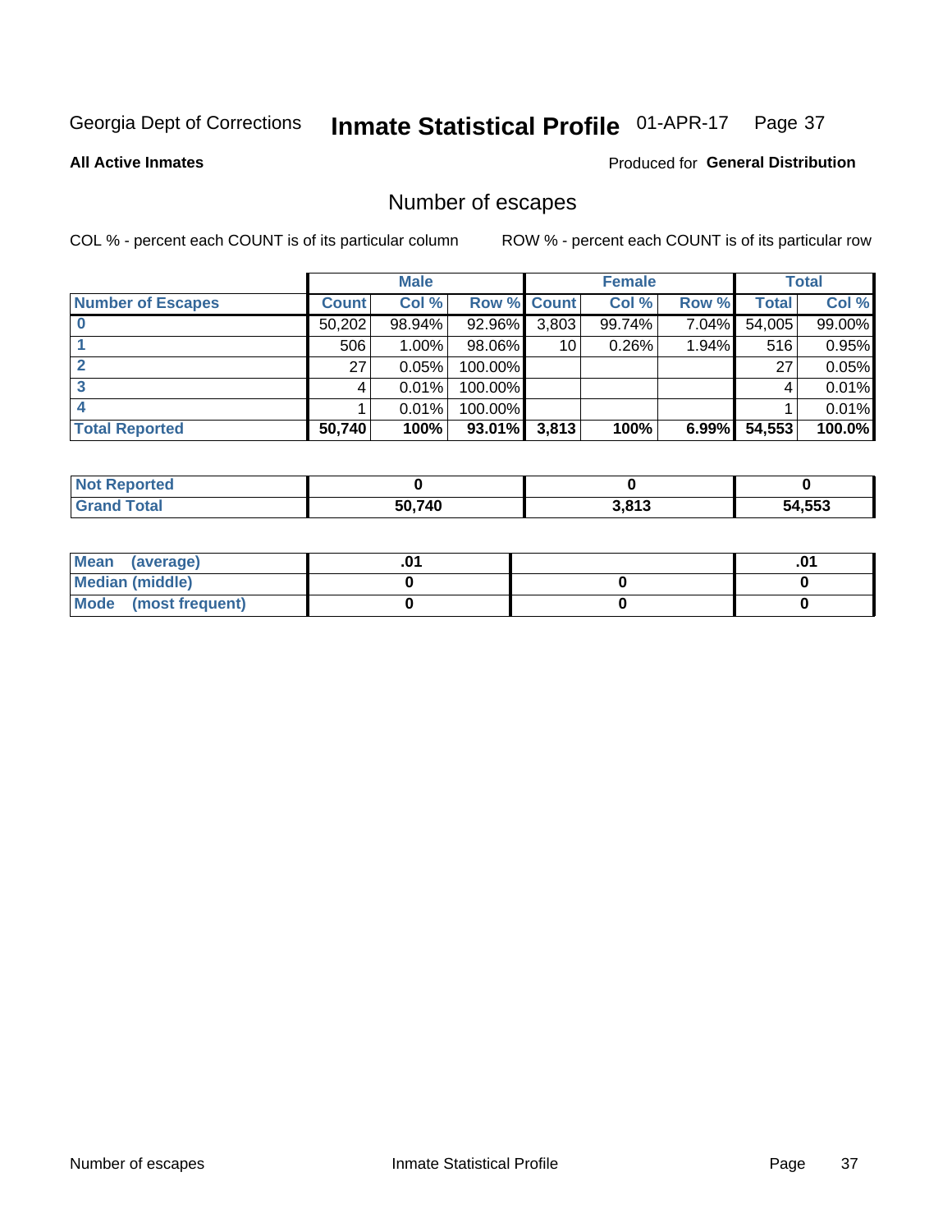Georgia Dept of Corrections **Inmate Statistical Profile** 01-APR-17

**All Active Inmates**

Produced for **General Distribution**

## Number of escapes

COL % - percent each COUNT is of its particular column

ROW % - percent each COUNT is of its particular row

| | Male | | | Female | | | Total | |
|---|---|---|---|---|---|---|---|---|
| **Number of Escapes** | **Count** | **Col %** | **Row %** | **Count** | **Col %** | **Row %** | **Total** | **Col %** |
| **0** | 50,202 | 98.94% | 92.96% | 3,803 | 99.74% | 7.04% | 54,005 | 99.00% |
| **1** | 506 | 1.00% | 98.06% | 10 | 0.26% | 1.94% | 516 | 0.95% |
| **2** | 27 | 0.05% | 100.00% | | | | 27 | 0.05% |
| **3** | 4 | 0.01% | 100.00% | | | | 4 | 0.01% |
| **4** | 1 | 0.01% | 100.00% | | | | 1 | 0.01% |
| **Total Reported** | **50,740** | **100%** | **93.01%** | **3,813** | **100%** | **6.99%** | **54,553** | **100.0%** |

| | Male | Female | Total |
|---|---|---|---|
| **Not Reported** | **0** | **0** | **0** |
| **Grand Total** | **50,740** | **3,813** | **54,553** |

| | Male | Female | Total |
|---|---|---|---|
| **Mean (average)** | **.01** | | **.01** |
| **Median (middle)** | **0** | **0** | **0** |
| **Mode (most frequent)** | **0** | **0** | **0** |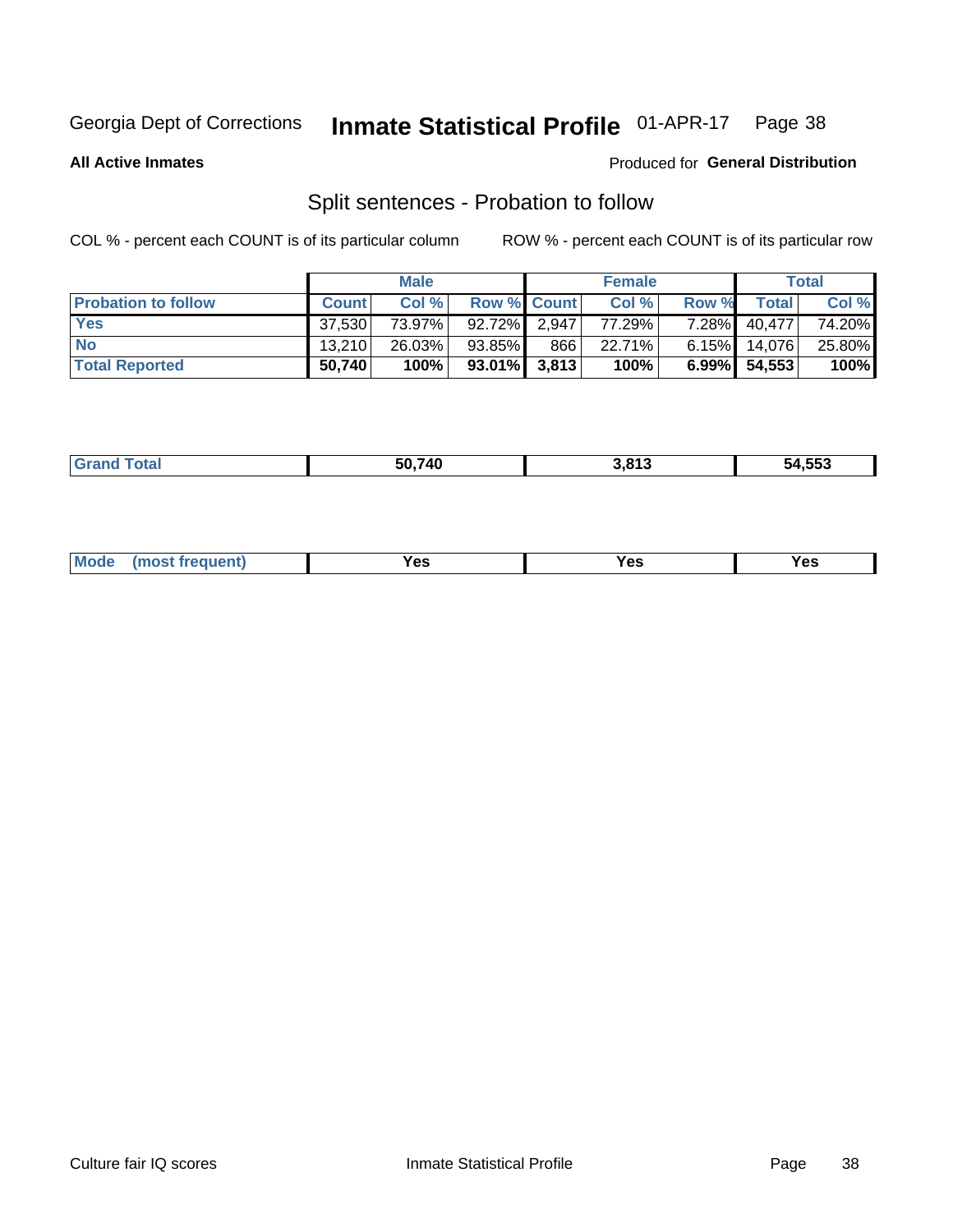Georgia Dept of Corrections **Inmate Statistical Profile** 01-APR-17

**All Active Inmates**

Produced for **General Distribution**

## Split sentences - Probation to follow

COL % - percent each COUNT is of its particular column

ROW % - percent each COUNT is of its particular row

| | Male | | | Female | | | Total | |
|---|---|---|---|---|---|---|---|---|
| **Probation to follow** | **Count** | **Col %** | **Row %** | **Count** | **Col %** | **Row %** | **Total** | **Col %** |
| **Yes** | 37,530 | 73.97% | 92.72% | 2,947 | 77.29% | 7.28% | 40,477 | 74.20% |
| **No** | 13,210 | 26.03% | 93.85% | 866 | 22.71% | 6.15% | 14,076 | 25.80% |
| **Total Reported** | **50,740** | **100%** | **93.01%** | **3,813** | **100%** | **6.99%** | **54,553** | **100%** |

| | Male | Female | Total |
|---|---|---|---|
| **Grand Total** | **50,740** | **3,813** | **54,553** |

| | Male | Female | Total |
|---|---|---|---|
| **Mode (most frequent)** | **Yes** | **Yes** | **Yes** |

Culture fair IQ scores Inmate Statistical Profile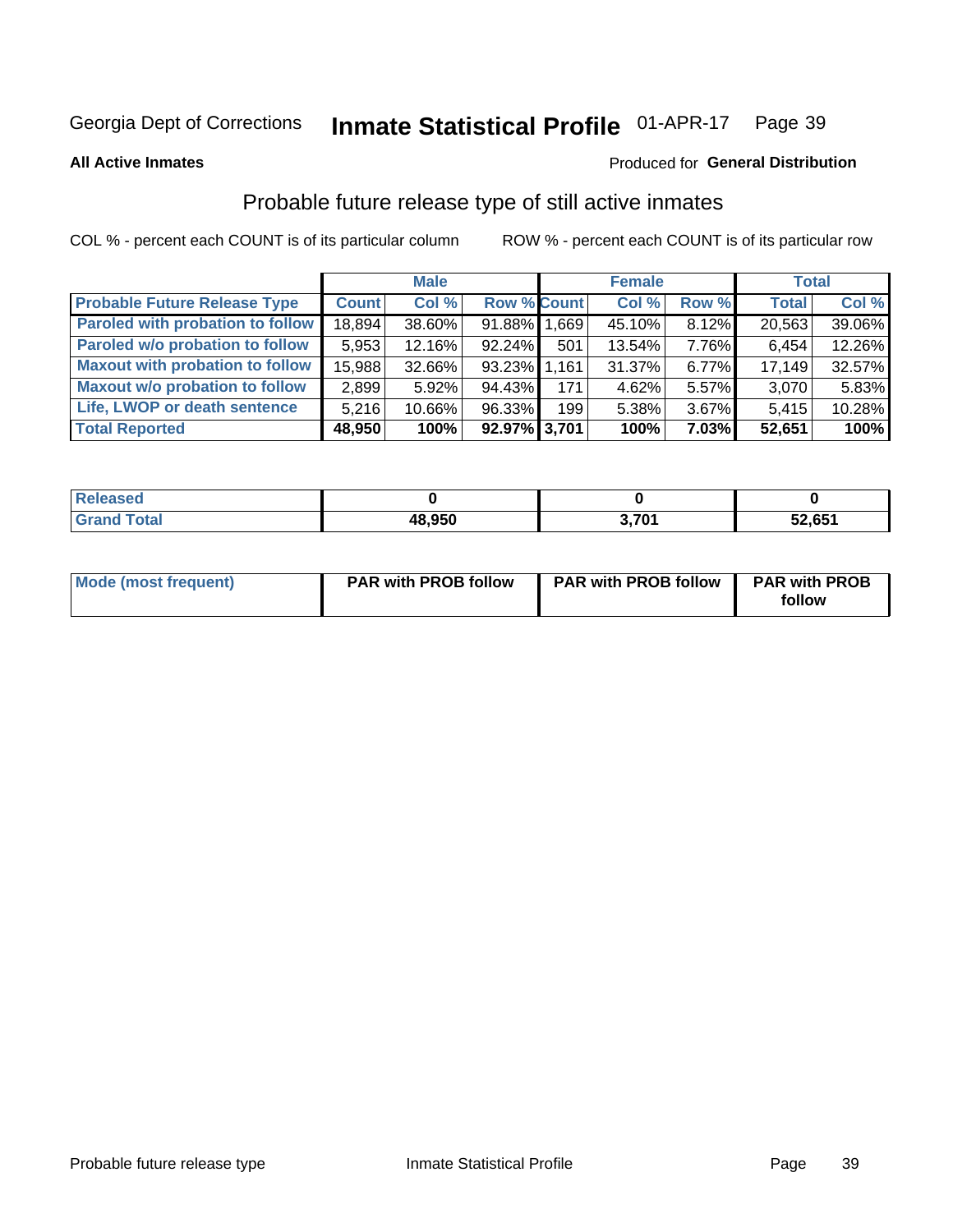Georgia Dept of Corrections **Inmate Statistical Profile** 01-APR-17

**All Active Inmates**

Produced for **General Distribution**

## Probable future release type of still active inmates

COL % - percent each COUNT is of its particular column ROW % - percent each COUNT is of its particular row

| | Male | | | Female | | | Total | |
|---|---|---|---|---|---|---|---|---|
| **Probable Future Release Type** | **Count** | **Col %** | **Row %** | **Count** | **Col %** | **Row %** | **Total** | **Col %** |
| **Paroled with probation to follow** | 18,894 | 38.60% | 91.88% | 1,669 | 45.10% | 8.12% | 20,563 | 39.06% |
| **Paroled w/o probation to follow** | 5,953 | 12.16% | 92.24% | 501 | 13.54% | 7.76% | 6,454 | 12.26% |
| **Maxout with probation to follow** | 15,988 | 32.66% | 93.23% | 1,161 | 31.37% | 6.77% | 17,149 | 32.57% |
| **Maxout w/o probation to follow** | 2,899 | 5.92% | 94.43% | 171 | 4.62% | 5.57% | 3,070 | 5.83% |
| **Life, LWOP or death sentence** | 5,216 | 10.66% | 96.33% | 199 | 5.38% | 3.67% | 5,415 | 10.28% |
| **Total Reported** | **48,950** | **100%** | **92.97%** | **3,701** | **100%** | **7.03%** | **52,651** | **100%** |

| | Male | Female | Total |
|---|---|---|---|
| **Released** | **0** | **0** | **0** |
| **Grand Total** | **48,950** | **3,701** | **52,651** |

| | Male | Female | Total |
|---|---|---|---|
| **Mode (most frequent)** | **PAR with PROB follow** | **PAR with PROB follow** | **PAR with PROB follow** |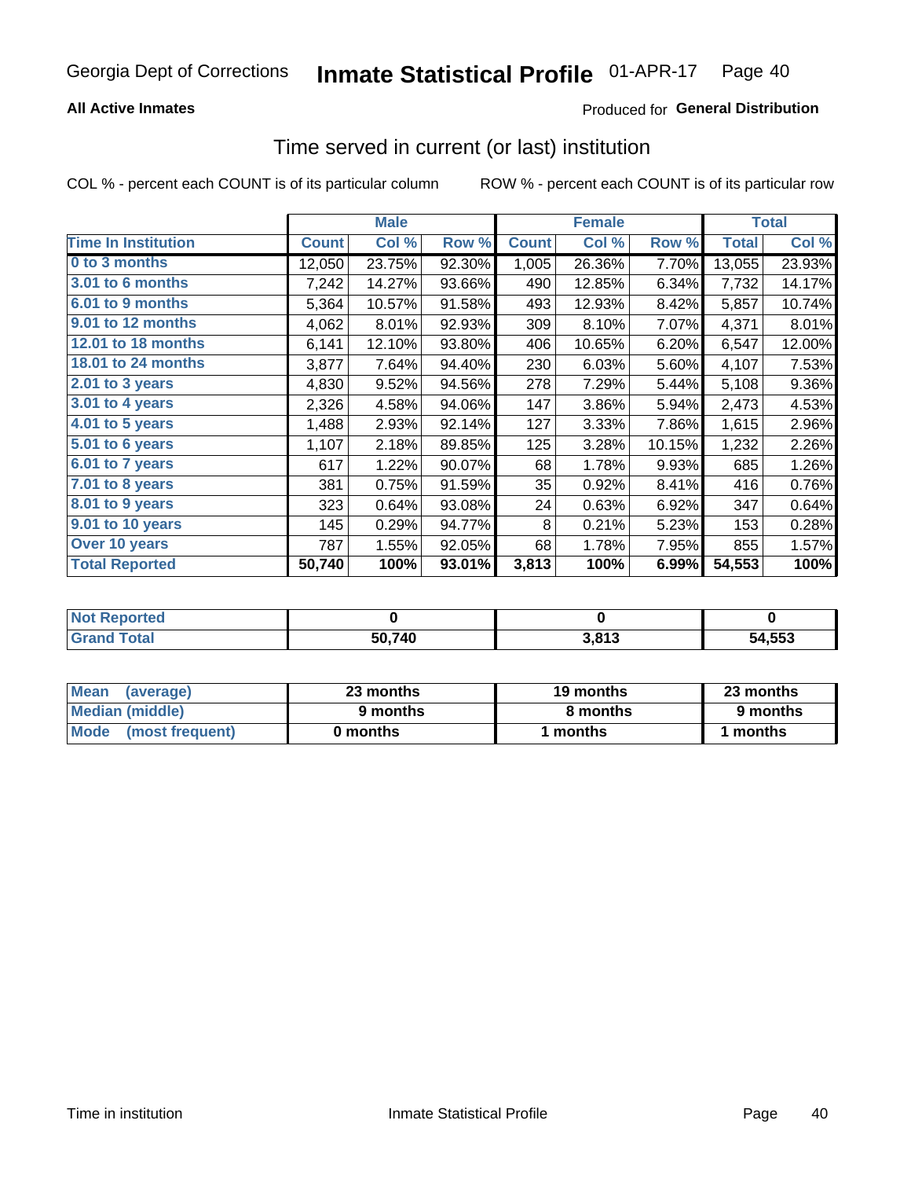Georgia Dept of Corrections **Inmate Statistical Profile** 01-APR-17

**All Active Inmates**

Produced for **General Distribution**

## Time served in current (or last) institution

COL % - percent each COUNT is of its particular column ROW % - percent each COUNT is of its particular row

| | Male | | | Female | | | Total | |
|---|---|---|---|---|---|---|---|---|
| **Time In Institution** | **Count** | **Col %** | **Row %** | **Count** | **Col %** | **Row %** | **Total** | **Col %** |
| 0 to 3 months | 12,050 | 23.75% | 92.30% | 1,005 | 26.36% | 7.70% | 13,055 | 23.93% |
| 3.01 to 6 months | 7,242 | 14.27% | 93.66% | 490 | 12.85% | 6.34% | 7,732 | 14.17% |
| 6.01 to 9 months | 5,364 | 10.57% | 91.58% | 493 | 12.93% | 8.42% | 5,857 | 10.74% |
| 9.01 to 12 months | 4,062 | 8.01% | 92.93% | 309 | 8.10% | 7.07% | 4,371 | 8.01% |
| 12.01 to 18 months | 6,141 | 12.10% | 93.80% | 406 | 10.65% | 6.20% | 6,547 | 12.00% |
| 18.01 to 24 months | 3,877 | 7.64% | 94.40% | 230 | 6.03% | 5.60% | 4,107 | 7.53% |
| 2.01 to 3 years | 4,830 | 9.52% | 94.56% | 278 | 7.29% | 5.44% | 5,108 | 9.36% |
| 3.01 to 4 years | 2,326 | 4.58% | 94.06% | 147 | 3.86% | 5.94% | 2,473 | 4.53% |
| 4.01 to 5 years | 1,488 | 2.93% | 92.14% | 127 | 3.33% | 7.86% | 1,615 | 2.96% |
| 5.01 to 6 years | 1,107 | 2.18% | 89.85% | 125 | 3.28% | 10.15% | 1,232 | 2.26% |
| 6.01 to 7 years | 617 | 1.22% | 90.07% | 68 | 1.78% | 9.93% | 685 | 1.26% |
| 7.01 to 8 years | 381 | 0.75% | 91.59% | 35 | 0.92% | 8.41% | 416 | 0.76% |
| 8.01 to 9 years | 323 | 0.64% | 93.08% | 24 | 0.63% | 6.92% | 347 | 0.64% |
| 9.01 to 10 years | 145 | 0.29% | 94.77% | 8 | 0.21% | 5.23% | 153 | 0.28% |
| Over 10 years | 787 | 1.55% | 92.05% | 68 | 1.78% | 7.95% | 855 | 1.57% |
| **Total Reported** | **50,740** | **100%** | **93.01%** | **3,813** | **100%** | **6.99%** | **54,553** | **100%** |

| | Male | Female | Total |
|---|---|---|---|
| Not Reported | 0 | 0 | 0 |
| Grand Total | 50,740 | 3,813 | 54,553 |

| | Male | Female | Total |
|---|---|---|---|
| Mean (average) | 23 months | 19 months | 23 months |
| Median (middle) | 9 months | 8 months | 9 months |
| Mode (most frequent) | 0 months | 1 months | 1 months |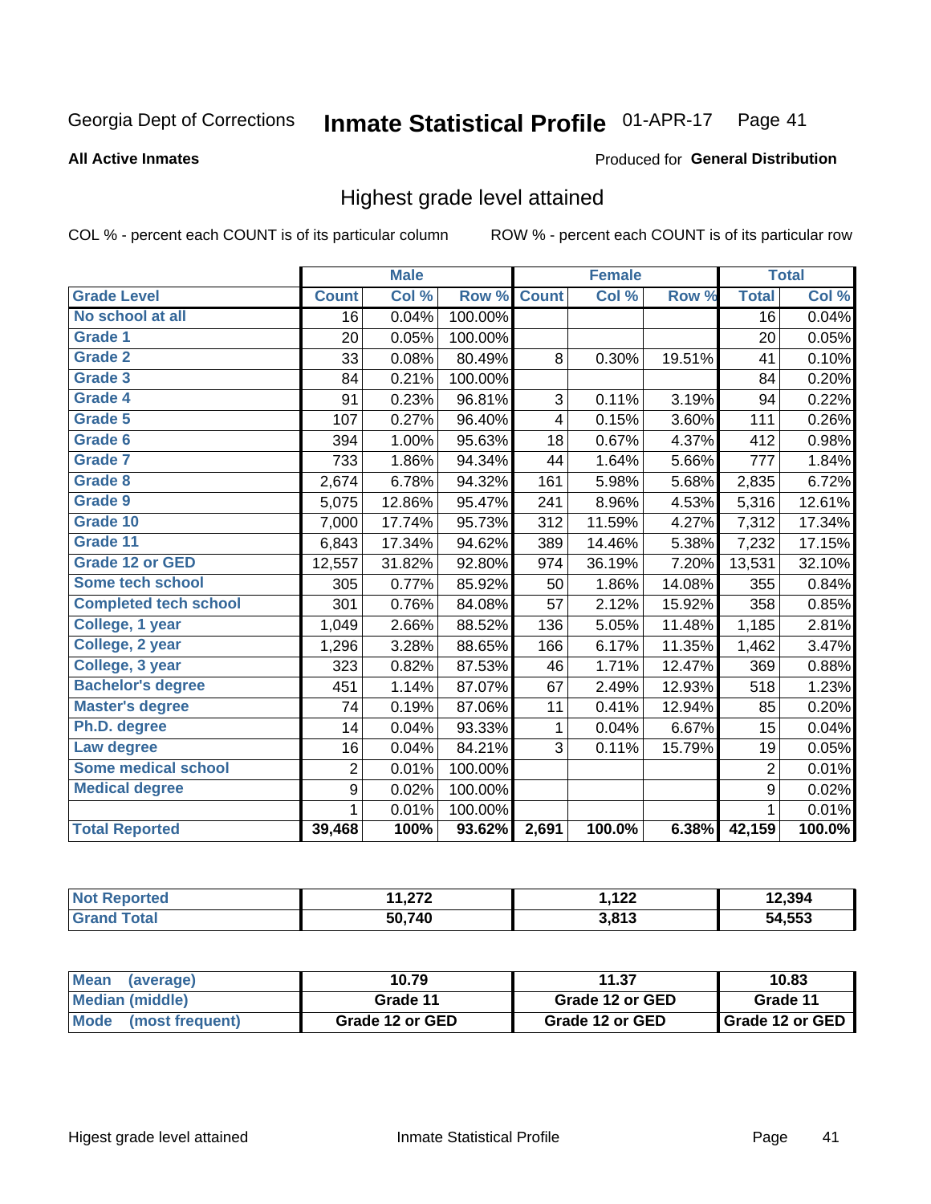Georgia Dept of Corrections **Inmate Statistical Profile** 01-APR-17 Page 41

**All Active Inmates**

Produced for **General Distribution**

## Highest grade level attained

COL % - percent each COUNT is of its particular column ROW % - percent each COUNT is of its particular row

| | Male | | | Female | | | Total | |
|---|---|---|---|---|---|---|---|---|
| **Grade Level** | **Count** | **Col %** | **Row %** | **Count** | **Col %** | **Row %** | **Total** | **Col %** |
| No school at all | 16 | 0.04% | 100.00% | | | | 16 | 0.04% |
| Grade 1 | 20 | 0.05% | 100.00% | | | | 20 | 0.05% |
| Grade 2 | 33 | 0.08% | 80.49% | 8 | 0.30% | 19.51% | 41 | 0.10% |
| Grade 3 | 84 | 0.21% | 100.00% | | | | 84 | 0.20% |
| Grade 4 | 91 | 0.23% | 96.81% | 3 | 0.11% | 3.19% | 94 | 0.22% |
| Grade 5 | 107 | 0.27% | 96.40% | 4 | 0.15% | 3.60% | 111 | 0.26% |
| Grade 6 | 394 | 1.00% | 95.63% | 18 | 0.67% | 4.37% | 412 | 0.98% |
| Grade 7 | 733 | 1.86% | 94.34% | 44 | 1.64% | 5.66% | 777 | 1.84% |
| Grade 8 | 2,674 | 6.78% | 94.32% | 161 | 5.98% | 5.68% | 2,835 | 6.72% |
| Grade 9 | 5,075 | 12.86% | 95.47% | 241 | 8.96% | 4.53% | 5,316 | 12.61% |
| Grade 10 | 7,000 | 17.74% | 95.73% | 312 | 11.59% | 4.27% | 7,312 | 17.34% |
| Grade 11 | 6,843 | 17.34% | 94.62% | 389 | 14.46% | 5.38% | 7,232 | 17.15% |
| Grade 12 or GED | 12,557 | 31.82% | 92.80% | 974 | 36.19% | 7.20% | 13,531 | 32.10% |
| Some tech school | 305 | 0.77% | 85.92% | 50 | 1.86% | 14.08% | 355 | 0.84% |
| Completed tech school | 301 | 0.76% | 84.08% | 57 | 2.12% | 15.92% | 358 | 0.85% |
| College, 1 year | 1,049 | 2.66% | 88.52% | 136 | 5.05% | 11.48% | 1,185 | 2.81% |
| College, 2 year | 1,296 | 3.28% | 88.65% | 166 | 6.17% | 11.35% | 1,462 | 3.47% |
| College, 3 year | 323 | 0.82% | 87.53% | 46 | 1.71% | 12.47% | 369 | 0.88% |
| Bachelor's degree | 451 | 1.14% | 87.07% | 67 | 2.49% | 12.93% | 518 | 1.23% |
| Master's degree | 74 | 0.19% | 87.06% | 11 | 0.41% | 12.94% | 85 | 0.20% |
| Ph.D. degree | 14 | 0.04% | 93.33% | 1 | 0.04% | 6.67% | 15 | 0.04% |
| Law degree | 16 | 0.04% | 84.21% | 3 | 0.11% | 15.79% | 19 | 0.05% |
| Some medical school | 2 | 0.01% | 100.00% | | | | 2 | 0.01% |
| Medical degree | 9 | 0.02% | 100.00% | | | | 9 | 0.02% |
| | 1 | 0.01% | 100.00% | | | | 1 | 0.01% |
| **Total Reported** | **39,468** | **100%** | **93.62%** | **2,691** | **100.0%** | **6.38%** | **42,159** | **100.0%** |

| | Male | Female | Total |
|---|---|---|---|
| Not Reported | 11,272 | 1,122 | 12,394 |
| Grand Total | 50,740 | 3,813 | 54,553 |

| | Male | Female | Total |
|---|---|---|---|
| Mean (average) | 10.79 | 11.37 | 10.83 |
| Median (middle) | Grade 11 | Grade 12 or GED | Grade 11 |
| Mode (most frequent) | Grade 12 or GED | Grade 12 or GED | Grade 12 or GED |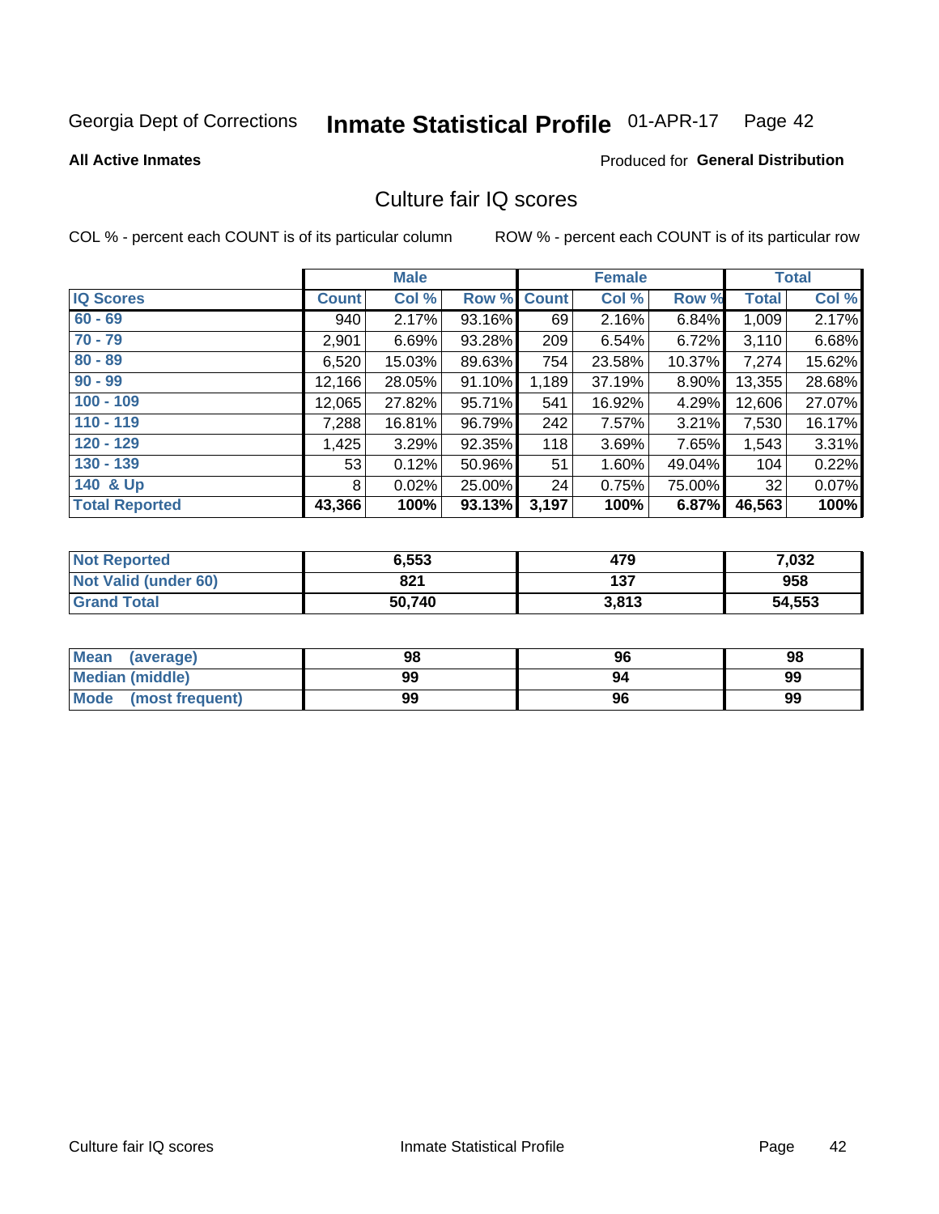Georgia Dept of Corrections **Inmate Statistical Profile** 01-APR-17

**All Active Inmates**

Produced for **General Distribution**

## Culture fair IQ scores

COL % - percent each COUNT is of its particular column

ROW % - percent each COUNT is of its particular row

| | Male | | | Female | | | Total | |
|---|---|---|---|---|---|---|---|---|
| **IQ Scores** | **Count** | **Col %** | **Row %** | **Count** | **Col %** | **Row %** | **Total** | **Col %** |
| 60 - 69 | 940 | 2.17% | 93.16% | 69 | 2.16% | 6.84% | 1,009 | 2.17% |
| 70 - 79 | 2,901 | 6.69% | 93.28% | 209 | 6.54% | 6.72% | 3,110 | 6.68% |
| 80 - 89 | 6,520 | 15.03% | 89.63% | 754 | 23.58% | 10.37% | 7,274 | 15.62% |
| 90 - 99 | 12,166 | 28.05% | 91.10% | 1,189 | 37.19% | 8.90% | 13,355 | 28.68% |
| 100 - 109 | 12,065 | 27.82% | 95.71% | 541 | 16.92% | 4.29% | 12,606 | 27.07% |
| 110 - 119 | 7,288 | 16.81% | 96.79% | 242 | 7.57% | 3.21% | 7,530 | 16.17% |
| 120 - 129 | 1,425 | 3.29% | 92.35% | 118 | 3.69% | 7.65% | 1,543 | 3.31% |
| 130 - 139 | 53 | 0.12% | 50.96% | 51 | 1.60% | 49.04% | 104 | 0.22% |
| 140 & Up | 8 | 0.02% | 25.00% | 24 | 0.75% | 75.00% | 32 | 0.07% |
| **Total Reported** | **43,366** | **100%** | **93.13%** | **3,197** | **100%** | **6.87%** | **46,563** | **100%** |

| | Male | Female | Total |
|---|---|---|---|
| Not Reported | 6,553 | 479 | 7,032 |
| Not Valid (under 60) | 821 | 137 | 958 |
| Grand Total | 50,740 | 3,813 | 54,553 |

| | Male | Female | Total |
|---|---|---|---|
| Mean (average) | 98 | 96 | 98 |
| Median (middle) | 99 | 94 | 99 |
| Mode (most frequent) | 99 | 96 | 99 |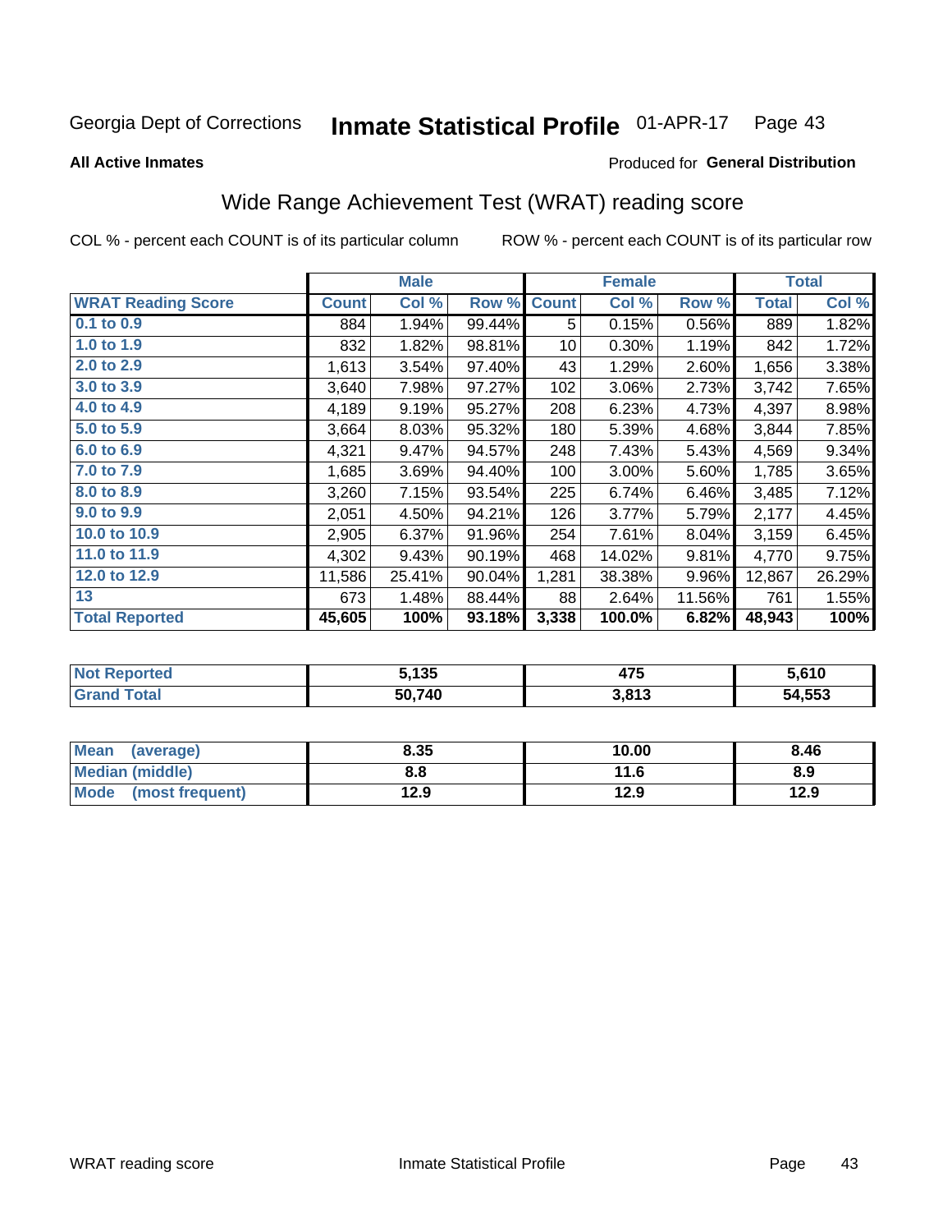Georgia Dept of Corrections **Inmate Statistical Profile** 01-APR-17 Page 43

**All Active Inmates**

Produced for **General Distribution**

## Wide Range Achievement Test (WRAT) reading score

COL % - percent each COUNT is of its particular column ROW % - percent each COUNT is of its particular row

| | Male | | | Female | | | Total | |
|---|---|---|---|---|---|---|---|---|
| **WRAT Reading Score** | **Count** | **Col %** | **Row %** | **Count** | **Col %** | **Row %** | **Total** | **Col %** |
| **0.1 to 0.9** | 884 | 1.94% | 99.44% | 5 | 0.15% | 0.56% | 889 | 1.82% |
| **1.0 to 1.9** | 832 | 1.82% | 98.81% | 10 | 0.30% | 1.19% | 842 | 1.72% |
| **2.0 to 2.9** | 1,613 | 3.54% | 97.40% | 43 | 1.29% | 2.60% | 1,656 | 3.38% |
| **3.0 to 3.9** | 3,640 | 7.98% | 97.27% | 102 | 3.06% | 2.73% | 3,742 | 7.65% |
| **4.0 to 4.9** | 4,189 | 9.19% | 95.27% | 208 | 6.23% | 4.73% | 4,397 | 8.98% |
| **5.0 to 5.9** | 3,664 | 8.03% | 95.32% | 180 | 5.39% | 4.68% | 3,844 | 7.85% |
| **6.0 to 6.9** | 4,321 | 9.47% | 94.57% | 248 | 7.43% | 5.43% | 4,569 | 9.34% |
| **7.0 to 7.9** | 1,685 | 3.69% | 94.40% | 100 | 3.00% | 5.60% | 1,785 | 3.65% |
| **8.0 to 8.9** | 3,260 | 7.15% | 93.54% | 225 | 6.74% | 6.46% | 3,485 | 7.12% |
| **9.0 to 9.9** | 2,051 | 4.50% | 94.21% | 126 | 3.77% | 5.79% | 2,177 | 4.45% |
| **10.0 to 10.9** | 2,905 | 6.37% | 91.96% | 254 | 7.61% | 8.04% | 3,159 | 6.45% |
| **11.0 to 11.9** | 4,302 | 9.43% | 90.19% | 468 | 14.02% | 9.81% | 4,770 | 9.75% |
| **12.0 to 12.9** | 11,586 | 25.41% | 90.04% | 1,281 | 38.38% | 9.96% | 12,867 | 26.29% |
| **13** | 673 | 1.48% | 88.44% | 88 | 2.64% | 11.56% | 761 | 1.55% |
| **Total Reported** | **45,605** | **100%** | **93.18%** | **3,338** | **100.0%** | **6.82%** | **48,943** | **100%** |

| | Male | Female | Total |
|---|---|---|---|
| **Not Reported** | **5,135** | **475** | **5,610** |
| **Grand Total** | **50,740** | **3,813** | **54,553** |

| | Male | Female | Total |
|---|---|---|---|
| **Mean (average)** | **8.35** | **10.00** | **8.46** |
| **Median (middle)** | **8.8** | **11.6** | **8.9** |
| **Mode (most frequent)** | **12.9** | **12.9** | **12.9** |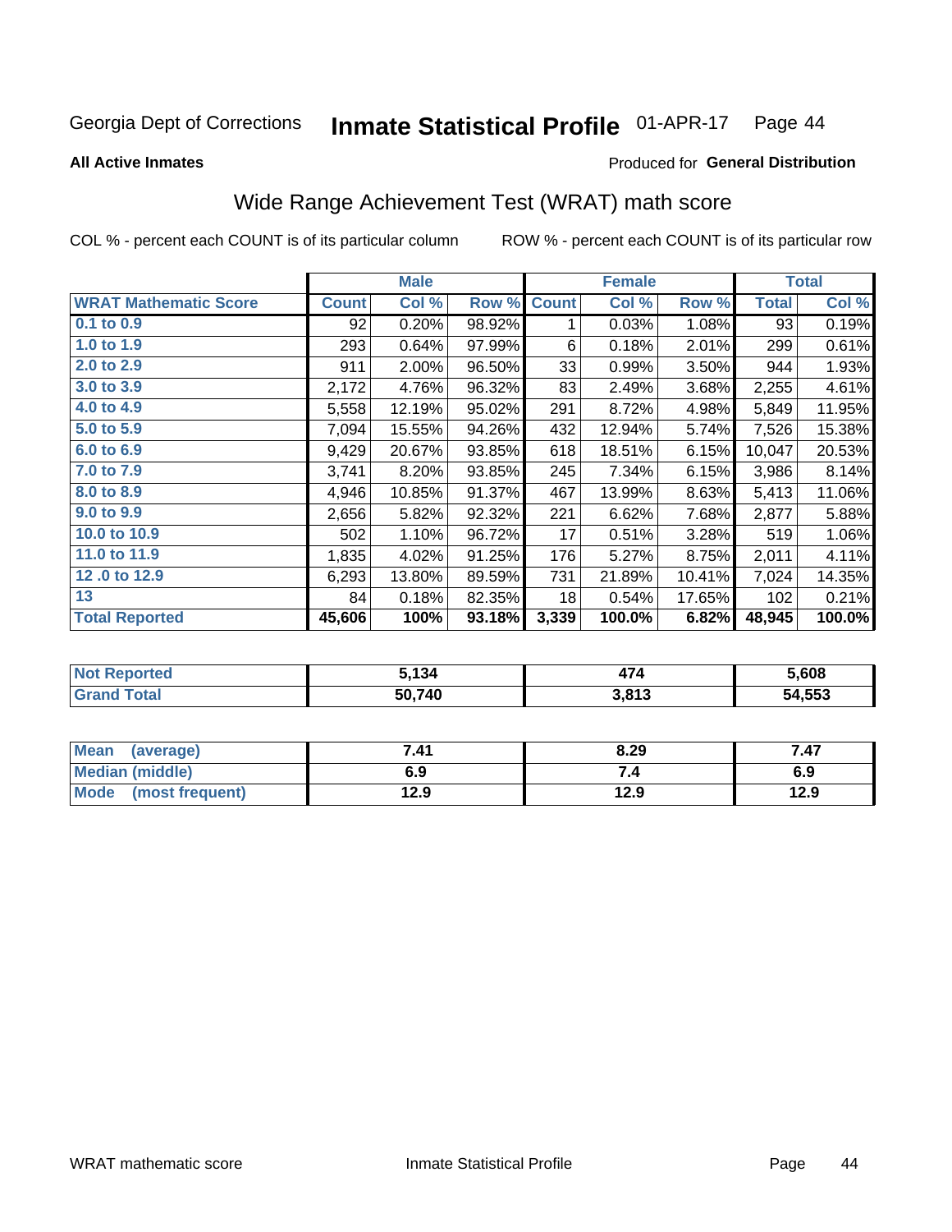Georgia Dept of Corrections **Inmate Statistical Profile** 01-APR-17

**All Active Inmates**

Produced for **General Distribution**

## Wide Range Achievement Test (WRAT) math score

COL % - percent each COUNT is of its particular column

ROW % - percent each COUNT is of its particular row

| | Male | | | Female | | | Total | |
|---|---|---|---|---|---|---|---|---|
| **WRAT Mathematic Score** | **Count** | **Col %** | **Row %** | **Count** | **Col %** | **Row %** | **Total** | **Col %** |
| **0.1 to 0.9** | 92 | 0.20% | 98.92% | 1 | 0.03% | 1.08% | 93 | 0.19% |
| **1.0 to 1.9** | 293 | 0.64% | 97.99% | 6 | 0.18% | 2.01% | 299 | 0.61% |
| **2.0 to 2.9** | 911 | 2.00% | 96.50% | 33 | 0.99% | 3.50% | 944 | 1.93% |
| **3.0 to 3.9** | 2,172 | 4.76% | 96.32% | 83 | 2.49% | 3.68% | 2,255 | 4.61% |
| **4.0 to 4.9** | 5,558 | 12.19% | 95.02% | 291 | 8.72% | 4.98% | 5,849 | 11.95% |
| **5.0 to 5.9** | 7,094 | 15.55% | 94.26% | 432 | 12.94% | 5.74% | 7,526 | 15.38% |
| **6.0 to 6.9** | 9,429 | 20.67% | 93.85% | 618 | 18.51% | 6.15% | 10,047 | 20.53% |
| **7.0 to 7.9** | 3,741 | 8.20% | 93.85% | 245 | 7.34% | 6.15% | 3,986 | 8.14% |
| **8.0 to 8.9** | 4,946 | 10.85% | 91.37% | 467 | 13.99% | 8.63% | 5,413 | 11.06% |
| **9.0 to 9.9** | 2,656 | 5.82% | 92.32% | 221 | 6.62% | 7.68% | 2,877 | 5.88% |
| **10.0 to 10.9** | 502 | 1.10% | 96.72% | 17 | 0.51% | 3.28% | 519 | 1.06% |
| **11.0 to 11.9** | 1,835 | 4.02% | 91.25% | 176 | 5.27% | 8.75% | 2,011 | 4.11% |
| **12 .0 to 12.9** | 6,293 | 13.80% | 89.59% | 731 | 21.89% | 10.41% | 7,024 | 14.35% |
| **13** | 84 | 0.18% | 82.35% | 18 | 0.54% | 17.65% | 102 | 0.21% |
| **Total Reported** | **45,606** | **100%** | **93.18%** | **3,339** | **100.0%** | **6.82%** | **48,945** | **100.0%** |

| | Male | Female | Total |
|---|---|---|---|
| **Not Reported** | **5,134** | **474** | **5,608** |
| **Grand Total** | **50,740** | **3,813** | **54,553** |

| | Male | Female | Total |
|---|---|---|---|
| **Mean (average)** | **7.41** | **8.29** | **7.47** |
| **Median (middle)** | **6.9** | **7.4** | **6.9** |
| **Mode (most frequent)** | **12.9** | **12.9** | **12.9** |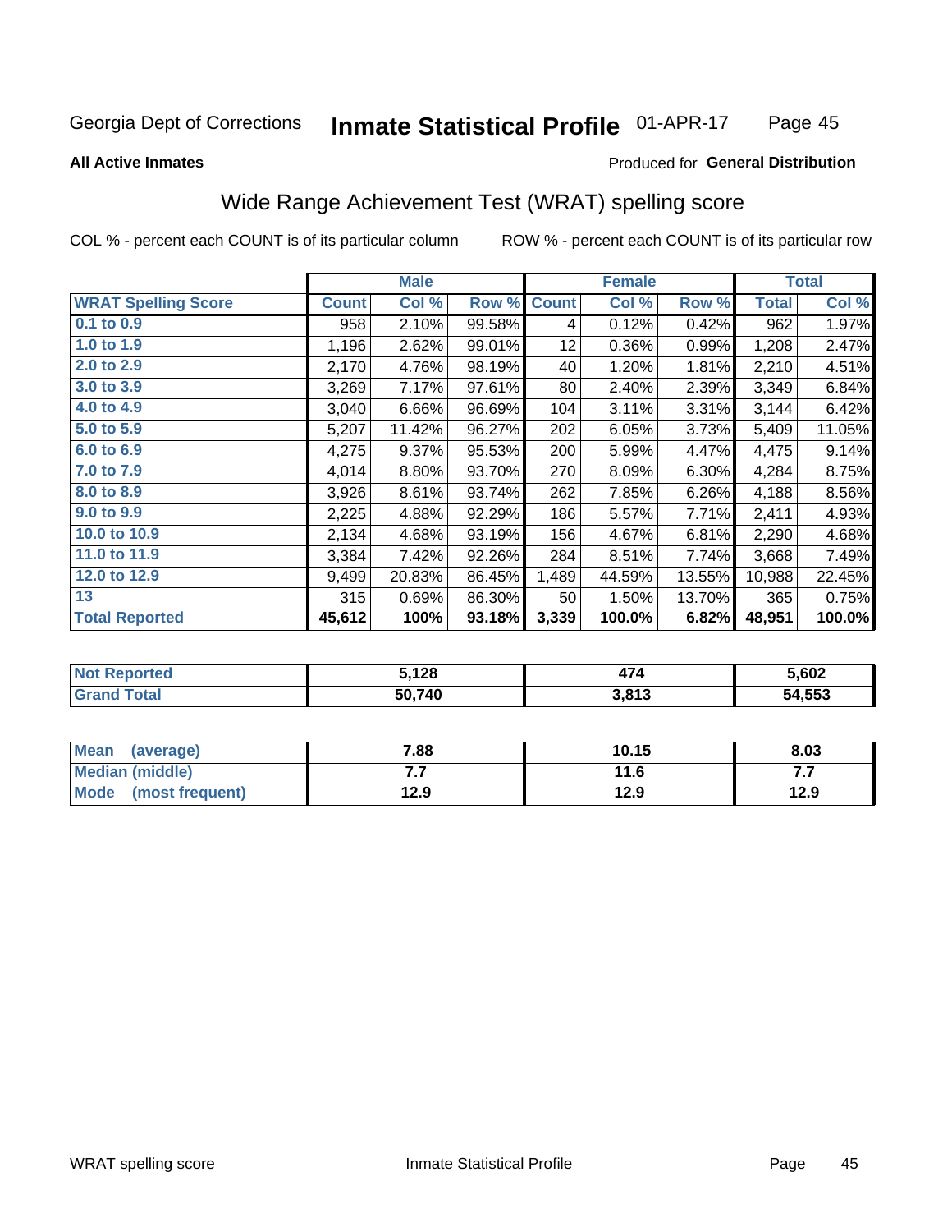Georgia Dept of Corrections **Inmate Statistical Profile** 01-APR-17

**All Active Inmates**

Produced for **General Distribution**

## Wide Range Achievement Test (WRAT) spelling score

COL % - percent each COUNT is of its particular column ROW % - percent each COUNT is of its particular row

| | Male | | | Female | | | Total | |
|---|---|---|---|---|---|---|---|---|
| **WRAT Spelling Score** | **Count** | **Col %** | **Row %** | **Count** | **Col %** | **Row %** | **Total** | **Col %** |
| 0.1 to 0.9 | 958 | 2.10% | 99.58% | 4 | 0.12% | 0.42% | 962 | 1.97% |
| 1.0 to 1.9 | 1,196 | 2.62% | 99.01% | 12 | 0.36% | 0.99% | 1,208 | 2.47% |
| 2.0 to 2.9 | 2,170 | 4.76% | 98.19% | 40 | 1.20% | 1.81% | 2,210 | 4.51% |
| 3.0 to 3.9 | 3,269 | 7.17% | 97.61% | 80 | 2.40% | 2.39% | 3,349 | 6.84% |
| 4.0 to 4.9 | 3,040 | 6.66% | 96.69% | 104 | 3.11% | 3.31% | 3,144 | 6.42% |
| 5.0 to 5.9 | 5,207 | 11.42% | 96.27% | 202 | 6.05% | 3.73% | 5,409 | 11.05% |
| 6.0 to 6.9 | 4,275 | 9.37% | 95.53% | 200 | 5.99% | 4.47% | 4,475 | 9.14% |
| 7.0 to 7.9 | 4,014 | 8.80% | 93.70% | 270 | 8.09% | 6.30% | 4,284 | 8.75% |
| 8.0 to 8.9 | 3,926 | 8.61% | 93.74% | 262 | 7.85% | 6.26% | 4,188 | 8.56% |
| 9.0 to 9.9 | 2,225 | 4.88% | 92.29% | 186 | 5.57% | 7.71% | 2,411 | 4.93% |
| 10.0 to 10.9 | 2,134 | 4.68% | 93.19% | 156 | 4.67% | 6.81% | 2,290 | 4.68% |
| 11.0 to 11.9 | 3,384 | 7.42% | 92.26% | 284 | 8.51% | 7.74% | 3,668 | 7.49% |
| 12.0 to 12.9 | 9,499 | 20.83% | 86.45% | 1,489 | 44.59% | 13.55% | 10,988 | 22.45% |
| 13 | 315 | 0.69% | 86.30% | 50 | 1.50% | 13.70% | 365 | 0.75% |
| **Total Reported** | **45,612** | **100%** | **93.18%** | **3,339** | **100.0%** | **6.82%** | **48,951** | **100.0%** |

| | Male | Female | Total |
|---|---|---|---|
| Not Reported | **5,128** | **474** | **5,602** |
| Grand Total | **50,740** | **3,813** | **54,553** |

| | Male | Female | Total |
|---|---|---|---|
| Mean (average) | **7.88** | **10.15** | **8.03** |
| Median (middle) | **7.7** | **11.6** | **7.7** |
| Mode (most frequent) | **12.9** | **12.9** | **12.9** |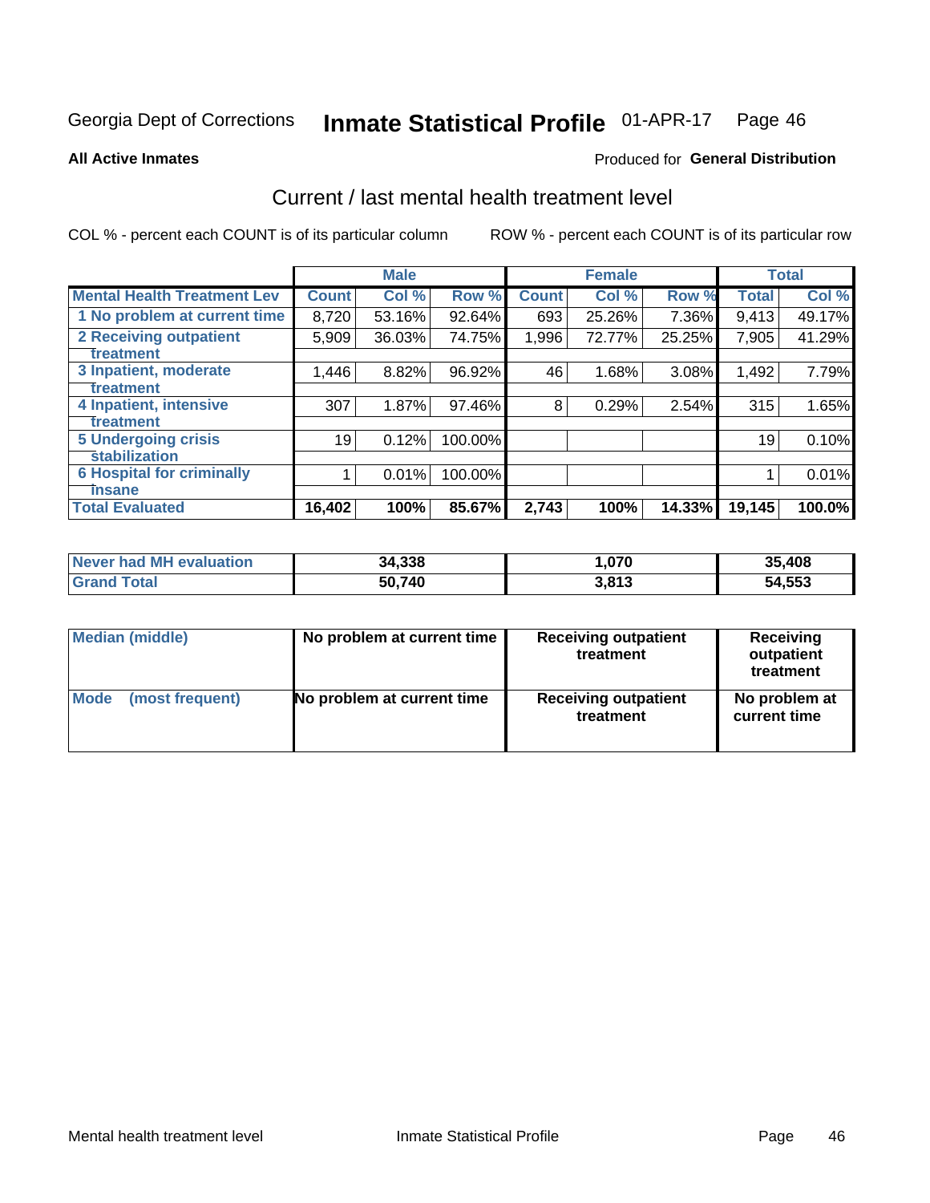Georgia Dept of Corrections **Inmate Statistical Profile** 01-APR-17

**All Active Inmates**

Produced for **General Distribution**

## Current / last mental health treatment level

COL % - percent each COUNT is of its particular column

ROW % - percent each COUNT is of its particular row

| | Male | | | Female | | | Total | |
|---|---|---|---|---|---|---|---|---|
| **Mental Health Treatment Lev** | **Count** | **Col %** | **Row %** | **Count** | **Col %** | **Row %** | **Total** | **Col %** |
| **1 No problem at current time** | 8,720 | 53.16% | 92.64% | 693 | 25.26% | 7.36% | 9,413 | 49.17% |
| **2 Receiving outpatient treatment** | 5,909 | 36.03% | 74.75% | 1,996 | 72.77% | 25.25% | 7,905 | 41.29% |
| **3 Inpatient, moderate treatment** | 1,446 | 8.82% | 96.92% | 46 | 1.68% | 3.08% | 1,492 | 7.79% |
| **4 Inpatient, intensive treatment** | 307 | 1.87% | 97.46% | 8 | 0.29% | 2.54% | 315 | 1.65% |
| **5 Undergoing crisis stabilization** | 19 | 0.12% | 100.00% | | | | 19 | 0.10% |
| **6 Hospital for criminally insane** | 1 | 0.01% | 100.00% | | | | 1 | 0.01% |
| **Total Evaluated** | **16,402** | **100%** | **85.67%** | **2,743** | **100%** | **14.33%** | **19,145** | **100.0%** |

| | Male | Female | Total |
|---|---|---|---|
| **Never had MH evaluation** | **34,338** | **1,070** | **35,408** |
| **Grand Total** | **50,740** | **3,813** | **54,553** |

| | Male | Female | Total |
|---|---|---|---|
| **Median (middle)** | **No problem at current time** | **Receiving outpatient treatment** | **Receiving outpatient treatment** |
| **Mode (most frequent)** | **No problem at current time** | **Receiving outpatient treatment** | **No problem at current time** |

Mental health treatment level Inmate Statistical Profile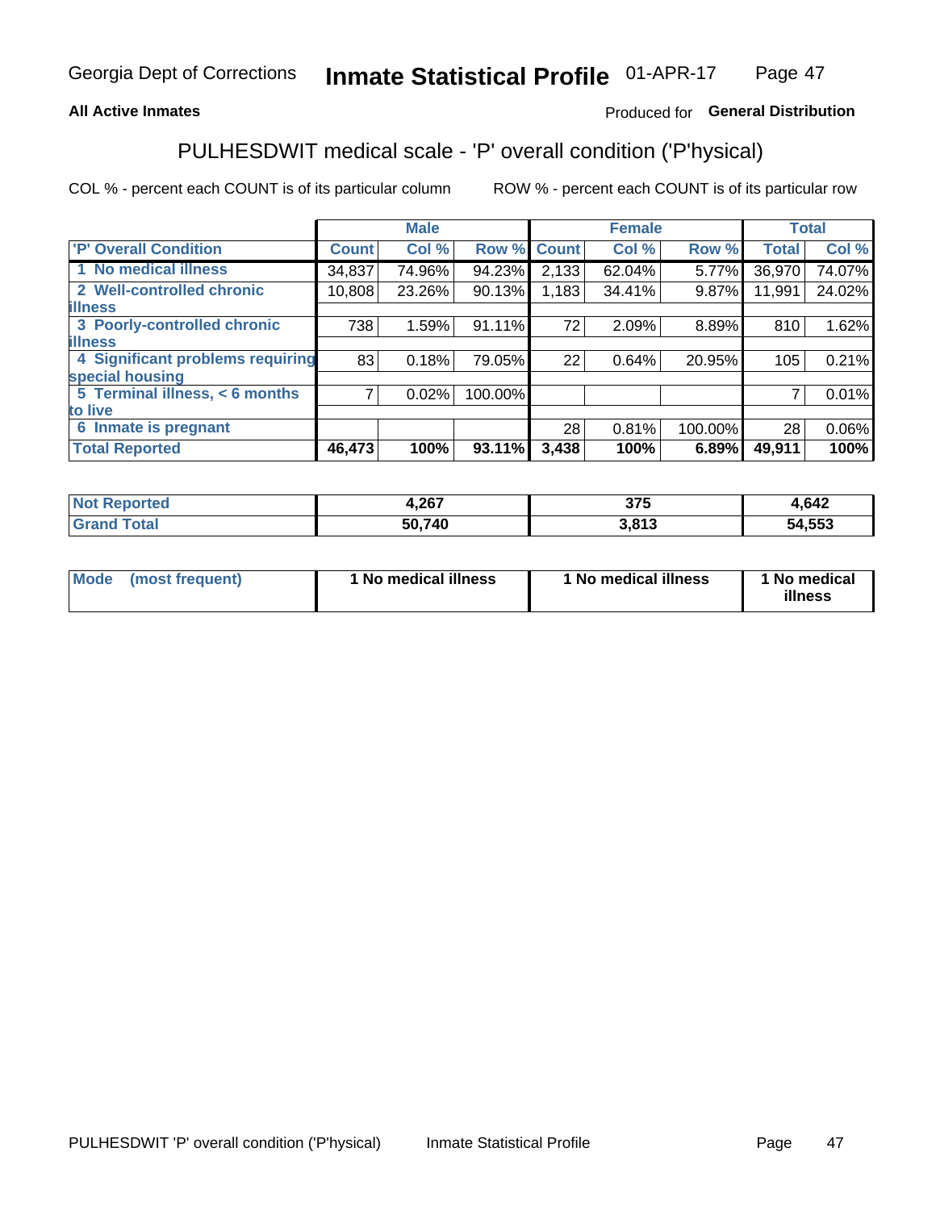Georgia Dept of Corrections **Inmate Statistical Profile** 01-APR-17

**All Active Inmates**

Produced for **General Distribution**

## PULHESDWIT medical scale - 'P' overall condition ('P'hysical)

COL % - percent each COUNT is of its particular column

ROW % - percent each COUNT is of its particular row

| 'P' Overall Condition | Male | | | Female | | | Total | |
|---|---|---|---|---|---|---|---|---|
| | Count | Col % | Row % | Count | Col % | Row % | Total | Col % |
| 1 No medical illness | 34,837 | 74.96% | 94.23% | 2,133 | 62.04% | 5.77% | 36,970 | 74.07% |
| 2 Well-controlled chronic illness | 10,808 | 23.26% | 90.13% | 1,183 | 34.41% | 9.87% | 11,991 | 24.02% |
| 3 Poorly-controlled chronic illness | 738 | 1.59% | 91.11% | 72 | 2.09% | 8.89% | 810 | 1.62% |
| 4 Significant problems requiring special housing | 83 | 0.18% | 79.05% | 22 | 0.64% | 20.95% | 105 | 0.21% |
| 5 Terminal illness, < 6 months to live | 7 | 0.02% | 100.00% | | | | 7 | 0.01% |
| 6 Inmate is pregnant | | | | 28 | 0.81% | 100.00% | 28 | 0.06% |
| **Total Reported** | **46,473** | **100%** | **93.11%** | **3,438** | **100%** | **6.89%** | **49,911** | **100%** |

| | Male | Female | Total |
|---|---|---|---|
| Not Reported | 4,267 | 375 | 4,642 |
| Grand Total | 50,740 | 3,813 | 54,553 |

| | Male | Female | Total |
|---|---|---|---|
| Mode (most frequent) | 1 No medical illness | 1 No medical illness | 1 No medical illness |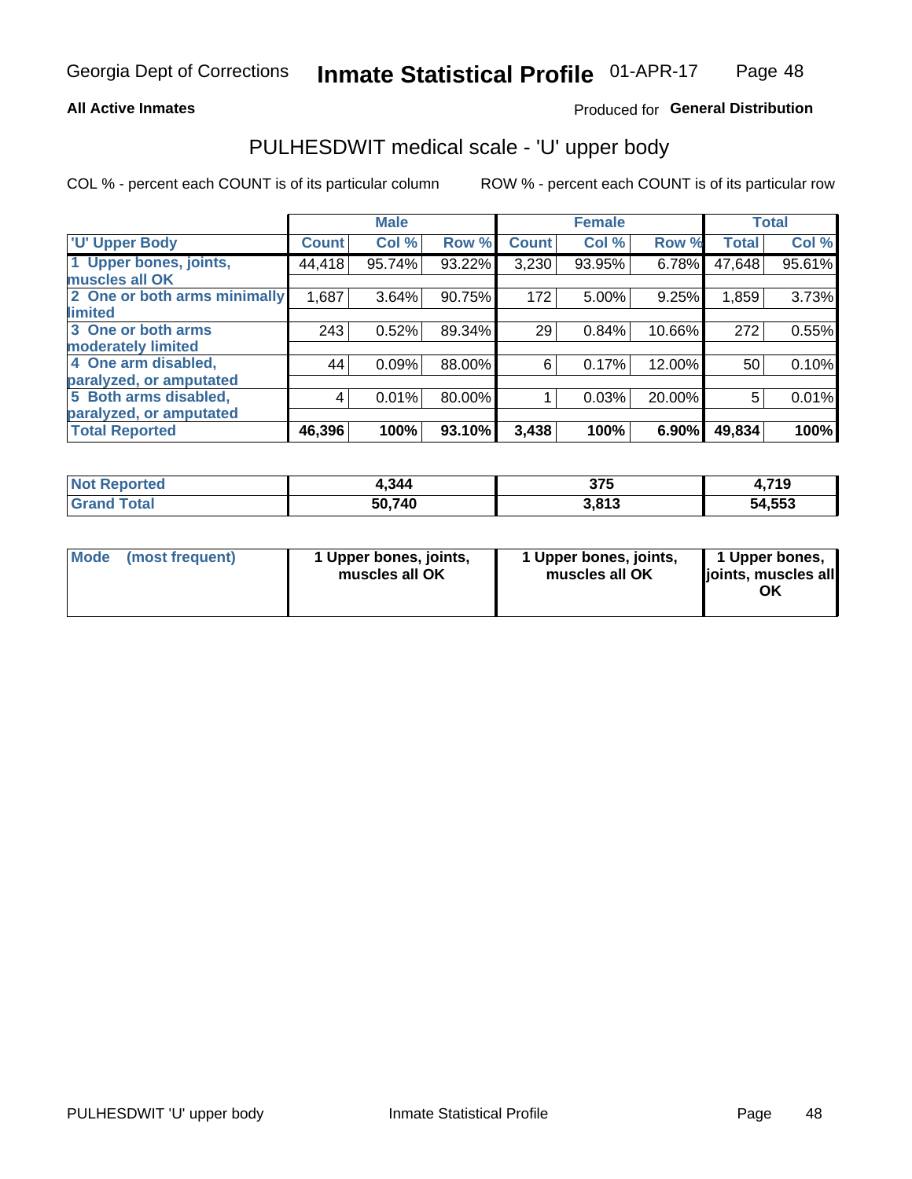Georgia Dept of Corrections **Inmate Statistical Profile** 01-APR-17

**All Active Inmates**

Produced for **General Distribution**

# PULHESDWIT medical scale - 'U' upper body

COL % - percent each COUNT is of its particular column

ROW % - percent each COUNT is of its particular row

| | Male | | | Female | | | Total | |
|---|---|---|---|---|---|---|---|---|
| **'U' Upper Body** | **Count** | **Col %** | **Row %** | **Count** | **Col %** | **Row %** | **Total** | **Col %** |
| 1 Upper bones, joints, muscles all OK | 44,418 | 95.74% | 93.22% | 3,230 | 93.95% | 6.78% | 47,648 | 95.61% |
| 2 One or both arms minimally limited | 1,687 | 3.64% | 90.75% | 172 | 5.00% | 9.25% | 1,859 | 3.73% |
| 3 One or both arms moderately limited | 243 | 0.52% | 89.34% | 29 | 0.84% | 10.66% | 272 | 0.55% |
| 4 One arm disabled, paralyzed, or amputated | 44 | 0.09% | 88.00% | 6 | 0.17% | 12.00% | 50 | 0.10% |
| 5 Both arms disabled, paralyzed, or amputated | 4 | 0.01% | 80.00% | 1 | 0.03% | 20.00% | 5 | 0.01% |
| **Total Reported** | **46,396** | **100%** | **93.10%** | **3,438** | **100%** | **6.90%** | **49,834** | **100%** |

| | Male | Female | Total |
|---|---|---|---|
| **Not Reported** | **4,344** | **375** | **4,719** |
| **Grand Total** | **50,740** | **3,813** | **54,553** |

| | Male | Female | Total |
|---|---|---|---|
| **Mode (most frequent)** | **1 Upper bones, joints, muscles all OK** | **1 Upper bones, joints, muscles all OK** | **1 Upper bones, joints, muscles all OK** |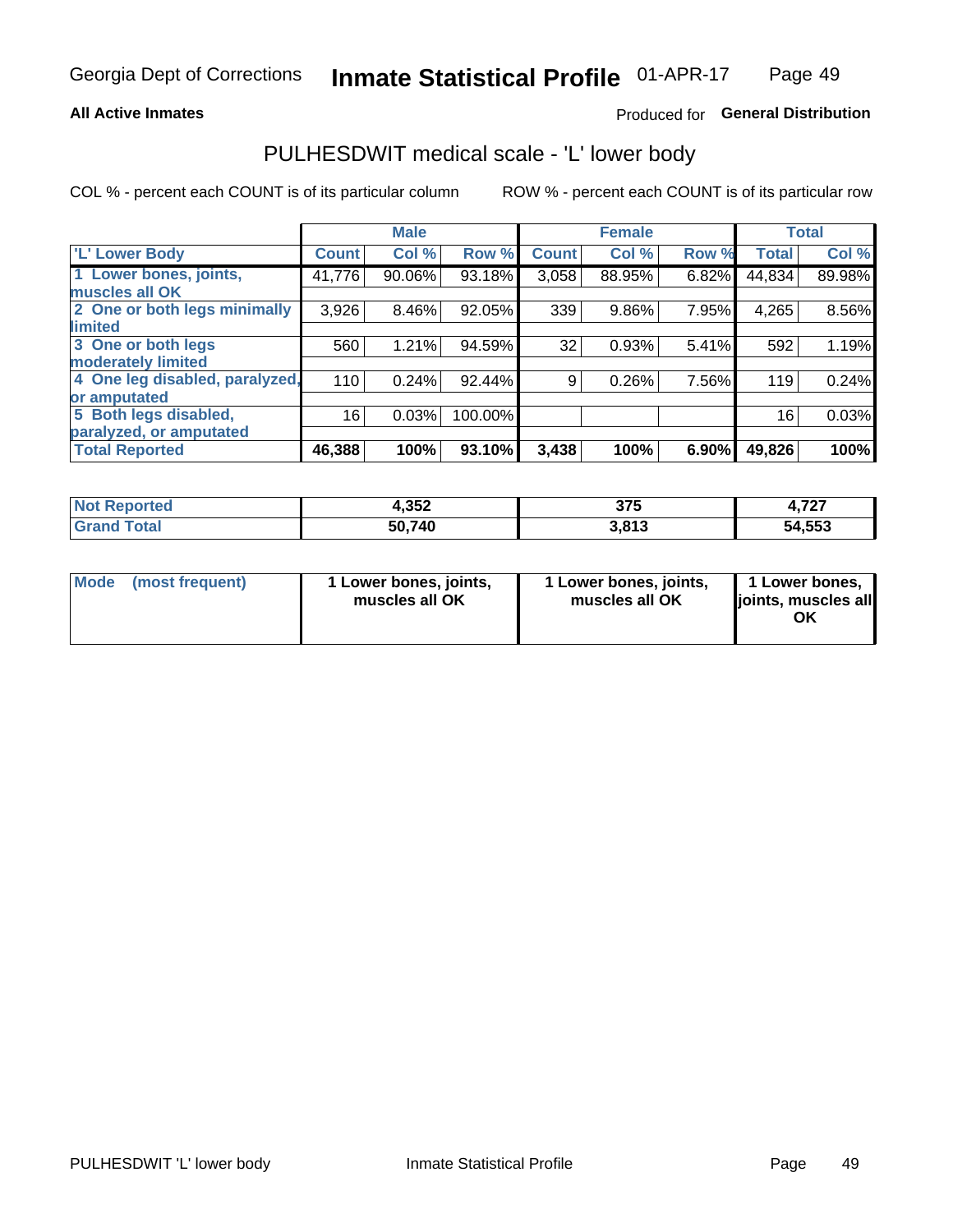Georgia Dept of Corrections **Inmate Statistical Profile** 01-APR-17

**All Active Inmates** Produced for **General Distribution**

## PULHESDWIT medical scale - 'L' lower body

COL % - percent each COUNT is of its particular column ROW % - percent each COUNT is of its particular row

| | Male | | | Female | | | Total | |
|---|---|---|---|---|---|---|---|---|
| 'L' Lower Body | Count | Col % | Row % | Count | Col % | Row % | Total | Col % |
| 1 Lower bones, joints, muscles all OK | 41,776 | 90.06% | 93.18% | 3,058 | 88.95% | 6.82% | 44,834 | 89.98% |
| 2 One or both legs minimally limited | 3,926 | 8.46% | 92.05% | 339 | 9.86% | 7.95% | 4,265 | 8.56% |
| 3 One or both legs moderately limited | 560 | 1.21% | 94.59% | 32 | 0.93% | 5.41% | 592 | 1.19% |
| 4 One leg disabled, paralyzed, or amputated | 110 | 0.24% | 92.44% | 9 | 0.26% | 7.56% | 119 | 0.24% |
| 5 Both legs disabled, paralyzed, or amputated | 16 | 0.03% | 100.00% | | | | 16 | 0.03% |
| **Total Reported** | **46,388** | **100%** | **93.10%** | **3,438** | **100%** | **6.90%** | **49,826** | **100%** |

| | Male | Female | Total |
|---|---|---|---|
| Not Reported | 4,352 | 375 | 4,727 |
| Grand Total | 50,740 | 3,813 | 54,553 |

| | Male | Female | Total |
|---|---|---|---|
| Mode (most frequent) | 1 Lower bones, joints, muscles all OK | 1 Lower bones, joints, muscles all OK | 1 Lower bones, joints, muscles all OK |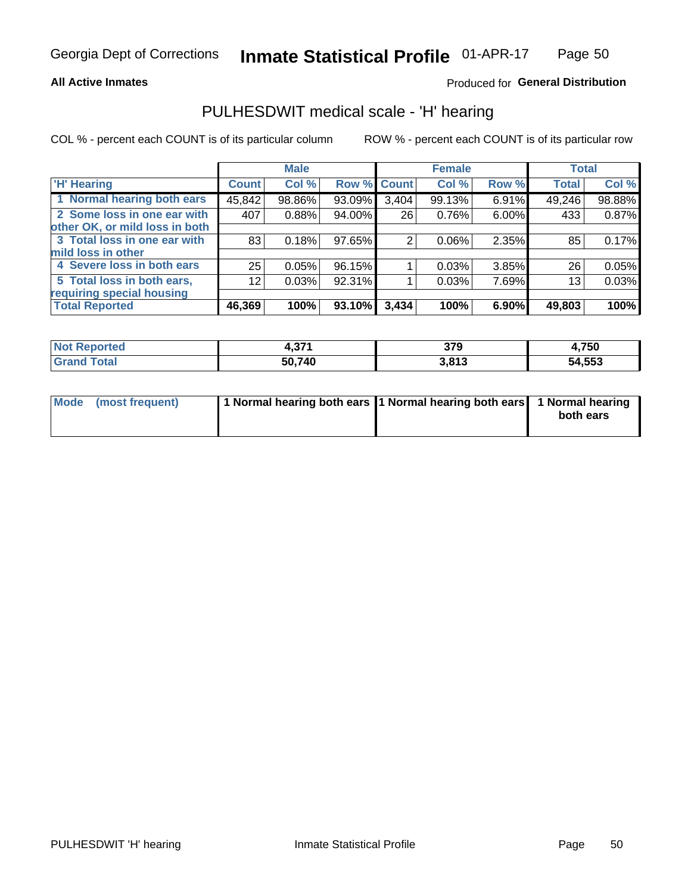Georgia Dept of Corrections **Inmate Statistical Profile** 01-APR-17

**All Active Inmates**

Produced for **General Distribution**

## PULHESDWIT medical scale - 'H' hearing

COL % - percent each COUNT is of its particular column ROW % - percent each COUNT is of its particular row

| | Male | | | Female | | | Total | |
|---|---|---|---|---|---|---|---|---|
| 'H' Hearing | Count | Col % | Row % | Count | Col % | Row % | Total | Col % |
| 1 Normal hearing both ears | 45,842 | 98.86% | 93.09% | 3,404 | 99.13% | 6.91% | 49,246 | 98.88% |
| 2 Some loss in one ear with other OK, or mild loss in both | 407 | 0.88% | 94.00% | 26 | 0.76% | 6.00% | 433 | 0.87% |
| 3 Total loss in one ear with mild loss in other | 83 | 0.18% | 97.65% | 2 | 0.06% | 2.35% | 85 | 0.17% |
| 4 Severe loss in both ears | 25 | 0.05% | 96.15% | 1 | 0.03% | 3.85% | 26 | 0.05% |
| 5 Total loss in both ears, requiring special housing | 12 | 0.03% | 92.31% | 1 | 0.03% | 7.69% | 13 | 0.03% |
| **Total Reported** | **46,369** | **100%** | **93.10%** | **3,434** | **100%** | **6.90%** | **49,803** | **100%** |

| | Male | Female | Total |
|---|---|---|---|
| Not Reported | 4,371 | 379 | 4,750 |
| Grand Total | 50,740 | 3,813 | 54,553 |

| | Male | Female | Total |
|---|---|---|---|
| Mode (most frequent) | 1 Normal hearing both ears | 1 Normal hearing both ears | 1 Normal hearing both ears |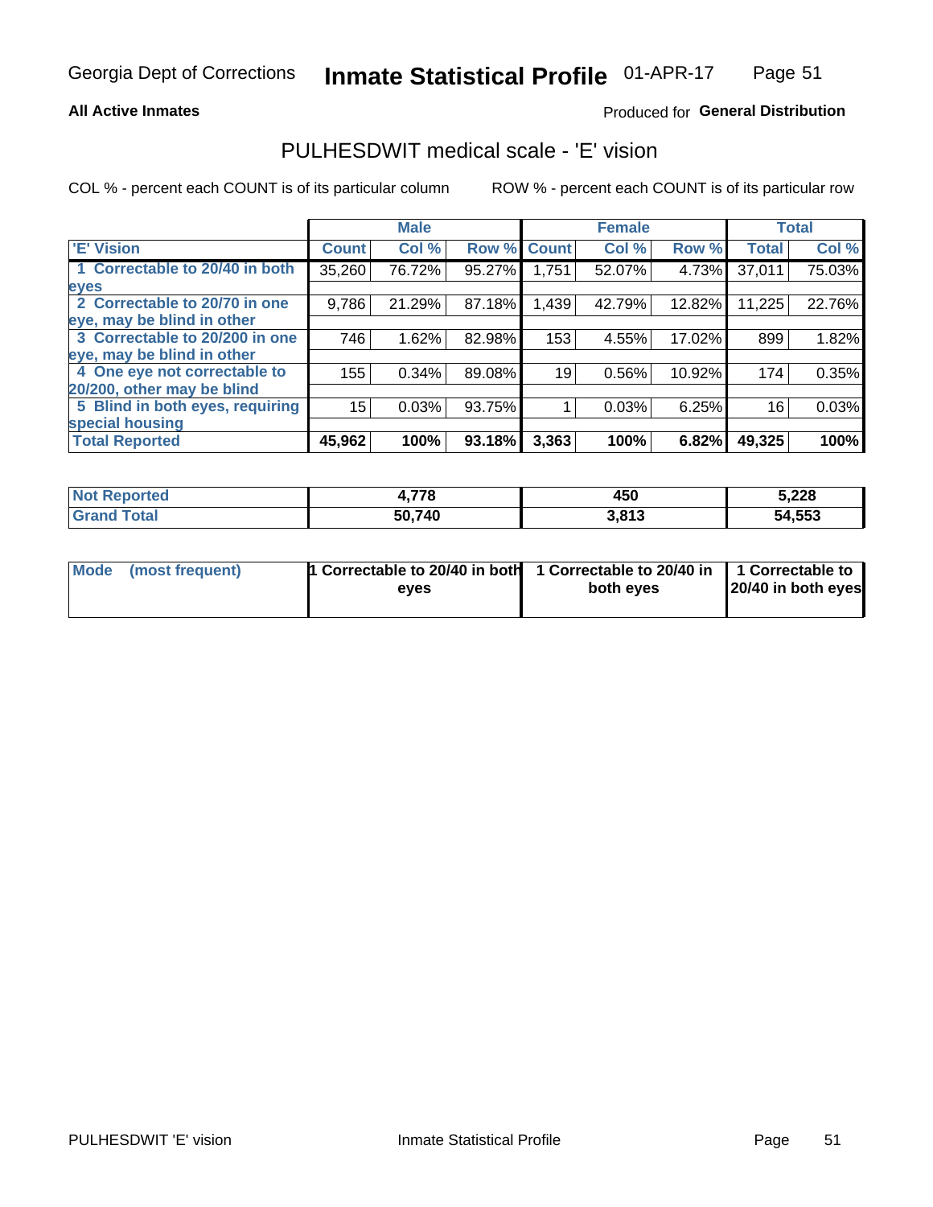Georgia Dept of Corrections **Inmate Statistical Profile** 01-APR-17

**All Active Inmates**

Produced for **General Distribution**

## PULHESDWIT medical scale - 'E' vision

COL % - percent each COUNT is of its particular column

ROW % - percent each COUNT is of its particular row

| | Male | | | Female | | | Total | |
|---|---|---|---|---|---|---|---|---|
| 'E' Vision | Count | Col % | Row % | Count | Col % | Row % | Total | Col % |
| 1 Correctable to 20/40 in both eyes | 35,260 | 76.72% | 95.27% | 1,751 | 52.07% | 4.73% | 37,011 | 75.03% |
| 2 Correctable to 20/70 in one eye, may be blind in other | 9,786 | 21.29% | 87.18% | 1,439 | 42.79% | 12.82% | 11,225 | 22.76% |
| 3 Correctable to 20/200 in one eye, may be blind in other | 746 | 1.62% | 82.98% | 153 | 4.55% | 17.02% | 899 | 1.82% |
| 4 One eye not correctable to 20/200, other may be blind | 155 | 0.34% | 89.08% | 19 | 0.56% | 10.92% | 174 | 0.35% |
| 5 Blind in both eyes, requiring special housing | 15 | 0.03% | 93.75% | 1 | 0.03% | 6.25% | 16 | 0.03% |
| **Total Reported** | **45,962** | **100%** | **93.18%** | **3,363** | **100%** | **6.82%** | **49,325** | **100%** |

| | Male | Female | Total |
|---|---|---|---|
| **Not Reported** | **4,778** | **450** | **5,228** |
| **Grand Total** | **50,740** | **3,813** | **54,553** |

| | Male | Female | Total |
|---|---|---|---|
| **Mode (most frequent)** | **1 Correctable to 20/40 in both eyes** | **1 Correctable to 20/40 in both eyes** | **1 Correctable to 20/40 in both eyes** |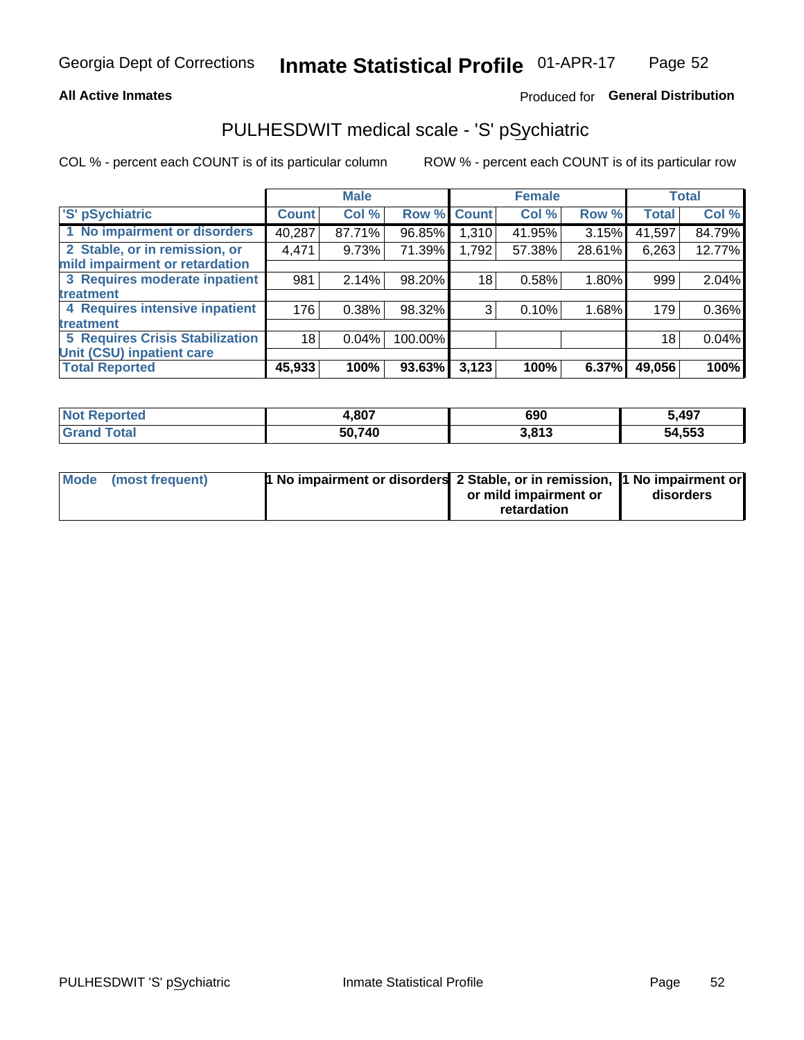Georgia Dept of Corrections **Inmate Statistical Profile** 01-APR-17

**All Active Inmates** Produced for **General Distribution**

## PULHESDWIT medical scale - 'S' pSychiatric

COL % - percent each COUNT is of its particular column ROW % - percent each COUNT is of its particular row

| | Male | | | Female | | | Total | |
|---|---|---|---|---|---|---|---|---|
| 'S' pSychiatric | Count | Col % | Row % | Count | Col % | Row % | Total | Col % |
| 1 No impairment or disorders | 40,287 | 87.71% | 96.85% | 1,310 | 41.95% | 3.15% | 41,597 | 84.79% |
| 2 Stable, or in remission, or mild impairment or retardation | 4,471 | 9.73% | 71.39% | 1,792 | 57.38% | 28.61% | 6,263 | 12.77% |
| 3 Requires moderate inpatient treatment | 981 | 2.14% | 98.20% | 18 | 0.58% | 1.80% | 999 | 2.04% |
| 4 Requires intensive inpatient treatment | 176 | 0.38% | 98.32% | 3 | 0.10% | 1.68% | 179 | 0.36% |
| 5 Requires Crisis Stabilization Unit (CSU) inpatient care | 18 | 0.04% | 100.00% | | | | 18 | 0.04% |
| **Total Reported** | **45,933** | **100%** | **93.63%** | **3,123** | **100%** | **6.37%** | **49,056** | **100%** |

| | Male | Female | Total |
|---|---|---|---|
| Not Reported | 4,807 | 690 | 5,497 |
| Grand Total | 50,740 | 3,813 | 54,553 |

| | Male | Female | Total |
|---|---|---|---|
| Mode (most frequent) | 1 No impairment or disorders | 2 Stable, or in remission, or mild impairment or retardation | 1 No impairment or disorders |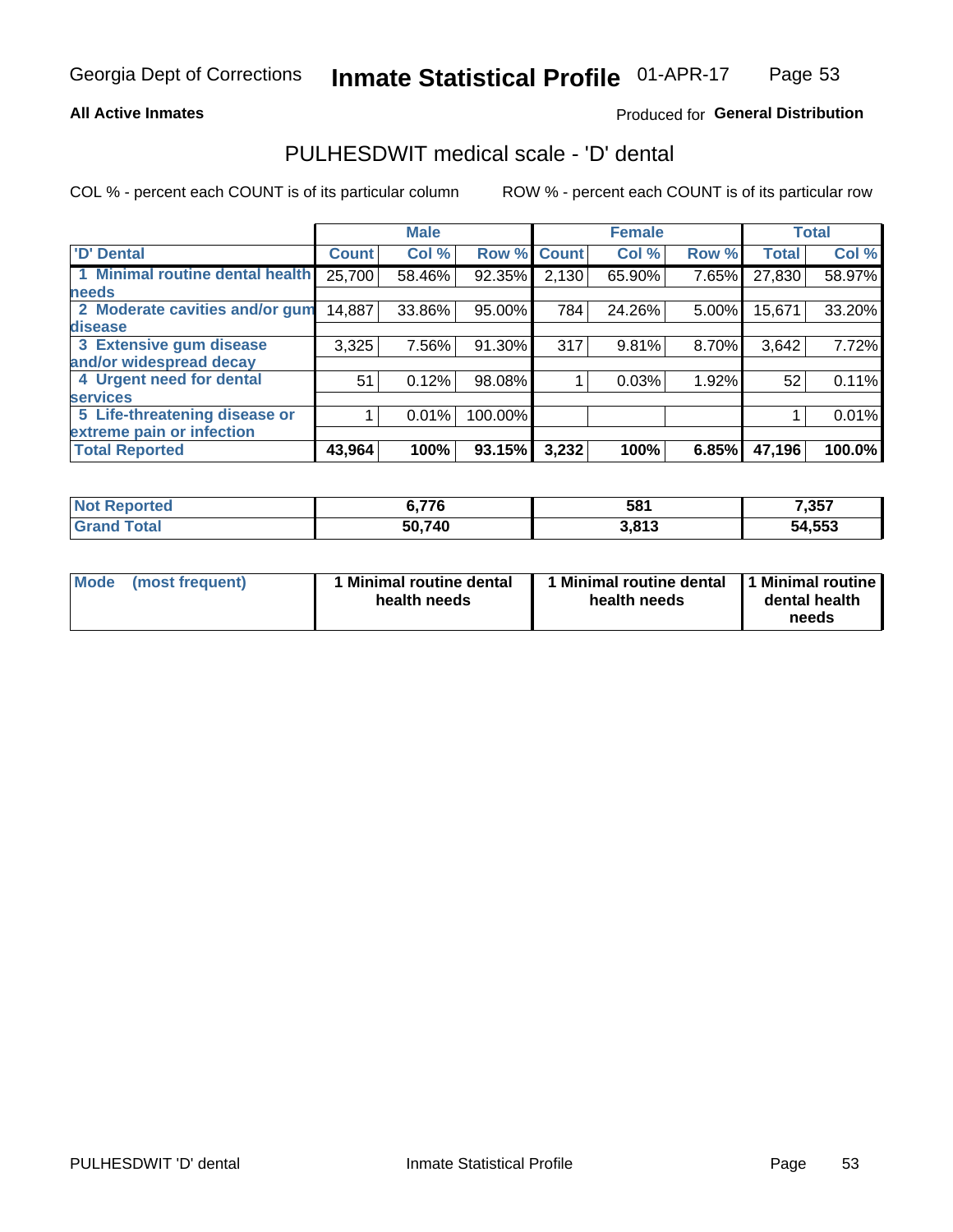Georgia Dept of Corrections **Inmate Statistical Profile** 01-APR-17

**All Active Inmates**

Produced for **General Distribution**

## PULHESDWIT medical scale - 'D' dental

COL % - percent each COUNT is of its particular column

ROW % - percent each COUNT is of its particular row

| | Male | | | Female | | | Total | |
|---|---|---|---|---|---|---|---|---|
| 'D' Dental | Count | Col % | Row % | Count | Col % | Row % | Total | Col % |
| 1 Minimal routine dental health needs | 25,700 | 58.46% | 92.35% | 2,130 | 65.90% | 7.65% | 27,830 | 58.97% |
| 2 Moderate cavities and/or gum disease | 14,887 | 33.86% | 95.00% | 784 | 24.26% | 5.00% | 15,671 | 33.20% |
| 3 Extensive gum disease and/or widespread decay | 3,325 | 7.56% | 91.30% | 317 | 9.81% | 8.70% | 3,642 | 7.72% |
| 4 Urgent need for dental services | 51 | 0.12% | 98.08% | 1 | 0.03% | 1.92% | 52 | 0.11% |
| 5 Life-threatening disease or extreme pain or infection | 1 | 0.01% | 100.00% | | | | 1 | 0.01% |
| **Total Reported** | **43,964** | **100%** | **93.15%** | **3,232** | **100%** | **6.85%** | **47,196** | **100.0%** |

| | Male | Female | Total |
|---|---|---|---|
| **Not Reported** | **6,776** | **581** | **7,357** |
| **Grand Total** | **50,740** | **3,813** | **54,553** |

| | Male | Female | Total |
|---|---|---|---|
| **Mode (most frequent)** | **1 Minimal routine dental health needs** | **1 Minimal routine dental health needs** | **1 Minimal routine dental health needs** |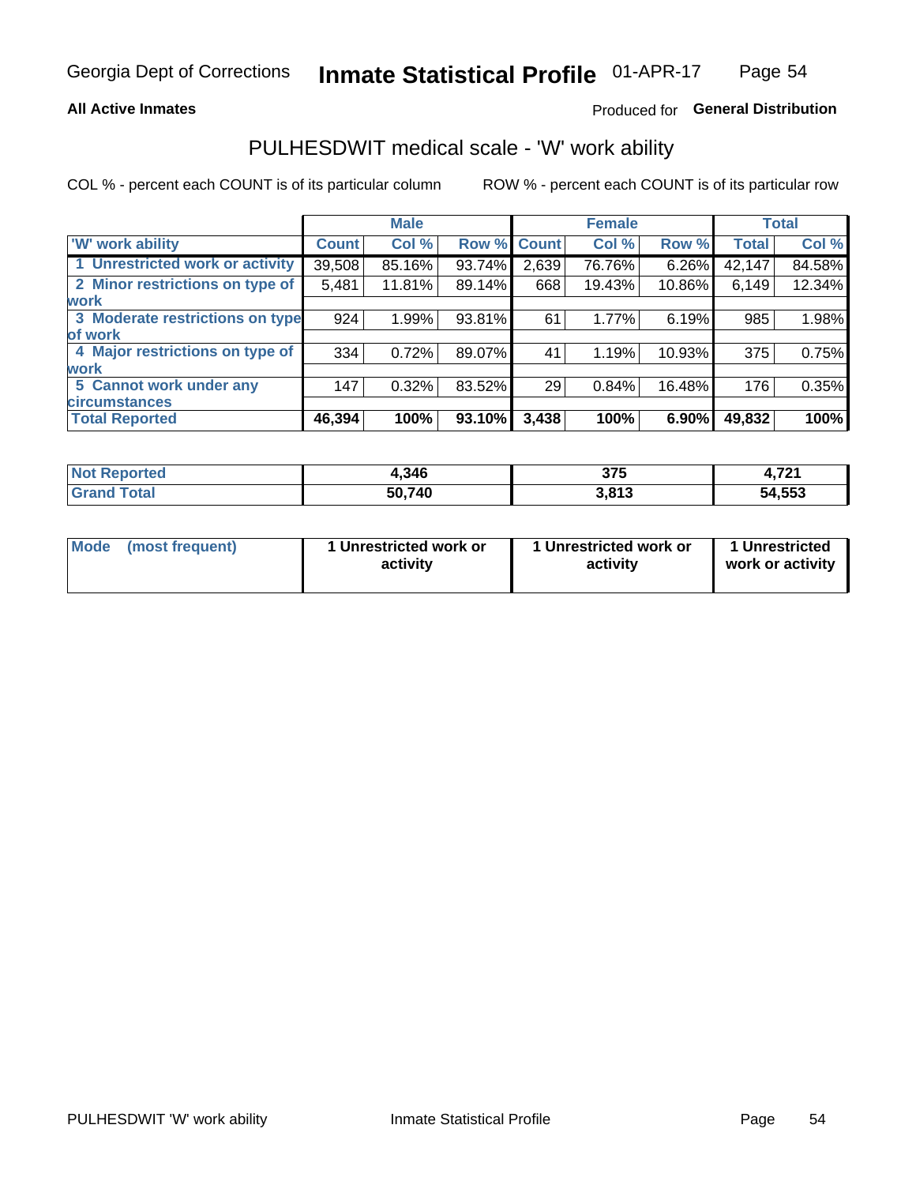**All Active Inmates**

Produced for **General Distribution**

## PULHESDWIT medical scale - 'W' work ability

COL % - percent each COUNT is of its particular column      ROW % - percent each COUNT is of its particular row

| | Male | | | Female | | | Total | |
|---|---|---|---|---|---|---|---|---|
| 'W' work ability | Count | Col % | Row % | Count | Col % | Row % | Total | Col % |
| 1 Unrestricted work or activity | 39,508 | 85.16% | 93.74% | 2,639 | 76.76% | 6.26% | 42,147 | 84.58% |
| 2 Minor restrictions on type of work | 5,481 | 11.81% | 89.14% | 668 | 19.43% | 10.86% | 6,149 | 12.34% |
| 3 Moderate restrictions on type of work | 924 | 1.99% | 93.81% | 61 | 1.77% | 6.19% | 985 | 1.98% |
| 4 Major restrictions on type of work | 334 | 0.72% | 89.07% | 41 | 1.19% | 10.93% | 375 | 0.75% |
| 5 Cannot work under any circumstances | 147 | 0.32% | 83.52% | 29 | 0.84% | 16.48% | 176 | 0.35% |
| **Total Reported** | **46,394** | **100%** | **93.10%** | **3,438** | **100%** | **6.90%** | **49,832** | **100%** |

| | Male | Female | Total |
|---|---|---|---|
| Not Reported | 4,346 | 375 | 4,721 |
| Grand Total | 50,740 | 3,813 | 54,553 |

| | Male | Female | Total |
|---|---|---|---|
| Mode (most frequent) | 1 Unrestricted work or activity | 1 Unrestricted work or activity | 1 Unrestricted work or activity |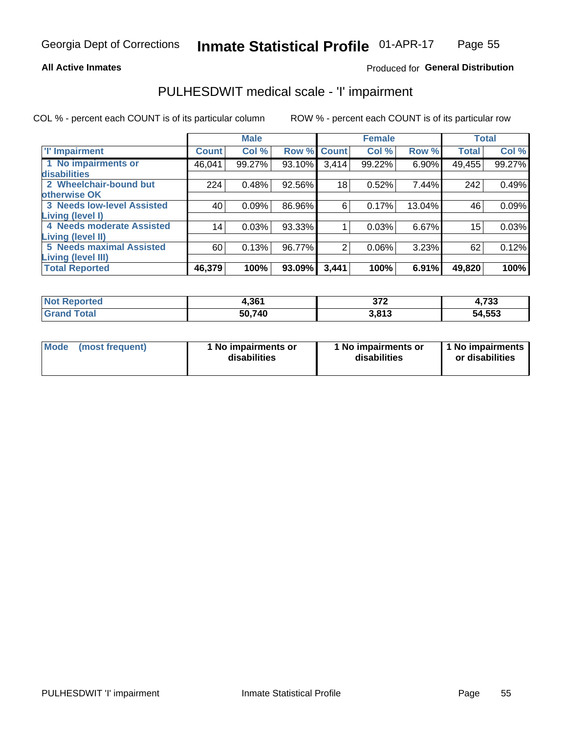Georgia Dept of Corrections **Inmate Statistical Profile** 01-APR-17

**All Active Inmates**

Produced for **General Distribution**

## PULHESDWIT medical scale - 'I' impairment

COL % - percent each COUNT is of its particular column ROW % - percent each COUNT is of its particular row

| | Male | | | Female | | | Total | |
|---|---|---|---|---|---|---|---|---|
| 'I' Impairment | Count | Col % | Row % | Count | Col % | Row % | Total | Col % |
| 1 No impairments or disabilities | 46,041 | 99.27% | 93.10% | 3,414 | 99.22% | 6.90% | 49,455 | 99.27% |
| 2 Wheelchair-bound but otherwise OK | 224 | 0.48% | 92.56% | 18 | 0.52% | 7.44% | 242 | 0.49% |
| 3 Needs low-level Assisted Living (level I) | 40 | 0.09% | 86.96% | 6 | 0.17% | 13.04% | 46 | 0.09% |
| 4 Needs moderate Assisted Living (level II) | 14 | 0.03% | 93.33% | 1 | 0.03% | 6.67% | 15 | 0.03% |
| 5 Needs maximal Assisted Living (level III) | 60 | 0.13% | 96.77% | 2 | 0.06% | 3.23% | 62 | 0.12% |
| **Total Reported** | **46,379** | **100%** | **93.09%** | **3,441** | **100%** | **6.91%** | **49,820** | **100%** |

| | Male | Female | Total |
|---|---|---|---|
| Not Reported | 4,361 | 372 | 4,733 |
| Grand Total | 50,740 | 3,813 | 54,553 |

| | Male | Female | Total |
|---|---|---|---|
| Mode (most frequent) | 1 No impairments or disabilities | 1 No impairments or disabilities | 1 No impairments or disabilities |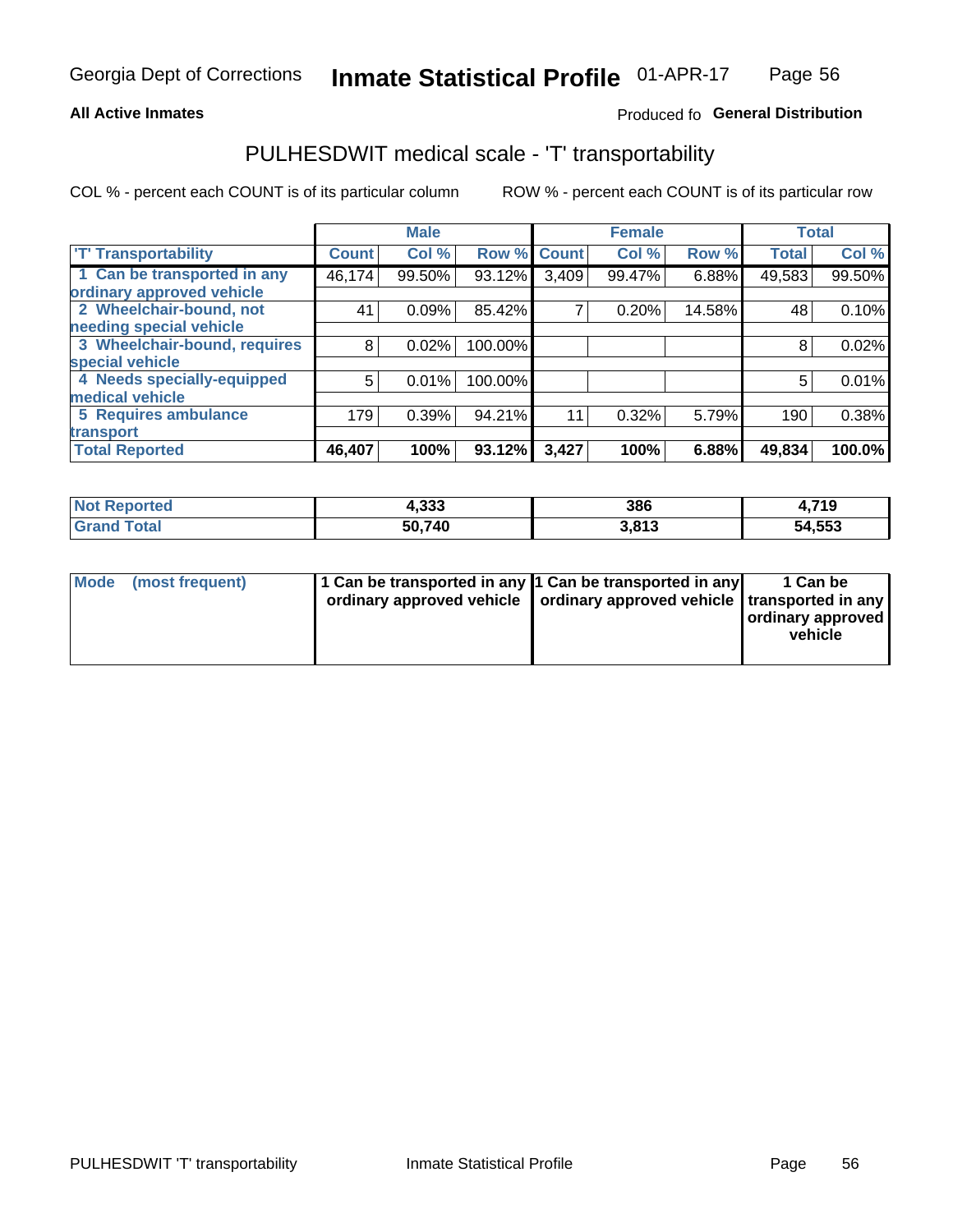**All Active Inmates**

Produced fo **General Distribution**

## PULHESDWIT medical scale - 'T' transportability

COL % - percent each COUNT is of its particular column

ROW % - percent each COUNT is of its particular row

| | Male | | | Female | | | Total | |
|---|---|---|---|---|---|---|---|---|
| 'T' Transportability | Count | Col % | Row % | Count | Col % | Row % | Total | Col % |
| 1 Can be transported in any ordinary approved vehicle | 46,174 | 99.50% | 93.12% | 3,409 | 99.47% | 6.88% | 49,583 | 99.50% |
| 2 Wheelchair-bound, not needing special vehicle | 41 | 0.09% | 85.42% | 7 | 0.20% | 14.58% | 48 | 0.10% |
| 3 Wheelchair-bound, requires special vehicle | 8 | 0.02% | 100.00% | | | | 8 | 0.02% |
| 4 Needs specially-equipped medical vehicle | 5 | 0.01% | 100.00% | | | | 5 | 0.01% |
| 5 Requires ambulance transport | 179 | 0.39% | 94.21% | 11 | 0.32% | 5.79% | 190 | 0.38% |
| **Total Reported** | **46,407** | **100%** | **93.12%** | **3,427** | **100%** | **6.88%** | **49,834** | **100.0%** |

| | Male | Female | Total |
|---|---|---|---|
| Not Reported | 4,333 | 386 | 4,719 |
| Grand Total | 50,740 | 3,813 | 54,553 |

| | Male | Female | Total |
|---|---|---|---|
| Mode (most frequent) | 1 Can be transported in any ordinary approved vehicle | 1 Can be transported in any ordinary approved vehicle | 1 Can be transported in any ordinary approved vehicle |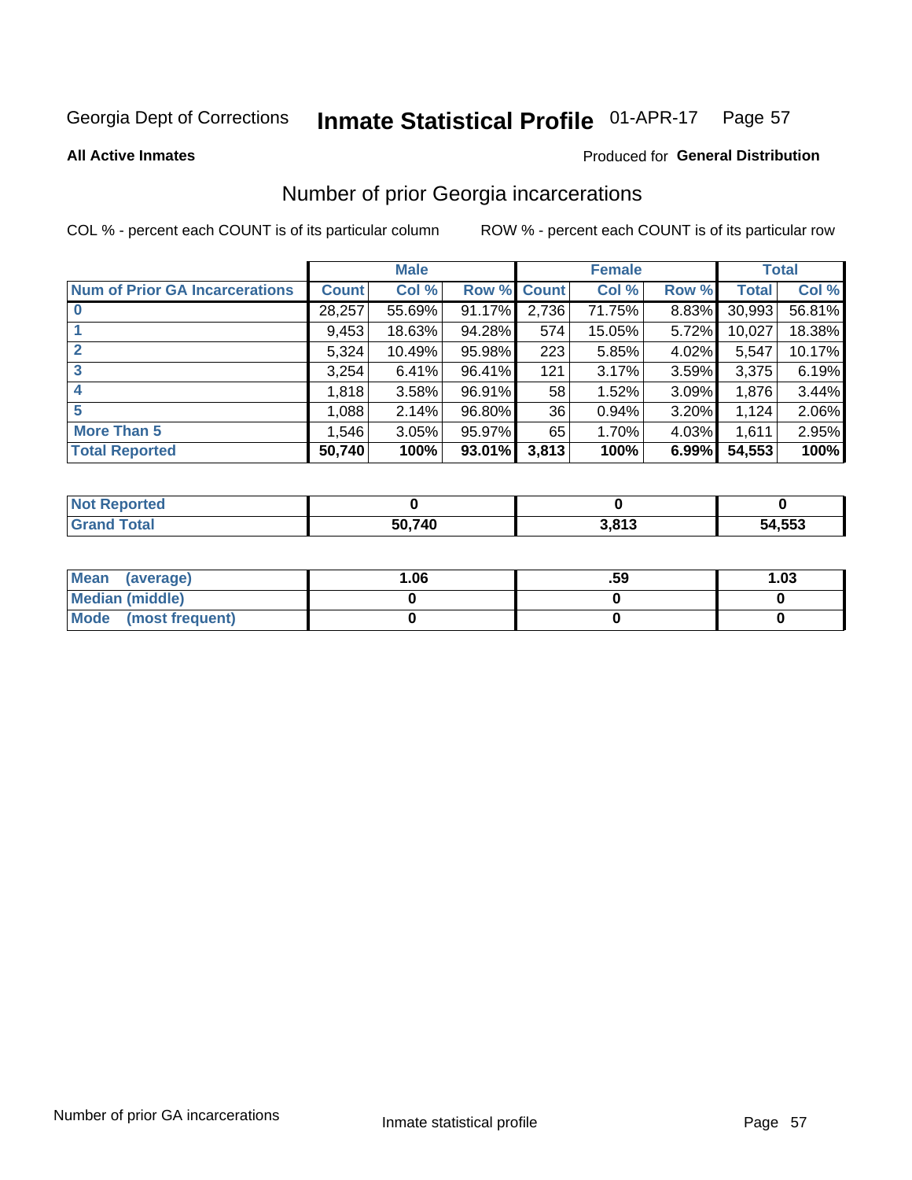Georgia Dept of Corrections **Inmate Statistical Profile** 01-APR-17

**All Active Inmates**

Produced for **General Distribution**

## Number of prior Georgia incarcerations

COL % - percent each COUNT is of its particular column ROW % - percent each COUNT is of its particular row

| | Male | | | Female | | | Total | |
|---|---|---|---|---|---|---|---|---|
| **Num of Prior GA Incarcerations** | **Count** | **Col %** | **Row %** | **Count** | **Col %** | **Row %** | **Total** | **Col %** |
| **0** | 28,257 | 55.69% | 91.17% | 2,736 | 71.75% | 8.83% | 30,993 | 56.81% |
| **1** | 9,453 | 18.63% | 94.28% | 574 | 15.05% | 5.72% | 10,027 | 18.38% |
| **2** | 5,324 | 10.49% | 95.98% | 223 | 5.85% | 4.02% | 5,547 | 10.17% |
| **3** | 3,254 | 6.41% | 96.41% | 121 | 3.17% | 3.59% | 3,375 | 6.19% |
| **4** | 1,818 | 3.58% | 96.91% | 58 | 1.52% | 3.09% | 1,876 | 3.44% |
| **5** | 1,088 | 2.14% | 96.80% | 36 | 0.94% | 3.20% | 1,124 | 2.06% |
| **More Than 5** | 1,546 | 3.05% | 95.97% | 65 | 1.70% | 4.03% | 1,611 | 2.95% |
| **Total Reported** | **50,740** | **100%** | **93.01%** | **3,813** | **100%** | **6.99%** | **54,553** | **100%** |

| | Male | Female | Total |
|---|---|---|---|
| **Not Reported** | **0** | **0** | **0** |
| **Grand Total** | **50,740** | **3,813** | **54,553** |

| | Male | Female | Total |
|---|---|---|---|
| **Mean (average)** | **1.06** | **.59** | **1.03** |
| **Median (middle)** | **0** | **0** | **0** |
| **Mode (most frequent)** | **0** | **0** | **0** |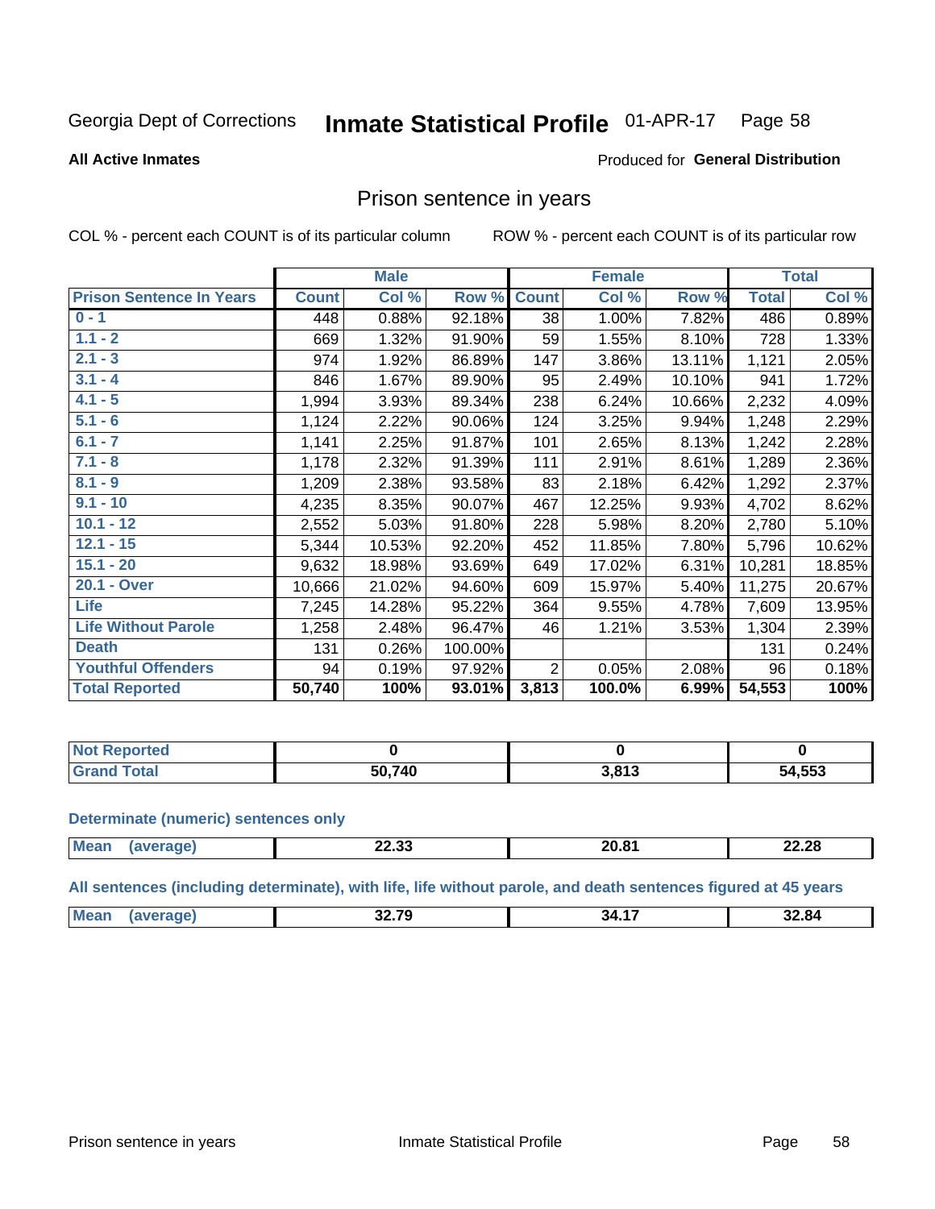Georgia Dept of Corrections **Inmate Statistical Profile** 01-APR-17 Page 58

**All Active Inmates**

Produced for **General Distribution**

## Prison sentence in years

COL % - percent each COUNT is of its particular column ROW % - percent each COUNT is of its particular row

| | Male | | | Female | | | Total | |
|---|---|---|---|---|---|---|---|---|
| **Prison Sentence In Years** | **Count** | **Col %** | **Row %** | **Count** | **Col %** | **Row %** | **Total** | **Col %** |
| 0 - 1 | 448 | 0.88% | 92.18% | 38 | 1.00% | 7.82% | 486 | 0.89% |
| 1.1 - 2 | 669 | 1.32% | 91.90% | 59 | 1.55% | 8.10% | 728 | 1.33% |
| 2.1 - 3 | 974 | 1.92% | 86.89% | 147 | 3.86% | 13.11% | 1,121 | 2.05% |
| 3.1 - 4 | 846 | 1.67% | 89.90% | 95 | 2.49% | 10.10% | 941 | 1.72% |
| 4.1 - 5 | 1,994 | 3.93% | 89.34% | 238 | 6.24% | 10.66% | 2,232 | 4.09% |
| 5.1 - 6 | 1,124 | 2.22% | 90.06% | 124 | 3.25% | 9.94% | 1,248 | 2.29% |
| 6.1 - 7 | 1,141 | 2.25% | 91.87% | 101 | 2.65% | 8.13% | 1,242 | 2.28% |
| 7.1 - 8 | 1,178 | 2.32% | 91.39% | 111 | 2.91% | 8.61% | 1,289 | 2.36% |
| 8.1 - 9 | 1,209 | 2.38% | 93.58% | 83 | 2.18% | 6.42% | 1,292 | 2.37% |
| 9.1 - 10 | 4,235 | 8.35% | 90.07% | 467 | 12.25% | 9.93% | 4,702 | 8.62% |
| 10.1 - 12 | 2,552 | 5.03% | 91.80% | 228 | 5.98% | 8.20% | 2,780 | 5.10% |
| 12.1 - 15 | 5,344 | 10.53% | 92.20% | 452 | 11.85% | 7.80% | 5,796 | 10.62% |
| 15.1 - 20 | 9,632 | 18.98% | 93.69% | 649 | 17.02% | 6.31% | 10,281 | 18.85% |
| 20.1 - Over | 10,666 | 21.02% | 94.60% | 609 | 15.97% | 5.40% | 11,275 | 20.67% |
| Life | 7,245 | 14.28% | 95.22% | 364 | 9.55% | 4.78% | 7,609 | 13.95% |
| Life Without Parole | 1,258 | 2.48% | 96.47% | 46 | 1.21% | 3.53% | 1,304 | 2.39% |
| Death | 131 | 0.26% | 100.00% | | | | 131 | 0.24% |
| Youthful Offenders | 94 | 0.19% | 97.92% | 2 | 0.05% | 2.08% | 96 | 0.18% |
| **Total Reported** | **50,740** | **100%** | **93.01%** | **3,813** | **100.0%** | **6.99%** | **54,553** | **100%** |

| | Male | Female | Total |
|---|---|---|---|
| Not Reported | **0** | **0** | **0** |
| Grand Total | **50,740** | **3,813** | **54,553** |

**Determinate (numeric) sentences only**

| | Male | Female | Total |
|---|---|---|---|
| Mean (average) | **22.33** | **20.81** | **22.28** |

**All sentences (including determinate), with life, life without parole, and death sentences figured at 45 years**

| | Male | Female | Total |
|---|---|---|---|
| Mean (average) | **32.79** | **34.17** | **32.84** |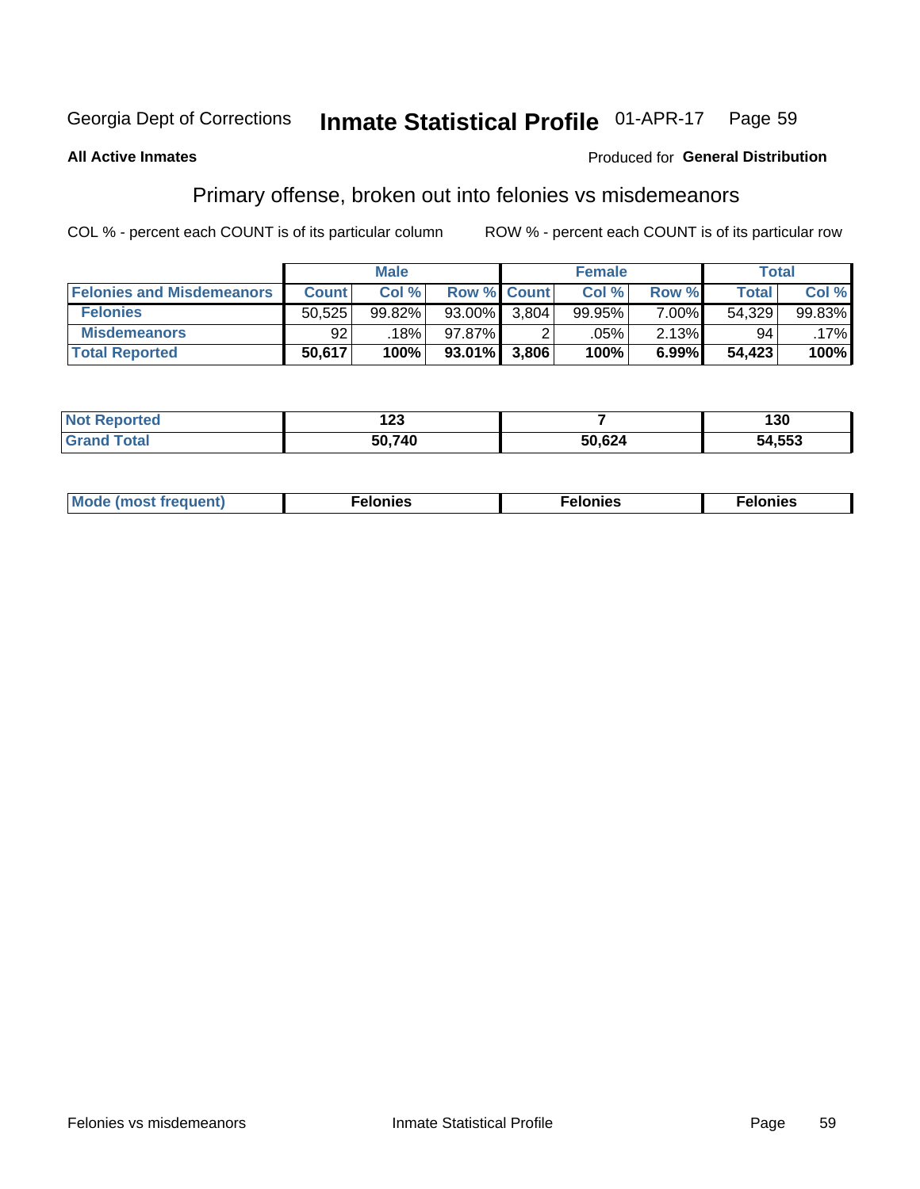Georgia Dept of Corrections **Inmate Statistical Profile** 01-APR-17

**All Active Inmates**

Produced for **General Distribution**

## Primary offense, broken out into felonies vs misdemeanors

COL % - percent each COUNT is of its particular column ROW % - percent each COUNT is of its particular row

| | Male | | | Female | | | Total | |
|---|---|---|---|---|---|---|---|---|
| **Felonies and Misdemeanors** | **Count** | **Col %** | **Row %** | **Count** | **Col %** | **Row %** | **Total** | **Col %** |
| **Felonies** | 50,525 | 99.82% | 93.00% | 3,804 | 99.95% | 7.00% | 54,329 | 99.83% |
| **Misdemeanors** | 92 | .18% | 97.87% | 2 | .05% | 2.13% | 94 | .17% |
| **Total Reported** | **50,617** | **100%** | **93.01%** | **3,806** | **100%** | **6.99%** | **54,423** | **100%** |

| | Male | Female | Total |
|---|---|---|---|
| **Not Reported** | **123** | **7** | **130** |
| **Grand Total** | **50,740** | **50,624** | **54,553** |

| | Male | Female | Total |
|---|---|---|---|
| **Mode (most frequent)** | **Felonies** | **Felonies** | **Felonies** |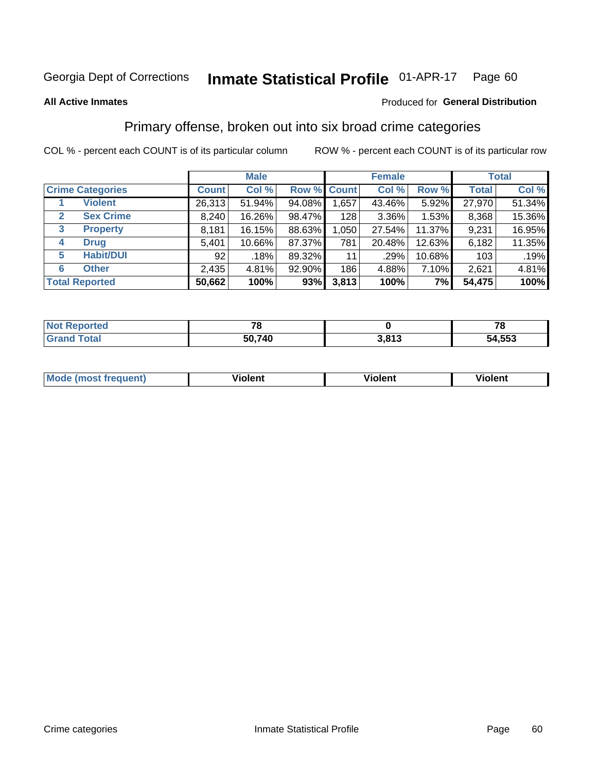Georgia Dept of Corrections **Inmate Statistical Profile** 01-APR-17 Page 60

**All Active Inmates**

Produced for **General Distribution**

## Primary offense, broken out into six broad crime categories

COL % - percent each COUNT is of its particular column

ROW % - percent each COUNT is of its particular row

| | | Male | | | Female | | | Total | |
|---|---|---|---|---|---|---|---|---|---|
| Crime Categories | | Count | Col % | Row % | Count | Col % | Row % | Total | Col % |
| 1 | Violent | 26,313 | 51.94% | 94.08% | 1,657 | 43.46% | 5.92% | 27,970 | 51.34% |
| 2 | Sex Crime | 8,240 | 16.26% | 98.47% | 128 | 3.36% | 1.53% | 8,368 | 15.36% |
| 3 | Property | 8,181 | 16.15% | 88.63% | 1,050 | 27.54% | 11.37% | 9,231 | 16.95% |
| 4 | Drug | 5,401 | 10.66% | 87.37% | 781 | 20.48% | 12.63% | 6,182 | 11.35% |
| 5 | Habit/DUI | 92 | .18% | 89.32% | 11 | .29% | 10.68% | 103 | .19% |
| 6 | Other | 2,435 | 4.81% | 92.90% | 186 | 4.88% | 7.10% | 2,621 | 4.81% |
| Total Reported | | **50,662** | **100%** | **93%** | **3,813** | **100%** | **7%** | **54,475** | **100%** |

| | Male | Female | Total |
|---|---|---|---|
| Not Reported | **78** | **0** | **78** |
| Grand Total | **50,740** | **3,813** | **54,553** |

| | Male | Female | Total |
|---|---|---|---|
| Mode (most frequent) | **Violent** | **Violent** | **Violent** |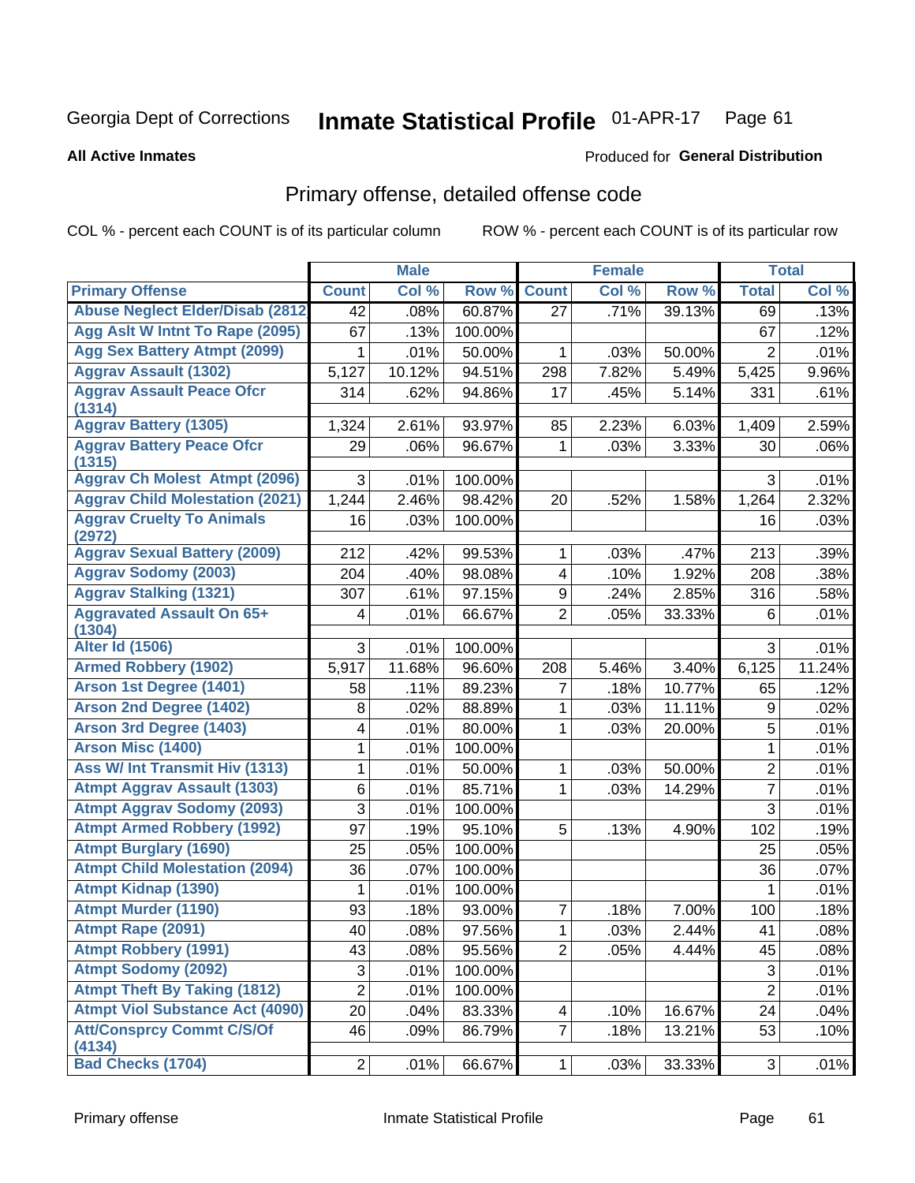Georgia Dept of Corrections **Inmate Statistical Profile** 01-APR-17

**All Active Inmates**

Produced for **General Distribution**

## Primary offense, detailed offense code

COL % - percent each COUNT is of its particular column ROW % - percent each COUNT is of its particular row

| | Male | | | Female | | | Total | |
|---|---|---|---|---|---|---|---|---|
| **Primary Offense** | **Count** | **Col %** | **Row %** | **Count** | **Col %** | **Row %** | **Total** | **Col %** |
| Abuse Neglect Elder/Disab (2812 | 42 | .08% | 60.87% | 27 | .71% | 39.13% | 69 | .13% |
| Agg Aslt W Intnt To Rape (2095) | 67 | .13% | 100.00% | | | | 67 | .12% |
| Agg Sex Battery Atmpt (2099) | 1 | .01% | 50.00% | 1 | .03% | 50.00% | 2 | .01% |
| Aggrav Assault (1302) | 5,127 | 10.12% | 94.51% | 298 | 7.82% | 5.49% | 5,425 | 9.96% |
| Aggrav Assault Peace Ofcr (1314) | 314 | .62% | 94.86% | 17 | .45% | 5.14% | 331 | .61% |
| Aggrav Battery (1305) | 1,324 | 2.61% | 93.97% | 85 | 2.23% | 6.03% | 1,409 | 2.59% |
| Aggrav Battery Peace Ofcr (1315) | 29 | .06% | 96.67% | 1 | .03% | 3.33% | 30 | .06% |
| Aggrav Ch Molest Atmpt (2096) | 3 | .01% | 100.00% | | | | 3 | .01% |
| Aggrav Child Molestation (2021) | 1,244 | 2.46% | 98.42% | 20 | .52% | 1.58% | 1,264 | 2.32% |
| Aggrav Cruelty To Animals (2972) | 16 | .03% | 100.00% | | | | 16 | .03% |
| Aggrav Sexual Battery (2009) | 212 | .42% | 99.53% | 1 | .03% | .47% | 213 | .39% |
| Aggrav Sodomy (2003) | 204 | .40% | 98.08% | 4 | .10% | 1.92% | 208 | .38% |
| Aggrav Stalking (1321) | 307 | .61% | 97.15% | 9 | .24% | 2.85% | 316 | .58% |
| Aggravated Assault On 65+ (1304) | 4 | .01% | 66.67% | 2 | .05% | 33.33% | 6 | .01% |
| Alter Id (1506) | 3 | .01% | 100.00% | | | | 3 | .01% |
| Armed Robbery (1902) | 5,917 | 11.68% | 96.60% | 208 | 5.46% | 3.40% | 6,125 | 11.24% |
| Arson 1st Degree (1401) | 58 | .11% | 89.23% | 7 | .18% | 10.77% | 65 | .12% |
| Arson 2nd Degree (1402) | 8 | .02% | 88.89% | 1 | .03% | 11.11% | 9 | .02% |
| Arson 3rd Degree (1403) | 4 | .01% | 80.00% | 1 | .03% | 20.00% | 5 | .01% |
| Arson Misc (1400) | 1 | .01% | 100.00% | | | | 1 | .01% |
| Ass W/ Int Transmit Hiv (1313) | 1 | .01% | 50.00% | 1 | .03% | 50.00% | 2 | .01% |
| Atmpt Aggrav Assault (1303) | 6 | .01% | 85.71% | 1 | .03% | 14.29% | 7 | .01% |
| Atmpt Aggrav Sodomy (2093) | 3 | .01% | 100.00% | | | | 3 | .01% |
| Atmpt Armed Robbery (1992) | 97 | .19% | 95.10% | 5 | .13% | 4.90% | 102 | .19% |
| Atmpt Burglary (1690) | 25 | .05% | 100.00% | | | | 25 | .05% |
| Atmpt Child Molestation (2094) | 36 | .07% | 100.00% | | | | 36 | .07% |
| Atmpt Kidnap (1390) | 1 | .01% | 100.00% | | | | 1 | .01% |
| Atmpt Murder (1190) | 93 | .18% | 93.00% | 7 | .18% | 7.00% | 100 | .18% |
| Atmpt Rape (2091) | 40 | .08% | 97.56% | 1 | .03% | 2.44% | 41 | .08% |
| Atmpt Robbery (1991) | 43 | .08% | 95.56% | 2 | .05% | 4.44% | 45 | .08% |
| Atmpt Sodomy (2092) | 3 | .01% | 100.00% | | | | 3 | .01% |
| Atmpt Theft By Taking (1812) | 2 | .01% | 100.00% | | | | 2 | .01% |
| Atmpt Viol Substance Act (4090) | 20 | .04% | 83.33% | 4 | .10% | 16.67% | 24 | .04% |
| Att/Consprcy Commt C/S/Of (4134) | 46 | .09% | 86.79% | 7 | .18% | 13.21% | 53 | .10% |
| Bad Checks (1704) | 2 | .01% | 66.67% | 1 | .03% | 33.33% | 3 | .01% |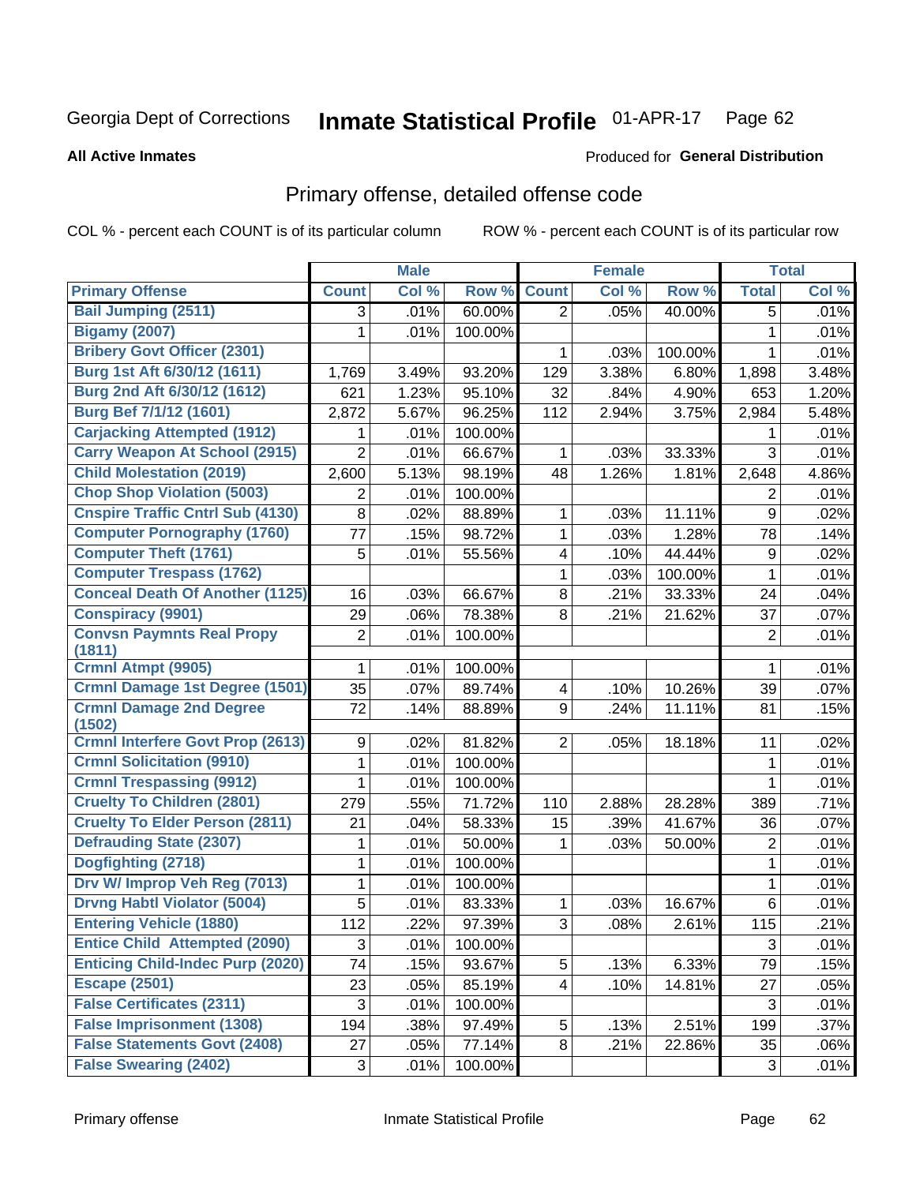Georgia Dept of Corrections **Inmate Statistical Profile** 01-APR-17

**All Active Inmates**

Produced for **General Distribution**

## Primary offense, detailed offense code

COL % - percent each COUNT is of its particular column ROW % - percent each COUNT is of its particular row

| Primary Offense | Male | | | Female | | | Total | |
|---|---|---|---|---|---|---|---|---|
| | Count | Col % | Row % | Count | Col % | Row % | Total | Col % |
| Bail Jumping (2511) | 3 | .01% | 60.00% | 2 | .05% | 40.00% | 5 | .01% |
| Bigamy (2007) | 1 | .01% | 100.00% | | | | 1 | .01% |
| Bribery Govt Officer (2301) | | | | 1 | .03% | 100.00% | 1 | .01% |
| Burg 1st Aft 6/30/12 (1611) | 1,769 | 3.49% | 93.20% | 129 | 3.38% | 6.80% | 1,898 | 3.48% |
| Burg 2nd Aft 6/30/12 (1612) | 621 | 1.23% | 95.10% | 32 | .84% | 4.90% | 653 | 1.20% |
| Burg Bef 7/1/12 (1601) | 2,872 | 5.67% | 96.25% | 112 | 2.94% | 3.75% | 2,984 | 5.48% |
| Carjacking Attempted (1912) | 1 | .01% | 100.00% | | | | 1 | .01% |
| Carry Weapon At School (2915) | 2 | .01% | 66.67% | 1 | .03% | 33.33% | 3 | .01% |
| Child Molestation (2019) | 2,600 | 5.13% | 98.19% | 48 | 1.26% | 1.81% | 2,648 | 4.86% |
| Chop Shop Violation (5003) | 2 | .01% | 100.00% | | | | 2 | .01% |
| Cnspire Traffic Cntrl Sub (4130) | 8 | .02% | 88.89% | 1 | .03% | 11.11% | 9 | .02% |
| Computer Pornography (1760) | 77 | .15% | 98.72% | 1 | .03% | 1.28% | 78 | .14% |
| Computer Theft (1761) | 5 | .01% | 55.56% | 4 | .10% | 44.44% | 9 | .02% |
| Computer Trespass (1762) | | | | 1 | .03% | 100.00% | 1 | .01% |
| Conceal Death Of Another (1125) | 16 | .03% | 66.67% | 8 | .21% | 33.33% | 24 | .04% |
| Conspiracy (9901) | 29 | .06% | 78.38% | 8 | .21% | 21.62% | 37 | .07% |
| Convsn Paymnts Real Propy (1811) | 2 | .01% | 100.00% | | | | 2 | .01% |
| Crmnl Atmpt (9905) | 1 | .01% | 100.00% | | | | 1 | .01% |
| Crmnl Damage 1st Degree (1501) | 35 | .07% | 89.74% | 4 | .10% | 10.26% | 39 | .07% |
| Crmnl Damage 2nd Degree (1502) | 72 | .14% | 88.89% | 9 | .24% | 11.11% | 81 | .15% |
| Crmnl Interfere Govt Prop (2613) | 9 | .02% | 81.82% | 2 | .05% | 18.18% | 11 | .02% |
| Crmnl Solicitation (9910) | 1 | .01% | 100.00% | | | | 1 | .01% |
| Crmnl Trespassing (9912) | 1 | .01% | 100.00% | | | | 1 | .01% |
| Cruelty To Children (2801) | 279 | .55% | 71.72% | 110 | 2.88% | 28.28% | 389 | .71% |
| Cruelty To Elder Person (2811) | 21 | .04% | 58.33% | 15 | .39% | 41.67% | 36 | .07% |
| Defrauding State (2307) | 1 | .01% | 50.00% | 1 | .03% | 50.00% | 2 | .01% |
| Dogfighting (2718) | 1 | .01% | 100.00% | | | | 1 | .01% |
| Drv W/ Improp Veh Reg (7013) | 1 | .01% | 100.00% | | | | 1 | .01% |
| Drvng Habtl Violator (5004) | 5 | .01% | 83.33% | 1 | .03% | 16.67% | 6 | .01% |
| Entering Vehicle (1880) | 112 | .22% | 97.39% | 3 | .08% | 2.61% | 115 | .21% |
| Entice Child Attempted (2090) | 3 | .01% | 100.00% | | | | 3 | .01% |
| Enticing Child-Indec Purp (2020) | 74 | .15% | 93.67% | 5 | .13% | 6.33% | 79 | .15% |
| Escape (2501) | 23 | .05% | 85.19% | 4 | .10% | 14.81% | 27 | .05% |
| False Certificates (2311) | 3 | .01% | 100.00% | | | | 3 | .01% |
| False Imprisonment (1308) | 194 | .38% | 97.49% | 5 | .13% | 2.51% | 199 | .37% |
| False Statements Govt (2408) | 27 | .05% | 77.14% | 8 | .21% | 22.86% | 35 | .06% |
| False Swearing (2402) | 3 | .01% | 100.00% | | | | 3 | .01% |

Primary offense Inmate Statistical Profile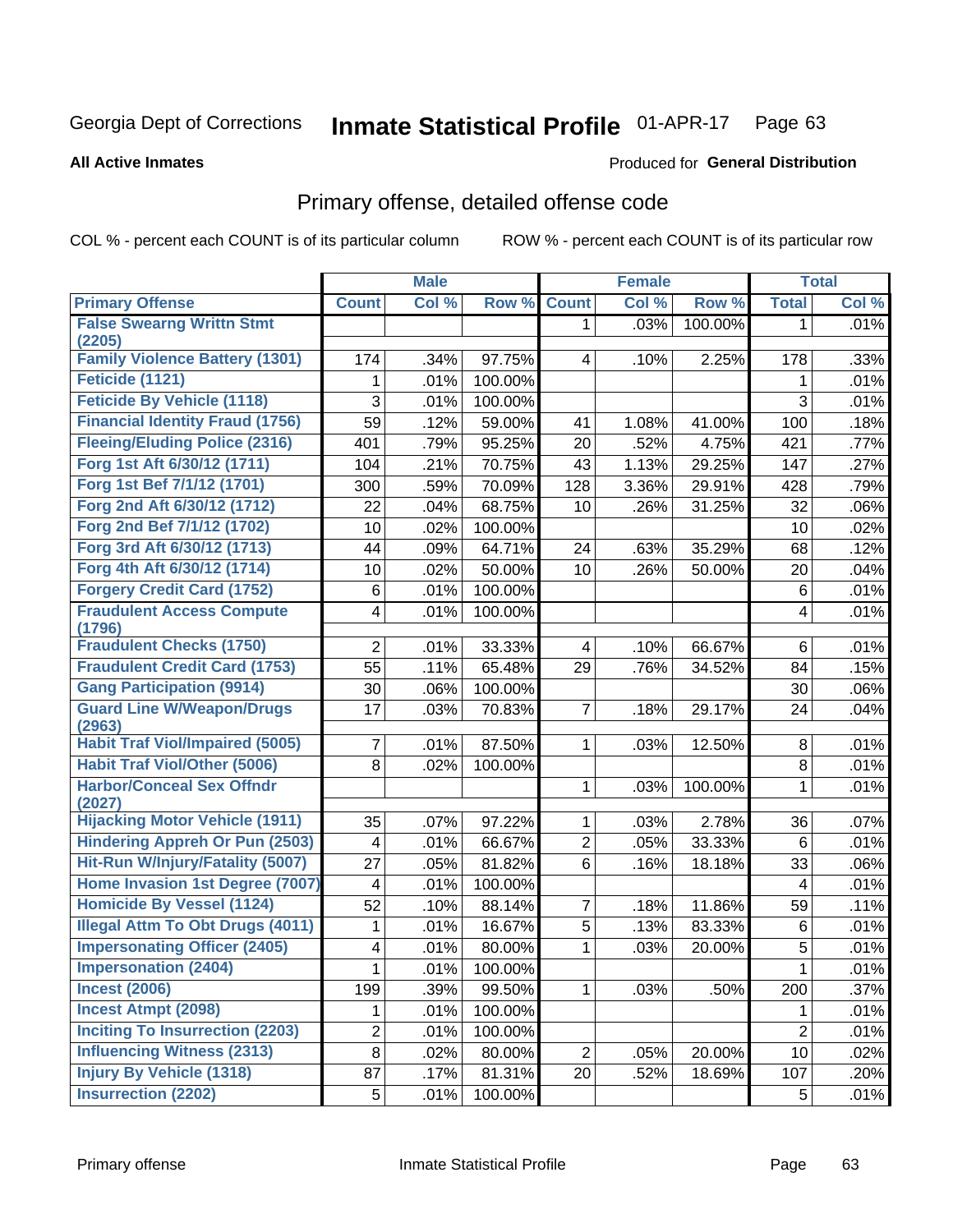Georgia Dept of Corrections **Inmate Statistical Profile** 01-APR-17

**All Active Inmates**

Produced for **General Distribution**

## Primary offense, detailed offense code

COL % - percent each COUNT is of its particular column ROW % - percent each COUNT is of its particular row

| | Male | | | Female | | | Total | |
|---|---|---|---|---|---|---|---|---|
| **Primary Offense** | **Count** | **Col %** | **Row %** | **Count** | **Col %** | **Row %** | **Total** | **Col %** |
| **False Swearng Writtn Stmt (2205)** | | | | 1 | .03% | 100.00% | 1 | .01% |
| **Family Violence Battery (1301)** | 174 | .34% | 97.75% | 4 | .10% | 2.25% | 178 | .33% |
| **Feticide (1121)** | 1 | .01% | 100.00% | | | | 1 | .01% |
| **Feticide By Vehicle (1118)** | 3 | .01% | 100.00% | | | | 3 | .01% |
| **Financial Identity Fraud (1756)** | 59 | .12% | 59.00% | 41 | 1.08% | 41.00% | 100 | .18% |
| **Fleeing/Eluding Police (2316)** | 401 | .79% | 95.25% | 20 | .52% | 4.75% | 421 | .77% |
| **Forg 1st Aft 6/30/12 (1711)** | 104 | .21% | 70.75% | 43 | 1.13% | 29.25% | 147 | .27% |
| **Forg 1st Bef 7/1/12 (1701)** | 300 | .59% | 70.09% | 128 | 3.36% | 29.91% | 428 | .79% |
| **Forg 2nd Aft 6/30/12 (1712)** | 22 | .04% | 68.75% | 10 | .26% | 31.25% | 32 | .06% |
| **Forg 2nd Bef 7/1/12 (1702)** | 10 | .02% | 100.00% | | | | 10 | .02% |
| **Forg 3rd Aft 6/30/12 (1713)** | 44 | .09% | 64.71% | 24 | .63% | 35.29% | 68 | .12% |
| **Forg 4th Aft 6/30/12 (1714)** | 10 | .02% | 50.00% | 10 | .26% | 50.00% | 20 | .04% |
| **Forgery Credit Card (1752)** | 6 | .01% | 100.00% | | | | 6 | .01% |
| **Fraudulent Access Compute (1796)** | 4 | .01% | 100.00% | | | | 4 | .01% |
| **Fraudulent Checks (1750)** | 2 | .01% | 33.33% | 4 | .10% | 66.67% | 6 | .01% |
| **Fraudulent Credit Card (1753)** | 55 | .11% | 65.48% | 29 | .76% | 34.52% | 84 | .15% |
| **Gang Participation (9914)** | 30 | .06% | 100.00% | | | | 30 | .06% |
| **Guard Line W/Weapon/Drugs (2963)** | 17 | .03% | 70.83% | 7 | .18% | 29.17% | 24 | .04% |
| **Habit Traf Viol/Impaired (5005)** | 7 | .01% | 87.50% | 1 | .03% | 12.50% | 8 | .01% |
| **Habit Traf Viol/Other (5006)** | 8 | .02% | 100.00% | | | | 8 | .01% |
| **Harbor/Conceal Sex Offndr (2027)** | | | | 1 | .03% | 100.00% | 1 | .01% |
| **Hijacking Motor Vehicle (1911)** | 35 | .07% | 97.22% | 1 | .03% | 2.78% | 36 | .07% |
| **Hindering Appreh Or Pun (2503)** | 4 | .01% | 66.67% | 2 | .05% | 33.33% | 6 | .01% |
| **Hit-Run W/Injury/Fatality (5007)** | 27 | .05% | 81.82% | 6 | .16% | 18.18% | 33 | .06% |
| **Home Invasion 1st Degree (7007)** | 4 | .01% | 100.00% | | | | 4 | .01% |
| **Homicide By Vessel (1124)** | 52 | .10% | 88.14% | 7 | .18% | 11.86% | 59 | .11% |
| **Illegal Attm To Obt Drugs (4011)** | 1 | .01% | 16.67% | 5 | .13% | 83.33% | 6 | .01% |
| **Impersonating Officer (2405)** | 4 | .01% | 80.00% | 1 | .03% | 20.00% | 5 | .01% |
| **Impersonation (2404)** | 1 | .01% | 100.00% | | | | 1 | .01% |
| **Incest (2006)** | 199 | .39% | 99.50% | 1 | .03% | .50% | 200 | .37% |
| **Incest Atmpt (2098)** | 1 | .01% | 100.00% | | | | 1 | .01% |
| **Inciting To Insurrection (2203)** | 2 | .01% | 100.00% | | | | 2 | .01% |
| **Influencing Witness (2313)** | 8 | .02% | 80.00% | 2 | .05% | 20.00% | 10 | .02% |
| **Injury By Vehicle (1318)** | 87 | .17% | 81.31% | 20 | .52% | 18.69% | 107 | .20% |
| **Insurrection (2202)** | 5 | .01% | 100.00% | | | | 5 | .01% |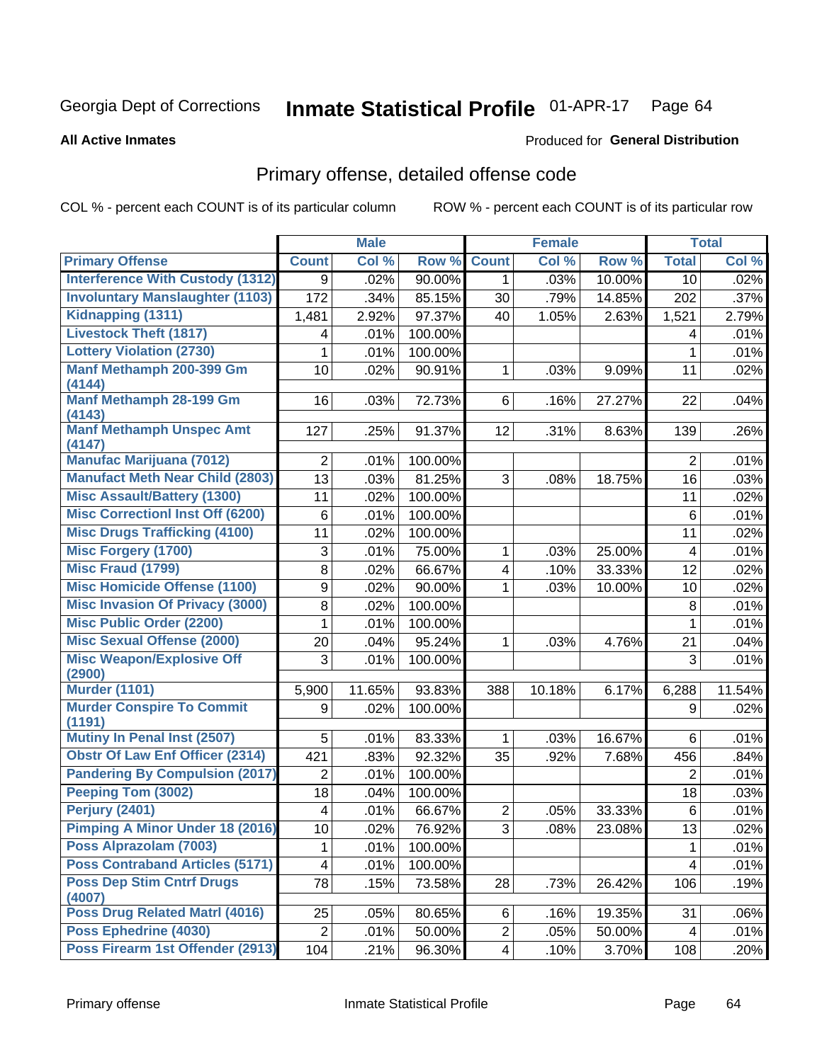Georgia Dept of Corrections **Inmate Statistical Profile** 01-APR-17

**All Active Inmates**

Produced for **General Distribution**

## Primary offense, detailed offense code

COL % - percent each COUNT is of its particular column ROW % - percent each COUNT is of its particular row

| | Male | | | Female | | | Total | |
|---|---|---|---|---|---|---|---|---|
| **Primary Offense** | **Count** | **Col %** | **Row %** | **Count** | **Col %** | **Row %** | **Total** | **Col %** |
| Interference With Custody (1312) | 9 | .02% | 90.00% | 1 | .03% | 10.00% | 10 | .02% |
| Involuntary Manslaughter (1103) | 172 | .34% | 85.15% | 30 | .79% | 14.85% | 202 | .37% |
| Kidnapping (1311) | 1,481 | 2.92% | 97.37% | 40 | 1.05% | 2.63% | 1,521 | 2.79% |
| Livestock Theft (1817) | 4 | .01% | 100.00% | | | | 4 | .01% |
| Lottery Violation (2730) | 1 | .01% | 100.00% | | | | 1 | .01% |
| Manf Methamph 200-399 Gm (4144) | 10 | .02% | 90.91% | 1 | .03% | 9.09% | 11 | .02% |
| Manf Methamph 28-199 Gm (4143) | 16 | .03% | 72.73% | 6 | .16% | 27.27% | 22 | .04% |
| Manf Methamph Unspec Amt (4147) | 127 | .25% | 91.37% | 12 | .31% | 8.63% | 139 | .26% |
| Manufac Marijuana (7012) | 2 | .01% | 100.00% | | | | 2 | .01% |
| Manufact Meth Near Child (2803) | 13 | .03% | 81.25% | 3 | .08% | 18.75% | 16 | .03% |
| Misc Assault/Battery (1300) | 11 | .02% | 100.00% | | | | 11 | .02% |
| Misc Correctionl Inst Off (6200) | 6 | .01% | 100.00% | | | | 6 | .01% |
| Misc Drugs Trafficking (4100) | 11 | .02% | 100.00% | | | | 11 | .02% |
| Misc Forgery (1700) | 3 | .01% | 75.00% | 1 | .03% | 25.00% | 4 | .01% |
| Misc Fraud (1799) | 8 | .02% | 66.67% | 4 | .10% | 33.33% | 12 | .02% |
| Misc Homicide Offense (1100) | 9 | .02% | 90.00% | 1 | .03% | 10.00% | 10 | .02% |
| Misc Invasion Of Privacy (3000) | 8 | .02% | 100.00% | | | | 8 | .01% |
| Misc Public Order (2200) | 1 | .01% | 100.00% | | | | 1 | .01% |
| Misc Sexual Offense (2000) | 20 | .04% | 95.24% | 1 | .03% | 4.76% | 21 | .04% |
| Misc Weapon/Explosive Off (2900) | 3 | .01% | 100.00% | | | | 3 | .01% |
| Murder (1101) | 5,900 | 11.65% | 93.83% | 388 | 10.18% | 6.17% | 6,288 | 11.54% |
| Murder Conspire To Commit (1191) | 9 | .02% | 100.00% | | | | 9 | .02% |
| Mutiny In Penal Inst (2507) | 5 | .01% | 83.33% | 1 | .03% | 16.67% | 6 | .01% |
| Obstr Of Law Enf Officer (2314) | 421 | .83% | 92.32% | 35 | .92% | 7.68% | 456 | .84% |
| Pandering By Compulsion (2017) | 2 | .01% | 100.00% | | | | 2 | .01% |
| Peeping Tom (3002) | 18 | .04% | 100.00% | | | | 18 | .03% |
| Perjury (2401) | 4 | .01% | 66.67% | 2 | .05% | 33.33% | 6 | .01% |
| Pimping A Minor Under 18 (2016) | 10 | .02% | 76.92% | 3 | .08% | 23.08% | 13 | .02% |
| Poss Alprazolam (7003) | 1 | .01% | 100.00% | | | | 1 | .01% |
| Poss Contraband Articles (5171) | 4 | .01% | 100.00% | | | | 4 | .01% |
| Poss Dep Stim Cntrf Drugs (4007) | 78 | .15% | 73.58% | 28 | .73% | 26.42% | 106 | .19% |
| Poss Drug Related Matrl (4016) | 25 | .05% | 80.65% | 6 | .16% | 19.35% | 31 | .06% |
| Poss Ephedrine (4030) | 2 | .01% | 50.00% | 2 | .05% | 50.00% | 4 | .01% |
| Poss Firearm 1st Offender (2913) | 104 | .21% | 96.30% | 4 | .10% | 3.70% | 108 | .20% |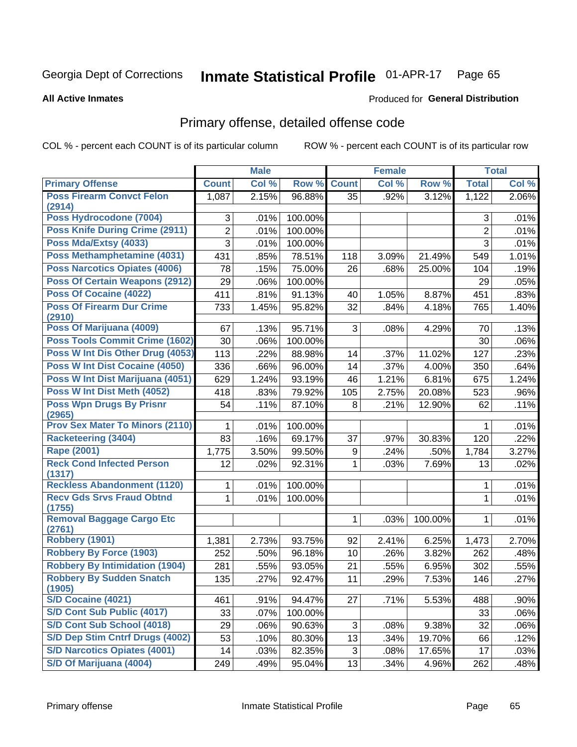Georgia Dept of Corrections **Inmate Statistical Profile** 01-APR-17 Page 65

**All Active Inmates**

Produced for **General Distribution**

## Primary offense, detailed offense code

COL % - percent each COUNT is of its particular column

ROW % - percent each COUNT is of its particular row

| | Male | | | Female | | | Total | |
|---|---|---|---|---|---|---|---|---|
| **Primary Offense** | **Count** | **Col %** | **Row %** | **Count** | **Col %** | **Row %** | **Total** | **Col %** |
| **Poss Firearm Convct Felon (2914)** | 1,087 | 2.15% | 96.88% | 35 | .92% | 3.12% | 1,122 | 2.06% |
| **Poss Hydrocodone (7004)** | 3 | .01% | 100.00% | | | | 3 | .01% |
| **Poss Knife During Crime (2911)** | 2 | .01% | 100.00% | | | | 2 | .01% |
| **Poss Mda/Extsy (4033)** | 3 | .01% | 100.00% | | | | 3 | .01% |
| **Poss Methamphetamine (4031)** | 431 | .85% | 78.51% | 118 | 3.09% | 21.49% | 549 | 1.01% |
| **Poss Narcotics Opiates (4006)** | 78 | .15% | 75.00% | 26 | .68% | 25.00% | 104 | .19% |
| **Poss Of Certain Weapons (2912)** | 29 | .06% | 100.00% | | | | 29 | .05% |
| **Poss Of Cocaine (4022)** | 411 | .81% | 91.13% | 40 | 1.05% | 8.87% | 451 | .83% |
| **Poss Of Firearm Dur Crime (2910)** | 733 | 1.45% | 95.82% | 32 | .84% | 4.18% | 765 | 1.40% |
| **Poss Of Marijuana (4009)** | 67 | .13% | 95.71% | 3 | .08% | 4.29% | 70 | .13% |
| **Poss Tools Commit Crime (1602)** | 30 | .06% | 100.00% | | | | 30 | .06% |
| **Poss W Int Dis Other Drug (4053)** | 113 | .22% | 88.98% | 14 | .37% | 11.02% | 127 | .23% |
| **Poss W Int Dist Cocaine (4050)** | 336 | .66% | 96.00% | 14 | .37% | 4.00% | 350 | .64% |
| **Poss W Int Dist Marijuana (4051)** | 629 | 1.24% | 93.19% | 46 | 1.21% | 6.81% | 675 | 1.24% |
| **Poss W Int Dist Meth (4052)** | 418 | .83% | 79.92% | 105 | 2.75% | 20.08% | 523 | .96% |
| **Poss Wpn Drugs By Prisnr (2965)** | 54 | .11% | 87.10% | 8 | .21% | 12.90% | 62 | .11% |
| **Prov Sex Mater To Minors (2110)** | 1 | .01% | 100.00% | | | | 1 | .01% |
| **Racketeering (3404)** | 83 | .16% | 69.17% | 37 | .97% | 30.83% | 120 | .22% |
| **Rape (2001)** | 1,775 | 3.50% | 99.50% | 9 | .24% | .50% | 1,784 | 3.27% |
| **Reck Cond Infected Person (1317)** | 12 | .02% | 92.31% | 1 | .03% | 7.69% | 13 | .02% |
| **Reckless Abandonment (1120)** | 1 | .01% | 100.00% | | | | 1 | .01% |
| **Recv Gds Srvs Fraud Obtnd (1755)** | 1 | .01% | 100.00% | | | | 1 | .01% |
| **Removal Baggage Cargo Etc (2761)** | | | | 1 | .03% | 100.00% | 1 | .01% |
| **Robbery (1901)** | 1,381 | 2.73% | 93.75% | 92 | 2.41% | 6.25% | 1,473 | 2.70% |
| **Robbery By Force (1903)** | 252 | .50% | 96.18% | 10 | .26% | 3.82% | 262 | .48% |
| **Robbery By Intimidation (1904)** | 281 | .55% | 93.05% | 21 | .55% | 6.95% | 302 | .55% |
| **Robbery By Sudden Snatch (1905)** | 135 | .27% | 92.47% | 11 | .29% | 7.53% | 146 | .27% |
| **S/D Cocaine (4021)** | 461 | .91% | 94.47% | 27 | .71% | 5.53% | 488 | .90% |
| **S/D Cont Sub Public (4017)** | 33 | .07% | 100.00% | | | | 33 | .06% |
| **S/D Cont Sub School (4018)** | 29 | .06% | 90.63% | 3 | .08% | 9.38% | 32 | .06% |
| **S/D Dep Stim Cntrf Drugs (4002)** | 53 | .10% | 80.30% | 13 | .34% | 19.70% | 66 | .12% |
| **S/D Narcotics Opiates (4001)** | 14 | .03% | 82.35% | 3 | .08% | 17.65% | 17 | .03% |
| **S/D Of Marijuana (4004)** | 249 | .49% | 95.04% | 13 | .34% | 4.96% | 262 | .48% |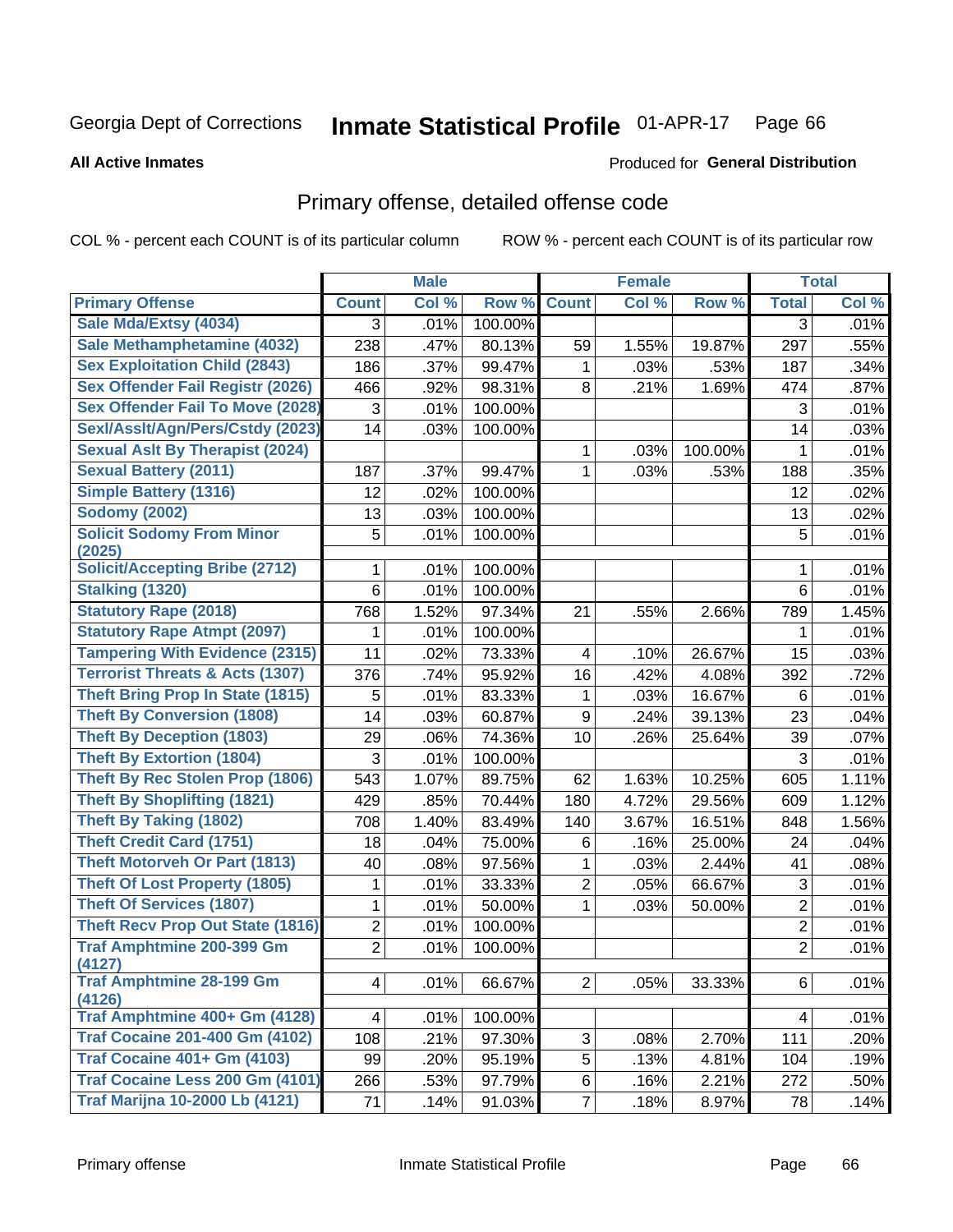Georgia Dept of Corrections **Inmate Statistical Profile** 01-APR-17

**All Active Inmates**

Produced for **General Distribution**

## Primary offense, detailed offense code

COL % - percent each COUNT is of its particular column ROW % - percent each COUNT is of its particular row

| | Male | | | Female | | | Total | |
|---|---|---|---|---|---|---|---|---|
| Primary Offense | Count | Col % | Row % | Count | Col % | Row % | Total | Col % |
| Sale Mda/Extsy (4034) | 3 | .01% | 100.00% | | | | 3 | .01% |
| Sale Methamphetamine (4032) | 238 | .47% | 80.13% | 59 | 1.55% | 19.87% | 297 | .55% |
| Sex Exploitation Child (2843) | 186 | .37% | 99.47% | 1 | .03% | .53% | 187 | .34% |
| Sex Offender Fail Registr (2026) | 466 | .92% | 98.31% | 8 | .21% | 1.69% | 474 | .87% |
| Sex Offender Fail To Move (2028) | 3 | .01% | 100.00% | | | | 3 | .01% |
| Sexl/Asslt/Agn/Pers/Cstdy (2023) | 14 | .03% | 100.00% | | | | 14 | .03% |
| Sexual Aslt By Therapist (2024) | | | | 1 | .03% | 100.00% | 1 | .01% |
| Sexual Battery (2011) | 187 | .37% | 99.47% | 1 | .03% | .53% | 188 | .35% |
| Simple Battery (1316) | 12 | .02% | 100.00% | | | | 12 | .02% |
| Sodomy (2002) | 13 | .03% | 100.00% | | | | 13 | .02% |
| Solicit Sodomy From Minor (2025) | 5 | .01% | 100.00% | | | | 5 | .01% |
| Solicit/Accepting Bribe (2712) | 1 | .01% | 100.00% | | | | 1 | .01% |
| Stalking (1320) | 6 | .01% | 100.00% | | | | 6 | .01% |
| Statutory Rape (2018) | 768 | 1.52% | 97.34% | 21 | .55% | 2.66% | 789 | 1.45% |
| Statutory Rape Atmpt (2097) | 1 | .01% | 100.00% | | | | 1 | .01% |
| Tampering With Evidence (2315) | 11 | .02% | 73.33% | 4 | .10% | 26.67% | 15 | .03% |
| Terrorist Threats & Acts (1307) | 376 | .74% | 95.92% | 16 | .42% | 4.08% | 392 | .72% |
| Theft Bring Prop In State (1815) | 5 | .01% | 83.33% | 1 | .03% | 16.67% | 6 | .01% |
| Theft By Conversion (1808) | 14 | .03% | 60.87% | 9 | .24% | 39.13% | 23 | .04% |
| Theft By Deception (1803) | 29 | .06% | 74.36% | 10 | .26% | 25.64% | 39 | .07% |
| Theft By Extortion (1804) | 3 | .01% | 100.00% | | | | 3 | .01% |
| Theft By Rec Stolen Prop (1806) | 543 | 1.07% | 89.75% | 62 | 1.63% | 10.25% | 605 | 1.11% |
| Theft By Shoplifting (1821) | 429 | .85% | 70.44% | 180 | 4.72% | 29.56% | 609 | 1.12% |
| Theft By Taking (1802) | 708 | 1.40% | 83.49% | 140 | 3.67% | 16.51% | 848 | 1.56% |
| Theft Credit Card (1751) | 18 | .04% | 75.00% | 6 | .16% | 25.00% | 24 | .04% |
| Theft Motorveh Or Part (1813) | 40 | .08% | 97.56% | 1 | .03% | 2.44% | 41 | .08% |
| Theft Of Lost Property (1805) | 1 | .01% | 33.33% | 2 | .05% | 66.67% | 3 | .01% |
| Theft Of Services (1807) | 1 | .01% | 50.00% | 1 | .03% | 50.00% | 2 | .01% |
| Theft Recv Prop Out State (1816) | 2 | .01% | 100.00% | | | | 2 | .01% |
| Traf Amphtmine 200-399 Gm (4127) | 2 | .01% | 100.00% | | | | 2 | .01% |
| Traf Amphtmine 28-199 Gm (4126) | 4 | .01% | 66.67% | 2 | .05% | 33.33% | 6 | .01% |
| Traf Amphtmine 400+ Gm (4128) | 4 | .01% | 100.00% | | | | 4 | .01% |
| Traf Cocaine 201-400 Gm (4102) | 108 | .21% | 97.30% | 3 | .08% | 2.70% | 111 | .20% |
| Traf Cocaine 401+ Gm (4103) | 99 | .20% | 95.19% | 5 | .13% | 4.81% | 104 | .19% |
| Traf Cocaine Less 200 Gm (4101) | 266 | .53% | 97.79% | 6 | .16% | 2.21% | 272 | .50% |
| Traf Marijna 10-2000 Lb (4121) | 71 | .14% | 91.03% | 7 | .18% | 8.97% | 78 | .14% |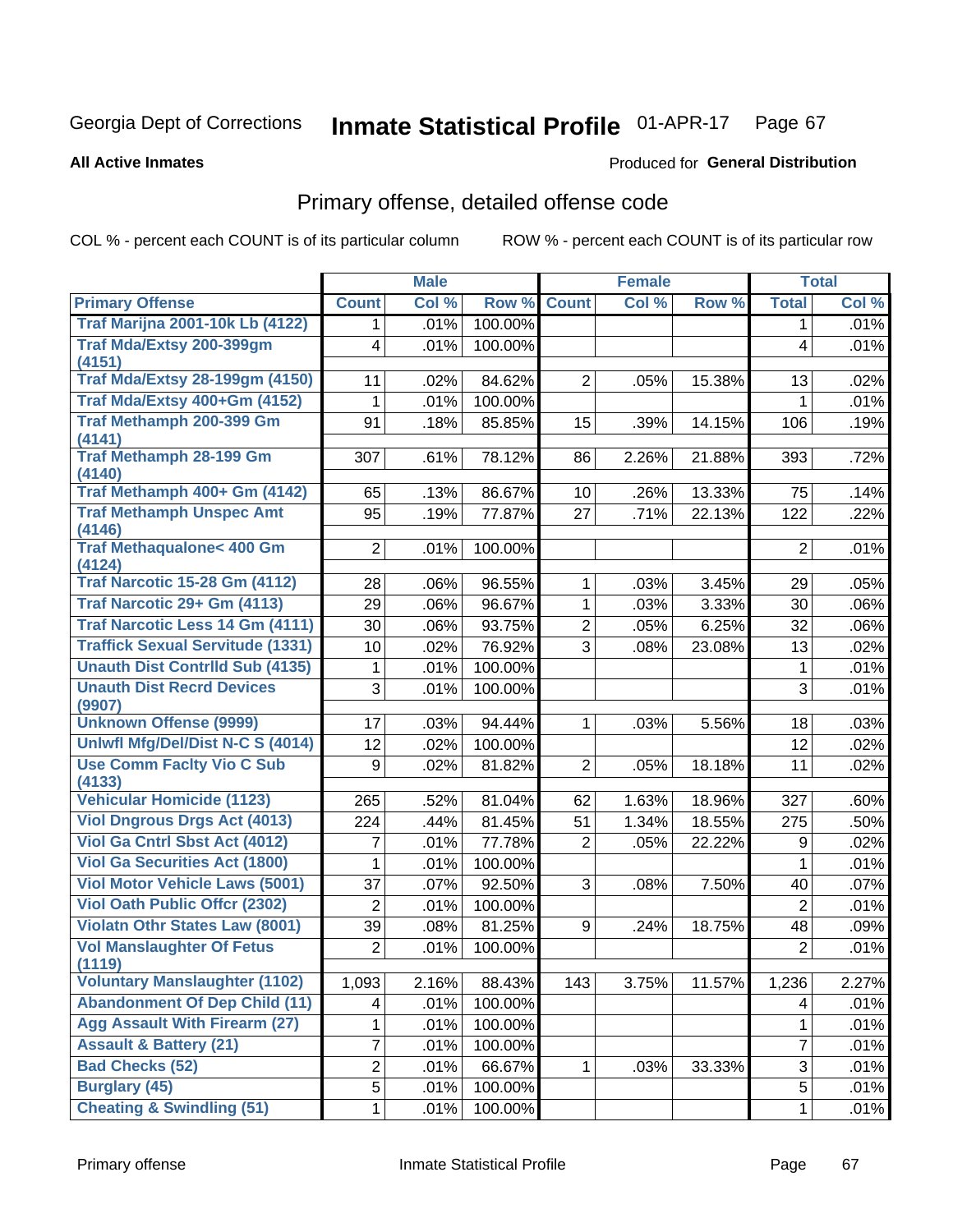# Georgia Dept of Corrections — Inmate Statistical Profile 01-APR-17

**All Active Inmates**

Produced for **General Distribution**

## Primary offense, detailed offense code

COL % - percent each COUNT is of its particular column ROW % - percent each COUNT is of its particular row

| | Male | | | Female | | | Total | |
|---|---|---|---|---|---|---|---|---|
| **Primary Offense** | **Count** | **Col %** | **Row %** | **Count** | **Col %** | **Row %** | **Total** | **Col %** |
| Traf Marijna 2001-10k Lb (4122) | 1 | .01% | 100.00% | | | | 1 | .01% |
| Traf Mda/Extsy 200-399gm (4151) | 4 | .01% | 100.00% | | | | 4 | .01% |
| Traf Mda/Extsy 28-199gm (4150) | 11 | .02% | 84.62% | 2 | .05% | 15.38% | 13 | .02% |
| Traf Mda/Extsy 400+Gm (4152) | 1 | .01% | 100.00% | | | | 1 | .01% |
| Traf Methamph 200-399 Gm (4141) | 91 | .18% | 85.85% | 15 | .39% | 14.15% | 106 | .19% |
| Traf Methamph 28-199 Gm (4140) | 307 | .61% | 78.12% | 86 | 2.26% | 21.88% | 393 | .72% |
| Traf Methamph 400+ Gm (4142) | 65 | .13% | 86.67% | 10 | .26% | 13.33% | 75 | .14% |
| Traf Methamph Unspec Amt (4146) | 95 | .19% | 77.87% | 27 | .71% | 22.13% | 122 | .22% |
| Traf Methaqualone< 400 Gm (4124) | 2 | .01% | 100.00% | | | | 2 | .01% |
| Traf Narcotic 15-28 Gm (4112) | 28 | .06% | 96.55% | 1 | .03% | 3.45% | 29 | .05% |
| Traf Narcotic 29+ Gm (4113) | 29 | .06% | 96.67% | 1 | .03% | 3.33% | 30 | .06% |
| Traf Narcotic Less 14 Gm (4111) | 30 | .06% | 93.75% | 2 | .05% | 6.25% | 32 | .06% |
| Traffick Sexual Servitude (1331) | 10 | .02% | 76.92% | 3 | .08% | 23.08% | 13 | .02% |
| Unauth Dist Contrlld Sub (4135) | 1 | .01% | 100.00% | | | | 1 | .01% |
| Unauth Dist Recrd Devices (9907) | 3 | .01% | 100.00% | | | | 3 | .01% |
| Unknown Offense (9999) | 17 | .03% | 94.44% | 1 | .03% | 5.56% | 18 | .03% |
| Unlwfl Mfg/Del/Dist N-C S (4014) | 12 | .02% | 100.00% | | | | 12 | .02% |
| Use Comm Faclty Vio C Sub (4133) | 9 | .02% | 81.82% | 2 | .05% | 18.18% | 11 | .02% |
| Vehicular Homicide (1123) | 265 | .52% | 81.04% | 62 | 1.63% | 18.96% | 327 | .60% |
| Viol Dngrous Drgs Act (4013) | 224 | .44% | 81.45% | 51 | 1.34% | 18.55% | 275 | .50% |
| Viol Ga Cntrl Sbst Act (4012) | 7 | .01% | 77.78% | 2 | .05% | 22.22% | 9 | .02% |
| Viol Ga Securities Act (1800) | 1 | .01% | 100.00% | | | | 1 | .01% |
| Viol Motor Vehicle Laws (5001) | 37 | .07% | 92.50% | 3 | .08% | 7.50% | 40 | .07% |
| Viol Oath Public Offcr (2302) | 2 | .01% | 100.00% | | | | 2 | .01% |
| Violatn Othr States Law (8001) | 39 | .08% | 81.25% | 9 | .24% | 18.75% | 48 | .09% |
| Vol Manslaughter Of Fetus (1119) | 2 | .01% | 100.00% | | | | 2 | .01% |
| Voluntary Manslaughter (1102) | 1,093 | 2.16% | 88.43% | 143 | 3.75% | 11.57% | 1,236 | 2.27% |
| Abandonment Of Dep Child (11) | 4 | .01% | 100.00% | | | | 4 | .01% |
| Agg Assault With Firearm (27) | 1 | .01% | 100.00% | | | | 1 | .01% |
| Assault & Battery (21) | 7 | .01% | 100.00% | | | | 7 | .01% |
| Bad Checks (52) | 2 | .01% | 66.67% | 1 | .03% | 33.33% | 3 | .01% |
| Burglary (45) | 5 | .01% | 100.00% | | | | 5 | .01% |
| Cheating & Swindling (51) | 1 | .01% | 100.00% | | | | 1 | .01% |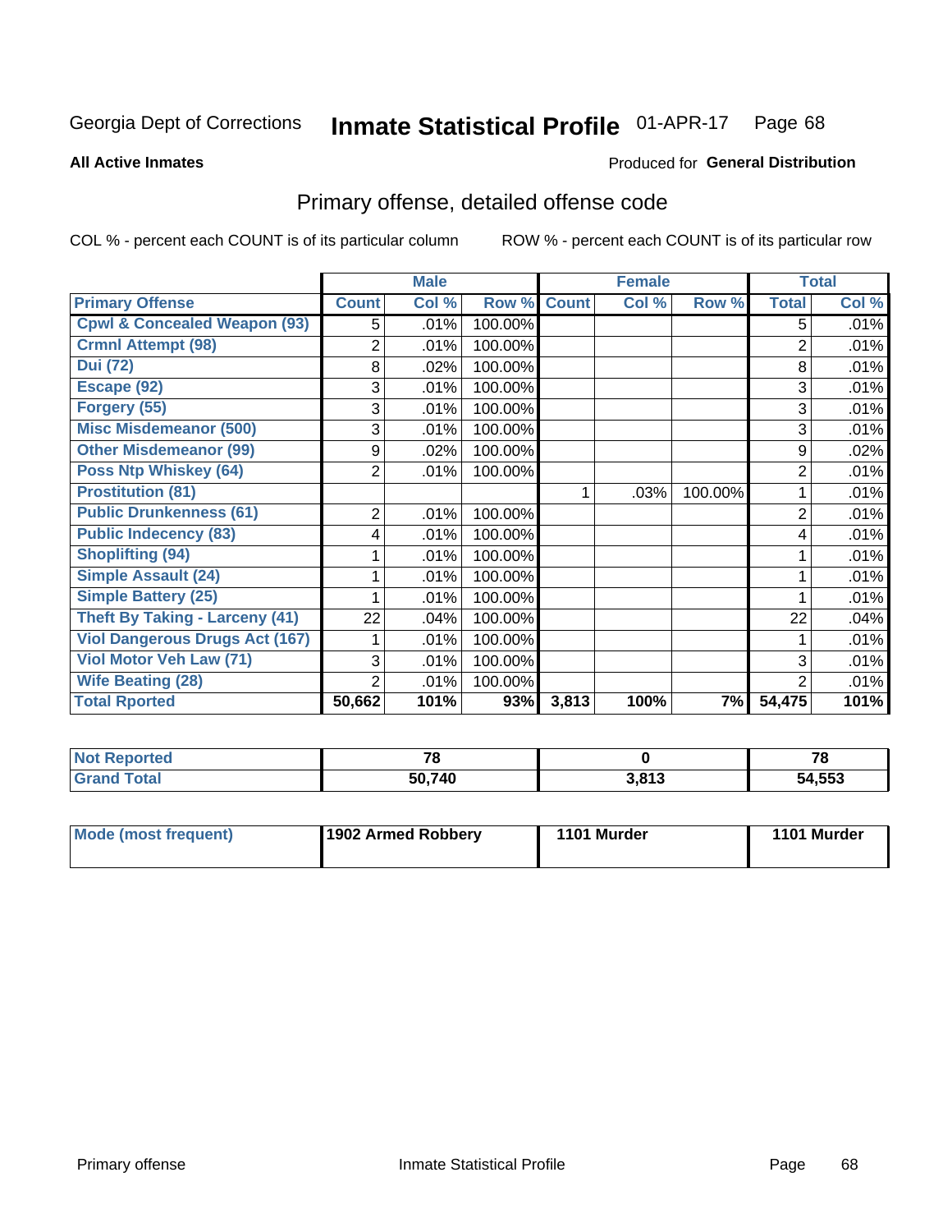Georgia Dept of Corrections **Inmate Statistical Profile** 01-APR-17

**All Active Inmates**

Produced for **General Distribution**

## Primary offense, detailed offense code

COL % - percent each COUNT is of its particular column ROW % - percent each COUNT is of its particular row

| | Male | | | Female | | | Total | |
|---|---|---|---|---|---|---|---|---|
| **Primary Offense** | **Count** | **Col %** | **Row %** | **Count** | **Col %** | **Row %** | **Total** | **Col %** |
| Cpwl & Concealed Weapon (93) | 5 | .01% | 100.00% | | | | 5 | .01% |
| Crmnl Attempt (98) | 2 | .01% | 100.00% | | | | 2 | .01% |
| Dui (72) | 8 | .02% | 100.00% | | | | 8 | .01% |
| Escape (92) | 3 | .01% | 100.00% | | | | 3 | .01% |
| Forgery (55) | 3 | .01% | 100.00% | | | | 3 | .01% |
| Misc Misdemeanor (500) | 3 | .01% | 100.00% | | | | 3 | .01% |
| Other Misdemeanor (99) | 9 | .02% | 100.00% | | | | 9 | .02% |
| Poss Ntp Whiskey (64) | 2 | .01% | 100.00% | | | | 2 | .01% |
| Prostitution (81) | | | | 1 | .03% | 100.00% | 1 | .01% |
| Public Drunkenness (61) | 2 | .01% | 100.00% | | | | 2 | .01% |
| Public Indecency (83) | 4 | .01% | 100.00% | | | | 4 | .01% |
| Shoplifting (94) | 1 | .01% | 100.00% | | | | 1 | .01% |
| Simple Assault (24) | 1 | .01% | 100.00% | | | | 1 | .01% |
| Simple Battery (25) | 1 | .01% | 100.00% | | | | 1 | .01% |
| Theft By Taking - Larceny (41) | 22 | .04% | 100.00% | | | | 22 | .04% |
| Viol Dangerous Drugs Act (167) | 1 | .01% | 100.00% | | | | 1 | .01% |
| Viol Motor Veh Law (71) | 3 | .01% | 100.00% | | | | 3 | .01% |
| Wife Beating (28) | 2 | .01% | 100.00% | | | | 2 | .01% |
| **Total Rported** | **50,662** | **101%** | **93%** | **3,813** | **100%** | **7%** | **54,475** | **101%** |

| | Male | Female | Total |
|---|---|---|---|
| **Not Reported** | **78** | **0** | **78** |
| **Grand Total** | **50,740** | **3,813** | **54,553** |

| | Male | Female | Total |
|---|---|---|---|
| **Mode (most frequent)** | **1902 Armed Robbery** | **1101 Murder** | **1101 Murder** |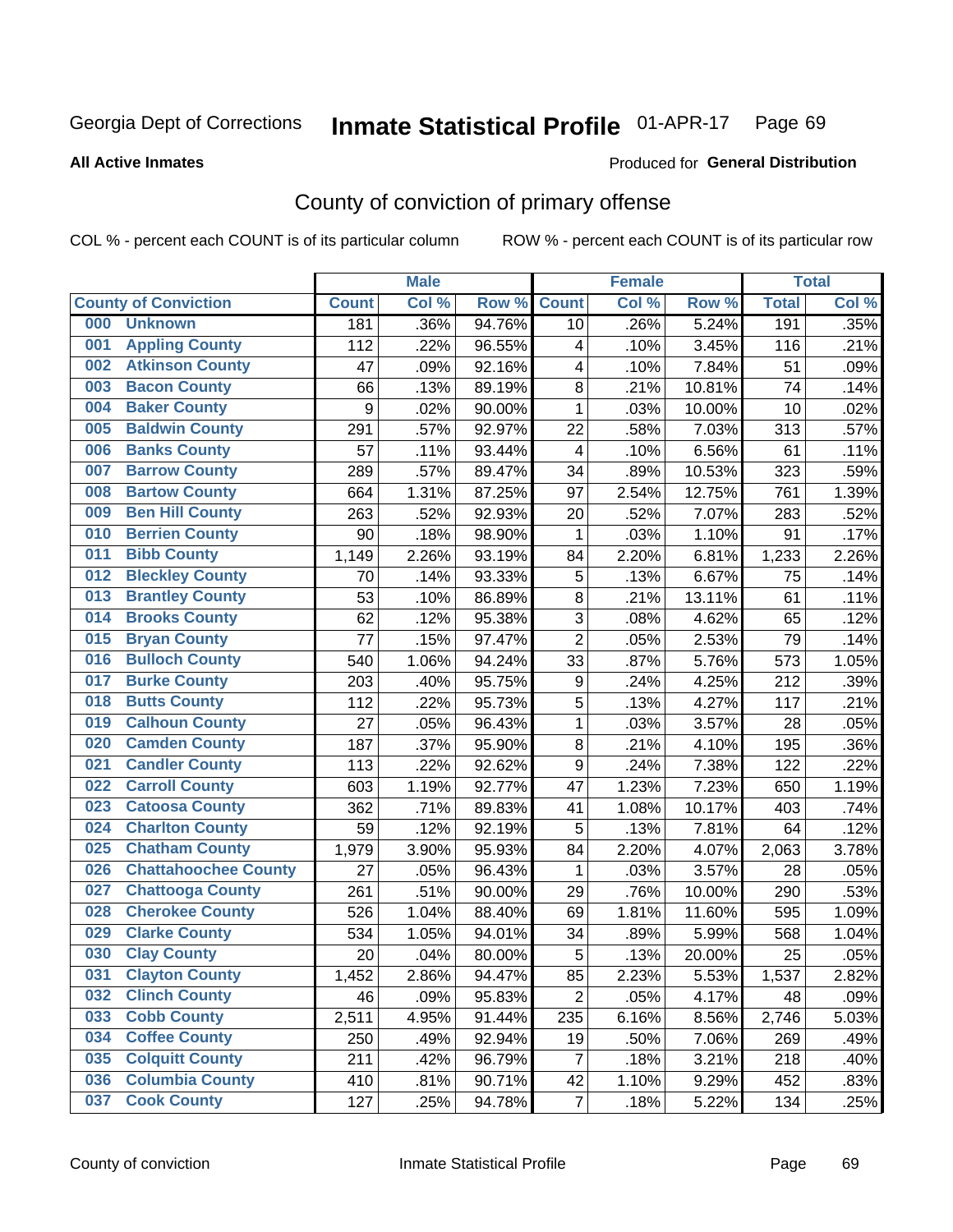Georgia Dept of Corrections **Inmate Statistical Profile** 01-APR-17

**All Active Inmates**

Produced for **General Distribution**

## County of conviction of primary offense

COL % - percent each COUNT is of its particular column

ROW % - percent each COUNT is of its particular row

| County of Conviction | Male | | | Female | | | Total | |
|---|---|---|---|---|---|---|---|---|
| | Count | Col % | Row % | Count | Col % | Row % | Total | Col % |
| 000 Unknown | 181 | .36% | 94.76% | 10 | .26% | 5.24% | 191 | .35% |
| 001 Appling County | 112 | .22% | 96.55% | 4 | .10% | 3.45% | 116 | .21% |
| 002 Atkinson County | 47 | .09% | 92.16% | 4 | .10% | 7.84% | 51 | .09% |
| 003 Bacon County | 66 | .13% | 89.19% | 8 | .21% | 10.81% | 74 | .14% |
| 004 Baker County | 9 | .02% | 90.00% | 1 | .03% | 10.00% | 10 | .02% |
| 005 Baldwin County | 291 | .57% | 92.97% | 22 | .58% | 7.03% | 313 | .57% |
| 006 Banks County | 57 | .11% | 93.44% | 4 | .10% | 6.56% | 61 | .11% |
| 007 Barrow County | 289 | .57% | 89.47% | 34 | .89% | 10.53% | 323 | .59% |
| 008 Bartow County | 664 | 1.31% | 87.25% | 97 | 2.54% | 12.75% | 761 | 1.39% |
| 009 Ben Hill County | 263 | .52% | 92.93% | 20 | .52% | 7.07% | 283 | .52% |
| 010 Berrien County | 90 | .18% | 98.90% | 1 | .03% | 1.10% | 91 | .17% |
| 011 Bibb County | 1,149 | 2.26% | 93.19% | 84 | 2.20% | 6.81% | 1,233 | 2.26% |
| 012 Bleckley County | 70 | .14% | 93.33% | 5 | .13% | 6.67% | 75 | .14% |
| 013 Brantley County | 53 | .10% | 86.89% | 8 | .21% | 13.11% | 61 | .11% |
| 014 Brooks County | 62 | .12% | 95.38% | 3 | .08% | 4.62% | 65 | .12% |
| 015 Bryan County | 77 | .15% | 97.47% | 2 | .05% | 2.53% | 79 | .14% |
| 016 Bulloch County | 540 | 1.06% | 94.24% | 33 | .87% | 5.76% | 573 | 1.05% |
| 017 Burke County | 203 | .40% | 95.75% | 9 | .24% | 4.25% | 212 | .39% |
| 018 Butts County | 112 | .22% | 95.73% | 5 | .13% | 4.27% | 117 | .21% |
| 019 Calhoun County | 27 | .05% | 96.43% | 1 | .03% | 3.57% | 28 | .05% |
| 020 Camden County | 187 | .37% | 95.90% | 8 | .21% | 4.10% | 195 | .36% |
| 021 Candler County | 113 | .22% | 92.62% | 9 | .24% | 7.38% | 122 | .22% |
| 022 Carroll County | 603 | 1.19% | 92.77% | 47 | 1.23% | 7.23% | 650 | 1.19% |
| 023 Catoosa County | 362 | .71% | 89.83% | 41 | 1.08% | 10.17% | 403 | .74% |
| 024 Charlton County | 59 | .12% | 92.19% | 5 | .13% | 7.81% | 64 | .12% |
| 025 Chatham County | 1,979 | 3.90% | 95.93% | 84 | 2.20% | 4.07% | 2,063 | 3.78% |
| 026 Chattahoochee County | 27 | .05% | 96.43% | 1 | .03% | 3.57% | 28 | .05% |
| 027 Chattooga County | 261 | .51% | 90.00% | 29 | .76% | 10.00% | 290 | .53% |
| 028 Cherokee County | 526 | 1.04% | 88.40% | 69 | 1.81% | 11.60% | 595 | 1.09% |
| 029 Clarke County | 534 | 1.05% | 94.01% | 34 | .89% | 5.99% | 568 | 1.04% |
| 030 Clay County | 20 | .04% | 80.00% | 5 | .13% | 20.00% | 25 | .05% |
| 031 Clayton County | 1,452 | 2.86% | 94.47% | 85 | 2.23% | 5.53% | 1,537 | 2.82% |
| 032 Clinch County | 46 | .09% | 95.83% | 2 | .05% | 4.17% | 48 | .09% |
| 033 Cobb County | 2,511 | 4.95% | 91.44% | 235 | 6.16% | 8.56% | 2,746 | 5.03% |
| 034 Coffee County | 250 | .49% | 92.94% | 19 | .50% | 7.06% | 269 | .49% |
| 035 Colquitt County | 211 | .42% | 96.79% | 7 | .18% | 3.21% | 218 | .40% |
| 036 Columbia County | 410 | .81% | 90.71% | 42 | 1.10% | 9.29% | 452 | .83% |
| 037 Cook County | 127 | .25% | 94.78% | 7 | .18% | 5.22% | 134 | .25% |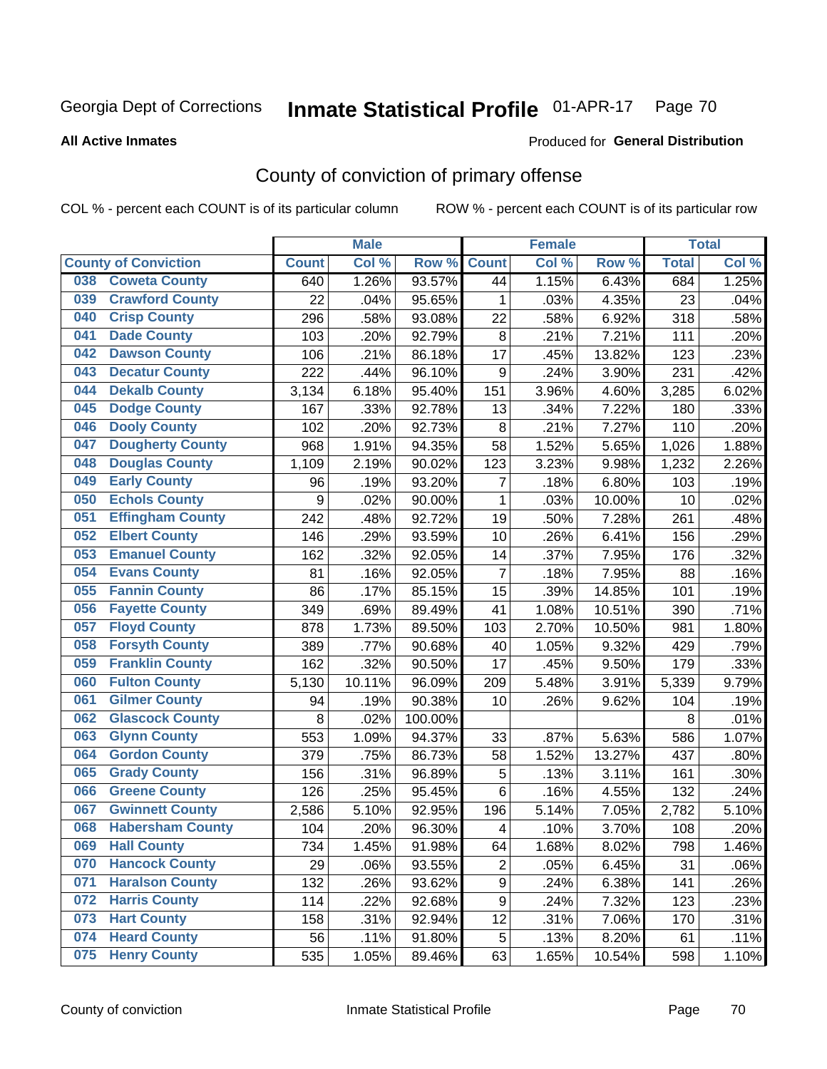Georgia Dept of Corrections **Inmate Statistical Profile** 01-APR-17

**All Active Inmates**

Produced for **General Distribution**

## County of conviction of primary offense

COL % - percent each COUNT is of its particular column ROW % - percent each COUNT is of its particular row

| County of Conviction | Male | | | Female | | | Total | |
|---|---|---|---|---|---|---|---|---|
| | Count | Col % | Row % | Count | Col % | Row % | Total | Col % |
| 038 Coweta County | 640 | 1.26% | 93.57% | 44 | 1.15% | 6.43% | 684 | 1.25% |
| 039 Crawford County | 22 | .04% | 95.65% | 1 | .03% | 4.35% | 23 | .04% |
| 040 Crisp County | 296 | .58% | 93.08% | 22 | .58% | 6.92% | 318 | .58% |
| 041 Dade County | 103 | .20% | 92.79% | 8 | .21% | 7.21% | 111 | .20% |
| 042 Dawson County | 106 | .21% | 86.18% | 17 | .45% | 13.82% | 123 | .23% |
| 043 Decatur County | 222 | .44% | 96.10% | 9 | .24% | 3.90% | 231 | .42% |
| 044 Dekalb County | 3,134 | 6.18% | 95.40% | 151 | 3.96% | 4.60% | 3,285 | 6.02% |
| 045 Dodge County | 167 | .33% | 92.78% | 13 | .34% | 7.22% | 180 | .33% |
| 046 Dooly County | 102 | .20% | 92.73% | 8 | .21% | 7.27% | 110 | .20% |
| 047 Dougherty County | 968 | 1.91% | 94.35% | 58 | 1.52% | 5.65% | 1,026 | 1.88% |
| 048 Douglas County | 1,109 | 2.19% | 90.02% | 123 | 3.23% | 9.98% | 1,232 | 2.26% |
| 049 Early County | 96 | .19% | 93.20% | 7 | .18% | 6.80% | 103 | .19% |
| 050 Echols County | 9 | .02% | 90.00% | 1 | .03% | 10.00% | 10 | .02% |
| 051 Effingham County | 242 | .48% | 92.72% | 19 | .50% | 7.28% | 261 | .48% |
| 052 Elbert County | 146 | .29% | 93.59% | 10 | .26% | 6.41% | 156 | .29% |
| 053 Emanuel County | 162 | .32% | 92.05% | 14 | .37% | 7.95% | 176 | .32% |
| 054 Evans County | 81 | .16% | 92.05% | 7 | .18% | 7.95% | 88 | .16% |
| 055 Fannin County | 86 | .17% | 85.15% | 15 | .39% | 14.85% | 101 | .19% |
| 056 Fayette County | 349 | .69% | 89.49% | 41 | 1.08% | 10.51% | 390 | .71% |
| 057 Floyd County | 878 | 1.73% | 89.50% | 103 | 2.70% | 10.50% | 981 | 1.80% |
| 058 Forsyth County | 389 | .77% | 90.68% | 40 | 1.05% | 9.32% | 429 | .79% |
| 059 Franklin County | 162 | .32% | 90.50% | 17 | .45% | 9.50% | 179 | .33% |
| 060 Fulton County | 5,130 | 10.11% | 96.09% | 209 | 5.48% | 3.91% | 5,339 | 9.79% |
| 061 Gilmer County | 94 | .19% | 90.38% | 10 | .26% | 9.62% | 104 | .19% |
| 062 Glascock County | 8 | .02% | 100.00% | | | | 8 | .01% |
| 063 Glynn County | 553 | 1.09% | 94.37% | 33 | .87% | 5.63% | 586 | 1.07% |
| 064 Gordon County | 379 | .75% | 86.73% | 58 | 1.52% | 13.27% | 437 | .80% |
| 065 Grady County | 156 | .31% | 96.89% | 5 | .13% | 3.11% | 161 | .30% |
| 066 Greene County | 126 | .25% | 95.45% | 6 | .16% | 4.55% | 132 | .24% |
| 067 Gwinnett County | 2,586 | 5.10% | 92.95% | 196 | 5.14% | 7.05% | 2,782 | 5.10% |
| 068 Habersham County | 104 | .20% | 96.30% | 4 | .10% | 3.70% | 108 | .20% |
| 069 Hall County | 734 | 1.45% | 91.98% | 64 | 1.68% | 8.02% | 798 | 1.46% |
| 070 Hancock County | 29 | .06% | 93.55% | 2 | .05% | 6.45% | 31 | .06% |
| 071 Haralson County | 132 | .26% | 93.62% | 9 | .24% | 6.38% | 141 | .26% |
| 072 Harris County | 114 | .22% | 92.68% | 9 | .24% | 7.32% | 123 | .23% |
| 073 Hart County | 158 | .31% | 92.94% | 12 | .31% | 7.06% | 170 | .31% |
| 074 Heard County | 56 | .11% | 91.80% | 5 | .13% | 8.20% | 61 | .11% |
| 075 Henry County | 535 | 1.05% | 89.46% | 63 | 1.65% | 10.54% | 598 | 1.10% |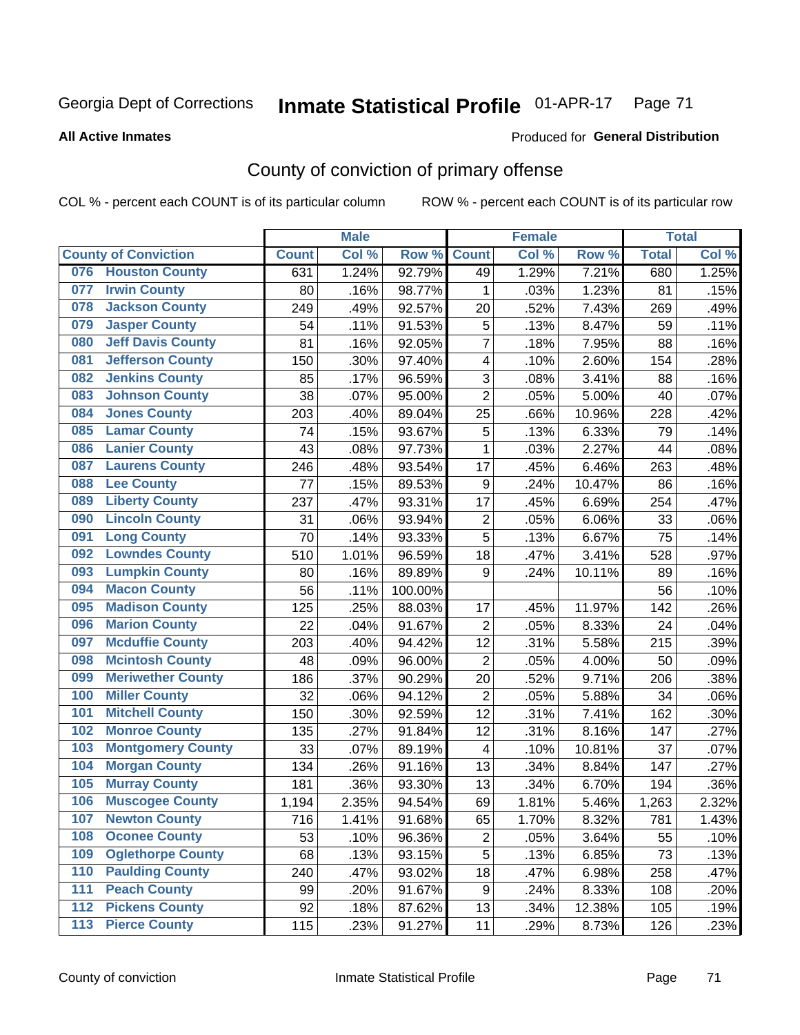Georgia Dept of Corrections **Inmate Statistical Profile** 01-APR-17 Page 71

**All Active Inmates**

Produced for **General Distribution**

## County of conviction of primary offense

COL % - percent each COUNT is of its particular column ROW % - percent each COUNT is of its particular row

| County of Conviction | Male | | | Female | | | Total | |
|---|---|---|---|---|---|---|---|---|
| | Count | Col % | Row % | Count | Col % | Row % | Total | Col % |
| 076 Houston County | 631 | 1.24% | 92.79% | 49 | 1.29% | 7.21% | 680 | 1.25% |
| 077 Irwin County | 80 | .16% | 98.77% | 1 | .03% | 1.23% | 81 | .15% |
| 078 Jackson County | 249 | .49% | 92.57% | 20 | .52% | 7.43% | 269 | .49% |
| 079 Jasper County | 54 | .11% | 91.53% | 5 | .13% | 8.47% | 59 | .11% |
| 080 Jeff Davis County | 81 | .16% | 92.05% | 7 | .18% | 7.95% | 88 | .16% |
| 081 Jefferson County | 150 | .30% | 97.40% | 4 | .10% | 2.60% | 154 | .28% |
| 082 Jenkins County | 85 | .17% | 96.59% | 3 | .08% | 3.41% | 88 | .16% |
| 083 Johnson County | 38 | .07% | 95.00% | 2 | .05% | 5.00% | 40 | .07% |
| 084 Jones County | 203 | .40% | 89.04% | 25 | .66% | 10.96% | 228 | .42% |
| 085 Lamar County | 74 | .15% | 93.67% | 5 | .13% | 6.33% | 79 | .14% |
| 086 Lanier County | 43 | .08% | 97.73% | 1 | .03% | 2.27% | 44 | .08% |
| 087 Laurens County | 246 | .48% | 93.54% | 17 | .45% | 6.46% | 263 | .48% |
| 088 Lee County | 77 | .15% | 89.53% | 9 | .24% | 10.47% | 86 | .16% |
| 089 Liberty County | 237 | .47% | 93.31% | 17 | .45% | 6.69% | 254 | .47% |
| 090 Lincoln County | 31 | .06% | 93.94% | 2 | .05% | 6.06% | 33 | .06% |
| 091 Long County | 70 | .14% | 93.33% | 5 | .13% | 6.67% | 75 | .14% |
| 092 Lowndes County | 510 | 1.01% | 96.59% | 18 | .47% | 3.41% | 528 | .97% |
| 093 Lumpkin County | 80 | .16% | 89.89% | 9 | .24% | 10.11% | 89 | .16% |
| 094 Macon County | 56 | .11% | 100.00% | | | | 56 | .10% |
| 095 Madison County | 125 | .25% | 88.03% | 17 | .45% | 11.97% | 142 | .26% |
| 096 Marion County | 22 | .04% | 91.67% | 2 | .05% | 8.33% | 24 | .04% |
| 097 Mcduffie County | 203 | .40% | 94.42% | 12 | .31% | 5.58% | 215 | .39% |
| 098 Mcintosh County | 48 | .09% | 96.00% | 2 | .05% | 4.00% | 50 | .09% |
| 099 Meriwether County | 186 | .37% | 90.29% | 20 | .52% | 9.71% | 206 | .38% |
| 100 Miller County | 32 | .06% | 94.12% | 2 | .05% | 5.88% | 34 | .06% |
| 101 Mitchell County | 150 | .30% | 92.59% | 12 | .31% | 7.41% | 162 | .30% |
| 102 Monroe County | 135 | .27% | 91.84% | 12 | .31% | 8.16% | 147 | .27% |
| 103 Montgomery County | 33 | .07% | 89.19% | 4 | .10% | 10.81% | 37 | .07% |
| 104 Morgan County | 134 | .26% | 91.16% | 13 | .34% | 8.84% | 147 | .27% |
| 105 Murray County | 181 | .36% | 93.30% | 13 | .34% | 6.70% | 194 | .36% |
| 106 Muscogee County | 1,194 | 2.35% | 94.54% | 69 | 1.81% | 5.46% | 1,263 | 2.32% |
| 107 Newton County | 716 | 1.41% | 91.68% | 65 | 1.70% | 8.32% | 781 | 1.43% |
| 108 Oconee County | 53 | .10% | 96.36% | 2 | .05% | 3.64% | 55 | .10% |
| 109 Oglethorpe County | 68 | .13% | 93.15% | 5 | .13% | 6.85% | 73 | .13% |
| 110 Paulding County | 240 | .47% | 93.02% | 18 | .47% | 6.98% | 258 | .47% |
| 111 Peach County | 99 | .20% | 91.67% | 9 | .24% | 8.33% | 108 | .20% |
| 112 Pickens County | 92 | .18% | 87.62% | 13 | .34% | 12.38% | 105 | .19% |
| 113 Pierce County | 115 | .23% | 91.27% | 11 | .29% | 8.73% | 126 | .23% |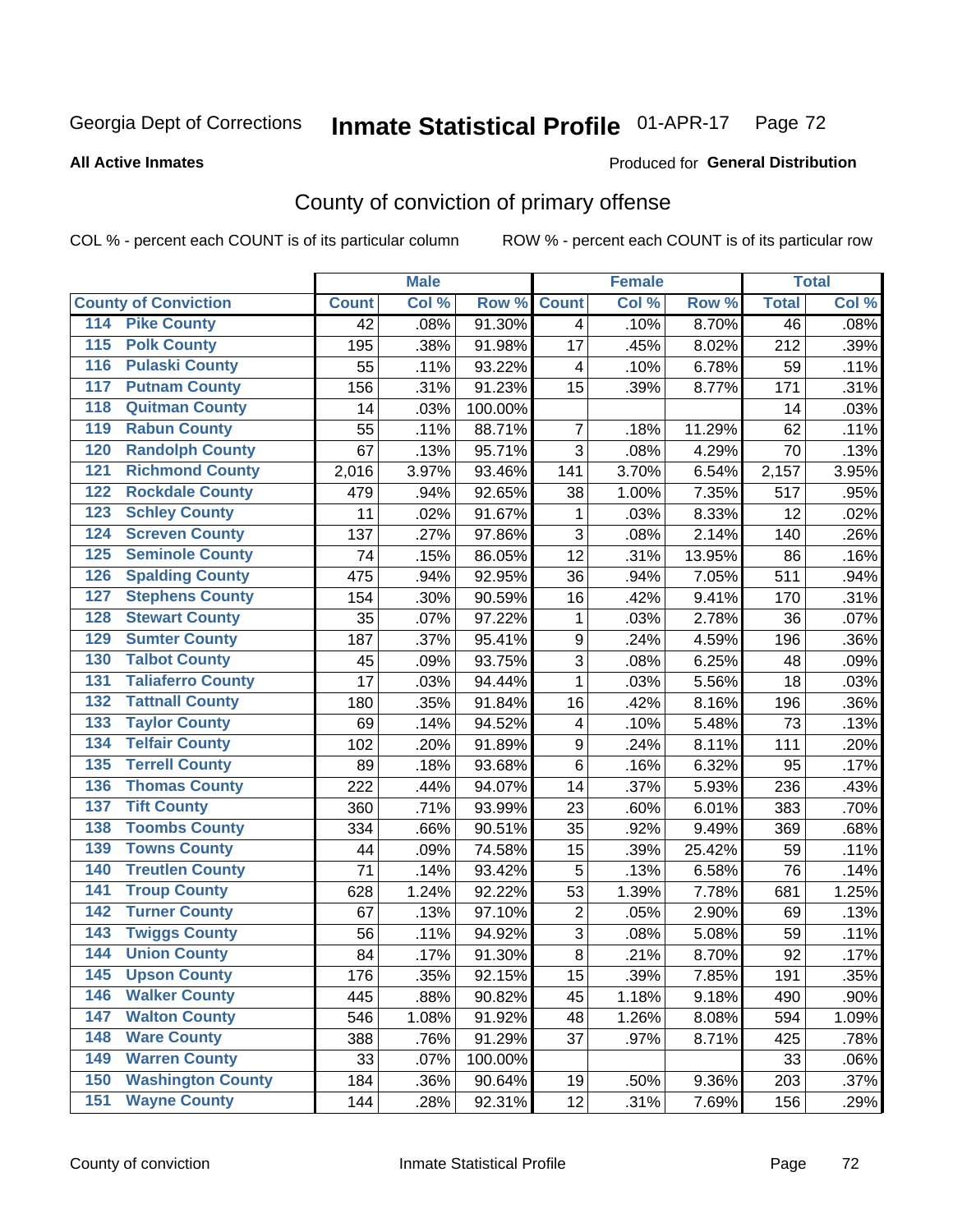Georgia Dept of Corrections **Inmate Statistical Profile** 01-APR-17 Page 72

**All Active Inmates**

Produced for **General Distribution**

## County of conviction of primary offense

COL % - percent each COUNT is of its particular column ROW % - percent each COUNT is of its particular row

| County of Conviction | Male | | | Female | | | Total | |
|---|---|---|---|---|---|---|---|---|
| | Count | Col % | Row % | Count | Col % | Row % | Total | Col % |
| 114 Pike County | 42 | .08% | 91.30% | 4 | .10% | 8.70% | 46 | .08% |
| 115 Polk County | 195 | .38% | 91.98% | 17 | .45% | 8.02% | 212 | .39% |
| 116 Pulaski County | 55 | .11% | 93.22% | 4 | .10% | 6.78% | 59 | .11% |
| 117 Putnam County | 156 | .31% | 91.23% | 15 | .39% | 8.77% | 171 | .31% |
| 118 Quitman County | 14 | .03% | 100.00% | | | | 14 | .03% |
| 119 Rabun County | 55 | .11% | 88.71% | 7 | .18% | 11.29% | 62 | .11% |
| 120 Randolph County | 67 | .13% | 95.71% | 3 | .08% | 4.29% | 70 | .13% |
| 121 Richmond County | 2,016 | 3.97% | 93.46% | 141 | 3.70% | 6.54% | 2,157 | 3.95% |
| 122 Rockdale County | 479 | .94% | 92.65% | 38 | 1.00% | 7.35% | 517 | .95% |
| 123 Schley County | 11 | .02% | 91.67% | 1 | .03% | 8.33% | 12 | .02% |
| 124 Screven County | 137 | .27% | 97.86% | 3 | .08% | 2.14% | 140 | .26% |
| 125 Seminole County | 74 | .15% | 86.05% | 12 | .31% | 13.95% | 86 | .16% |
| 126 Spalding County | 475 | .94% | 92.95% | 36 | .94% | 7.05% | 511 | .94% |
| 127 Stephens County | 154 | .30% | 90.59% | 16 | .42% | 9.41% | 170 | .31% |
| 128 Stewart County | 35 | .07% | 97.22% | 1 | .03% | 2.78% | 36 | .07% |
| 129 Sumter County | 187 | .37% | 95.41% | 9 | .24% | 4.59% | 196 | .36% |
| 130 Talbot County | 45 | .09% | 93.75% | 3 | .08% | 6.25% | 48 | .09% |
| 131 Taliaferro County | 17 | .03% | 94.44% | 1 | .03% | 5.56% | 18 | .03% |
| 132 Tattnall County | 180 | .35% | 91.84% | 16 | .42% | 8.16% | 196 | .36% |
| 133 Taylor County | 69 | .14% | 94.52% | 4 | .10% | 5.48% | 73 | .13% |
| 134 Telfair County | 102 | .20% | 91.89% | 9 | .24% | 8.11% | 111 | .20% |
| 135 Terrell County | 89 | .18% | 93.68% | 6 | .16% | 6.32% | 95 | .17% |
| 136 Thomas County | 222 | .44% | 94.07% | 14 | .37% | 5.93% | 236 | .43% |
| 137 Tift County | 360 | .71% | 93.99% | 23 | .60% | 6.01% | 383 | .70% |
| 138 Toombs County | 334 | .66% | 90.51% | 35 | .92% | 9.49% | 369 | .68% |
| 139 Towns County | 44 | .09% | 74.58% | 15 | .39% | 25.42% | 59 | .11% |
| 140 Treutlen County | 71 | .14% | 93.42% | 5 | .13% | 6.58% | 76 | .14% |
| 141 Troup County | 628 | 1.24% | 92.22% | 53 | 1.39% | 7.78% | 681 | 1.25% |
| 142 Turner County | 67 | .13% | 97.10% | 2 | .05% | 2.90% | 69 | .13% |
| 143 Twiggs County | 56 | .11% | 94.92% | 3 | .08% | 5.08% | 59 | .11% |
| 144 Union County | 84 | .17% | 91.30% | 8 | .21% | 8.70% | 92 | .17% |
| 145 Upson County | 176 | .35% | 92.15% | 15 | .39% | 7.85% | 191 | .35% |
| 146 Walker County | 445 | .88% | 90.82% | 45 | 1.18% | 9.18% | 490 | .90% |
| 147 Walton County | 546 | 1.08% | 91.92% | 48 | 1.26% | 8.08% | 594 | 1.09% |
| 148 Ware County | 388 | .76% | 91.29% | 37 | .97% | 8.71% | 425 | .78% |
| 149 Warren County | 33 | .07% | 100.00% | | | | 33 | .06% |
| 150 Washington County | 184 | .36% | 90.64% | 19 | .50% | 9.36% | 203 | .37% |
| 151 Wayne County | 144 | .28% | 92.31% | 12 | .31% | 7.69% | 156 | .29% |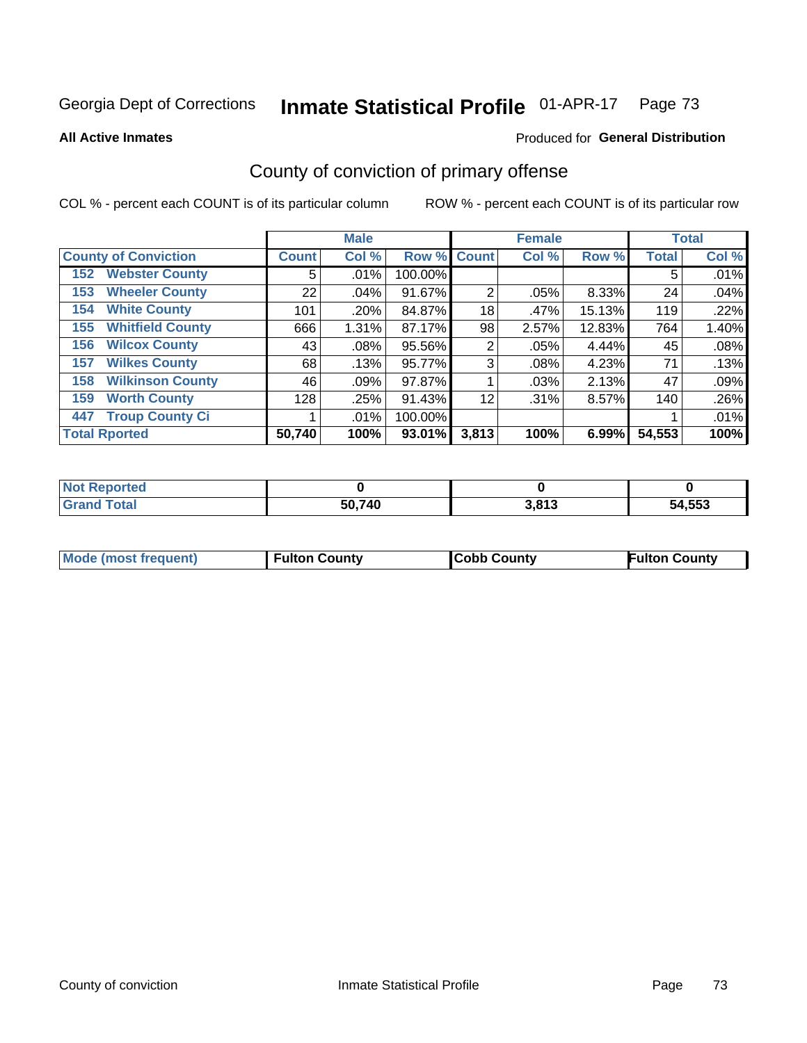Georgia Dept of Corrections **Inmate Statistical Profile** 01-APR-17 Page 73

**All Active Inmates**

Produced for **General Distribution**

## County of conviction of primary offense

COL % - percent each COUNT is of its particular column ROW % - percent each COUNT is of its particular row

| | Male | | | Female | | | Total | |
|---|---|---|---|---|---|---|---|---|
| County of Conviction | Count | Col % | Row % | Count | Col % | Row % | Total | Col % |
| 152 Webster County | 5 | .01% | 100.00% | | | | 5 | .01% |
| 153 Wheeler County | 22 | .04% | 91.67% | 2 | .05% | 8.33% | 24 | .04% |
| 154 White County | 101 | .20% | 84.87% | 18 | .47% | 15.13% | 119 | .22% |
| 155 Whitfield County | 666 | 1.31% | 87.17% | 98 | 2.57% | 12.83% | 764 | 1.40% |
| 156 Wilcox County | 43 | .08% | 95.56% | 2 | .05% | 4.44% | 45 | .08% |
| 157 Wilkes County | 68 | .13% | 95.77% | 3 | .08% | 4.23% | 71 | .13% |
| 158 Wilkinson County | 46 | .09% | 97.87% | 1 | .03% | 2.13% | 47 | .09% |
| 159 Worth County | 128 | .25% | 91.43% | 12 | .31% | 8.57% | 140 | .26% |
| 447 Troup County Ci | 1 | .01% | 100.00% | | | | 1 | .01% |
| **Total Rported** | **50,740** | **100%** | **93.01%** | **3,813** | **100%** | **6.99%** | **54,553** | **100%** |

| | Male | Female | Total |
|---|---|---|---|
| Not Reported | **0** | **0** | **0** |
| Grand Total | **50,740** | **3,813** | **54,553** |

| | Male | Female | Total |
|---|---|---|---|
| Mode (most frequent) | **Fulton County** | **Cobb County** | **Fulton County** |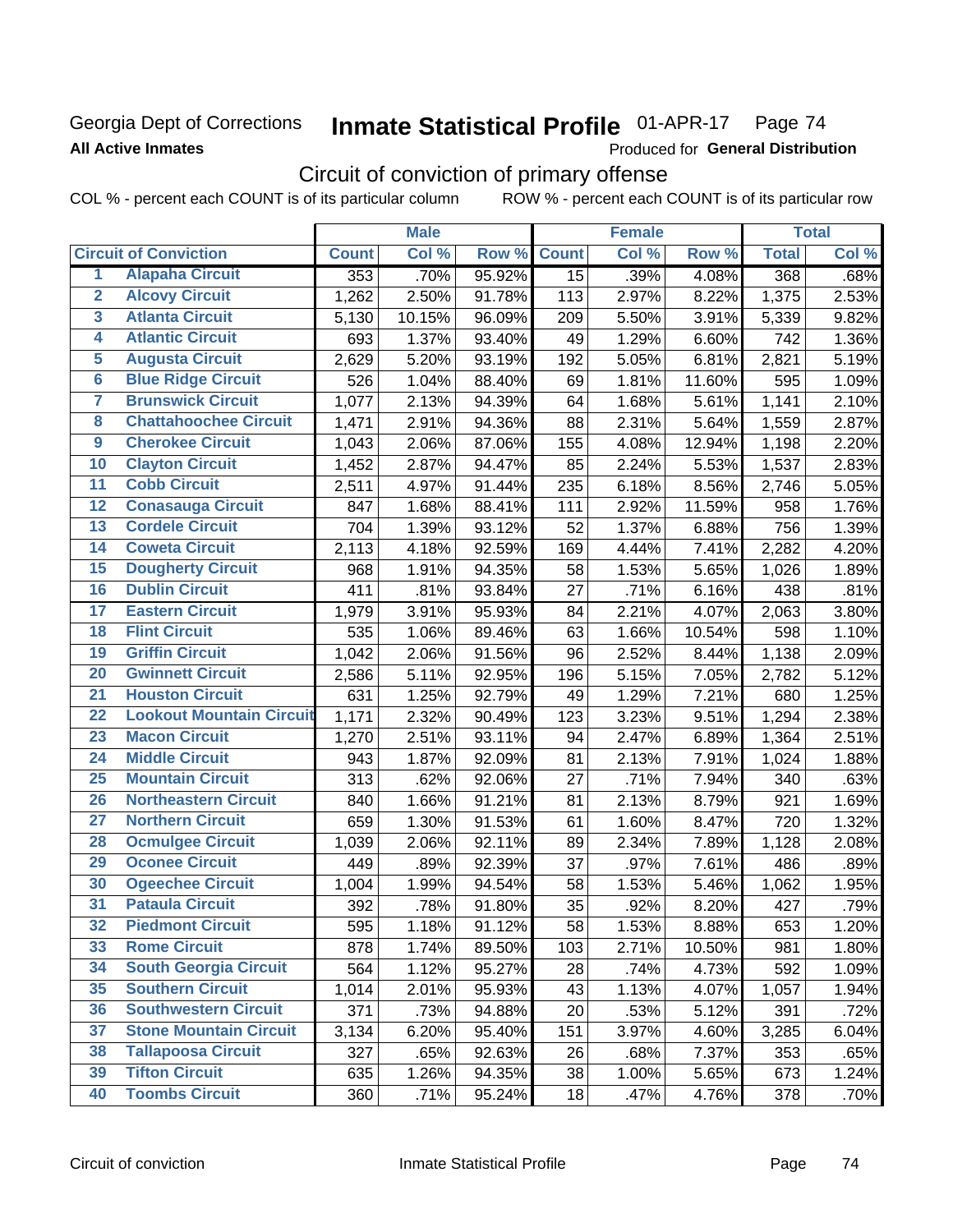Georgia Dept of Corrections **Inmate Statistical Profile** 01-APR-17

**All Active Inmates** Produced for **General Distribution**

## Circuit of conviction of primary offense

COL % - percent each COUNT is of its particular column ROW % - percent each COUNT is of its particular row

| | | Male | | | Female | | | Total | |
|---|---|---|---|---|---|---|---|---|---|
| | **Circuit of Conviction** | **Count** | **Col %** | **Row %** | **Count** | **Col %** | **Row %** | **Total** | **Col %** |
| 1 | Alapaha Circuit | 353 | .70% | 95.92% | 15 | .39% | 4.08% | 368 | .68% |
| 2 | Alcovy Circuit | 1,262 | 2.50% | 91.78% | 113 | 2.97% | 8.22% | 1,375 | 2.53% |
| 3 | Atlanta Circuit | 5,130 | 10.15% | 96.09% | 209 | 5.50% | 3.91% | 5,339 | 9.82% |
| 4 | Atlantic Circuit | 693 | 1.37% | 93.40% | 49 | 1.29% | 6.60% | 742 | 1.36% |
| 5 | Augusta Circuit | 2,629 | 5.20% | 93.19% | 192 | 5.05% | 6.81% | 2,821 | 5.19% |
| 6 | Blue Ridge Circuit | 526 | 1.04% | 88.40% | 69 | 1.81% | 11.60% | 595 | 1.09% |
| 7 | Brunswick Circuit | 1,077 | 2.13% | 94.39% | 64 | 1.68% | 5.61% | 1,141 | 2.10% |
| 8 | Chattahoochee Circuit | 1,471 | 2.91% | 94.36% | 88 | 2.31% | 5.64% | 1,559 | 2.87% |
| 9 | Cherokee Circuit | 1,043 | 2.06% | 87.06% | 155 | 4.08% | 12.94% | 1,198 | 2.20% |
| 10 | Clayton Circuit | 1,452 | 2.87% | 94.47% | 85 | 2.24% | 5.53% | 1,537 | 2.83% |
| 11 | Cobb Circuit | 2,511 | 4.97% | 91.44% | 235 | 6.18% | 8.56% | 2,746 | 5.05% |
| 12 | Conasauga Circuit | 847 | 1.68% | 88.41% | 111 | 2.92% | 11.59% | 958 | 1.76% |
| 13 | Cordele Circuit | 704 | 1.39% | 93.12% | 52 | 1.37% | 6.88% | 756 | 1.39% |
| 14 | Coweta Circuit | 2,113 | 4.18% | 92.59% | 169 | 4.44% | 7.41% | 2,282 | 4.20% |
| 15 | Dougherty Circuit | 968 | 1.91% | 94.35% | 58 | 1.53% | 5.65% | 1,026 | 1.89% |
| 16 | Dublin Circuit | 411 | .81% | 93.84% | 27 | .71% | 6.16% | 438 | .81% |
| 17 | Eastern Circuit | 1,979 | 3.91% | 95.93% | 84 | 2.21% | 4.07% | 2,063 | 3.80% |
| 18 | Flint Circuit | 535 | 1.06% | 89.46% | 63 | 1.66% | 10.54% | 598 | 1.10% |
| 19 | Griffin Circuit | 1,042 | 2.06% | 91.56% | 96 | 2.52% | 8.44% | 1,138 | 2.09% |
| 20 | Gwinnett Circuit | 2,586 | 5.11% | 92.95% | 196 | 5.15% | 7.05% | 2,782 | 5.12% |
| 21 | Houston Circuit | 631 | 1.25% | 92.79% | 49 | 1.29% | 7.21% | 680 | 1.25% |
| 22 | Lookout Mountain Circuit | 1,171 | 2.32% | 90.49% | 123 | 3.23% | 9.51% | 1,294 | 2.38% |
| 23 | Macon Circuit | 1,270 | 2.51% | 93.11% | 94 | 2.47% | 6.89% | 1,364 | 2.51% |
| 24 | Middle Circuit | 943 | 1.87% | 92.09% | 81 | 2.13% | 7.91% | 1,024 | 1.88% |
| 25 | Mountain Circuit | 313 | .62% | 92.06% | 27 | .71% | 7.94% | 340 | .63% |
| 26 | Northeastern Circuit | 840 | 1.66% | 91.21% | 81 | 2.13% | 8.79% | 921 | 1.69% |
| 27 | Northern Circuit | 659 | 1.30% | 91.53% | 61 | 1.60% | 8.47% | 720 | 1.32% |
| 28 | Ocmulgee Circuit | 1,039 | 2.06% | 92.11% | 89 | 2.34% | 7.89% | 1,128 | 2.08% |
| 29 | Oconee Circuit | 449 | .89% | 92.39% | 37 | .97% | 7.61% | 486 | .89% |
| 30 | Ogeechee Circuit | 1,004 | 1.99% | 94.54% | 58 | 1.53% | 5.46% | 1,062 | 1.95% |
| 31 | Pataula Circuit | 392 | .78% | 91.80% | 35 | .92% | 8.20% | 427 | .79% |
| 32 | Piedmont Circuit | 595 | 1.18% | 91.12% | 58 | 1.53% | 8.88% | 653 | 1.20% |
| 33 | Rome Circuit | 878 | 1.74% | 89.50% | 103 | 2.71% | 10.50% | 981 | 1.80% |
| 34 | South Georgia Circuit | 564 | 1.12% | 95.27% | 28 | .74% | 4.73% | 592 | 1.09% |
| 35 | Southern Circuit | 1,014 | 2.01% | 95.93% | 43 | 1.13% | 4.07% | 1,057 | 1.94% |
| 36 | Southwestern Circuit | 371 | .73% | 94.88% | 20 | .53% | 5.12% | 391 | .72% |
| 37 | Stone Mountain Circuit | 3,134 | 6.20% | 95.40% | 151 | 3.97% | 4.60% | 3,285 | 6.04% |
| 38 | Tallapoosa Circuit | 327 | .65% | 92.63% | 26 | .68% | 7.37% | 353 | .65% |
| 39 | Tifton Circuit | 635 | 1.26% | 94.35% | 38 | 1.00% | 5.65% | 673 | 1.24% |
| 40 | Toombs Circuit | 360 | .71% | 95.24% | 18 | .47% | 4.76% | 378 | .70% |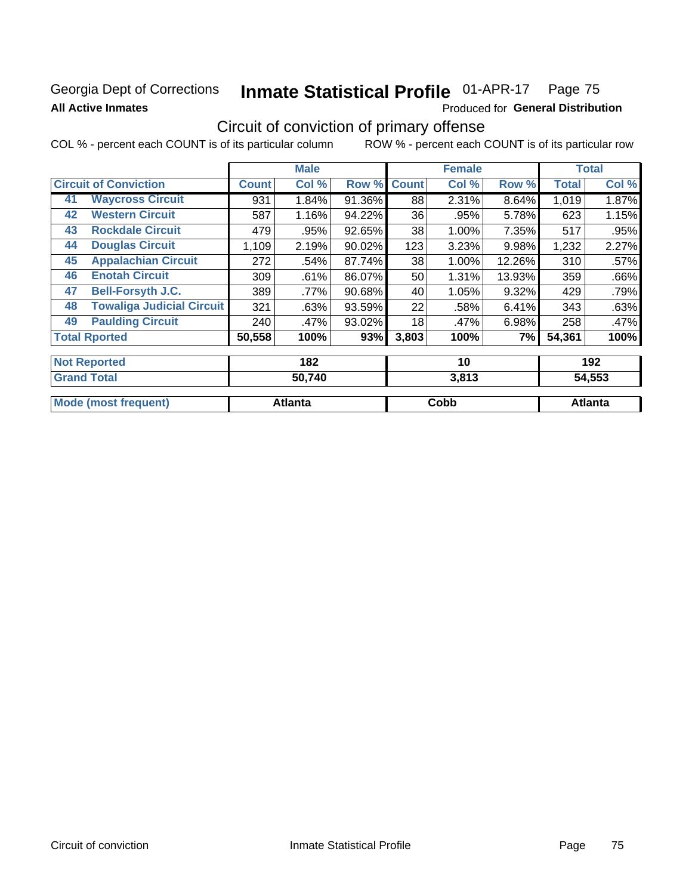Georgia Dept of Corrections **Inmate Statistical Profile** 01-APR-17 Page 75

**All Active Inmates**

Produced for **General Distribution**

## Circuit of conviction of primary offense

COL % - percent each COUNT is of its particular column ROW % - percent each COUNT is of its particular row

| Circuit of Conviction | | Male | | | Female | | | Total | |
|---|---|---|---|---|---|---|---|---|---|
| | | Count | Col % | Row % | Count | Col % | Row % | Total | Col % |
| 41 | Waycross Circuit | 931 | 1.84% | 91.36% | 88 | 2.31% | 8.64% | 1,019 | 1.87% |
| 42 | Western Circuit | 587 | 1.16% | 94.22% | 36 | .95% | 5.78% | 623 | 1.15% |
| 43 | Rockdale Circuit | 479 | .95% | 92.65% | 38 | 1.00% | 7.35% | 517 | .95% |
| 44 | Douglas Circuit | 1,109 | 2.19% | 90.02% | 123 | 3.23% | 9.98% | 1,232 | 2.27% |
| 45 | Appalachian Circuit | 272 | .54% | 87.74% | 38 | 1.00% | 12.26% | 310 | .57% |
| 46 | Enotah Circuit | 309 | .61% | 86.07% | 50 | 1.31% | 13.93% | 359 | .66% |
| 47 | Bell-Forsyth J.C. | 389 | .77% | 90.68% | 40 | 1.05% | 9.32% | 429 | .79% |
| 48 | Towaliga Judicial Circuit | 321 | .63% | 93.59% | 22 | .58% | 6.41% | 343 | .63% |
| 49 | Paulding Circuit | 240 | .47% | 93.02% | 18 | .47% | 6.98% | 258 | .47% |
| Total Rported | | 50,558 | 100% | 93% | 3,803 | 100% | 7% | 54,361 | 100% |

| | Male | Female | Total |
|---|---|---|---|
| Not Reported | 182 | 10 | 192 |
| Grand Total | 50,740 | 3,813 | 54,553 |
| Mode (most frequent) | Atlanta | Cobb | Atlanta |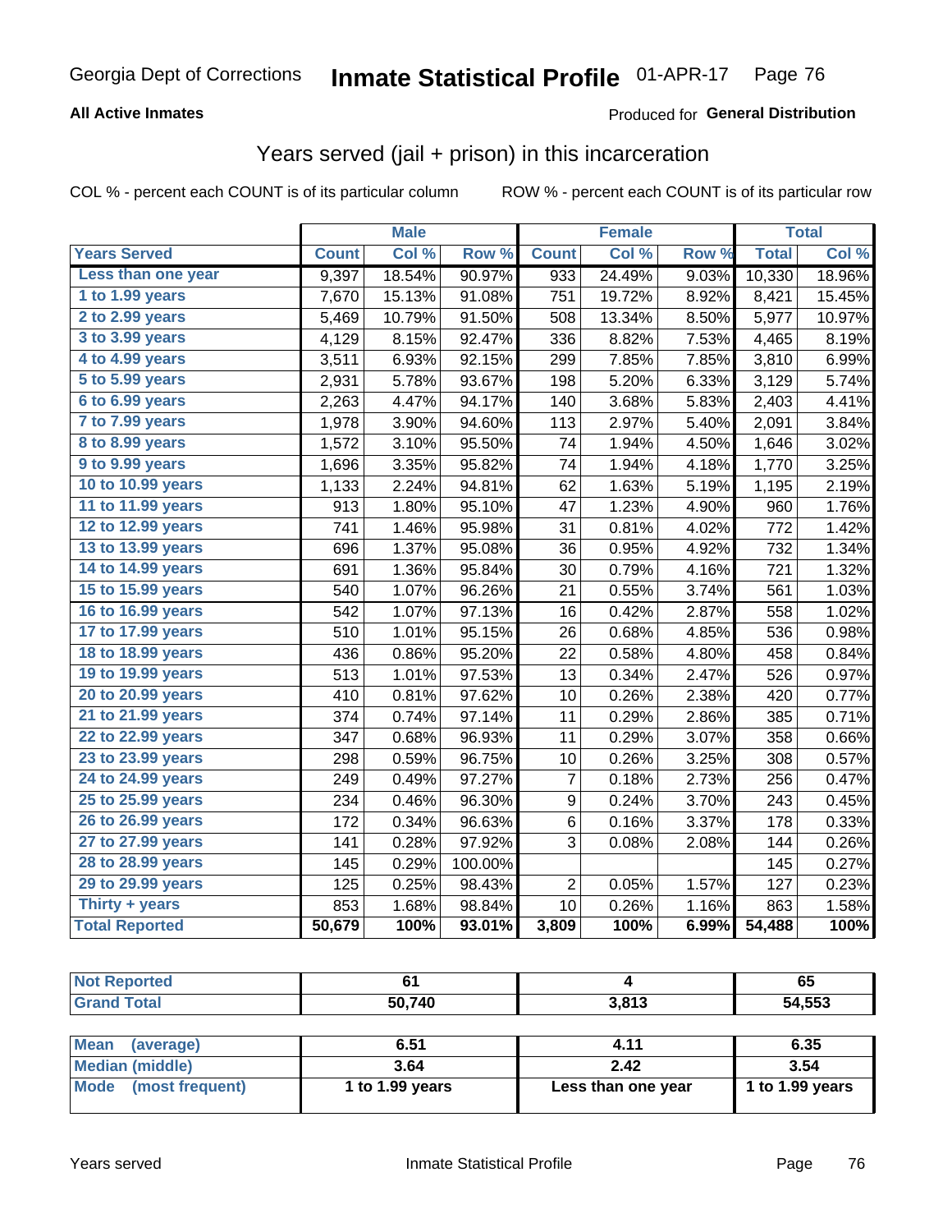Georgia Dept of Corrections **Inmate Statistical Profile** 01-APR-17

**All Active Inmates**

Produced for **General Distribution**

## Years served (jail + prison) in this incarceration

COL % - percent each COUNT is of its particular column ROW % - percent each COUNT is of its particular row

| | Male | | | Female | | | Total | |
|---|---|---|---|---|---|---|---|---|
| **Years Served** | **Count** | **Col %** | **Row %** | **Count** | **Col %** | **Row %** | **Total** | **Col %** |
| Less than one year | 9,397 | 18.54% | 90.97% | 933 | 24.49% | 9.03% | 10,330 | 18.96% |
| 1 to 1.99 years | 7,670 | 15.13% | 91.08% | 751 | 19.72% | 8.92% | 8,421 | 15.45% |
| 2 to 2.99 years | 5,469 | 10.79% | 91.50% | 508 | 13.34% | 8.50% | 5,977 | 10.97% |
| 3 to 3.99 years | 4,129 | 8.15% | 92.47% | 336 | 8.82% | 7.53% | 4,465 | 8.19% |
| 4 to 4.99 years | 3,511 | 6.93% | 92.15% | 299 | 7.85% | 7.85% | 3,810 | 6.99% |
| 5 to 5.99 years | 2,931 | 5.78% | 93.67% | 198 | 5.20% | 6.33% | 3,129 | 5.74% |
| 6 to 6.99 years | 2,263 | 4.47% | 94.17% | 140 | 3.68% | 5.83% | 2,403 | 4.41% |
| 7 to 7.99 years | 1,978 | 3.90% | 94.60% | 113 | 2.97% | 5.40% | 2,091 | 3.84% |
| 8 to 8.99 years | 1,572 | 3.10% | 95.50% | 74 | 1.94% | 4.50% | 1,646 | 3.02% |
| 9 to 9.99 years | 1,696 | 3.35% | 95.82% | 74 | 1.94% | 4.18% | 1,770 | 3.25% |
| 10 to 10.99 years | 1,133 | 2.24% | 94.81% | 62 | 1.63% | 5.19% | 1,195 | 2.19% |
| 11 to 11.99 years | 913 | 1.80% | 95.10% | 47 | 1.23% | 4.90% | 960 | 1.76% |
| 12 to 12.99 years | 741 | 1.46% | 95.98% | 31 | 0.81% | 4.02% | 772 | 1.42% |
| 13 to 13.99 years | 696 | 1.37% | 95.08% | 36 | 0.95% | 4.92% | 732 | 1.34% |
| 14 to 14.99 years | 691 | 1.36% | 95.84% | 30 | 0.79% | 4.16% | 721 | 1.32% |
| 15 to 15.99 years | 540 | 1.07% | 96.26% | 21 | 0.55% | 3.74% | 561 | 1.03% |
| 16 to 16.99 years | 542 | 1.07% | 97.13% | 16 | 0.42% | 2.87% | 558 | 1.02% |
| 17 to 17.99 years | 510 | 1.01% | 95.15% | 26 | 0.68% | 4.85% | 536 | 0.98% |
| 18 to 18.99 years | 436 | 0.86% | 95.20% | 22 | 0.58% | 4.80% | 458 | 0.84% |
| 19 to 19.99 years | 513 | 1.01% | 97.53% | 13 | 0.34% | 2.47% | 526 | 0.97% |
| 20 to 20.99 years | 410 | 0.81% | 97.62% | 10 | 0.26% | 2.38% | 420 | 0.77% |
| 21 to 21.99 years | 374 | 0.74% | 97.14% | 11 | 0.29% | 2.86% | 385 | 0.71% |
| 22 to 22.99 years | 347 | 0.68% | 96.93% | 11 | 0.29% | 3.07% | 358 | 0.66% |
| 23 to 23.99 years | 298 | 0.59% | 96.75% | 10 | 0.26% | 3.25% | 308 | 0.57% |
| 24 to 24.99 years | 249 | 0.49% | 97.27% | 7 | 0.18% | 2.73% | 256 | 0.47% |
| 25 to 25.99 years | 234 | 0.46% | 96.30% | 9 | 0.24% | 3.70% | 243 | 0.45% |
| 26 to 26.99 years | 172 | 0.34% | 96.63% | 6 | 0.16% | 3.37% | 178 | 0.33% |
| 27 to 27.99 years | 141 | 0.28% | 97.92% | 3 | 0.08% | 2.08% | 144 | 0.26% |
| 28 to 28.99 years | 145 | 0.29% | 100.00% | | | | 145 | 0.27% |
| 29 to 29.99 years | 125 | 0.25% | 98.43% | 2 | 0.05% | 1.57% | 127 | 0.23% |
| Thirty + years | 853 | 1.68% | 98.84% | 10 | 0.26% | 1.16% | 863 | 1.58% |
| **Total Reported** | **50,679** | **100%** | **93.01%** | **3,809** | **100%** | **6.99%** | **54,488** | **100%** |

| | Male | Female | Total |
|---|---|---|---|
| Not Reported | 61 | 4 | 65 |
| Grand Total | 50,740 | 3,813 | 54,553 |

| | Male | Female | Total |
|---|---|---|---|
| Mean (average) | 6.51 | 4.11 | 6.35 |
| Median (middle) | 3.64 | 2.42 | 3.54 |
| Mode (most frequent) | 1 to 1.99 years | Less than one year | 1 to 1.99 years |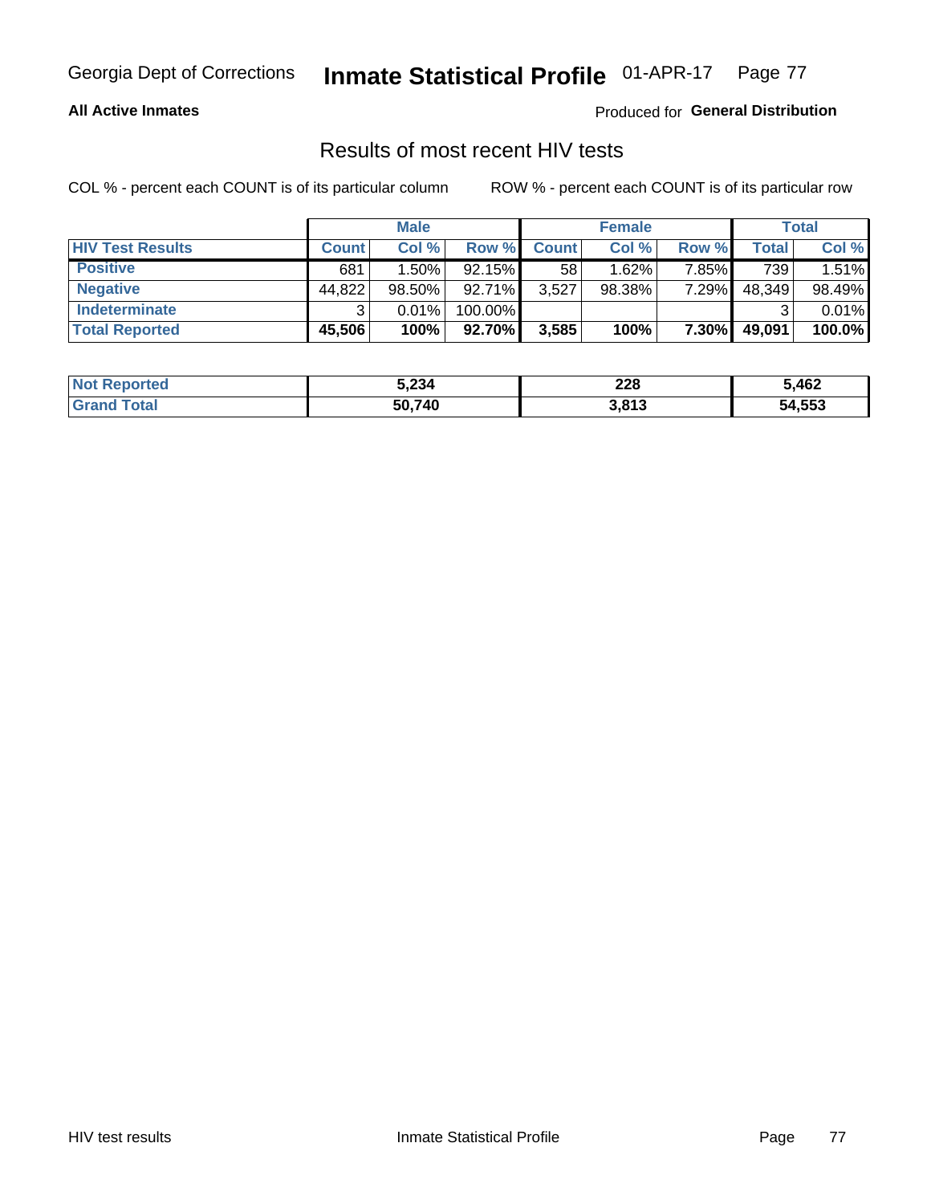# Georgia Dept of Corrections — Inmate Statistical Profile — 01-APR-17

**All Active Inmates** — Produced for **General Distribution**

## Results of most recent HIV tests

COL % - percent each COUNT is of its particular column — ROW % - percent each COUNT is of its particular row

| | Male | | | Female | | | Total | |
|---|---|---|---|---|---|---|---|---|
| **HIV Test Results** | **Count** | **Col %** | **Row %** | **Count** | **Col %** | **Row %** | **Total** | **Col %** |
| **Positive** | 681 | 1.50% | 92.15% | 58 | 1.62% | 7.85% | 739 | 1.51% |
| **Negative** | 44,822 | 98.50% | 92.71% | 3,527 | 98.38% | 7.29% | 48,349 | 98.49% |
| **Indeterminate** | 3 | 0.01% | 100.00% | | | | 3 | 0.01% |
| **Total Reported** | **45,506** | **100%** | **92.70%** | **3,585** | **100%** | **7.30%** | **49,091** | **100.0%** |

| | Male | Female | Total |
|---|---|---|---|
| **Not Reported** | **5,234** | **228** | **5,462** |
| **Grand Total** | **50,740** | **3,813** | **54,553** |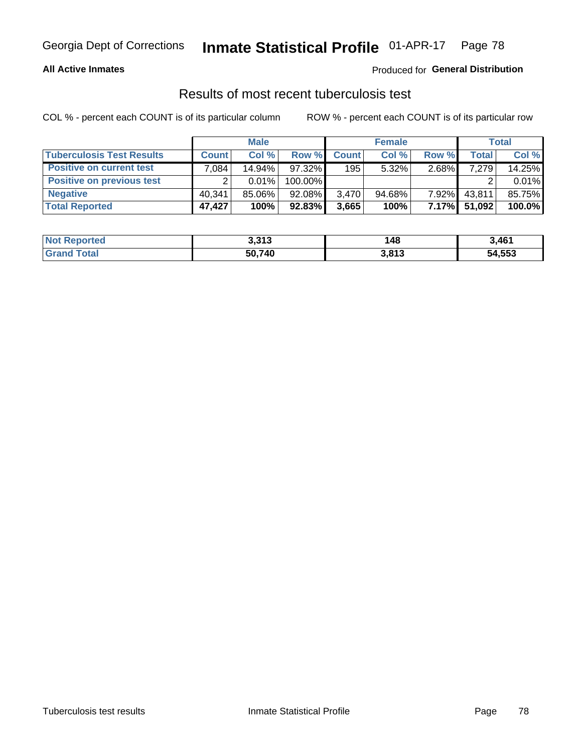Georgia Dept of Corrections **Inmate Statistical Profile** 01-APR-17

**All Active Inmates**

Produced for **General Distribution**

## Results of most recent tuberculosis test

COL % - percent each COUNT is of its particular column        ROW % - percent each COUNT is of its particular row

| | Male | | | Female | | | Total | |
|---|---|---|---|---|---|---|---|---|
| **Tuberculosis Test Results** | **Count** | **Col %** | **Row %** | **Count** | **Col %** | **Row %** | **Total** | **Col %** |
| **Positive on current test** | 7,084 | 14.94% | 97.32% | 195 | 5.32% | 2.68% | 7,279 | 14.25% |
| **Positive on previous test** | 2 | 0.01% | 100.00% | | | | 2 | 0.01% |
| **Negative** | 40,341 | 85.06% | 92.08% | 3,470 | 94.68% | 7.92% | 43,811 | 85.75% |
| **Total Reported** | **47,427** | **100%** | **92.83%** | **3,665** | **100%** | **7.17%** | **51,092** | **100.0%** |

| | Male | Female | Total |
|---|---|---|---|
| **Not Reported** | **3,313** | **148** | **3,461** |
| **Grand Total** | **50,740** | **3,813** | **54,553** |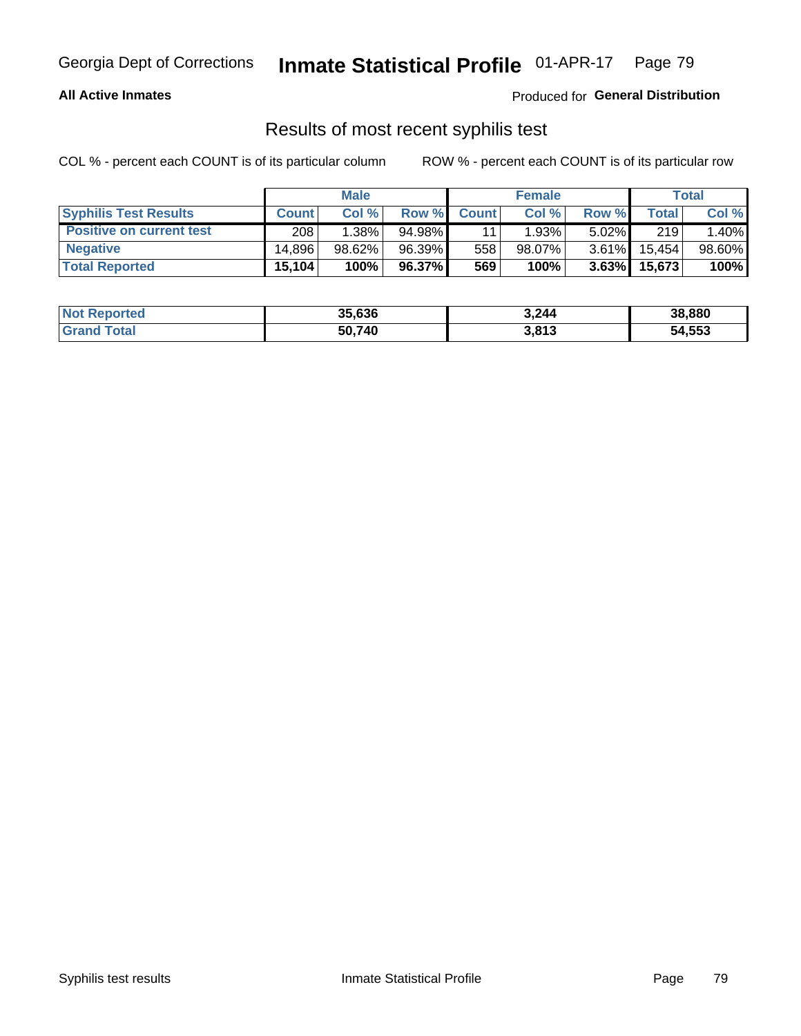**All Active Inmates**

Produced for **General Distribution**

## Results of most recent syphilis test

COL % - percent each COUNT is of its particular column

ROW % - percent each COUNT is of its particular row

| | Male | | | Female | | | Total | |
|---|---|---|---|---|---|---|---|---|
| **Syphilis Test Results** | **Count** | **Col %** | **Row %** | **Count** | **Col %** | **Row %** | **Total** | **Col %** |
| **Positive on current test** | 208 | 1.38% | 94.98% | 11 | 1.93% | 5.02% | 219 | 1.40% |
| **Negative** | 14,896 | 98.62% | 96.39% | 558 | 98.07% | 3.61% | 15,454 | 98.60% |
| **Total Reported** | **15,104** | **100%** | **96.37%** | **569** | **100%** | **3.63%** | **15,673** | **100%** |

| | Male | Female | Total |
|---|---|---|---|
| **Not Reported** | **35,636** | **3,244** | **38,880** |
| **Grand Total** | **50,740** | **3,813** | **54,553** |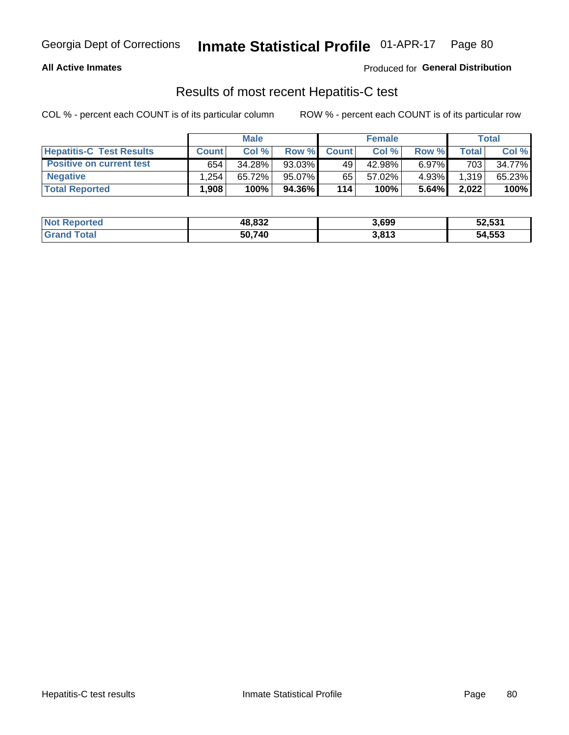Georgia Dept of Corrections **Inmate Statistical Profile** 01-APR-17

**All Active Inmates**

Produced for **General Distribution**

## Results of most recent Hepatitis-C test

COL % - percent each COUNT is of its particular column

ROW % - percent each COUNT is of its particular row

| | Male | | | Female | | | Total | |
|---|---|---|---|---|---|---|---|---|
| **Hepatitis-C Test Results** | **Count** | **Col %** | **Row %** | **Count** | **Col %** | **Row %** | **Total** | **Col %** |
| **Positive on current test** | 654 | 34.28% | 93.03% | 49 | 42.98% | 6.97% | 703 | 34.77% |
| **Negative** | 1,254 | 65.72% | 95.07% | 65 | 57.02% | 4.93% | 1,319 | 65.23% |
| **Total Reported** | **1,908** | **100%** | **94.36%** | **114** | **100%** | **5.64%** | **2,022** | **100%** |

| | Male | Female | Total |
|---|---|---|---|
| **Not Reported** | **48,832** | **3,699** | **52,531** |
| **Grand Total** | **50,740** | **3,813** | **54,553** |